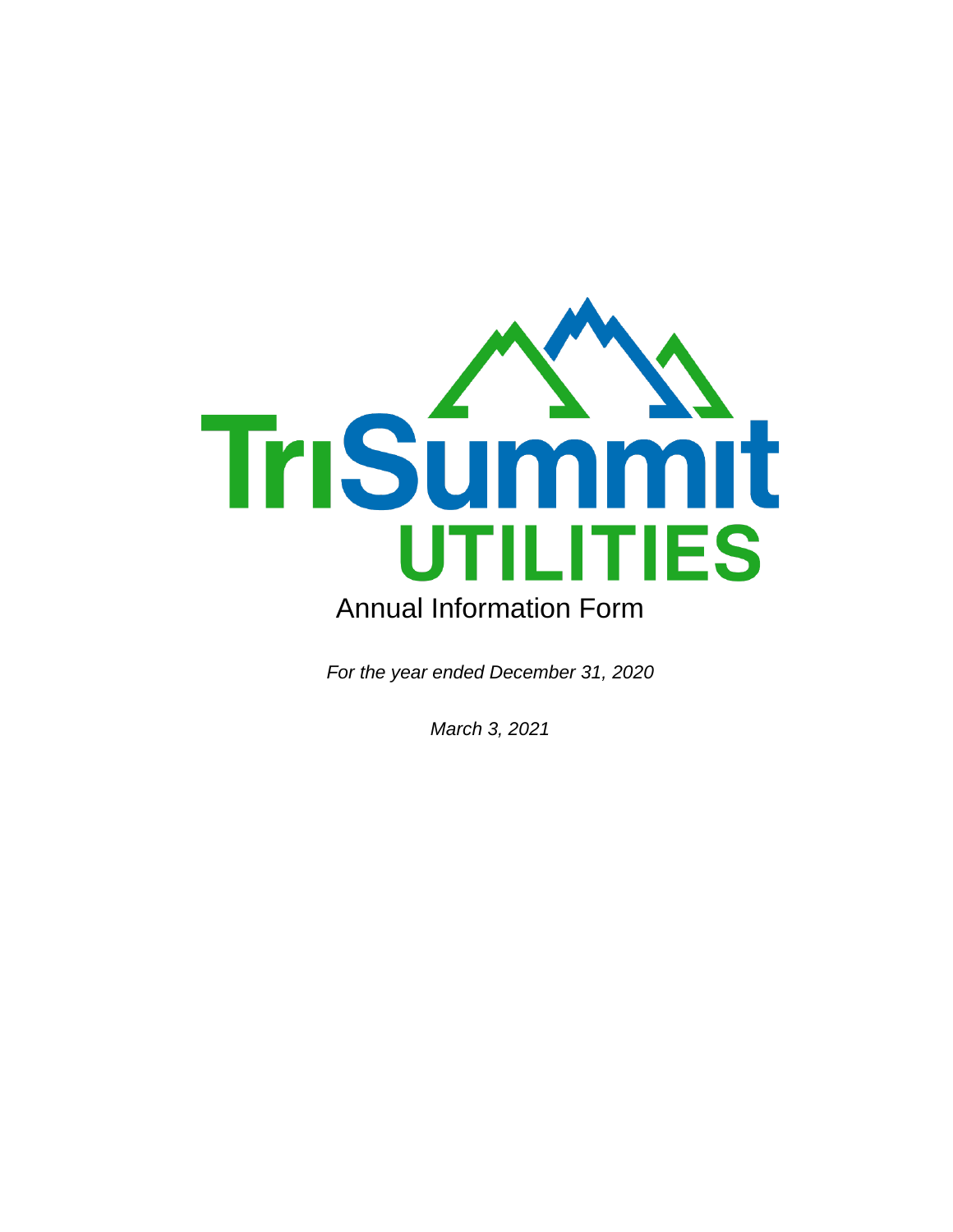# TriSummit UTILITIES

## Annual Information Form

*For the year ended December 31, 2020*

*March 3, 2021*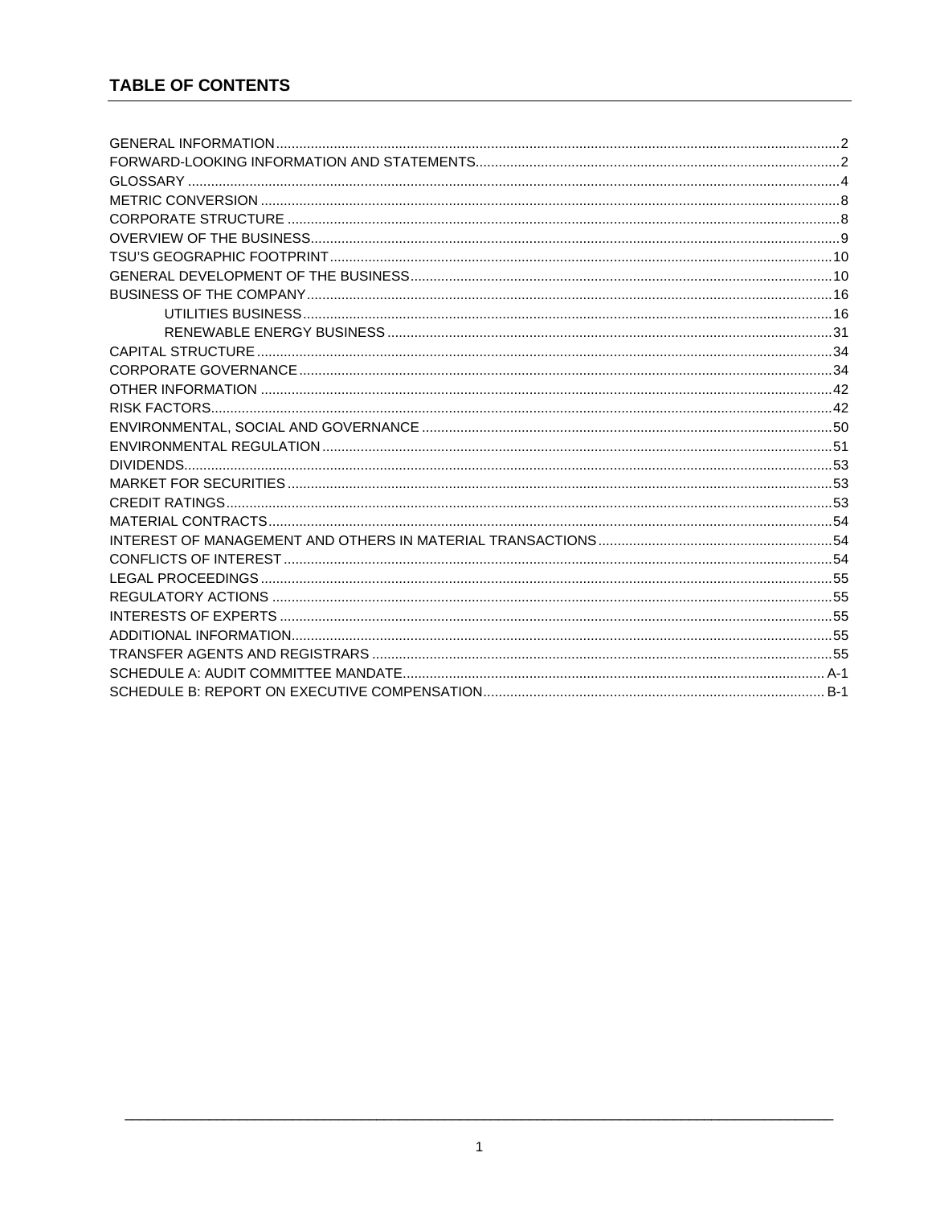## TABLE OF CONTENTS

| | |
|---|---|
| GENERAL INFORMATION | 2 |
| FORWARD-LOOKING INFORMATION AND STATEMENTS | 2 |
| GLOSSARY | 4 |
| METRIC CONVERSION | 8 |
| CORPORATE STRUCTURE | 8 |
| OVERVIEW OF THE BUSINESS | 9 |
| TSU'S GEOGRAPHIC FOOTPRINT | 10 |
| GENERAL DEVELOPMENT OF THE BUSINESS | 10 |
| BUSINESS OF THE COMPANY | 16 |
| UTILITIES BUSINESS | 16 |
| RENEWABLE ENERGY BUSINESS | 31 |
| CAPITAL STRUCTURE | 34 |
| CORPORATE GOVERNANCE | 34 |
| OTHER INFORMATION | 42 |
| RISK FACTORS | 42 |
| ENVIRONMENTAL, SOCIAL AND GOVERNANCE | 50 |
| ENVIRONMENTAL REGULATION | 51 |
| DIVIDENDS | 53 |
| MARKET FOR SECURITIES | 53 |
| CREDIT RATINGS | 53 |
| MATERIAL CONTRACTS | 54 |
| INTEREST OF MANAGEMENT AND OTHERS IN MATERIAL TRANSACTIONS | 54 |
| CONFLICTS OF INTEREST | 54 |
| LEGAL PROCEEDINGS | 55 |
| REGULATORY ACTIONS | 55 |
| INTERESTS OF EXPERTS | 55 |
| ADDITIONAL INFORMATION | 55 |
| TRANSFER AGENTS AND REGISTRARS | 55 |
| SCHEDULE A: AUDIT COMMITTEE MANDATE | A-1 |
| SCHEDULE B: REPORT ON EXECUTIVE COMPENSATION | B-1 |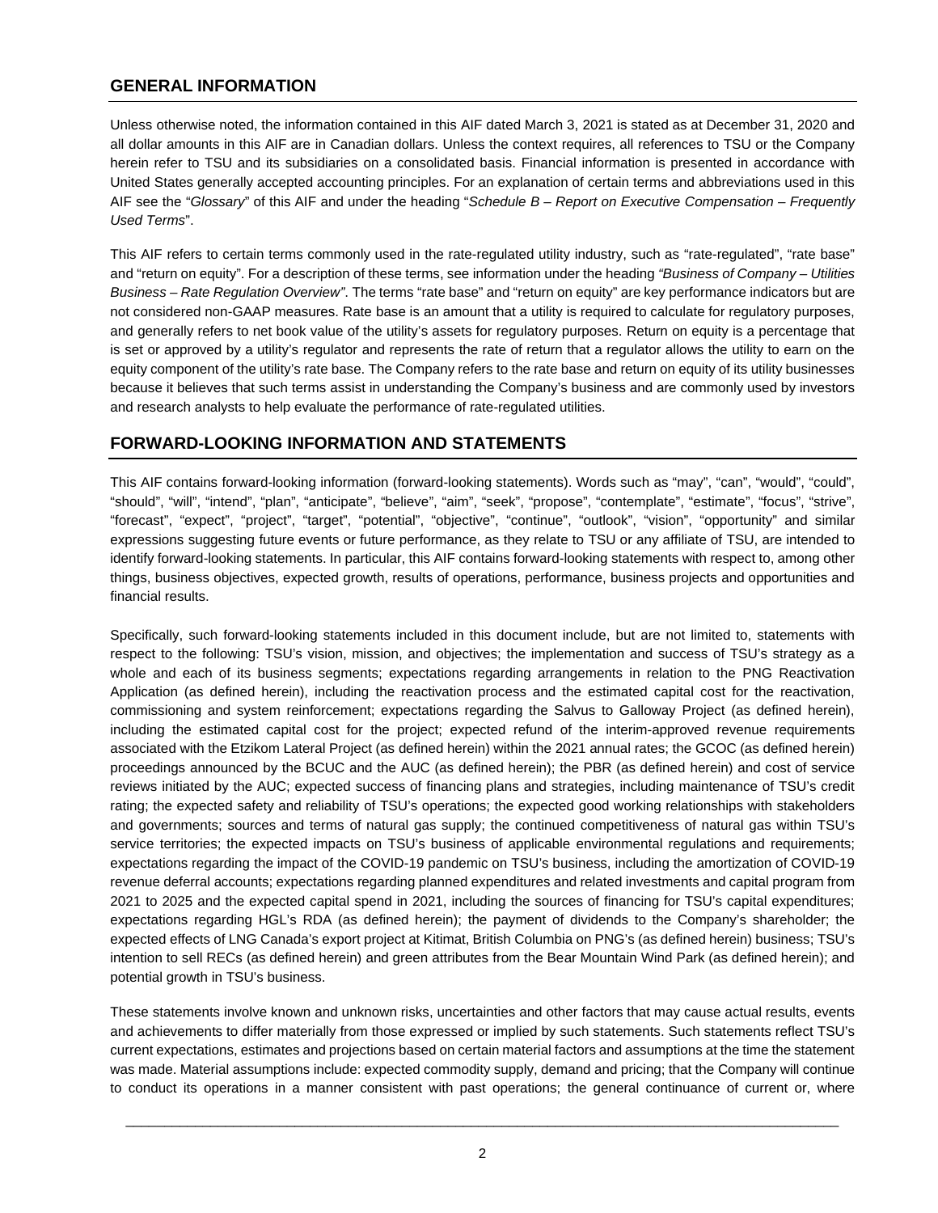## GENERAL INFORMATION

Unless otherwise noted, the information contained in this AIF dated March 3, 2021 is stated as at December 31, 2020 and all dollar amounts in this AIF are in Canadian dollars. Unless the context requires, all references to TSU or the Company herein refer to TSU and its subsidiaries on a consolidated basis. Financial information is presented in accordance with United States generally accepted accounting principles. For an explanation of certain terms and abbreviations used in this AIF see the "*Glossary*" of this AIF and under the heading "*Schedule B – Report on Executive Compensation – Frequently Used Terms*".

This AIF refers to certain terms commonly used in the rate-regulated utility industry, such as "rate-regulated", "rate base" and "return on equity". For a description of these terms, see information under the heading *"Business of Company – Utilities Business – Rate Regulation Overview"*. The terms "rate base" and "return on equity" are key performance indicators but are not considered non-GAAP measures. Rate base is an amount that a utility is required to calculate for regulatory purposes, and generally refers to net book value of the utility's assets for regulatory purposes. Return on equity is a percentage that is set or approved by a utility's regulator and represents the rate of return that a regulator allows the utility to earn on the equity component of the utility's rate base. The Company refers to the rate base and return on equity of its utility businesses because it believes that such terms assist in understanding the Company's business and are commonly used by investors and research analysts to help evaluate the performance of rate-regulated utilities.

## FORWARD-LOOKING INFORMATION AND STATEMENTS

This AIF contains forward-looking information (forward-looking statements). Words such as "may", "can", "would", "could", "should", "will", "intend", "plan", "anticipate", "believe", "aim", "seek", "propose", "contemplate", "estimate", "focus", "strive", "forecast", "expect", "project", "target", "potential", "objective", "continue", "outlook", "vision", "opportunity" and similar expressions suggesting future events or future performance, as they relate to TSU or any affiliate of TSU, are intended to identify forward-looking statements. In particular, this AIF contains forward-looking statements with respect to, among other things, business objectives, expected growth, results of operations, performance, business projects and opportunities and financial results.

Specifically, such forward-looking statements included in this document include, but are not limited to, statements with respect to the following: TSU's vision, mission, and objectives; the implementation and success of TSU's strategy as a whole and each of its business segments; expectations regarding arrangements in relation to the PNG Reactivation Application (as defined herein), including the reactivation process and the estimated capital cost for the reactivation, commissioning and system reinforcement; expectations regarding the Salvus to Galloway Project (as defined herein), including the estimated capital cost for the project; expected refund of the interim-approved revenue requirements associated with the Etzikom Lateral Project (as defined herein) within the 2021 annual rates; the GCOC (as defined herein) proceedings announced by the BCUC and the AUC (as defined herein); the PBR (as defined herein) and cost of service reviews initiated by the AUC; expected success of financing plans and strategies, including maintenance of TSU's credit rating; the expected safety and reliability of TSU's operations; the expected good working relationships with stakeholders and governments; sources and terms of natural gas supply; the continued competitiveness of natural gas within TSU's service territories; the expected impacts on TSU's business of applicable environmental regulations and requirements; expectations regarding the impact of the COVID-19 pandemic on TSU's business, including the amortization of COVID-19 revenue deferral accounts; expectations regarding planned expenditures and related investments and capital program from 2021 to 2025 and the expected capital spend in 2021, including the sources of financing for TSU's capital expenditures; expectations regarding HGL's RDA (as defined herein); the payment of dividends to the Company's shareholder; the expected effects of LNG Canada's export project at Kitimat, British Columbia on PNG's (as defined herein) business; TSU's intention to sell RECs (as defined herein) and green attributes from the Bear Mountain Wind Park (as defined herein); and potential growth in TSU's business.

These statements involve known and unknown risks, uncertainties and other factors that may cause actual results, events and achievements to differ materially from those expressed or implied by such statements. Such statements reflect TSU's current expectations, estimates and projections based on certain material factors and assumptions at the time the statement was made. Material assumptions include: expected commodity supply, demand and pricing; that the Company will continue to conduct its operations in a manner consistent with past operations; the general continuance of current or, where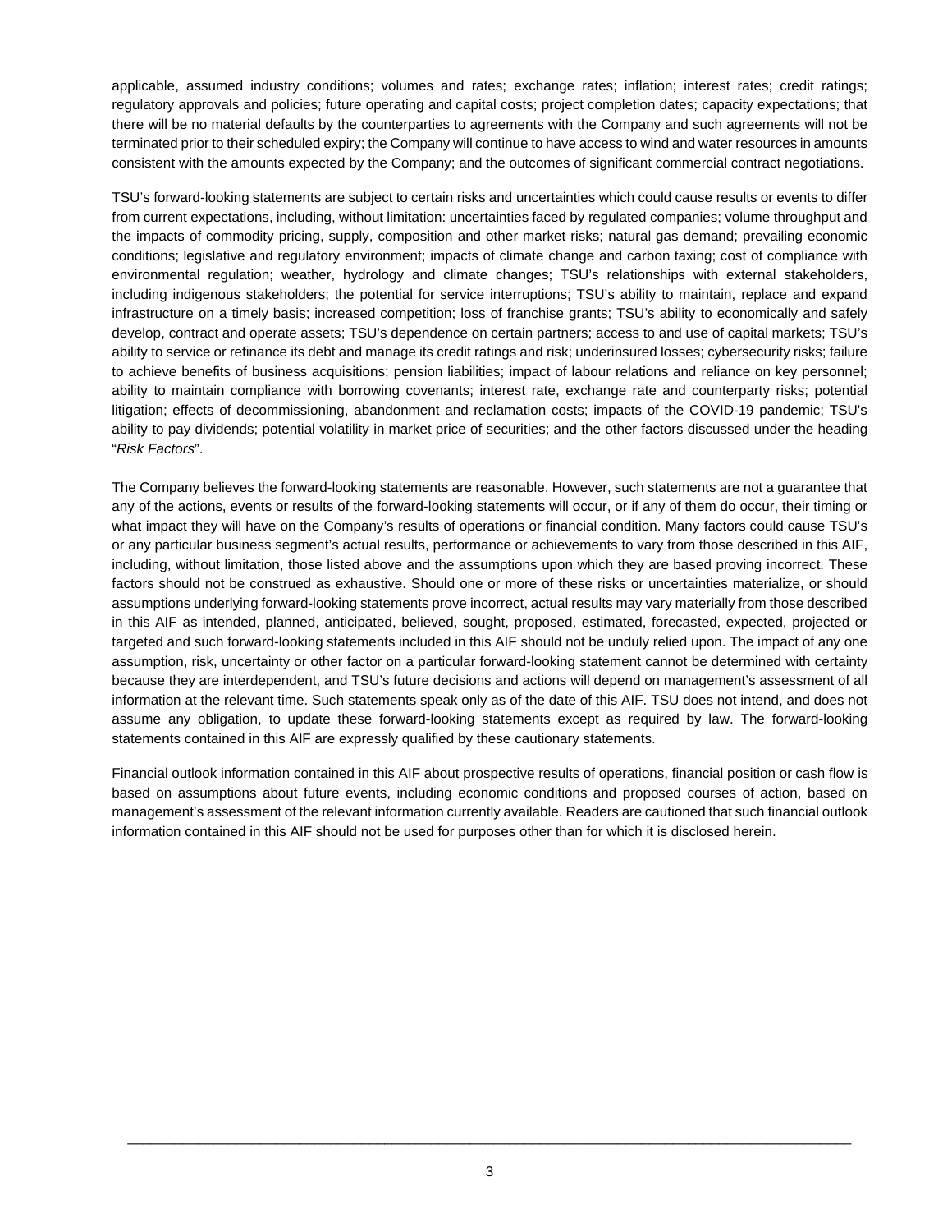applicable, assumed industry conditions; volumes and rates; exchange rates; inflation; interest rates; credit ratings; regulatory approvals and policies; future operating and capital costs; project completion dates; capacity expectations; that there will be no material defaults by the counterparties to agreements with the Company and such agreements will not be terminated prior to their scheduled expiry; the Company will continue to have access to wind and water resources in amounts consistent with the amounts expected by the Company; and the outcomes of significant commercial contract negotiations.

TSU's forward-looking statements are subject to certain risks and uncertainties which could cause results or events to differ from current expectations, including, without limitation: uncertainties faced by regulated companies; volume throughput and the impacts of commodity pricing, supply, composition and other market risks; natural gas demand; prevailing economic conditions; legislative and regulatory environment; impacts of climate change and carbon taxing; cost of compliance with environmental regulation; weather, hydrology and climate changes; TSU's relationships with external stakeholders, including indigenous stakeholders; the potential for service interruptions; TSU's ability to maintain, replace and expand infrastructure on a timely basis; increased competition; loss of franchise grants; TSU's ability to economically and safely develop, contract and operate assets; TSU's dependence on certain partners; access to and use of capital markets; TSU's ability to service or refinance its debt and manage its credit ratings and risk; underinsured losses; cybersecurity risks; failure to achieve benefits of business acquisitions; pension liabilities; impact of labour relations and reliance on key personnel; ability to maintain compliance with borrowing covenants; interest rate, exchange rate and counterparty risks; potential litigation; effects of decommissioning, abandonment and reclamation costs; impacts of the COVID-19 pandemic; TSU's ability to pay dividends; potential volatility in market price of securities; and the other factors discussed under the heading "*Risk Factors*".

The Company believes the forward-looking statements are reasonable. However, such statements are not a guarantee that any of the actions, events or results of the forward-looking statements will occur, or if any of them do occur, their timing or what impact they will have on the Company's results of operations or financial condition. Many factors could cause TSU's or any particular business segment's actual results, performance or achievements to vary from those described in this AIF, including, without limitation, those listed above and the assumptions upon which they are based proving incorrect. These factors should not be construed as exhaustive. Should one or more of these risks or uncertainties materialize, or should assumptions underlying forward-looking statements prove incorrect, actual results may vary materially from those described in this AIF as intended, planned, anticipated, believed, sought, proposed, estimated, forecasted, expected, projected or targeted and such forward-looking statements included in this AIF should not be unduly relied upon. The impact of any one assumption, risk, uncertainty or other factor on a particular forward-looking statement cannot be determined with certainty because they are interdependent, and TSU's future decisions and actions will depend on management's assessment of all information at the relevant time. Such statements speak only as of the date of this AIF. TSU does not intend, and does not assume any obligation, to update these forward-looking statements except as required by law. The forward-looking statements contained in this AIF are expressly qualified by these cautionary statements.

Financial outlook information contained in this AIF about prospective results of operations, financial position or cash flow is based on assumptions about future events, including economic conditions and proposed courses of action, based on management's assessment of the relevant information currently available. Readers are cautioned that such financial outlook information contained in this AIF should not be used for purposes other than for which it is disclosed herein.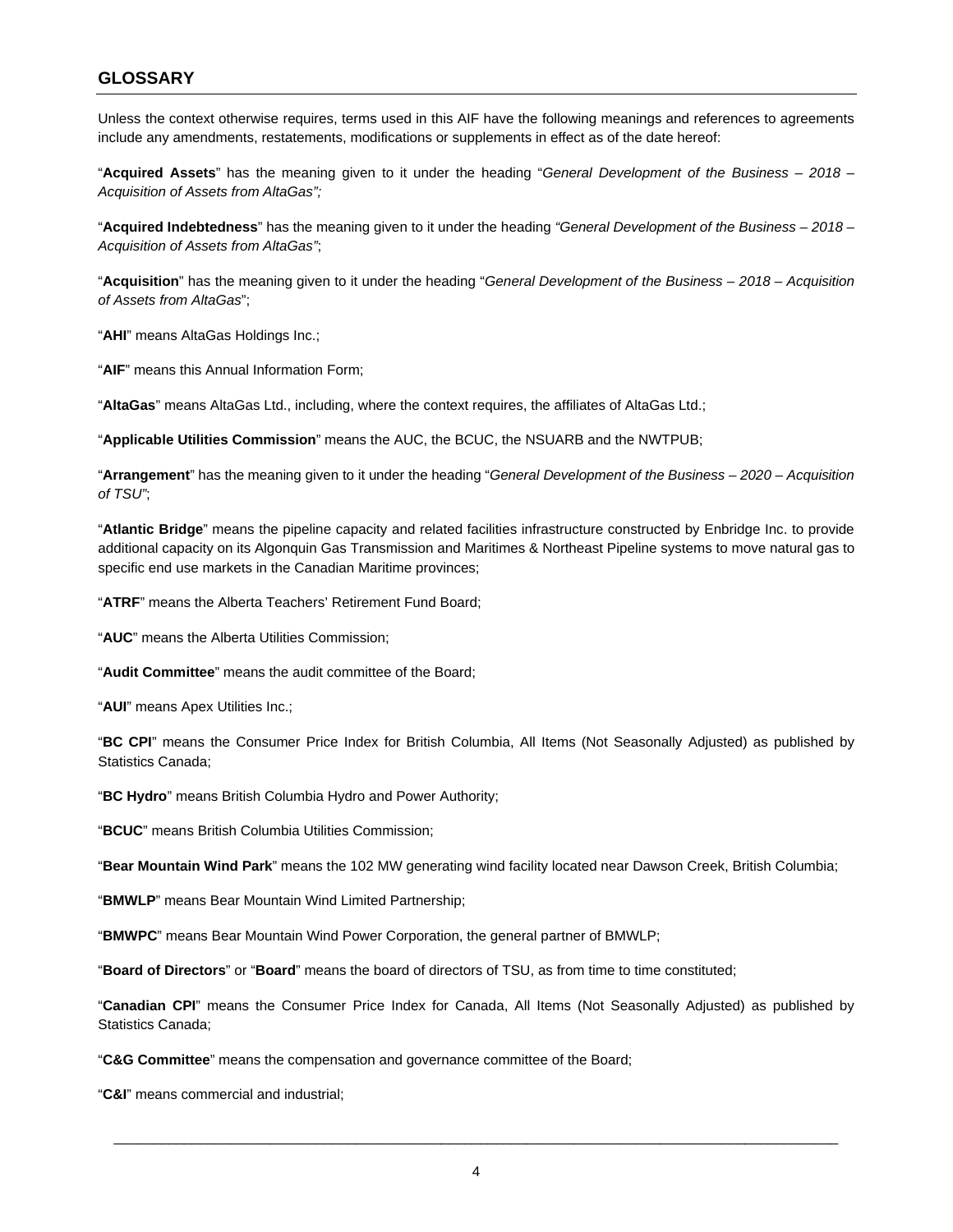## GLOSSARY

Unless the context otherwise requires, terms used in this AIF have the following meanings and references to agreements include any amendments, restatements, modifications or supplements in effect as of the date hereof:

"**Acquired Assets**" has the meaning given to it under the heading "*General Development of the Business – 2018 – Acquisition of Assets from AltaGas";*

"**Acquired Indebtedness**" has the meaning given to it under the heading *"General Development of the Business – 2018 – Acquisition of Assets from AltaGas"*;

"**Acquisition**" has the meaning given to it under the heading "*General Development of the Business – 2018 – Acquisition of Assets from AltaGas*";

"**AHI**" means AltaGas Holdings Inc.;

"**AIF**" means this Annual Information Form;

"**AltaGas**" means AltaGas Ltd., including, where the context requires, the affiliates of AltaGas Ltd.;

"**Applicable Utilities Commission**" means the AUC, the BCUC, the NSUARB and the NWTPUB;

"**Arrangement**" has the meaning given to it under the heading "*General Development of the Business – 2020 – Acquisition of TSU"*;

"**Atlantic Bridge**" means the pipeline capacity and related facilities infrastructure constructed by Enbridge Inc. to provide additional capacity on its Algonquin Gas Transmission and Maritimes & Northeast Pipeline systems to move natural gas to specific end use markets in the Canadian Maritime provinces;

"**ATRF**" means the Alberta Teachers' Retirement Fund Board;

"**AUC**" means the Alberta Utilities Commission;

"**Audit Committee**" means the audit committee of the Board;

"**AUI**" means Apex Utilities Inc.;

"**BC CPI**" means the Consumer Price Index for British Columbia, All Items (Not Seasonally Adjusted) as published by Statistics Canada;

"**BC Hydro**" means British Columbia Hydro and Power Authority;

"**BCUC**" means British Columbia Utilities Commission;

"**Bear Mountain Wind Park**" means the 102 MW generating wind facility located near Dawson Creek, British Columbia;

"**BMWLP**" means Bear Mountain Wind Limited Partnership;

"**BMWPC**" means Bear Mountain Wind Power Corporation, the general partner of BMWLP;

"**Board of Directors**" or "**Board**" means the board of directors of TSU, as from time to time constituted;

"**Canadian CPI**" means the Consumer Price Index for Canada, All Items (Not Seasonally Adjusted) as published by Statistics Canada;

"**C&G Committee**" means the compensation and governance committee of the Board;

"**C&I**" means commercial and industrial;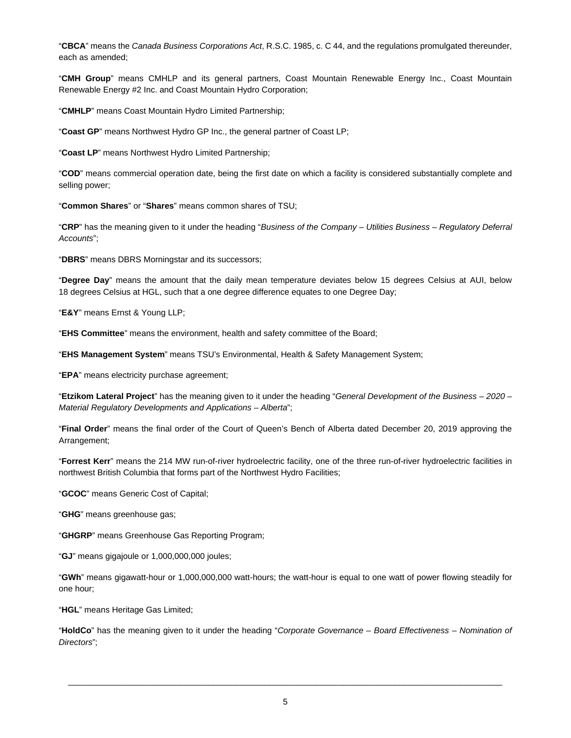"**CBCA**" means the *Canada Business Corporations Act*, R.S.C. 1985, c. C 44, and the regulations promulgated thereunder, each as amended;

"**CMH Group**" means CMHLP and its general partners, Coast Mountain Renewable Energy Inc., Coast Mountain Renewable Energy #2 Inc. and Coast Mountain Hydro Corporation;

"**CMHLP**" means Coast Mountain Hydro Limited Partnership;

"**Coast GP**" means Northwest Hydro GP Inc., the general partner of Coast LP;

"**Coast LP**" means Northwest Hydro Limited Partnership;

"**COD**" means commercial operation date, being the first date on which a facility is considered substantially complete and selling power;

"**Common Shares**" or "**Shares**" means common shares of TSU;

"**CRP**" has the meaning given to it under the heading "*Business of the Company – Utilities Business – Regulatory Deferral Accounts*";

"**DBRS**" means DBRS Morningstar and its successors;

"**Degree Day**" means the amount that the daily mean temperature deviates below 15 degrees Celsius at AUI, below 18 degrees Celsius at HGL, such that a one degree difference equates to one Degree Day;

"**E&Y**" means Ernst & Young LLP;

"**EHS Committee**" means the environment, health and safety committee of the Board;

"**EHS Management System**" means TSU's Environmental, Health & Safety Management System;

"**EPA**" means electricity purchase agreement;

"**Etzikom Lateral Project**" has the meaning given to it under the heading "*General Development of the Business – 2020 – Material Regulatory Developments and Applications – Alberta*";

"**Final Order**" means the final order of the Court of Queen's Bench of Alberta dated December 20, 2019 approving the Arrangement;

"**Forrest Kerr**" means the 214 MW run-of-river hydroelectric facility, one of the three run-of-river hydroelectric facilities in northwest British Columbia that forms part of the Northwest Hydro Facilities;

"**GCOC**" means Generic Cost of Capital;

"**GHG**" means greenhouse gas;

"**GHGRP**" means Greenhouse Gas Reporting Program;

"**GJ**" means gigajoule or 1,000,000,000 joules;

"**GWh**" means gigawatt-hour or 1,000,000,000 watt-hours; the watt-hour is equal to one watt of power flowing steadily for one hour;

"**HGL**" means Heritage Gas Limited;

"**HoldCo**" has the meaning given to it under the heading "*Corporate Governance – Board Effectiveness – Nomination of Directors*";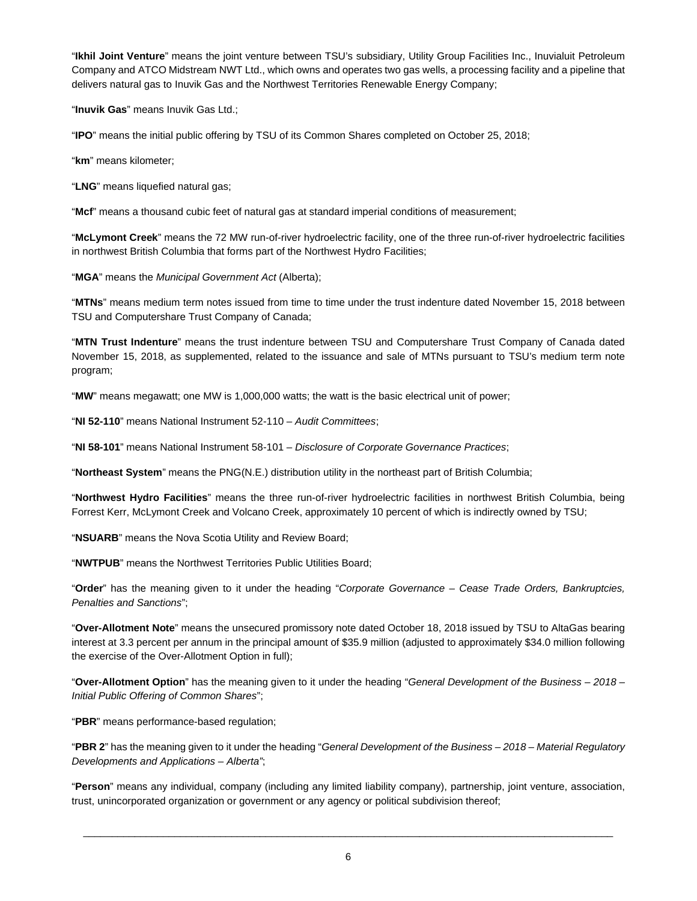"**Ikhil Joint Venture**" means the joint venture between TSU's subsidiary, Utility Group Facilities Inc., Inuvialuit Petroleum Company and ATCO Midstream NWT Ltd., which owns and operates two gas wells, a processing facility and a pipeline that delivers natural gas to Inuvik Gas and the Northwest Territories Renewable Energy Company;

"**Inuvik Gas**" means Inuvik Gas Ltd.;

"**IPO**" means the initial public offering by TSU of its Common Shares completed on October 25, 2018;

"**km**" means kilometer;

"**LNG**" means liquefied natural gas;

"**Mcf**" means a thousand cubic feet of natural gas at standard imperial conditions of measurement;

"**McLymont Creek**" means the 72 MW run-of-river hydroelectric facility, one of the three run-of-river hydroelectric facilities in northwest British Columbia that forms part of the Northwest Hydro Facilities;

"**MGA**" means the *Municipal Government Act* (Alberta);

"**MTNs**" means medium term notes issued from time to time under the trust indenture dated November 15, 2018 between TSU and Computershare Trust Company of Canada;

"**MTN Trust Indenture**" means the trust indenture between TSU and Computershare Trust Company of Canada dated November 15, 2018, as supplemented, related to the issuance and sale of MTNs pursuant to TSU's medium term note program;

"**MW**" means megawatt; one MW is 1,000,000 watts; the watt is the basic electrical unit of power;

"**NI 52-110**" means National Instrument 52-110 – *Audit Committees*;

"**NI 58-101**" means National Instrument 58-101 – *Disclosure of Corporate Governance Practices*;

"**Northeast System**" means the PNG(N.E.) distribution utility in the northeast part of British Columbia;

"**Northwest Hydro Facilities**" means the three run-of-river hydroelectric facilities in northwest British Columbia, being Forrest Kerr, McLymont Creek and Volcano Creek, approximately 10 percent of which is indirectly owned by TSU;

"**NSUARB**" means the Nova Scotia Utility and Review Board;

"**NWTPUB**" means the Northwest Territories Public Utilities Board;

"**Order**" has the meaning given to it under the heading "*Corporate Governance – Cease Trade Orders, Bankruptcies, Penalties and Sanctions*";

"**Over-Allotment Note**" means the unsecured promissory note dated October 18, 2018 issued by TSU to AltaGas bearing interest at 3.3 percent per annum in the principal amount of $35.9 million (adjusted to approximately $34.0 million following the exercise of the Over-Allotment Option in full);

"**Over-Allotment Option**" has the meaning given to it under the heading "*General Development of the Business – 2018 – Initial Public Offering of Common Shares*";

"**PBR**" means performance-based regulation;

"**PBR 2**" has the meaning given to it under the heading "*General Development of the Business – 2018 – Material Regulatory Developments and Applications – Alberta"*;

"**Person**" means any individual, company (including any limited liability company), partnership, joint venture, association, trust, unincorporated organization or government or any agency or political subdivision thereof;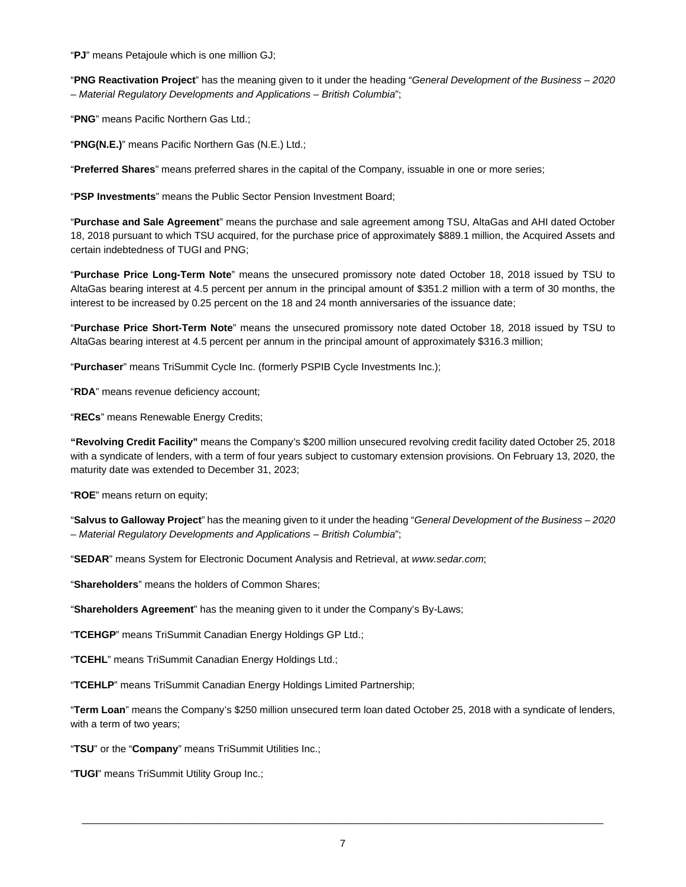"**PJ**" means Petajoule which is one million GJ;

"**PNG Reactivation Project**" has the meaning given to it under the heading "*General Development of the Business – 2020 – Material Regulatory Developments and Applications – British Columbia*";

"**PNG**" means Pacific Northern Gas Ltd.;

"**PNG(N.E.)**" means Pacific Northern Gas (N.E.) Ltd.;

"**Preferred Shares**" means preferred shares in the capital of the Company, issuable in one or more series;

"**PSP Investments**" means the Public Sector Pension Investment Board;

"**Purchase and Sale Agreement**" means the purchase and sale agreement among TSU, AltaGas and AHI dated October 18, 2018 pursuant to which TSU acquired, for the purchase price of approximately $889.1 million, the Acquired Assets and certain indebtedness of TUGI and PNG;

"**Purchase Price Long-Term Note**" means the unsecured promissory note dated October 18, 2018 issued by TSU to AltaGas bearing interest at 4.5 percent per annum in the principal amount of $351.2 million with a term of 30 months, the interest to be increased by 0.25 percent on the 18 and 24 month anniversaries of the issuance date;

"**Purchase Price Short-Term Note**" means the unsecured promissory note dated October 18, 2018 issued by TSU to AltaGas bearing interest at 4.5 percent per annum in the principal amount of approximately $316.3 million;

"**Purchaser**" means TriSummit Cycle Inc. (formerly PSPIB Cycle Investments Inc.);

"**RDA**" means revenue deficiency account;

"**RECs**" means Renewable Energy Credits;

**"Revolving Credit Facility"** means the Company's $200 million unsecured revolving credit facility dated October 25, 2018 with a syndicate of lenders, with a term of four years subject to customary extension provisions. On February 13, 2020, the maturity date was extended to December 31, 2023;

"**ROE**" means return on equity;

"**Salvus to Galloway Project**" has the meaning given to it under the heading "*General Development of the Business – 2020 – Material Regulatory Developments and Applications – British Columbia*";

"**SEDAR**" means System for Electronic Document Analysis and Retrieval, at *www.sedar.com*;

"**Shareholders**" means the holders of Common Shares;

"**Shareholders Agreement**" has the meaning given to it under the Company's By-Laws;

"**TCEHGP**" means TriSummit Canadian Energy Holdings GP Ltd.;

"**TCEHL**" means TriSummit Canadian Energy Holdings Ltd.;

"**TCEHLP**" means TriSummit Canadian Energy Holdings Limited Partnership;

"**Term Loan**" means the Company's $250 million unsecured term loan dated October 25, 2018 with a syndicate of lenders, with a term of two years;

"**TSU**" or the "**Company**" means TriSummit Utilities Inc.;

"**TUGI**" means TriSummit Utility Group Inc.;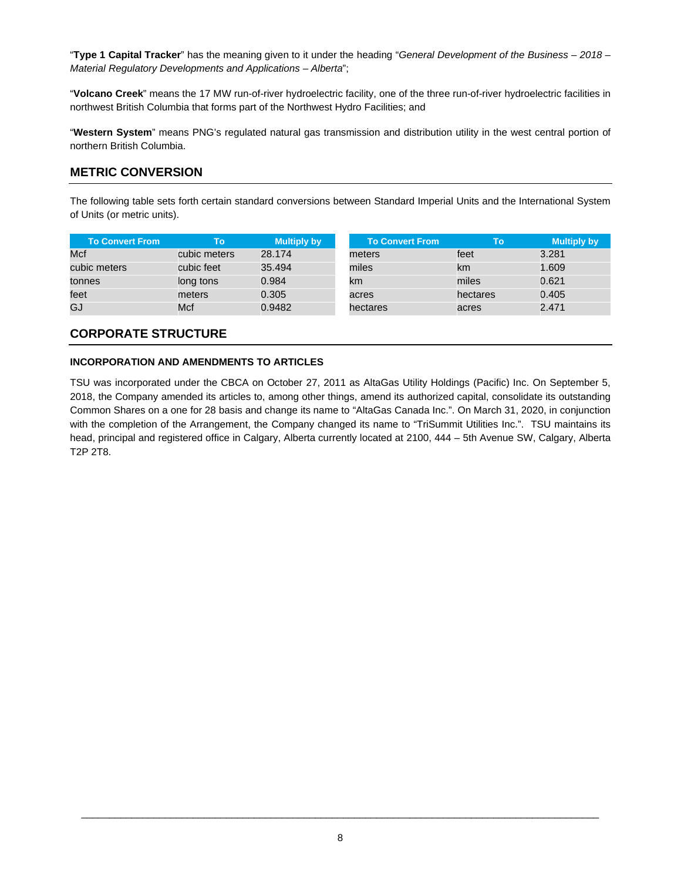"**Type 1 Capital Tracker**" has the meaning given to it under the heading "*General Development of the Business – 2018 – Material Regulatory Developments and Applications – Alberta*";

"**Volcano Creek**" means the 17 MW run-of-river hydroelectric facility, one of the three run-of-river hydroelectric facilities in northwest British Columbia that forms part of the Northwest Hydro Facilities; and

"**Western System**" means PNG's regulated natural gas transmission and distribution utility in the west central portion of northern British Columbia.

## METRIC CONVERSION

The following table sets forth certain standard conversions between Standard Imperial Units and the International System of Units (or metric units).

| To Convert From | To | Multiply by |
|---|---|---|
| Mcf | cubic meters | 28.174 |
| cubic meters | cubic feet | 35.494 |
| tonnes | long tons | 0.984 |
| feet | meters | 0.305 |
| GJ | Mcf | 0.9482 |

| To Convert From | To | Multiply by |
|---|---|---|
| meters | feet | 3.281 |
| miles | km | 1.609 |
| km | miles | 0.621 |
| acres | hectares | 0.405 |
| hectares | acres | 2.471 |

## CORPORATE STRUCTURE

### INCORPORATION AND AMENDMENTS TO ARTICLES

TSU was incorporated under the CBCA on October 27, 2011 as AltaGas Utility Holdings (Pacific) Inc. On September 5, 2018, the Company amended its articles to, among other things, amend its authorized capital, consolidate its outstanding Common Shares on a one for 28 basis and change its name to "AltaGas Canada Inc.". On March 31, 2020, in conjunction with the completion of the Arrangement, the Company changed its name to "TriSummit Utilities Inc.". TSU maintains its head, principal and registered office in Calgary, Alberta currently located at 2100, 444 – 5th Avenue SW, Calgary, Alberta T2P 2T8.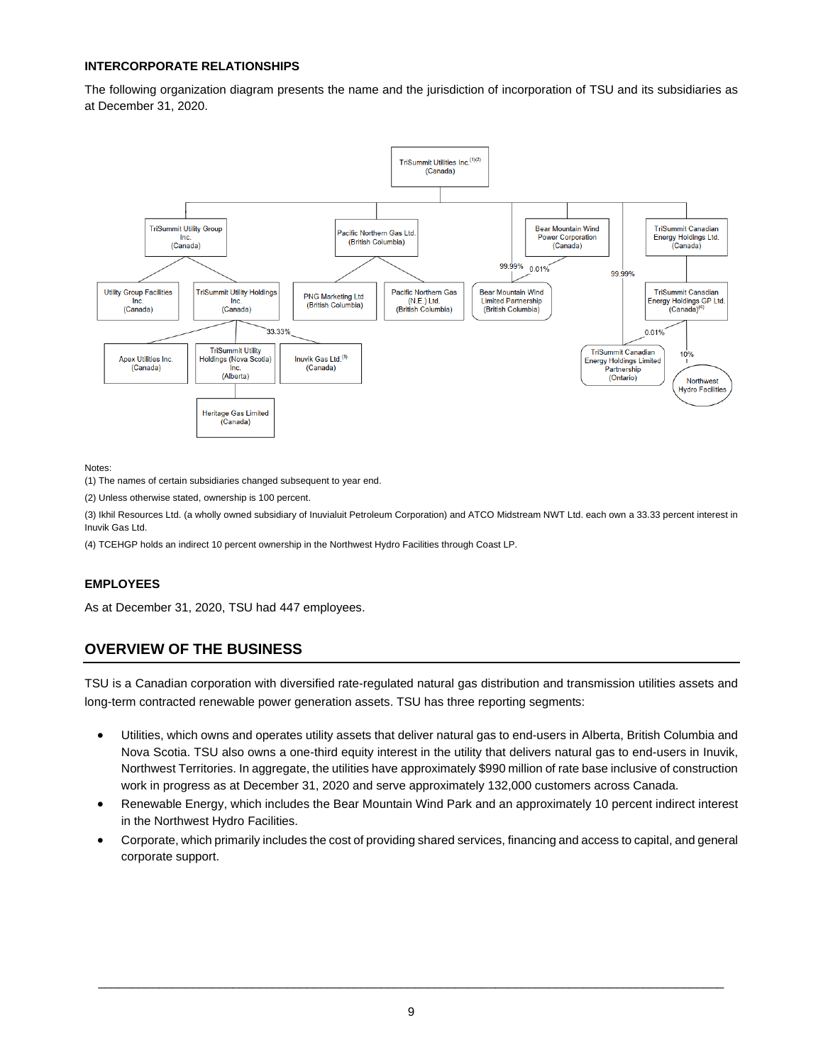**INTERCORPORATE RELATIONSHIPS**

The following organization diagram presents the name and the jurisdiction of incorporation of TSU and its subsidiaries as at December 31, 2020.

- TriSummit Utilities Inc.(1)(2) (Canada)
  - TriSummit Utility Group Inc. (Canada)
    - Utility Group Facilities Inc. (Canada)
    - TriSummit Utility Holdings Inc. (Canada)
      - Apex Utilities Inc. (Canada)
      - TriSummit Utility Holdings (Nova Scotia) Inc. (Alberta)
        - Heritage Gas Limited (Canada)
      - Inuvik Gas Ltd.(3) (Canada) — 33.33%
  - Pacific Northern Gas Ltd. (British Columbia)
    - PNG Marketing Ltd. (British Columbia)
    - Pacific Northern Gas (N.E.) Ltd. (British Columbia)
  - Bear Mountain Wind Power Corporation (Canada)
  - Bear Mountain Wind Limited Partnership (British Columbia) — 99.99% TriSummit Utilities Inc.; 0.01% Bear Mountain Wind Power Corporation
  - TriSummit Canadian Energy Holdings Ltd. (Canada)
    - TriSummit Canadian Energy Holdings GP Ltd. (Canada)(4)
      - Northwest Hydro Facilities — 10%
  - TriSummit Canadian Energy Holdings Limited Partnership (Ontario) — 99.99% TriSummit Utilities Inc.; 0.01% TriSummit Canadian Energy Holdings GP Ltd.

Notes:

(1) The names of certain subsidiaries changed subsequent to year end.

(2) Unless otherwise stated, ownership is 100 percent.

(3) Ikhil Resources Ltd. (a wholly owned subsidiary of Inuvialuit Petroleum Corporation) and ATCO Midstream NWT Ltd. each own a 33.33 percent interest in Inuvik Gas Ltd.

(4) TCEHGP holds an indirect 10 percent ownership in the Northwest Hydro Facilities through Coast LP.

**EMPLOYEES**

As at December 31, 2020, TSU had 447 employees.

## OVERVIEW OF THE BUSINESS

TSU is a Canadian corporation with diversified rate-regulated natural gas distribution and transmission utilities assets and long-term contracted renewable power generation assets. TSU has three reporting segments:

- Utilities, which owns and operates utility assets that deliver natural gas to end-users in Alberta, British Columbia and Nova Scotia. TSU also owns a one-third equity interest in the utility that delivers natural gas to end-users in Inuvik, Northwest Territories. In aggregate, the utilities have approximately $990 million of rate base inclusive of construction work in progress as at December 31, 2020 and serve approximately 132,000 customers across Canada.
- Renewable Energy, which includes the Bear Mountain Wind Park and an approximately 10 percent indirect interest in the Northwest Hydro Facilities.
- Corporate, which primarily includes the cost of providing shared services, financing and access to capital, and general corporate support.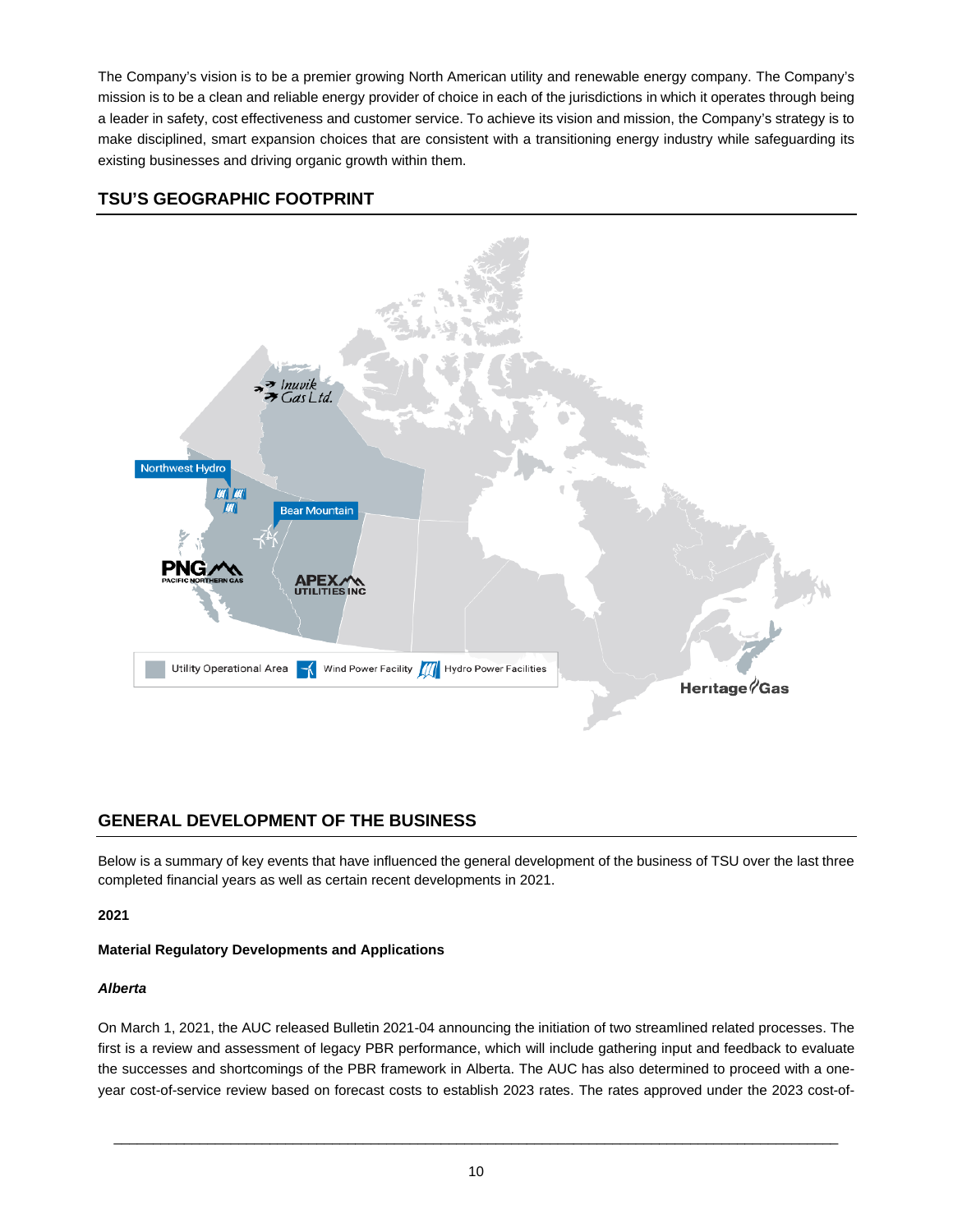The Company's vision is to be a premier growing North American utility and renewable energy company. The Company's mission is to be a clean and reliable energy provider of choice in each of the jurisdictions in which it operates through being a leader in safety, cost effectiveness and customer service. To achieve its vision and mission, the Company's strategy is to make disciplined, smart expansion choices that are consistent with a transitioning energy industry while safeguarding its existing businesses and driving organic growth within them.

## TSU'S GEOGRAPHIC FOOTPRINT

## GENERAL DEVELOPMENT OF THE BUSINESS

Below is a summary of key events that have influenced the general development of the business of TSU over the last three completed financial years as well as certain recent developments in 2021.

**2021**

**Material Regulatory Developments and Applications**

***Alberta***

On March 1, 2021, the AUC released Bulletin 2021-04 announcing the initiation of two streamlined related processes. The first is a review and assessment of legacy PBR performance, which will include gathering input and feedback to evaluate the successes and shortcomings of the PBR framework in Alberta. The AUC has also determined to proceed with a one-year cost-of-service review based on forecast costs to establish 2023 rates. The rates approved under the 2023 cost-of-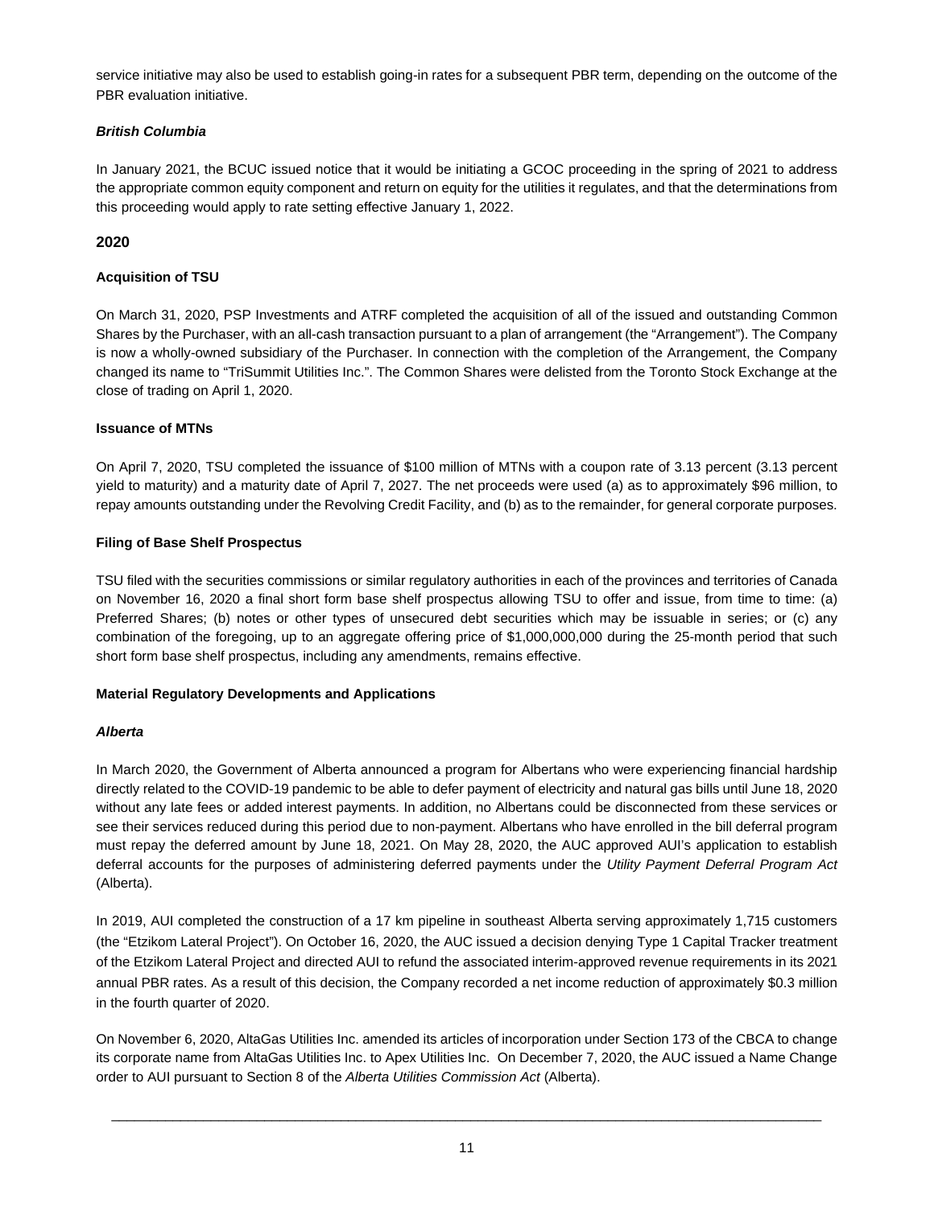service initiative may also be used to establish going-in rates for a subsequent PBR term, depending on the outcome of the PBR evaluation initiative.

***British Columbia***

In January 2021, the BCUC issued notice that it would be initiating a GCOC proceeding in the spring of 2021 to address the appropriate common equity component and return on equity for the utilities it regulates, and that the determinations from this proceeding would apply to rate setting effective January 1, 2022.

## 2020

**Acquisition of TSU**

On March 31, 2020, PSP Investments and ATRF completed the acquisition of all of the issued and outstanding Common Shares by the Purchaser, with an all-cash transaction pursuant to a plan of arrangement (the "Arrangement"). The Company is now a wholly-owned subsidiary of the Purchaser. In connection with the completion of the Arrangement, the Company changed its name to "TriSummit Utilities Inc.". The Common Shares were delisted from the Toronto Stock Exchange at the close of trading on April 1, 2020.

**Issuance of MTNs**

On April 7, 2020, TSU completed the issuance of $100 million of MTNs with a coupon rate of 3.13 percent (3.13 percent yield to maturity) and a maturity date of April 7, 2027. The net proceeds were used (a) as to approximately $96 million, to repay amounts outstanding under the Revolving Credit Facility, and (b) as to the remainder, for general corporate purposes.

**Filing of Base Shelf Prospectus**

TSU filed with the securities commissions or similar regulatory authorities in each of the provinces and territories of Canada on November 16, 2020 a final short form base shelf prospectus allowing TSU to offer and issue, from time to time: (a) Preferred Shares; (b) notes or other types of unsecured debt securities which may be issuable in series; or (c) any combination of the foregoing, up to an aggregate offering price of $1,000,000,000 during the 25-month period that such short form base shelf prospectus, including any amendments, remains effective.

**Material Regulatory Developments and Applications**

***Alberta***

In March 2020, the Government of Alberta announced a program for Albertans who were experiencing financial hardship directly related to the COVID-19 pandemic to be able to defer payment of electricity and natural gas bills until June 18, 2020 without any late fees or added interest payments. In addition, no Albertans could be disconnected from these services or see their services reduced during this period due to non-payment. Albertans who have enrolled in the bill deferral program must repay the deferred amount by June 18, 2021. On May 28, 2020, the AUC approved AUI's application to establish deferral accounts for the purposes of administering deferred payments under the *Utility Payment Deferral Program Act* (Alberta).

In 2019, AUI completed the construction of a 17 km pipeline in southeast Alberta serving approximately 1,715 customers (the "Etzikom Lateral Project"). On October 16, 2020, the AUC issued a decision denying Type 1 Capital Tracker treatment of the Etzikom Lateral Project and directed AUI to refund the associated interim-approved revenue requirements in its 2021 annual PBR rates. As a result of this decision, the Company recorded a net income reduction of approximately $0.3 million in the fourth quarter of 2020.

On November 6, 2020, AltaGas Utilities Inc. amended its articles of incorporation under Section 173 of the CBCA to change its corporate name from AltaGas Utilities Inc. to Apex Utilities Inc. On December 7, 2020, the AUC issued a Name Change order to AUI pursuant to Section 8 of the *Alberta Utilities Commission Act* (Alberta).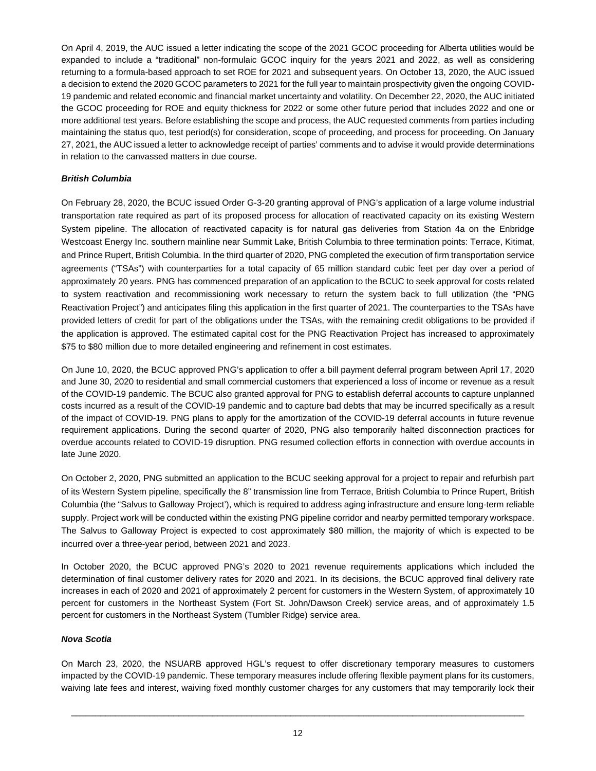On April 4, 2019, the AUC issued a letter indicating the scope of the 2021 GCOC proceeding for Alberta utilities would be expanded to include a "traditional" non-formulaic GCOC inquiry for the years 2021 and 2022, as well as considering returning to a formula-based approach to set ROE for 2021 and subsequent years. On October 13, 2020, the AUC issued a decision to extend the 2020 GCOC parameters to 2021 for the full year to maintain prospectivity given the ongoing COVID-19 pandemic and related economic and financial market uncertainty and volatility. On December 22, 2020, the AUC initiated the GCOC proceeding for ROE and equity thickness for 2022 or some other future period that includes 2022 and one or more additional test years. Before establishing the scope and process, the AUC requested comments from parties including maintaining the status quo, test period(s) for consideration, scope of proceeding, and process for proceeding. On January 27, 2021, the AUC issued a letter to acknowledge receipt of parties' comments and to advise it would provide determinations in relation to the canvassed matters in due course.

***British Columbia***

On February 28, 2020, the BCUC issued Order G-3-20 granting approval of PNG's application of a large volume industrial transportation rate required as part of its proposed process for allocation of reactivated capacity on its existing Western System pipeline. The allocation of reactivated capacity is for natural gas deliveries from Station 4a on the Enbridge Westcoast Energy Inc. southern mainline near Summit Lake, British Columbia to three termination points: Terrace, Kitimat, and Prince Rupert, British Columbia. In the third quarter of 2020, PNG completed the execution of firm transportation service agreements ("TSAs") with counterparties for a total capacity of 65 million standard cubic feet per day over a period of approximately 20 years. PNG has commenced preparation of an application to the BCUC to seek approval for costs related to system reactivation and recommissioning work necessary to return the system back to full utilization (the "PNG Reactivation Project") and anticipates filing this application in the first quarter of 2021. The counterparties to the TSAs have provided letters of credit for part of the obligations under the TSAs, with the remaining credit obligations to be provided if the application is approved. The estimated capital cost for the PNG Reactivation Project has increased to approximately $75 to $80 million due to more detailed engineering and refinement in cost estimates.

On June 10, 2020, the BCUC approved PNG's application to offer a bill payment deferral program between April 17, 2020 and June 30, 2020 to residential and small commercial customers that experienced a loss of income or revenue as a result of the COVID-19 pandemic. The BCUC also granted approval for PNG to establish deferral accounts to capture unplanned costs incurred as a result of the COVID-19 pandemic and to capture bad debts that may be incurred specifically as a result of the impact of COVID-19. PNG plans to apply for the amortization of the COVID-19 deferral accounts in future revenue requirement applications. During the second quarter of 2020, PNG also temporarily halted disconnection practices for overdue accounts related to COVID-19 disruption. PNG resumed collection efforts in connection with overdue accounts in late June 2020.

On October 2, 2020, PNG submitted an application to the BCUC seeking approval for a project to repair and refurbish part of its Western System pipeline, specifically the 8" transmission line from Terrace, British Columbia to Prince Rupert, British Columbia (the "Salvus to Galloway Project'), which is required to address aging infrastructure and ensure long-term reliable supply. Project work will be conducted within the existing PNG pipeline corridor and nearby permitted temporary workspace. The Salvus to Galloway Project is expected to cost approximately $80 million, the majority of which is expected to be incurred over a three-year period, between 2021 and 2023.

In October 2020, the BCUC approved PNG's 2020 to 2021 revenue requirements applications which included the determination of final customer delivery rates for 2020 and 2021. In its decisions, the BCUC approved final delivery rate increases in each of 2020 and 2021 of approximately 2 percent for customers in the Western System, of approximately 10 percent for customers in the Northeast System (Fort St. John/Dawson Creek) service areas, and of approximately 1.5 percent for customers in the Northeast System (Tumbler Ridge) service area.

***Nova Scotia***

On March 23, 2020, the NSUARB approved HGL's request to offer discretionary temporary measures to customers impacted by the COVID-19 pandemic. These temporary measures include offering flexible payment plans for its customers, waiving late fees and interest, waiving fixed monthly customer charges for any customers that may temporarily lock their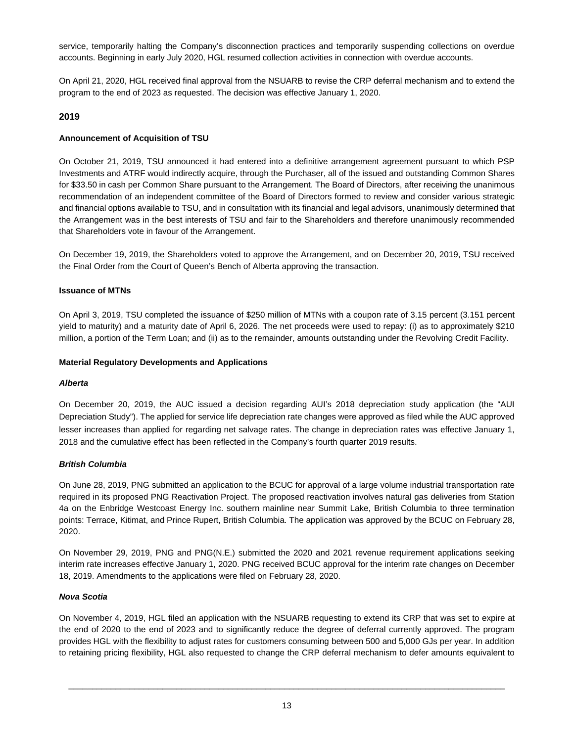service, temporarily halting the Company's disconnection practices and temporarily suspending collections on overdue accounts. Beginning in early July 2020, HGL resumed collection activities in connection with overdue accounts.

On April 21, 2020, HGL received final approval from the NSUARB to revise the CRP deferral mechanism and to extend the program to the end of 2023 as requested. The decision was effective January 1, 2020.

## 2019

**Announcement of Acquisition of TSU**

On October 21, 2019, TSU announced it had entered into a definitive arrangement agreement pursuant to which PSP Investments and ATRF would indirectly acquire, through the Purchaser, all of the issued and outstanding Common Shares for $33.50 in cash per Common Share pursuant to the Arrangement. The Board of Directors, after receiving the unanimous recommendation of an independent committee of the Board of Directors formed to review and consider various strategic and financial options available to TSU, and in consultation with its financial and legal advisors, unanimously determined that the Arrangement was in the best interests of TSU and fair to the Shareholders and therefore unanimously recommended that Shareholders vote in favour of the Arrangement.

On December 19, 2019, the Shareholders voted to approve the Arrangement, and on December 20, 2019, TSU received the Final Order from the Court of Queen's Bench of Alberta approving the transaction.

**Issuance of MTNs**

On April 3, 2019, TSU completed the issuance of $250 million of MTNs with a coupon rate of 3.15 percent (3.151 percent yield to maturity) and a maturity date of April 6, 2026. The net proceeds were used to repay: (i) as to approximately $210 million, a portion of the Term Loan; and (ii) as to the remainder, amounts outstanding under the Revolving Credit Facility.

**Material Regulatory Developments and Applications**

***Alberta***

On December 20, 2019, the AUC issued a decision regarding AUI's 2018 depreciation study application (the "AUI Depreciation Study"). The applied for service life depreciation rate changes were approved as filed while the AUC approved lesser increases than applied for regarding net salvage rates. The change in depreciation rates was effective January 1, 2018 and the cumulative effect has been reflected in the Company's fourth quarter 2019 results.

***British Columbia***

On June 28, 2019, PNG submitted an application to the BCUC for approval of a large volume industrial transportation rate required in its proposed PNG Reactivation Project. The proposed reactivation involves natural gas deliveries from Station 4a on the Enbridge Westcoast Energy Inc. southern mainline near Summit Lake, British Columbia to three termination points: Terrace, Kitimat, and Prince Rupert, British Columbia. The application was approved by the BCUC on February 28, 2020.

On November 29, 2019, PNG and PNG(N.E.) submitted the 2020 and 2021 revenue requirement applications seeking interim rate increases effective January 1, 2020. PNG received BCUC approval for the interim rate changes on December 18, 2019. Amendments to the applications were filed on February 28, 2020.

***Nova Scotia***

On November 4, 2019, HGL filed an application with the NSUARB requesting to extend its CRP that was set to expire at the end of 2020 to the end of 2023 and to significantly reduce the degree of deferral currently approved. The program provides HGL with the flexibility to adjust rates for customers consuming between 500 and 5,000 GJs per year. In addition to retaining pricing flexibility, HGL also requested to change the CRP deferral mechanism to defer amounts equivalent to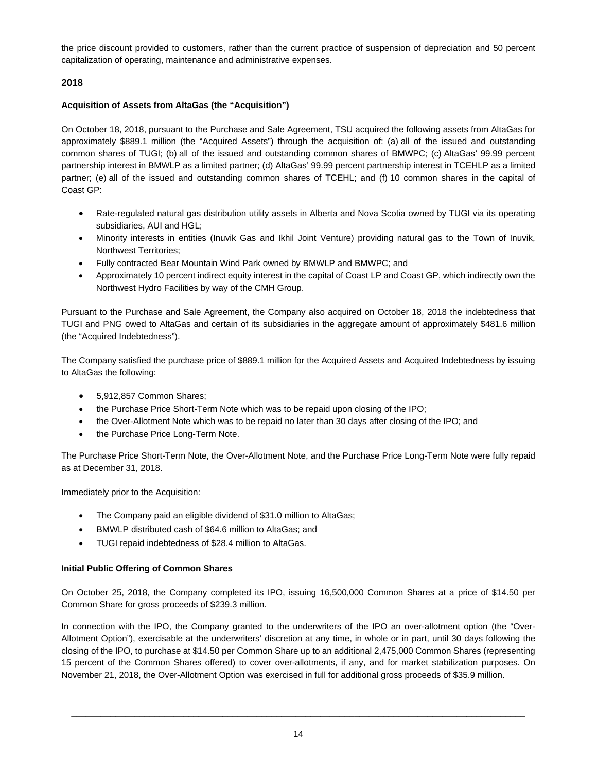the price discount provided to customers, rather than the current practice of suspension of depreciation and 50 percent capitalization of operating, maintenance and administrative expenses.

## 2018

### Acquisition of Assets from AltaGas (the "Acquisition")

On October 18, 2018, pursuant to the Purchase and Sale Agreement, TSU acquired the following assets from AltaGas for approximately $889.1 million (the "Acquired Assets") through the acquisition of: (a) all of the issued and outstanding common shares of TUGI; (b) all of the issued and outstanding common shares of BMWPC; (c) AltaGas' 99.99 percent partnership interest in BMWLP as a limited partner; (d) AltaGas' 99.99 percent partnership interest in TCEHLP as a limited partner; (e) all of the issued and outstanding common shares of TCEHL; and (f) 10 common shares in the capital of Coast GP:

- Rate-regulated natural gas distribution utility assets in Alberta and Nova Scotia owned by TUGI via its operating subsidiaries, AUI and HGL;
- Minority interests in entities (Inuvik Gas and Ikhil Joint Venture) providing natural gas to the Town of Inuvik, Northwest Territories;
- Fully contracted Bear Mountain Wind Park owned by BMWLP and BMWPC; and
- Approximately 10 percent indirect equity interest in the capital of Coast LP and Coast GP, which indirectly own the Northwest Hydro Facilities by way of the CMH Group.

Pursuant to the Purchase and Sale Agreement, the Company also acquired on October 18, 2018 the indebtedness that TUGI and PNG owed to AltaGas and certain of its subsidiaries in the aggregate amount of approximately $481.6 million (the "Acquired Indebtedness").

The Company satisfied the purchase price of $889.1 million for the Acquired Assets and Acquired Indebtedness by issuing to AltaGas the following:

- 5,912,857 Common Shares;
- the Purchase Price Short-Term Note which was to be repaid upon closing of the IPO;
- the Over-Allotment Note which was to be repaid no later than 30 days after closing of the IPO; and
- the Purchase Price Long-Term Note.

The Purchase Price Short-Term Note, the Over-Allotment Note, and the Purchase Price Long-Term Note were fully repaid as at December 31, 2018.

Immediately prior to the Acquisition:

- The Company paid an eligible dividend of $31.0 million to AltaGas;
- BMWLP distributed cash of $64.6 million to AltaGas; and
- TUGI repaid indebtedness of $28.4 million to AltaGas.

### Initial Public Offering of Common Shares

On October 25, 2018, the Company completed its IPO, issuing 16,500,000 Common Shares at a price of $14.50 per Common Share for gross proceeds of $239.3 million.

In connection with the IPO, the Company granted to the underwriters of the IPO an over-allotment option (the "Over-Allotment Option"), exercisable at the underwriters' discretion at any time, in whole or in part, until 30 days following the closing of the IPO, to purchase at $14.50 per Common Share up to an additional 2,475,000 Common Shares (representing 15 percent of the Common Shares offered) to cover over-allotments, if any, and for market stabilization purposes. On November 21, 2018, the Over-Allotment Option was exercised in full for additional gross proceeds of $35.9 million.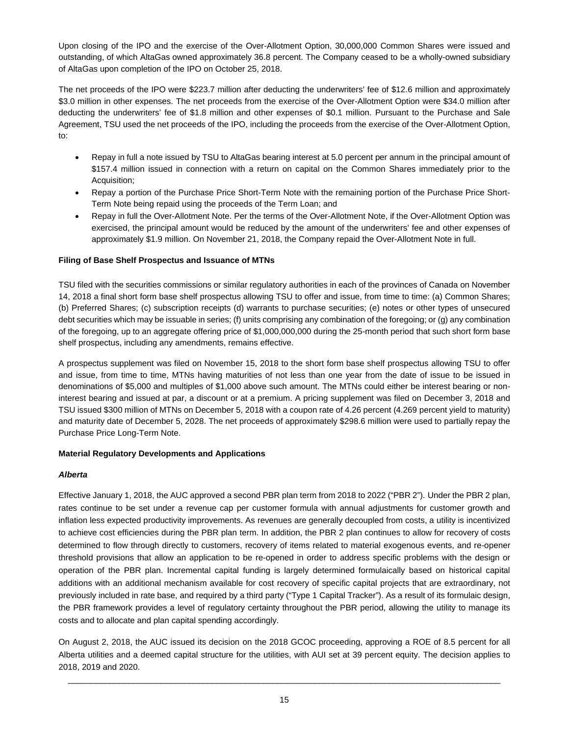Upon closing of the IPO and the exercise of the Over-Allotment Option, 30,000,000 Common Shares were issued and outstanding, of which AltaGas owned approximately 36.8 percent. The Company ceased to be a wholly-owned subsidiary of AltaGas upon completion of the IPO on October 25, 2018.

The net proceeds of the IPO were $223.7 million after deducting the underwriters' fee of $12.6 million and approximately $3.0 million in other expenses. The net proceeds from the exercise of the Over-Allotment Option were $34.0 million after deducting the underwriters' fee of $1.8 million and other expenses of $0.1 million. Pursuant to the Purchase and Sale Agreement, TSU used the net proceeds of the IPO, including the proceeds from the exercise of the Over-Allotment Option, to:

- Repay in full a note issued by TSU to AltaGas bearing interest at 5.0 percent per annum in the principal amount of $157.4 million issued in connection with a return on capital on the Common Shares immediately prior to the Acquisition;
- Repay a portion of the Purchase Price Short-Term Note with the remaining portion of the Purchase Price Short-Term Note being repaid using the proceeds of the Term Loan; and
- Repay in full the Over-Allotment Note. Per the terms of the Over-Allotment Note, if the Over-Allotment Option was exercised, the principal amount would be reduced by the amount of the underwriters' fee and other expenses of approximately $1.9 million. On November 21, 2018, the Company repaid the Over-Allotment Note in full.

**Filing of Base Shelf Prospectus and Issuance of MTNs**

TSU filed with the securities commissions or similar regulatory authorities in each of the provinces of Canada on November 14, 2018 a final short form base shelf prospectus allowing TSU to offer and issue, from time to time: (a) Common Shares; (b) Preferred Shares; (c) subscription receipts (d) warrants to purchase securities; (e) notes or other types of unsecured debt securities which may be issuable in series; (f) units comprising any combination of the foregoing; or (g) any combination of the foregoing, up to an aggregate offering price of $1,000,000,000 during the 25-month period that such short form base shelf prospectus, including any amendments, remains effective.

A prospectus supplement was filed on November 15, 2018 to the short form base shelf prospectus allowing TSU to offer and issue, from time to time, MTNs having maturities of not less than one year from the date of issue to be issued in denominations of $5,000 and multiples of $1,000 above such amount. The MTNs could either be interest bearing or non-interest bearing and issued at par, a discount or at a premium. A pricing supplement was filed on December 3, 2018 and TSU issued $300 million of MTNs on December 5, 2018 with a coupon rate of 4.26 percent (4.269 percent yield to maturity) and maturity date of December 5, 2028. The net proceeds of approximately $298.6 million were used to partially repay the Purchase Price Long-Term Note.

**Material Regulatory Developments and Applications**

***Alberta***

Effective January 1, 2018, the AUC approved a second PBR plan term from 2018 to 2022 ("PBR 2"). Under the PBR 2 plan, rates continue to be set under a revenue cap per customer formula with annual adjustments for customer growth and inflation less expected productivity improvements. As revenues are generally decoupled from costs, a utility is incentivized to achieve cost efficiencies during the PBR plan term. In addition, the PBR 2 plan continues to allow for recovery of costs determined to flow through directly to customers, recovery of items related to material exogenous events, and re-opener threshold provisions that allow an application to be re-opened in order to address specific problems with the design or operation of the PBR plan. Incremental capital funding is largely determined formulaically based on historical capital additions with an additional mechanism available for cost recovery of specific capital projects that are extraordinary, not previously included in rate base, and required by a third party ("Type 1 Capital Tracker"). As a result of its formulaic design, the PBR framework provides a level of regulatory certainty throughout the PBR period, allowing the utility to manage its costs and to allocate and plan capital spending accordingly.

On August 2, 2018, the AUC issued its decision on the 2018 GCOC proceeding, approving a ROE of 8.5 percent for all Alberta utilities and a deemed capital structure for the utilities, with AUI set at 39 percent equity. The decision applies to 2018, 2019 and 2020.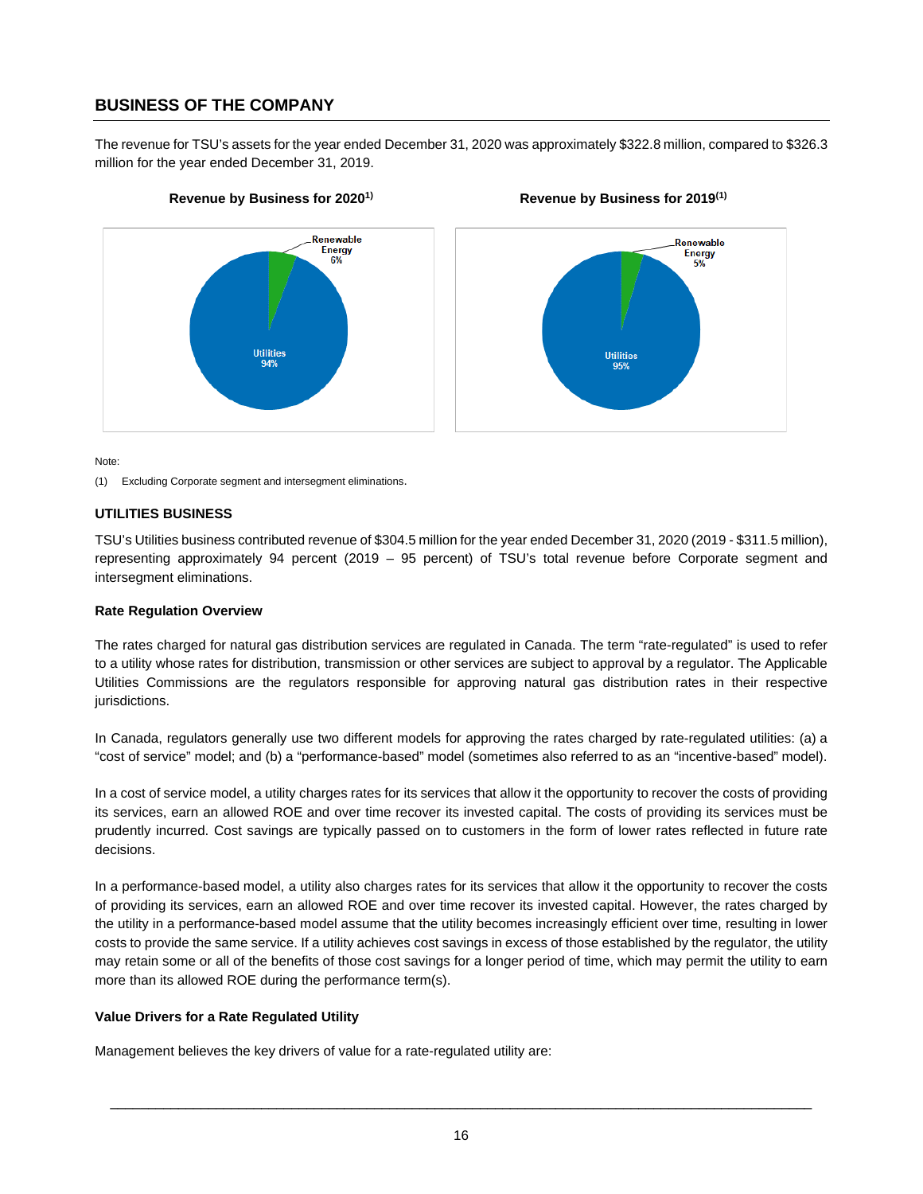## BUSINESS OF THE COMPANY

The revenue for TSU's assets for the year ended December 31, 2020 was approximately $322.8 million, compared to $326.3 million for the year ended December 31, 2019.

**Revenue by Business for 2020[1)]**

Renewable Energy 6%

Utilities 94%

**Revenue by Business for 2019[(1)]**

Renewable Energy 5%

Utilities 95%

Note:

(1) Excluding Corporate segment and intersegment eliminations.

### UTILITIES BUSINESS

TSU's Utilities business contributed revenue of $304.5 million for the year ended December 31, 2020 (2019 - $311.5 million), representing approximately 94 percent (2019 – 95 percent) of TSU's total revenue before Corporate segment and intersegment eliminations.

#### Rate Regulation Overview

The rates charged for natural gas distribution services are regulated in Canada. The term "rate-regulated" is used to refer to a utility whose rates for distribution, transmission or other services are subject to approval by a regulator. The Applicable Utilities Commissions are the regulators responsible for approving natural gas distribution rates in their respective jurisdictions.

In Canada, regulators generally use two different models for approving the rates charged by rate-regulated utilities: (a) a "cost of service" model; and (b) a "performance-based" model (sometimes also referred to as an "incentive-based" model).

In a cost of service model, a utility charges rates for its services that allow it the opportunity to recover the costs of providing its services, earn an allowed ROE and over time recover its invested capital. The costs of providing its services must be prudently incurred. Cost savings are typically passed on to customers in the form of lower rates reflected in future rate decisions.

In a performance-based model, a utility also charges rates for its services that allow it the opportunity to recover the costs of providing its services, earn an allowed ROE and over time recover its invested capital. However, the rates charged by the utility in a performance-based model assume that the utility becomes increasingly efficient over time, resulting in lower costs to provide the same service. If a utility achieves cost savings in excess of those established by the regulator, the utility may retain some or all of the benefits of those cost savings for a longer period of time, which may permit the utility to earn more than its allowed ROE during the performance term(s).

#### Value Drivers for a Rate Regulated Utility

Management believes the key drivers of value for a rate-regulated utility are: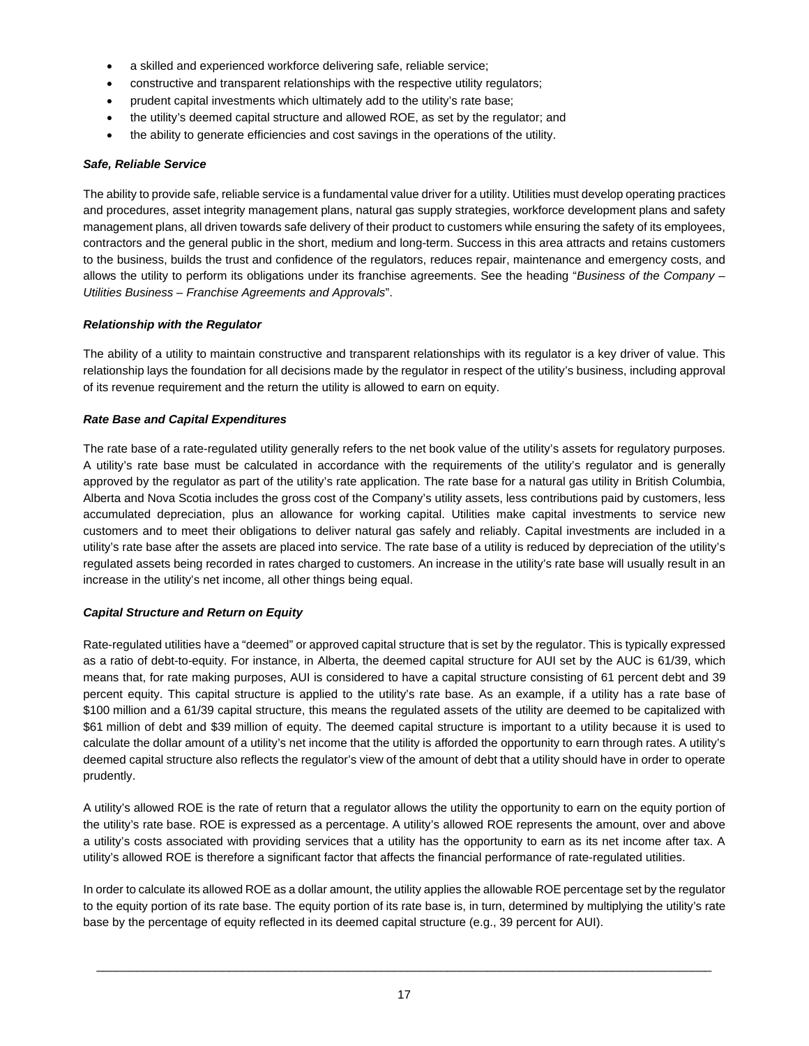- a skilled and experienced workforce delivering safe, reliable service;
- constructive and transparent relationships with the respective utility regulators;
- prudent capital investments which ultimately add to the utility's rate base;
- the utility's deemed capital structure and allowed ROE, as set by the regulator; and
- the ability to generate efficiencies and cost savings in the operations of the utility.

***Safe, Reliable Service***

The ability to provide safe, reliable service is a fundamental value driver for a utility. Utilities must develop operating practices and procedures, asset integrity management plans, natural gas supply strategies, workforce development plans and safety management plans, all driven towards safe delivery of their product to customers while ensuring the safety of its employees, contractors and the general public in the short, medium and long-term. Success in this area attracts and retains customers to the business, builds the trust and confidence of the regulators, reduces repair, maintenance and emergency costs, and allows the utility to perform its obligations under its franchise agreements. See the heading "*Business of the Company – Utilities Business – Franchise Agreements and Approvals*".

***Relationship with the Regulator***

The ability of a utility to maintain constructive and transparent relationships with its regulator is a key driver of value. This relationship lays the foundation for all decisions made by the regulator in respect of the utility's business, including approval of its revenue requirement and the return the utility is allowed to earn on equity.

***Rate Base and Capital Expenditures***

The rate base of a rate-regulated utility generally refers to the net book value of the utility's assets for regulatory purposes. A utility's rate base must be calculated in accordance with the requirements of the utility's regulator and is generally approved by the regulator as part of the utility's rate application. The rate base for a natural gas utility in British Columbia, Alberta and Nova Scotia includes the gross cost of the Company's utility assets, less contributions paid by customers, less accumulated depreciation, plus an allowance for working capital. Utilities make capital investments to service new customers and to meet their obligations to deliver natural gas safely and reliably. Capital investments are included in a utility's rate base after the assets are placed into service. The rate base of a utility is reduced by depreciation of the utility's regulated assets being recorded in rates charged to customers. An increase in the utility's rate base will usually result in an increase in the utility's net income, all other things being equal.

***Capital Structure and Return on Equity***

Rate-regulated utilities have a "deemed" or approved capital structure that is set by the regulator. This is typically expressed as a ratio of debt-to-equity. For instance, in Alberta, the deemed capital structure for AUI set by the AUC is 61/39, which means that, for rate making purposes, AUI is considered to have a capital structure consisting of 61 percent debt and 39 percent equity. This capital structure is applied to the utility's rate base. As an example, if a utility has a rate base of $100 million and a 61/39 capital structure, this means the regulated assets of the utility are deemed to be capitalized with $61 million of debt and $39 million of equity. The deemed capital structure is important to a utility because it is used to calculate the dollar amount of a utility's net income that the utility is afforded the opportunity to earn through rates. A utility's deemed capital structure also reflects the regulator's view of the amount of debt that a utility should have in order to operate prudently.

A utility's allowed ROE is the rate of return that a regulator allows the utility the opportunity to earn on the equity portion of the utility's rate base. ROE is expressed as a percentage. A utility's allowed ROE represents the amount, over and above a utility's costs associated with providing services that a utility has the opportunity to earn as its net income after tax. A utility's allowed ROE is therefore a significant factor that affects the financial performance of rate-regulated utilities.

In order to calculate its allowed ROE as a dollar amount, the utility applies the allowable ROE percentage set by the regulator to the equity portion of its rate base. The equity portion of its rate base is, in turn, determined by multiplying the utility's rate base by the percentage of equity reflected in its deemed capital structure (e.g., 39 percent for AUI).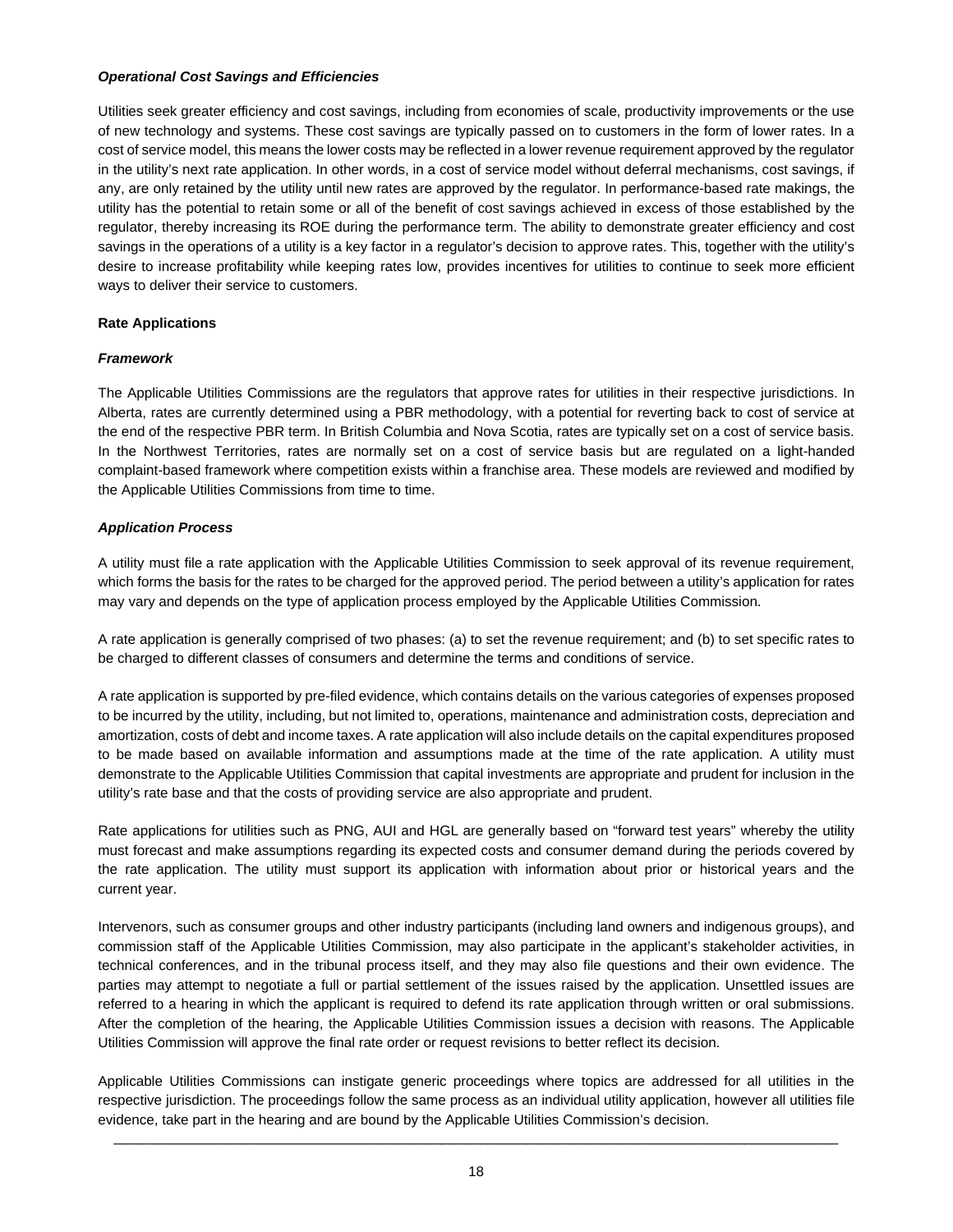***Operational Cost Savings and Efficiencies***

Utilities seek greater efficiency and cost savings, including from economies of scale, productivity improvements or the use of new technology and systems. These cost savings are typically passed on to customers in the form of lower rates. In a cost of service model, this means the lower costs may be reflected in a lower revenue requirement approved by the regulator in the utility's next rate application. In other words, in a cost of service model without deferral mechanisms, cost savings, if any, are only retained by the utility until new rates are approved by the regulator. In performance-based rate makings, the utility has the potential to retain some or all of the benefit of cost savings achieved in excess of those established by the regulator, thereby increasing its ROE during the performance term. The ability to demonstrate greater efficiency and cost savings in the operations of a utility is a key factor in a regulator's decision to approve rates. This, together with the utility's desire to increase profitability while keeping rates low, provides incentives for utilities to continue to seek more efficient ways to deliver their service to customers.

**Rate Applications**

***Framework***

The Applicable Utilities Commissions are the regulators that approve rates for utilities in their respective jurisdictions. In Alberta, rates are currently determined using a PBR methodology, with a potential for reverting back to cost of service at the end of the respective PBR term. In British Columbia and Nova Scotia, rates are typically set on a cost of service basis. In the Northwest Territories, rates are normally set on a cost of service basis but are regulated on a light-handed complaint-based framework where competition exists within a franchise area. These models are reviewed and modified by the Applicable Utilities Commissions from time to time.

***Application Process***

A utility must file a rate application with the Applicable Utilities Commission to seek approval of its revenue requirement, which forms the basis for the rates to be charged for the approved period. The period between a utility's application for rates may vary and depends on the type of application process employed by the Applicable Utilities Commission.

A rate application is generally comprised of two phases: (a) to set the revenue requirement; and (b) to set specific rates to be charged to different classes of consumers and determine the terms and conditions of service.

A rate application is supported by pre-filed evidence, which contains details on the various categories of expenses proposed to be incurred by the utility, including, but not limited to, operations, maintenance and administration costs, depreciation and amortization, costs of debt and income taxes. A rate application will also include details on the capital expenditures proposed to be made based on available information and assumptions made at the time of the rate application. A utility must demonstrate to the Applicable Utilities Commission that capital investments are appropriate and prudent for inclusion in the utility's rate base and that the costs of providing service are also appropriate and prudent.

Rate applications for utilities such as PNG, AUI and HGL are generally based on "forward test years" whereby the utility must forecast and make assumptions regarding its expected costs and consumer demand during the periods covered by the rate application. The utility must support its application with information about prior or historical years and the current year.

Intervenors, such as consumer groups and other industry participants (including land owners and indigenous groups), and commission staff of the Applicable Utilities Commission, may also participate in the applicant's stakeholder activities, in technical conferences, and in the tribunal process itself, and they may also file questions and their own evidence. The parties may attempt to negotiate a full or partial settlement of the issues raised by the application. Unsettled issues are referred to a hearing in which the applicant is required to defend its rate application through written or oral submissions. After the completion of the hearing, the Applicable Utilities Commission issues a decision with reasons. The Applicable Utilities Commission will approve the final rate order or request revisions to better reflect its decision.

Applicable Utilities Commissions can instigate generic proceedings where topics are addressed for all utilities in the respective jurisdiction. The proceedings follow the same process as an individual utility application, however all utilities file evidence, take part in the hearing and are bound by the Applicable Utilities Commission's decision.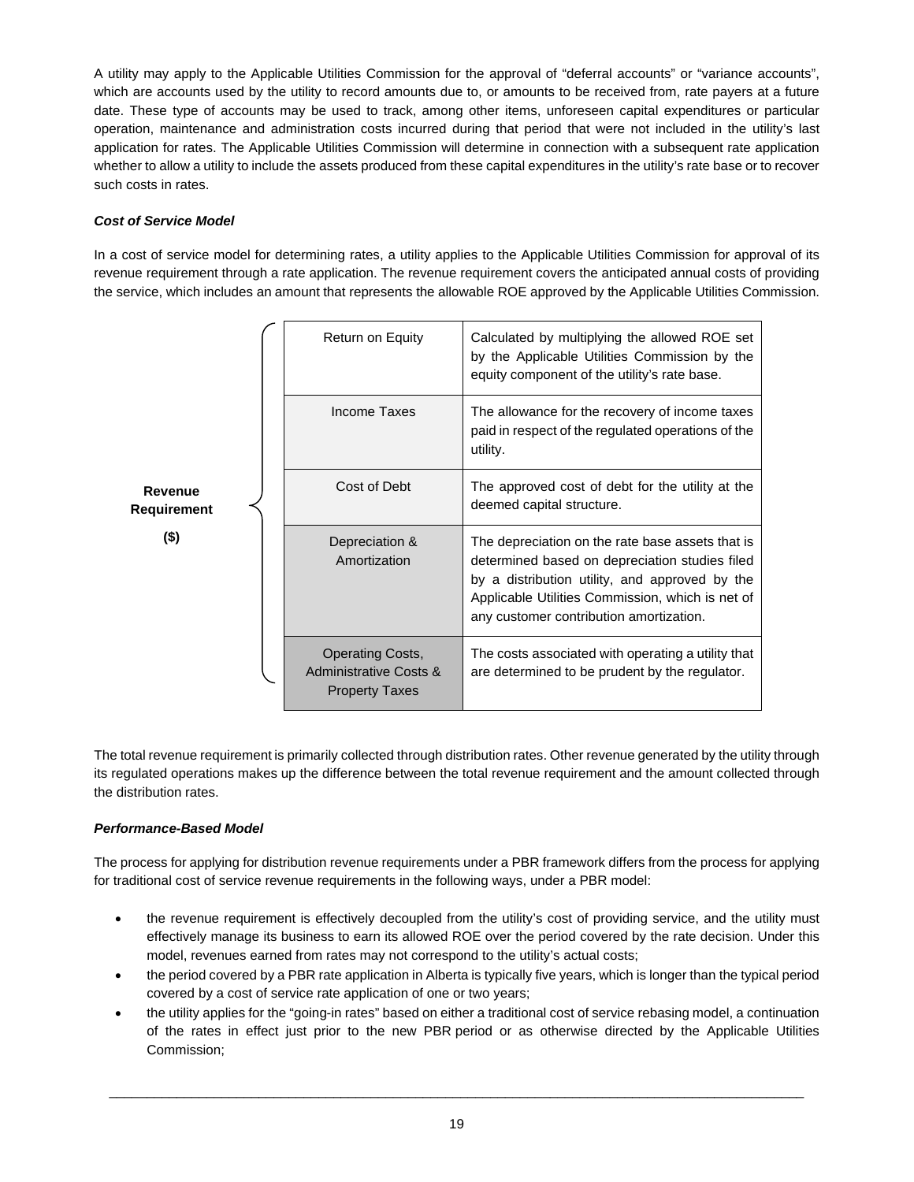A utility may apply to the Applicable Utilities Commission for the approval of "deferral accounts" or "variance accounts", which are accounts used by the utility to record amounts due to, or amounts to be received from, rate payers at a future date. These type of accounts may be used to track, among other items, unforeseen capital expenditures or particular operation, maintenance and administration costs incurred during that period that were not included in the utility's last application for rates. The Applicable Utilities Commission will determine in connection with a subsequent rate application whether to allow a utility to include the assets produced from these capital expenditures in the utility's rate base or to recover such costs in rates.

***Cost of Service Model***

In a cost of service model for determining rates, a utility applies to the Applicable Utilities Commission for approval of its revenue requirement through a rate application. The revenue requirement covers the anticipated annual costs of providing the service, which includes an amount that represents the allowable ROE approved by the Applicable Utilities Commission.

| **Revenue Requirement ($)** | Component | Description |
|---|---|---|
| | Return on Equity | Calculated by multiplying the allowed ROE set by the Applicable Utilities Commission by the equity component of the utility's rate base. |
| | Income Taxes | The allowance for the recovery of income taxes paid in respect of the regulated operations of the utility. |
| | Cost of Debt | The approved cost of debt for the utility at the deemed capital structure. |
| | Depreciation & Amortization | The depreciation on the rate base assets that is determined based on depreciation studies filed by a distribution utility, and approved by the Applicable Utilities Commission, which is net of any customer contribution amortization. |
| | Operating Costs, Administrative Costs & Property Taxes | The costs associated with operating a utility that are determined to be prudent by the regulator. |

The total revenue requirement is primarily collected through distribution rates. Other revenue generated by the utility through its regulated operations makes up the difference between the total revenue requirement and the amount collected through the distribution rates.

***Performance-Based Model***

The process for applying for distribution revenue requirements under a PBR framework differs from the process for applying for traditional cost of service revenue requirements in the following ways, under a PBR model:

- the revenue requirement is effectively decoupled from the utility's cost of providing service, and the utility must effectively manage its business to earn its allowed ROE over the period covered by the rate decision. Under this model, revenues earned from rates may not correspond to the utility's actual costs;
- the period covered by a PBR rate application in Alberta is typically five years, which is longer than the typical period covered by a cost of service rate application of one or two years;
- the utility applies for the "going-in rates" based on either a traditional cost of service rebasing model, a continuation of the rates in effect just prior to the new PBR period or as otherwise directed by the Applicable Utilities Commission;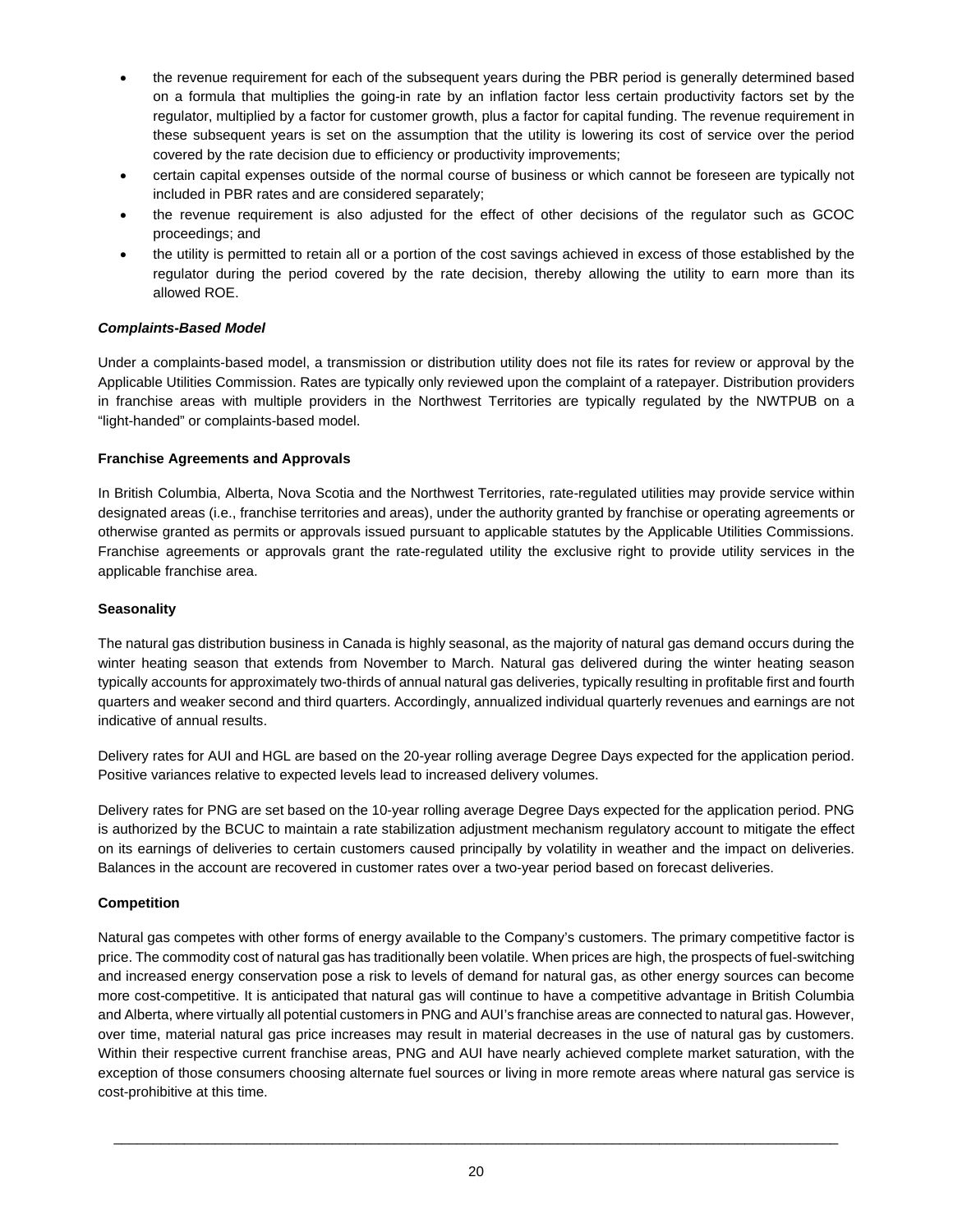- the revenue requirement for each of the subsequent years during the PBR period is generally determined based on a formula that multiplies the going-in rate by an inflation factor less certain productivity factors set by the regulator, multiplied by a factor for customer growth, plus a factor for capital funding. The revenue requirement in these subsequent years is set on the assumption that the utility is lowering its cost of service over the period covered by the rate decision due to efficiency or productivity improvements;
- certain capital expenses outside of the normal course of business or which cannot be foreseen are typically not included in PBR rates and are considered separately;
- the revenue requirement is also adjusted for the effect of other decisions of the regulator such as GCOC proceedings; and
- the utility is permitted to retain all or a portion of the cost savings achieved in excess of those established by the regulator during the period covered by the rate decision, thereby allowing the utility to earn more than its allowed ROE.

***Complaints-Based Model***

Under a complaints-based model, a transmission or distribution utility does not file its rates for review or approval by the Applicable Utilities Commission. Rates are typically only reviewed upon the complaint of a ratepayer. Distribution providers in franchise areas with multiple providers in the Northwest Territories are typically regulated by the NWTPUB on a "light-handed" or complaints-based model.

**Franchise Agreements and Approvals**

In British Columbia, Alberta, Nova Scotia and the Northwest Territories, rate-regulated utilities may provide service within designated areas (i.e., franchise territories and areas), under the authority granted by franchise or operating agreements or otherwise granted as permits or approvals issued pursuant to applicable statutes by the Applicable Utilities Commissions. Franchise agreements or approvals grant the rate-regulated utility the exclusive right to provide utility services in the applicable franchise area.

**Seasonality**

The natural gas distribution business in Canada is highly seasonal, as the majority of natural gas demand occurs during the winter heating season that extends from November to March. Natural gas delivered during the winter heating season typically accounts for approximately two-thirds of annual natural gas deliveries, typically resulting in profitable first and fourth quarters and weaker second and third quarters. Accordingly, annualized individual quarterly revenues and earnings are not indicative of annual results.

Delivery rates for AUI and HGL are based on the 20-year rolling average Degree Days expected for the application period. Positive variances relative to expected levels lead to increased delivery volumes.

Delivery rates for PNG are set based on the 10-year rolling average Degree Days expected for the application period. PNG is authorized by the BCUC to maintain a rate stabilization adjustment mechanism regulatory account to mitigate the effect on its earnings of deliveries to certain customers caused principally by volatility in weather and the impact on deliveries. Balances in the account are recovered in customer rates over a two-year period based on forecast deliveries.

**Competition**

Natural gas competes with other forms of energy available to the Company's customers. The primary competitive factor is price. The commodity cost of natural gas has traditionally been volatile. When prices are high, the prospects of fuel-switching and increased energy conservation pose a risk to levels of demand for natural gas, as other energy sources can become more cost-competitive. It is anticipated that natural gas will continue to have a competitive advantage in British Columbia and Alberta, where virtually all potential customers in PNG and AUI's franchise areas are connected to natural gas. However, over time, material natural gas price increases may result in material decreases in the use of natural gas by customers. Within their respective current franchise areas, PNG and AUI have nearly achieved complete market saturation, with the exception of those consumers choosing alternate fuel sources or living in more remote areas where natural gas service is cost-prohibitive at this time.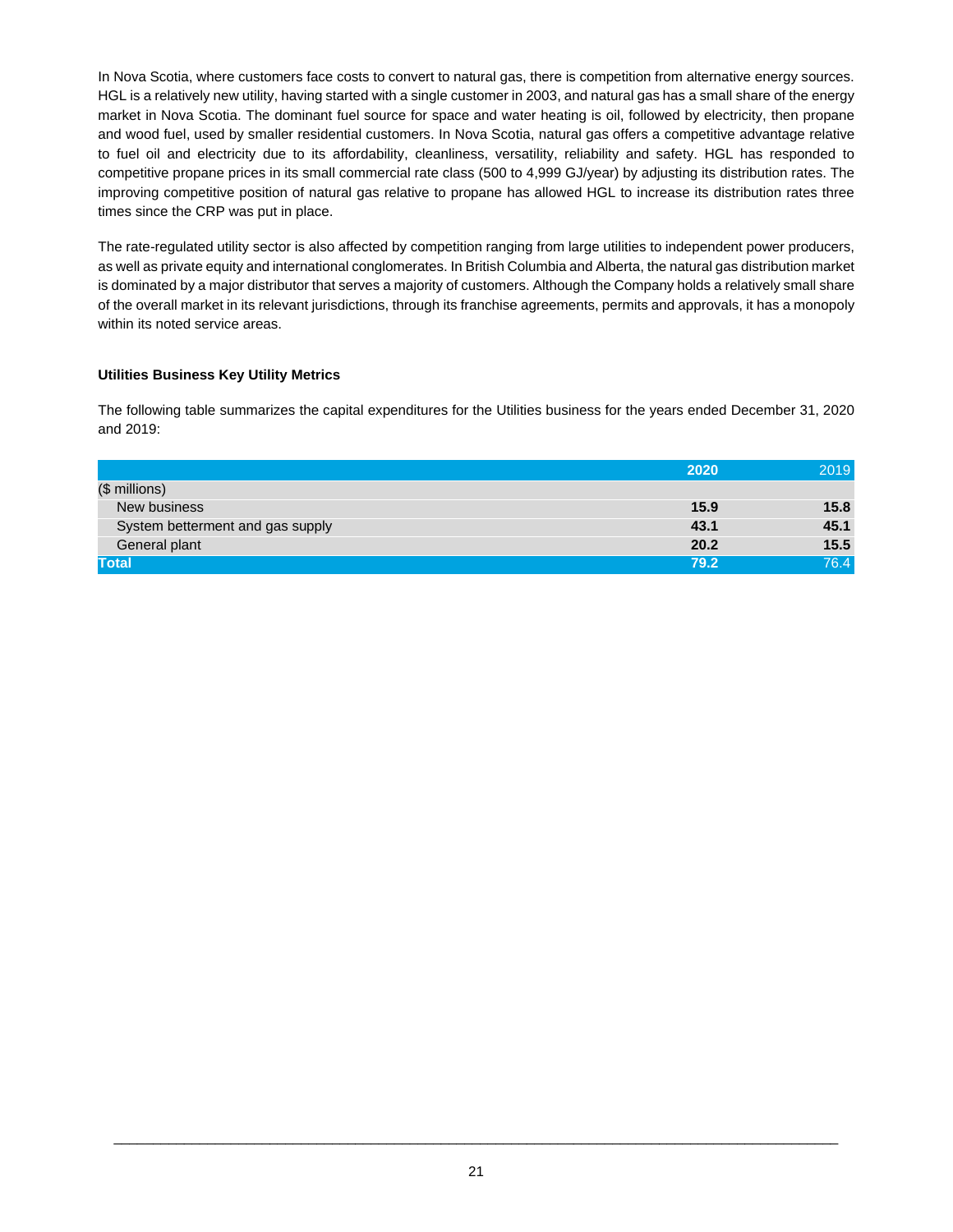In Nova Scotia, where customers face costs to convert to natural gas, there is competition from alternative energy sources. HGL is a relatively new utility, having started with a single customer in 2003, and natural gas has a small share of the energy market in Nova Scotia. The dominant fuel source for space and water heating is oil, followed by electricity, then propane and wood fuel, used by smaller residential customers. In Nova Scotia, natural gas offers a competitive advantage relative to fuel oil and electricity due to its affordability, cleanliness, versatility, reliability and safety. HGL has responded to competitive propane prices in its small commercial rate class (500 to 4,999 GJ/year) by adjusting its distribution rates. The improving competitive position of natural gas relative to propane has allowed HGL to increase its distribution rates three times since the CRP was put in place.

The rate-regulated utility sector is also affected by competition ranging from large utilities to independent power producers, as well as private equity and international conglomerates. In British Columbia and Alberta, the natural gas distribution market is dominated by a major distributor that serves a majority of customers. Although the Company holds a relatively small share of the overall market in its relevant jurisdictions, through its franchise agreements, permits and approvals, it has a monopoly within its noted service areas.

**Utilities Business Key Utility Metrics**

The following table summarizes the capital expenditures for the Utilities business for the years ended December 31, 2020 and 2019:

| | **2020** | 2019 |
|---|---|---|
| ($ millions) | | |
| New business | **15.9** | **15.8** |
| System betterment and gas supply | **43.1** | **45.1** |
| General plant | **20.2** | **15.5** |
| **Total** | **79.2** | 76.4 |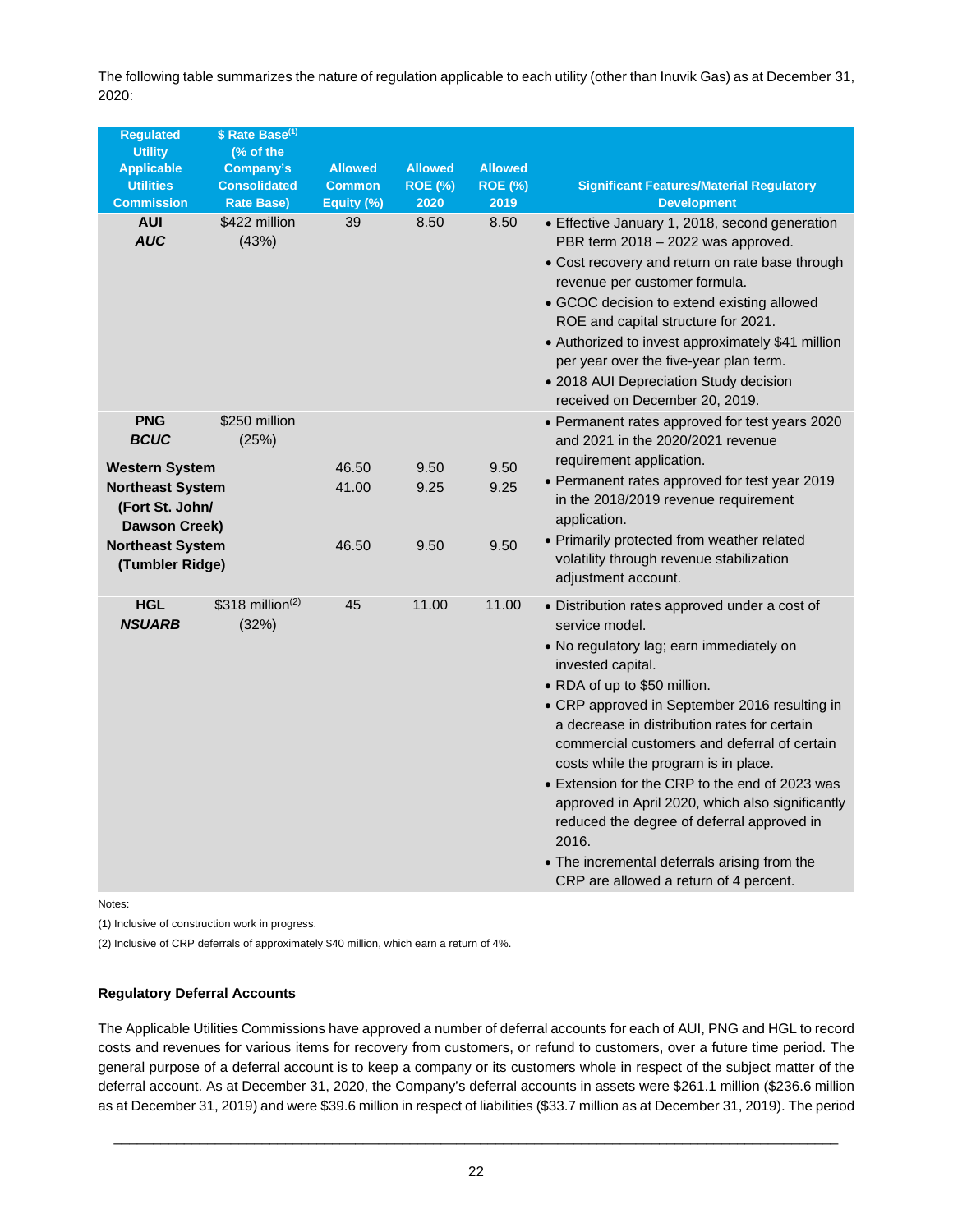The following table summarizes the nature of regulation applicable to each utility (other than Inuvik Gas) as at December 31, 2020:

| Regulated Utility Applicable Utilities Commission | $ Rate Base[1] (% of the Company's Consolidated Rate Base) | Allowed Common Equity (%) | Allowed ROE (%) 2020 | Allowed ROE (%) 2019 | Significant Features/Material Regulatory Development |
|---|---|---|---|---|---|
| **AUI** ***AUC*** | $422 million (43%) | 39 | 8.50 | 8.50 | • Effective January 1, 2018, second generation PBR term 2018 – 2022 was approved.<br>• Cost recovery and return on rate base through revenue per customer formula.<br>• GCOC decision to extend existing allowed ROE and capital structure for 2021.<br>• Authorized to invest approximately $41 million per year over the five-year plan term.<br>• 2018 AUI Depreciation Study decision received on December 20, 2019. |
| **PNG** ***BCUC*** | $250 million (25%) | | | | • Permanent rates approved for test years 2020 and 2021 in the 2020/2021 revenue requirement application.<br>• Permanent rates approved for test year 2019 in the 2018/2019 revenue requirement application.<br>• Primarily protected from weather related volatility through revenue stabilization adjustment account. |
| **Western System** | | 46.50 | 9.50 | 9.50 | |
| **Northeast System (Fort St. John/ Dawson Creek)** | | 41.00 | 9.25 | 9.25 | |
| **Northeast System (Tumbler Ridge)** | | 46.50 | 9.50 | 9.50 | |
| **HGL** ***NSUARB*** | $318 million[2] (32%) | 45 | 11.00 | 11.00 | • Distribution rates approved under a cost of service model.<br>• No regulatory lag; earn immediately on invested capital.<br>• RDA of up to $50 million.<br>• CRP approved in September 2016 resulting in a decrease in distribution rates for certain commercial customers and deferral of certain costs while the program is in place.<br>• Extension for the CRP to the end of 2023 was approved in April 2020, which also significantly reduced the degree of deferral approved in 2016.<br>• The incremental deferrals arising from the CRP are allowed a return of 4 percent. |

Notes:

(1) Inclusive of construction work in progress.

(2) Inclusive of CRP deferrals of approximately $40 million, which earn a return of 4%.

**Regulatory Deferral Accounts**

The Applicable Utilities Commissions have approved a number of deferral accounts for each of AUI, PNG and HGL to record costs and revenues for various items for recovery from customers, or refund to customers, over a future time period. The general purpose of a deferral account is to keep a company or its customers whole in respect of the subject matter of the deferral account. As at December 31, 2020, the Company's deferral accounts in assets were $261.1 million ($236.6 million as at December 31, 2019) and were $39.6 million in respect of liabilities ($33.7 million as at December 31, 2019). The period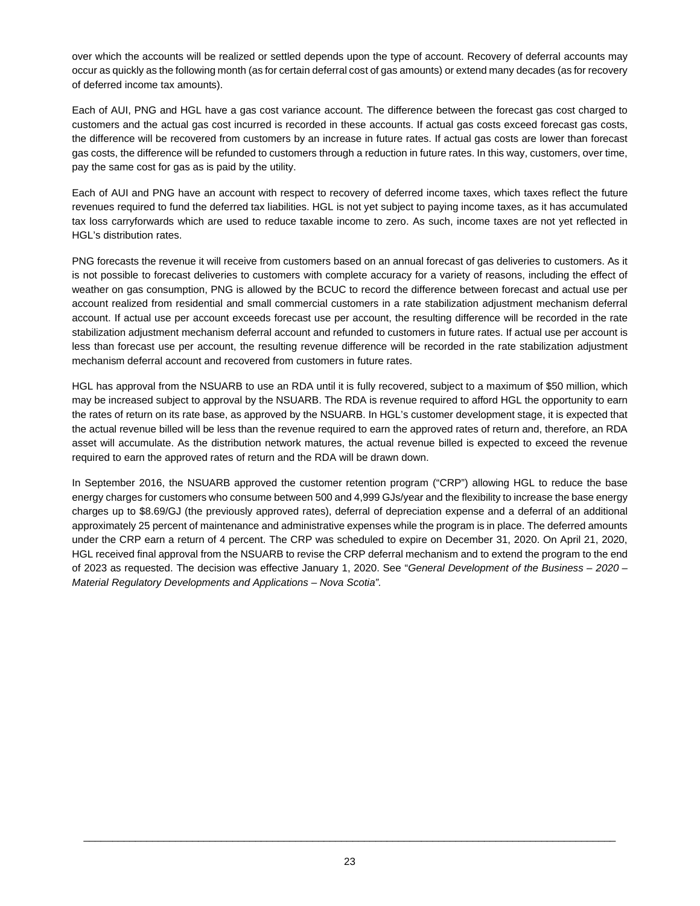over which the accounts will be realized or settled depends upon the type of account. Recovery of deferral accounts may occur as quickly as the following month (as for certain deferral cost of gas amounts) or extend many decades (as for recovery of deferred income tax amounts).

Each of AUI, PNG and HGL have a gas cost variance account. The difference between the forecast gas cost charged to customers and the actual gas cost incurred is recorded in these accounts. If actual gas costs exceed forecast gas costs, the difference will be recovered from customers by an increase in future rates. If actual gas costs are lower than forecast gas costs, the difference will be refunded to customers through a reduction in future rates. In this way, customers, over time, pay the same cost for gas as is paid by the utility.

Each of AUI and PNG have an account with respect to recovery of deferred income taxes, which taxes reflect the future revenues required to fund the deferred tax liabilities. HGL is not yet subject to paying income taxes, as it has accumulated tax loss carryforwards which are used to reduce taxable income to zero. As such, income taxes are not yet reflected in HGL's distribution rates.

PNG forecasts the revenue it will receive from customers based on an annual forecast of gas deliveries to customers. As it is not possible to forecast deliveries to customers with complete accuracy for a variety of reasons, including the effect of weather on gas consumption, PNG is allowed by the BCUC to record the difference between forecast and actual use per account realized from residential and small commercial customers in a rate stabilization adjustment mechanism deferral account. If actual use per account exceeds forecast use per account, the resulting difference will be recorded in the rate stabilization adjustment mechanism deferral account and refunded to customers in future rates. If actual use per account is less than forecast use per account, the resulting revenue difference will be recorded in the rate stabilization adjustment mechanism deferral account and recovered from customers in future rates.

HGL has approval from the NSUARB to use an RDA until it is fully recovered, subject to a maximum of $50 million, which may be increased subject to approval by the NSUARB. The RDA is revenue required to afford HGL the opportunity to earn the rates of return on its rate base, as approved by the NSUARB. In HGL's customer development stage, it is expected that the actual revenue billed will be less than the revenue required to earn the approved rates of return and, therefore, an RDA asset will accumulate. As the distribution network matures, the actual revenue billed is expected to exceed the revenue required to earn the approved rates of return and the RDA will be drawn down.

In September 2016, the NSUARB approved the customer retention program ("CRP") allowing HGL to reduce the base energy charges for customers who consume between 500 and 4,999 GJs/year and the flexibility to increase the base energy charges up to $8.69/GJ (the previously approved rates), deferral of depreciation expense and a deferral of an additional approximately 25 percent of maintenance and administrative expenses while the program is in place. The deferred amounts under the CRP earn a return of 4 percent. The CRP was scheduled to expire on December 31, 2020. On April 21, 2020, HGL received final approval from the NSUARB to revise the CRP deferral mechanism and to extend the program to the end of 2023 as requested. The decision was effective January 1, 2020. See "*General Development of the Business – 2020 – Material Regulatory Developments and Applications – Nova Scotia"*.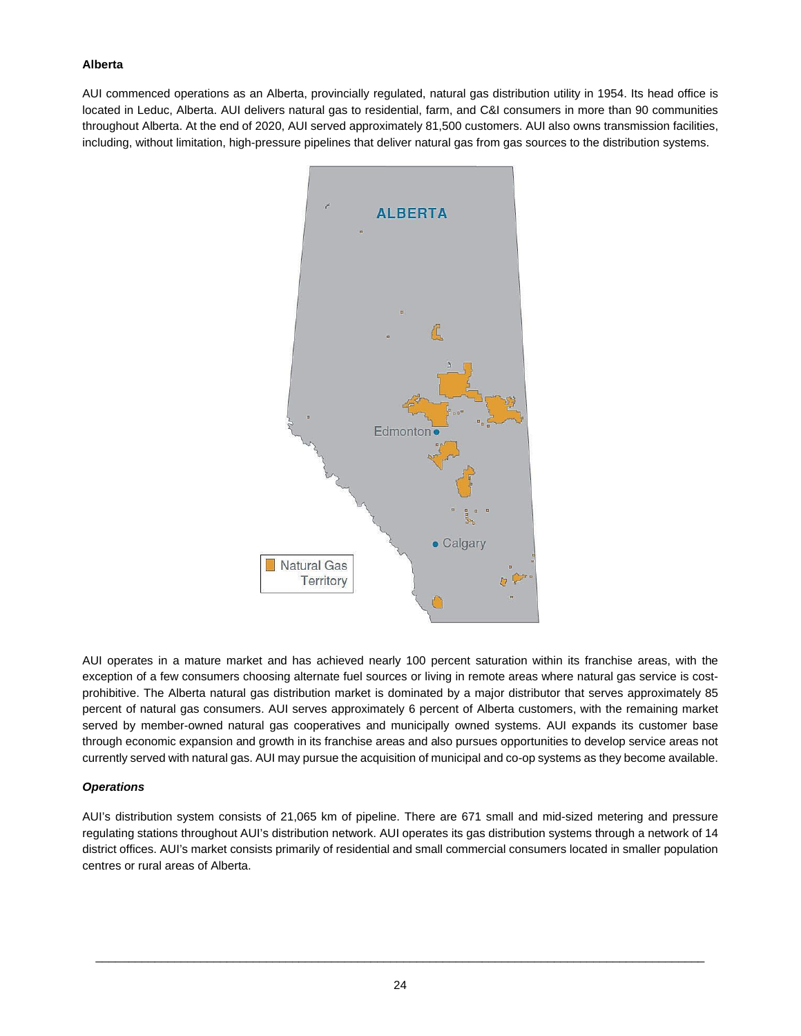**Alberta**

AUI commenced operations as an Alberta, provincially regulated, natural gas distribution utility in 1954. Its head office is located in Leduc, Alberta. AUI delivers natural gas to residential, farm, and C&I consumers in more than 90 communities throughout Alberta. At the end of 2020, AUI served approximately 81,500 customers. AUI also owns transmission facilities, including, without limitation, high-pressure pipelines that deliver natural gas from gas sources to the distribution systems.

AUI operates in a mature market and has achieved nearly 100 percent saturation within its franchise areas, with the exception of a few consumers choosing alternate fuel sources or living in remote areas where natural gas service is cost-prohibitive. The Alberta natural gas distribution market is dominated by a major distributor that serves approximately 85 percent of natural gas consumers. AUI serves approximately 6 percent of Alberta customers, with the remaining market served by member-owned natural gas cooperatives and municipally owned systems. AUI expands its customer base through economic expansion and growth in its franchise areas and also pursues opportunities to develop service areas not currently served with natural gas. AUI may pursue the acquisition of municipal and co-op systems as they become available.

***Operations***

AUI's distribution system consists of 21,065 km of pipeline. There are 671 small and mid-sized metering and pressure regulating stations throughout AUI's distribution network. AUI operates its gas distribution systems through a network of 14 district offices. AUI's market consists primarily of residential and small commercial consumers located in smaller population centres or rural areas of Alberta.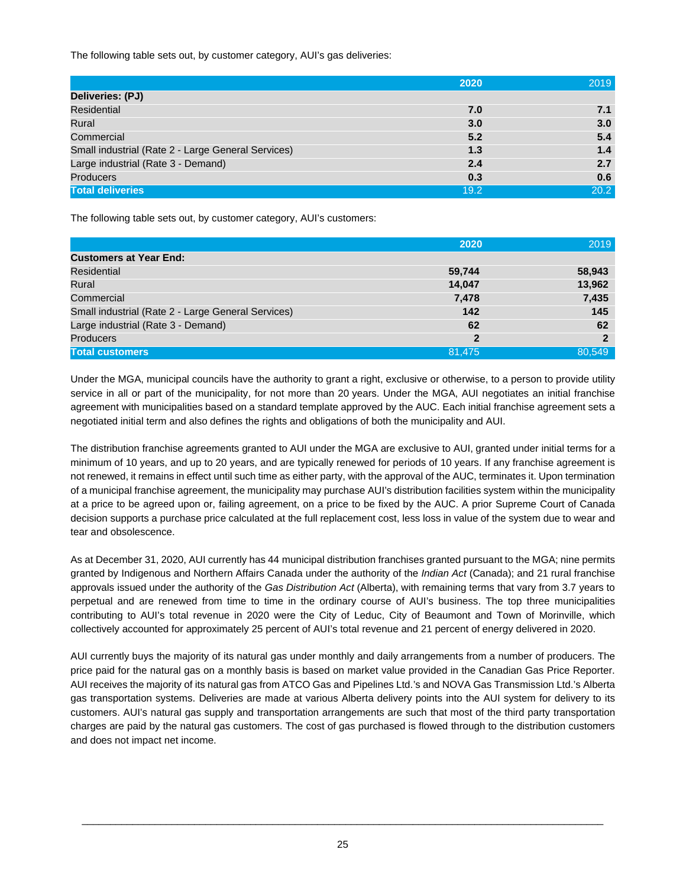The following table sets out, by customer category, AUI's gas deliveries:

| | 2020 | 2019 |
|---|---|---|
| **Deliveries: (PJ)** | | |
| Residential | **7.0** | **7.1** |
| Rural | **3.0** | **3.0** |
| Commercial | **5.2** | **5.4** |
| Small industrial (Rate 2 - Large General Services) | **1.3** | **1.4** |
| Large industrial (Rate 3 - Demand) | **2.4** | **2.7** |
| Producers | **0.3** | **0.6** |
| **Total deliveries** | 19.2 | 20.2 |

The following table sets out, by customer category, AUI's customers:

| | 2020 | 2019 |
|---|---|---|
| **Customers at Year End:** | | |
| Residential | **59,744** | **58,943** |
| Rural | **14,047** | **13,962** |
| Commercial | **7,478** | **7,435** |
| Small industrial (Rate 2 - Large General Services) | **142** | **145** |
| Large industrial (Rate 3 - Demand) | **62** | **62** |
| Producers | **2** | **2** |
| **Total customers** | 81,475 | 80,549 |

Under the MGA, municipal councils have the authority to grant a right, exclusive or otherwise, to a person to provide utility service in all or part of the municipality, for not more than 20 years. Under the MGA, AUI negotiates an initial franchise agreement with municipalities based on a standard template approved by the AUC. Each initial franchise agreement sets a negotiated initial term and also defines the rights and obligations of both the municipality and AUI.

The distribution franchise agreements granted to AUI under the MGA are exclusive to AUI, granted under initial terms for a minimum of 10 years, and up to 20 years, and are typically renewed for periods of 10 years. If any franchise agreement is not renewed, it remains in effect until such time as either party, with the approval of the AUC, terminates it. Upon termination of a municipal franchise agreement, the municipality may purchase AUI's distribution facilities system within the municipality at a price to be agreed upon or, failing agreement, on a price to be fixed by the AUC. A prior Supreme Court of Canada decision supports a purchase price calculated at the full replacement cost, less loss in value of the system due to wear and tear and obsolescence.

As at December 31, 2020, AUI currently has 44 municipal distribution franchises granted pursuant to the MGA; nine permits granted by Indigenous and Northern Affairs Canada under the authority of the *Indian Act* (Canada); and 21 rural franchise approvals issued under the authority of the *Gas Distribution Act* (Alberta), with remaining terms that vary from 3.7 years to perpetual and are renewed from time to time in the ordinary course of AUI's business. The top three municipalities contributing to AUI's total revenue in 2020 were the City of Leduc, City of Beaumont and Town of Morinville, which collectively accounted for approximately 25 percent of AUI's total revenue and 21 percent of energy delivered in 2020.

AUI currently buys the majority of its natural gas under monthly and daily arrangements from a number of producers. The price paid for the natural gas on a monthly basis is based on market value provided in the Canadian Gas Price Reporter. AUI receives the majority of its natural gas from ATCO Gas and Pipelines Ltd.'s and NOVA Gas Transmission Ltd.'s Alberta gas transportation systems. Deliveries are made at various Alberta delivery points into the AUI system for delivery to its customers. AUI's natural gas supply and transportation arrangements are such that most of the third party transportation charges are paid by the natural gas customers. The cost of gas purchased is flowed through to the distribution customers and does not impact net income.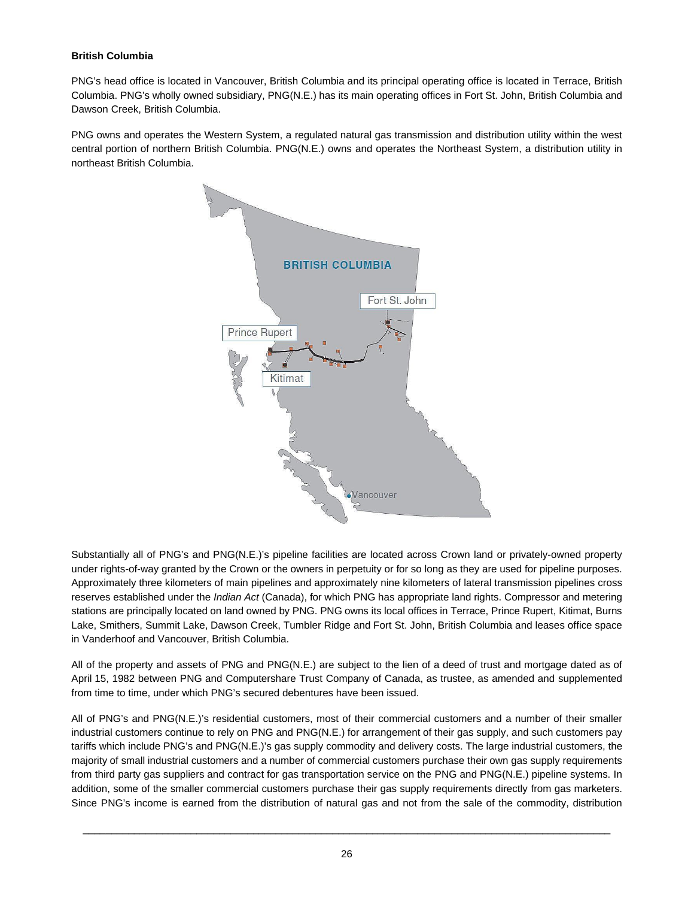**British Columbia**

PNG's head office is located in Vancouver, British Columbia and its principal operating office is located in Terrace, British Columbia. PNG's wholly owned subsidiary, PNG(N.E.) has its main operating offices in Fort St. John, British Columbia and Dawson Creek, British Columbia.

PNG owns and operates the Western System, a regulated natural gas transmission and distribution utility within the west central portion of northern British Columbia. PNG(N.E.) owns and operates the Northeast System, a distribution utility in northeast British Columbia.

Substantially all of PNG's and PNG(N.E.)'s pipeline facilities are located across Crown land or privately-owned property under rights-of-way granted by the Crown or the owners in perpetuity or for so long as they are used for pipeline purposes. Approximately three kilometers of main pipelines and approximately nine kilometers of lateral transmission pipelines cross reserves established under the *Indian Act* (Canada), for which PNG has appropriate land rights. Compressor and metering stations are principally located on land owned by PNG. PNG owns its local offices in Terrace, Prince Rupert, Kitimat, Burns Lake, Smithers, Summit Lake, Dawson Creek, Tumbler Ridge and Fort St. John, British Columbia and leases office space in Vanderhoof and Vancouver, British Columbia.

All of the property and assets of PNG and PNG(N.E.) are subject to the lien of a deed of trust and mortgage dated as of April 15, 1982 between PNG and Computershare Trust Company of Canada, as trustee, as amended and supplemented from time to time, under which PNG's secured debentures have been issued.

All of PNG's and PNG(N.E.)'s residential customers, most of their commercial customers and a number of their smaller industrial customers continue to rely on PNG and PNG(N.E.) for arrangement of their gas supply, and such customers pay tariffs which include PNG's and PNG(N.E.)'s gas supply commodity and delivery costs. The large industrial customers, the majority of small industrial customers and a number of commercial customers purchase their own gas supply requirements from third party gas suppliers and contract for gas transportation service on the PNG and PNG(N.E.) pipeline systems. In addition, some of the smaller commercial customers purchase their gas supply requirements directly from gas marketers. Since PNG's income is earned from the distribution of natural gas and not from the sale of the commodity, distribution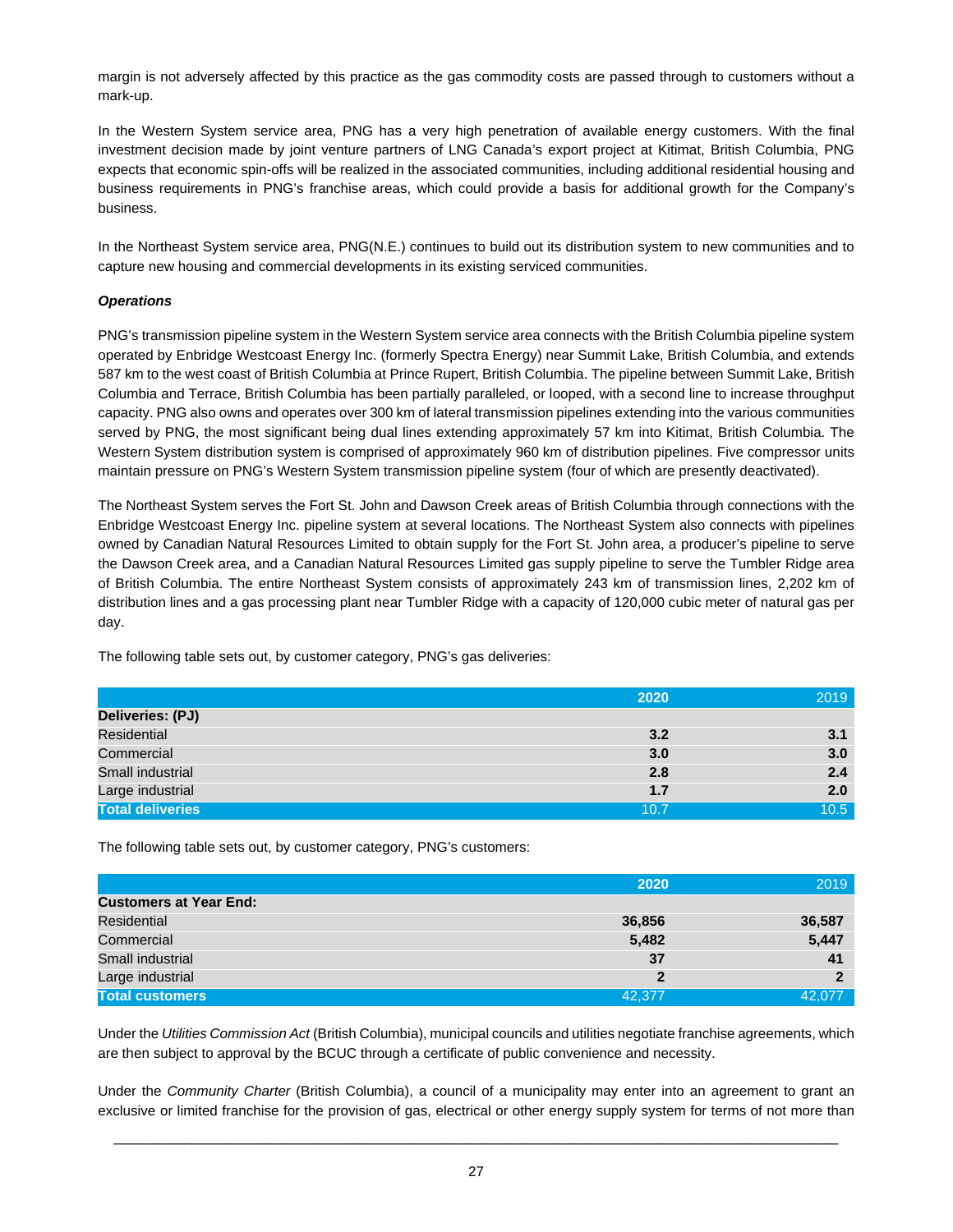margin is not adversely affected by this practice as the gas commodity costs are passed through to customers without a mark-up.

In the Western System service area, PNG has a very high penetration of available energy customers. With the final investment decision made by joint venture partners of LNG Canada's export project at Kitimat, British Columbia, PNG expects that economic spin-offs will be realized in the associated communities, including additional residential housing and business requirements in PNG's franchise areas, which could provide a basis for additional growth for the Company's business.

In the Northeast System service area, PNG(N.E.) continues to build out its distribution system to new communities and to capture new housing and commercial developments in its existing serviced communities.

***Operations***

PNG's transmission pipeline system in the Western System service area connects with the British Columbia pipeline system operated by Enbridge Westcoast Energy Inc. (formerly Spectra Energy) near Summit Lake, British Columbia, and extends 587 km to the west coast of British Columbia at Prince Rupert, British Columbia. The pipeline between Summit Lake, British Columbia and Terrace, British Columbia has been partially paralleled, or looped, with a second line to increase throughput capacity. PNG also owns and operates over 300 km of lateral transmission pipelines extending into the various communities served by PNG, the most significant being dual lines extending approximately 57 km into Kitimat, British Columbia. The Western System distribution system is comprised of approximately 960 km of distribution pipelines. Five compressor units maintain pressure on PNG's Western System transmission pipeline system (four of which are presently deactivated).

The Northeast System serves the Fort St. John and Dawson Creek areas of British Columbia through connections with the Enbridge Westcoast Energy Inc. pipeline system at several locations. The Northeast System also connects with pipelines owned by Canadian Natural Resources Limited to obtain supply for the Fort St. John area, a producer's pipeline to serve the Dawson Creek area, and a Canadian Natural Resources Limited gas supply pipeline to serve the Tumbler Ridge area of British Columbia. The entire Northeast System consists of approximately 243 km of transmission lines, 2,202 km of distribution lines and a gas processing plant near Tumbler Ridge with a capacity of 120,000 cubic meter of natural gas per day.

The following table sets out, by customer category, PNG's gas deliveries:

| | **2020** | 2019 |
|---|---|---|
| **Deliveries: (PJ)** | | |
| Residential | **3.2** | **3.1** |
| Commercial | **3.0** | **3.0** |
| Small industrial | **2.8** | **2.4** |
| Large industrial | **1.7** | **2.0** |
| **Total deliveries** | 10.7 | 10.5 |

The following table sets out, by customer category, PNG's customers:

| | **2020** | 2019 |
|---|---|---|
| **Customers at Year End:** | | |
| Residential | **36,856** | **36,587** |
| Commercial | **5,482** | **5,447** |
| Small industrial | **37** | **41** |
| Large industrial | **2** | **2** |
| **Total customers** | 42,377 | 42,077 |

Under the *Utilities Commission Act* (British Columbia), municipal councils and utilities negotiate franchise agreements, which are then subject to approval by the BCUC through a certificate of public convenience and necessity.

Under the *Community Charter* (British Columbia), a council of a municipality may enter into an agreement to grant an exclusive or limited franchise for the provision of gas, electrical or other energy supply system for terms of not more than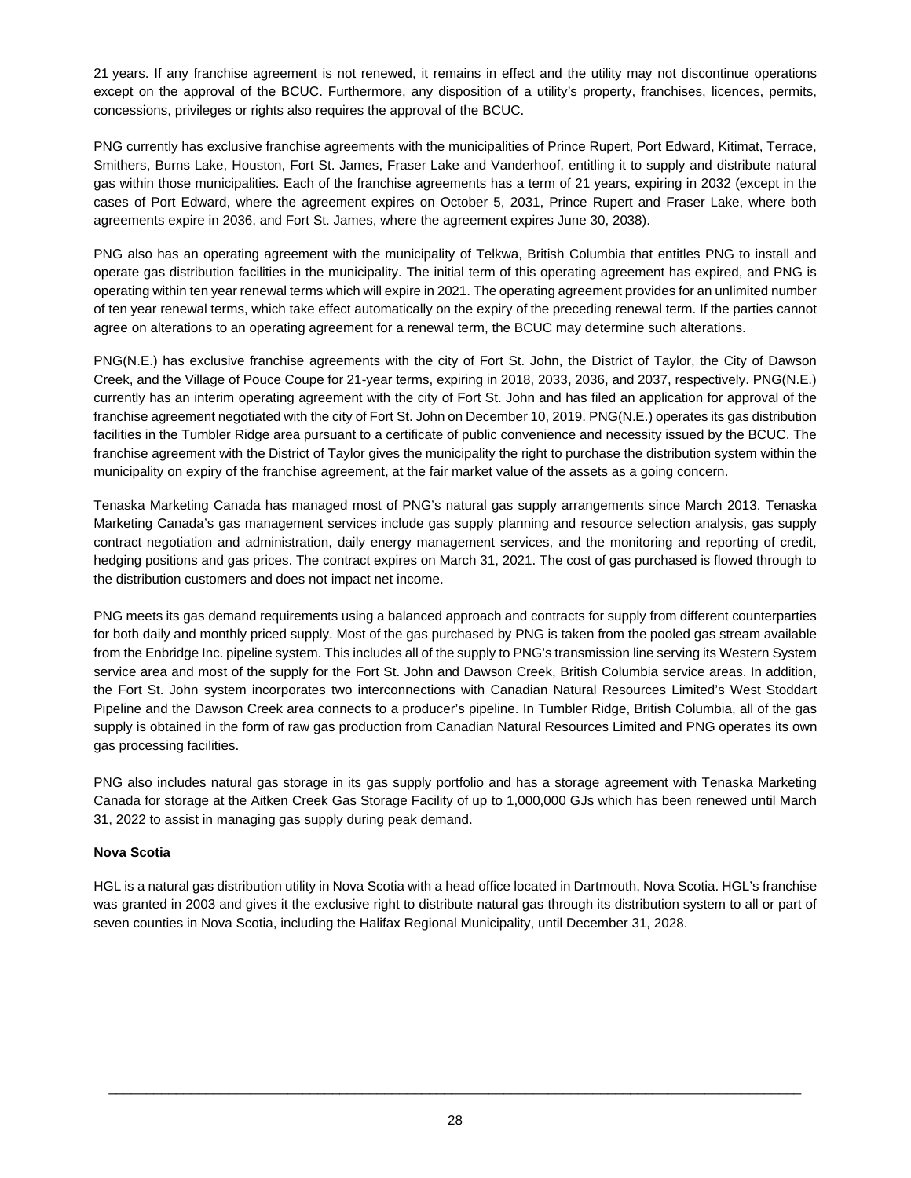21 years. If any franchise agreement is not renewed, it remains in effect and the utility may not discontinue operations except on the approval of the BCUC. Furthermore, any disposition of a utility's property, franchises, licences, permits, concessions, privileges or rights also requires the approval of the BCUC.

PNG currently has exclusive franchise agreements with the municipalities of Prince Rupert, Port Edward, Kitimat, Terrace, Smithers, Burns Lake, Houston, Fort St. James, Fraser Lake and Vanderhoof, entitling it to supply and distribute natural gas within those municipalities. Each of the franchise agreements has a term of 21 years, expiring in 2032 (except in the cases of Port Edward, where the agreement expires on October 5, 2031, Prince Rupert and Fraser Lake, where both agreements expire in 2036, and Fort St. James, where the agreement expires June 30, 2038).

PNG also has an operating agreement with the municipality of Telkwa, British Columbia that entitles PNG to install and operate gas distribution facilities in the municipality. The initial term of this operating agreement has expired, and PNG is operating within ten year renewal terms which will expire in 2021. The operating agreement provides for an unlimited number of ten year renewal terms, which take effect automatically on the expiry of the preceding renewal term. If the parties cannot agree on alterations to an operating agreement for a renewal term, the BCUC may determine such alterations.

PNG(N.E.) has exclusive franchise agreements with the city of Fort St. John, the District of Taylor, the City of Dawson Creek, and the Village of Pouce Coupe for 21-year terms, expiring in 2018, 2033, 2036, and 2037, respectively. PNG(N.E.) currently has an interim operating agreement with the city of Fort St. John and has filed an application for approval of the franchise agreement negotiated with the city of Fort St. John on December 10, 2019. PNG(N.E.) operates its gas distribution facilities in the Tumbler Ridge area pursuant to a certificate of public convenience and necessity issued by the BCUC. The franchise agreement with the District of Taylor gives the municipality the right to purchase the distribution system within the municipality on expiry of the franchise agreement, at the fair market value of the assets as a going concern.

Tenaska Marketing Canada has managed most of PNG's natural gas supply arrangements since March 2013. Tenaska Marketing Canada's gas management services include gas supply planning and resource selection analysis, gas supply contract negotiation and administration, daily energy management services, and the monitoring and reporting of credit, hedging positions and gas prices. The contract expires on March 31, 2021. The cost of gas purchased is flowed through to the distribution customers and does not impact net income.

PNG meets its gas demand requirements using a balanced approach and contracts for supply from different counterparties for both daily and monthly priced supply. Most of the gas purchased by PNG is taken from the pooled gas stream available from the Enbridge Inc. pipeline system. This includes all of the supply to PNG's transmission line serving its Western System service area and most of the supply for the Fort St. John and Dawson Creek, British Columbia service areas. In addition, the Fort St. John system incorporates two interconnections with Canadian Natural Resources Limited's West Stoddart Pipeline and the Dawson Creek area connects to a producer's pipeline. In Tumbler Ridge, British Columbia, all of the gas supply is obtained in the form of raw gas production from Canadian Natural Resources Limited and PNG operates its own gas processing facilities.

PNG also includes natural gas storage in its gas supply portfolio and has a storage agreement with Tenaska Marketing Canada for storage at the Aitken Creek Gas Storage Facility of up to 1,000,000 GJs which has been renewed until March 31, 2022 to assist in managing gas supply during peak demand.

**Nova Scotia**

HGL is a natural gas distribution utility in Nova Scotia with a head office located in Dartmouth, Nova Scotia. HGL's franchise was granted in 2003 and gives it the exclusive right to distribute natural gas through its distribution system to all or part of seven counties in Nova Scotia, including the Halifax Regional Municipality, until December 31, 2028.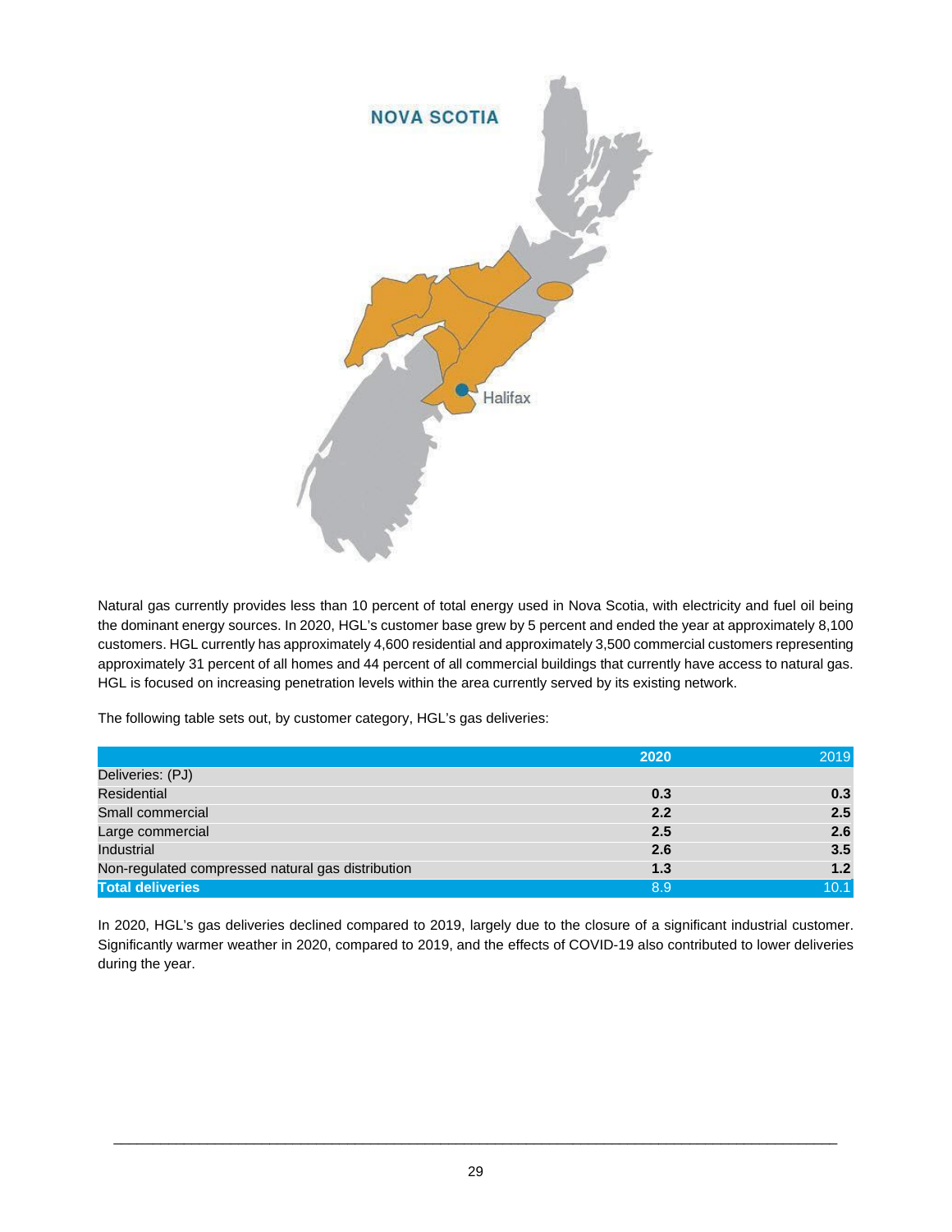Natural gas currently provides less than 10 percent of total energy used in Nova Scotia, with electricity and fuel oil being the dominant energy sources. In 2020, HGL's customer base grew by 5 percent and ended the year at approximately 8,100 customers. HGL currently has approximately 4,600 residential and approximately 3,500 commercial customers representing approximately 31 percent of all homes and 44 percent of all commercial buildings that currently have access to natural gas. HGL is focused on increasing penetration levels within the area currently served by its existing network.

The following table sets out, by customer category, HGL's gas deliveries:

| | 2020 | 2019 |
|---|---|---|
| Deliveries: (PJ) | | |
| Residential | 0.3 | 0.3 |
| Small commercial | 2.2 | 2.5 |
| Large commercial | 2.5 | 2.6 |
| Industrial | 2.6 | 3.5 |
| Non-regulated compressed natural gas distribution | 1.3 | 1.2 |
| **Total deliveries** | 8.9 | 10.1 |

In 2020, HGL's gas deliveries declined compared to 2019, largely due to the closure of a significant industrial customer. Significantly warmer weather in 2020, compared to 2019, and the effects of COVID-19 also contributed to lower deliveries during the year.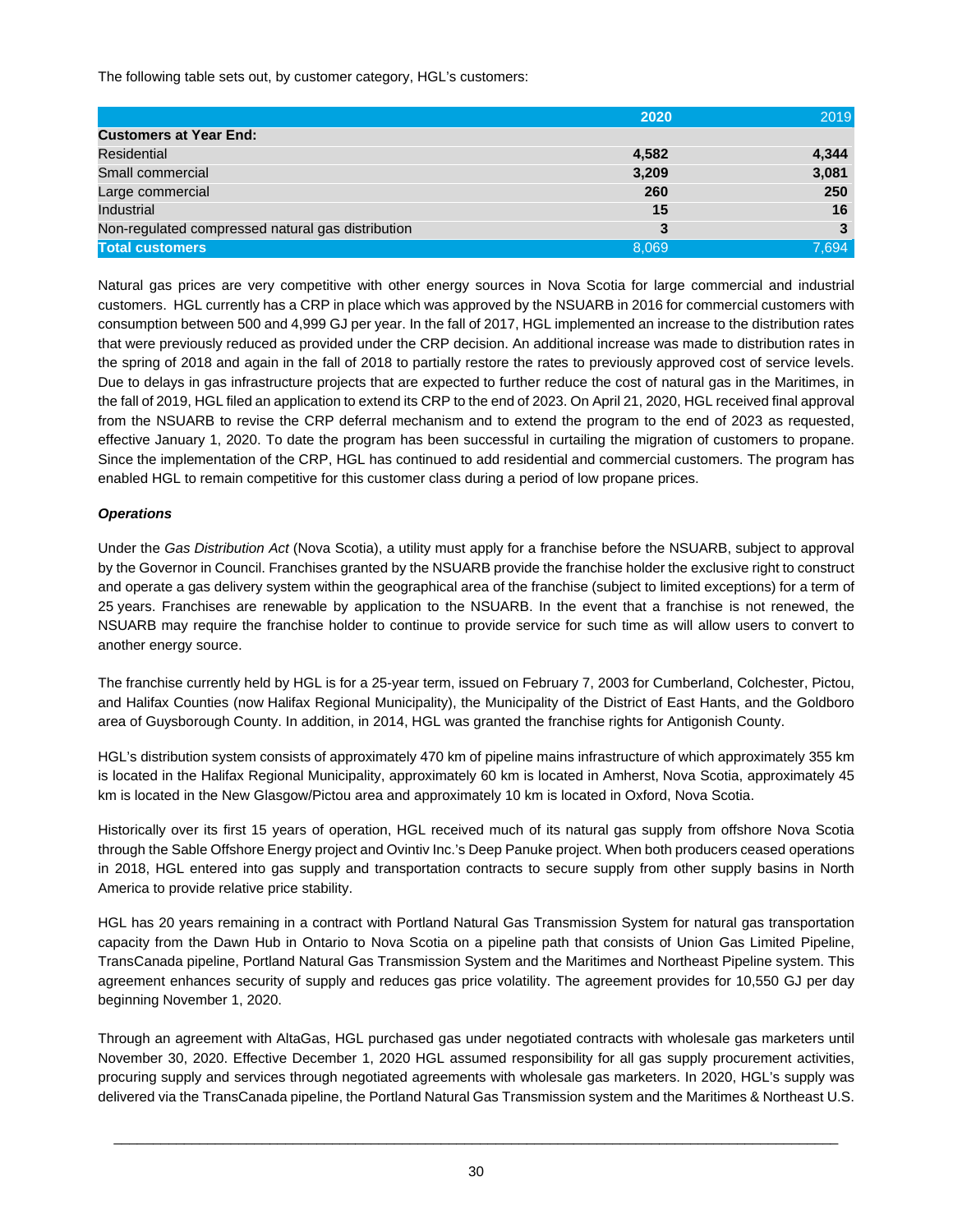The following table sets out, by customer category, HGL's customers:

| | 2020 | 2019 |
|---|---|---|
| **Customers at Year End:** | | |
| Residential | **4,582** | **4,344** |
| Small commercial | **3,209** | **3,081** |
| Large commercial | **260** | **250** |
| Industrial | **15** | **16** |
| Non-regulated compressed natural gas distribution | **3** | **3** |
| **Total customers** | 8,069 | 7,694 |

Natural gas prices are very competitive with other energy sources in Nova Scotia for large commercial and industrial customers. HGL currently has a CRP in place which was approved by the NSUARB in 2016 for commercial customers with consumption between 500 and 4,999 GJ per year. In the fall of 2017, HGL implemented an increase to the distribution rates that were previously reduced as provided under the CRP decision. An additional increase was made to distribution rates in the spring of 2018 and again in the fall of 2018 to partially restore the rates to previously approved cost of service levels. Due to delays in gas infrastructure projects that are expected to further reduce the cost of natural gas in the Maritimes, in the fall of 2019, HGL filed an application to extend its CRP to the end of 2023. On April 21, 2020, HGL received final approval from the NSUARB to revise the CRP deferral mechanism and to extend the program to the end of 2023 as requested, effective January 1, 2020. To date the program has been successful in curtailing the migration of customers to propane. Since the implementation of the CRP, HGL has continued to add residential and commercial customers. The program has enabled HGL to remain competitive for this customer class during a period of low propane prices.

***Operations***

Under the *Gas Distribution Act* (Nova Scotia), a utility must apply for a franchise before the NSUARB, subject to approval by the Governor in Council. Franchises granted by the NSUARB provide the franchise holder the exclusive right to construct and operate a gas delivery system within the geographical area of the franchise (subject to limited exceptions) for a term of 25 years. Franchises are renewable by application to the NSUARB. In the event that a franchise is not renewed, the NSUARB may require the franchise holder to continue to provide service for such time as will allow users to convert to another energy source.

The franchise currently held by HGL is for a 25-year term, issued on February 7, 2003 for Cumberland, Colchester, Pictou, and Halifax Counties (now Halifax Regional Municipality), the Municipality of the District of East Hants, and the Goldboro area of Guysborough County. In addition, in 2014, HGL was granted the franchise rights for Antigonish County.

HGL's distribution system consists of approximately 470 km of pipeline mains infrastructure of which approximately 355 km is located in the Halifax Regional Municipality, approximately 60 km is located in Amherst, Nova Scotia, approximately 45 km is located in the New Glasgow/Pictou area and approximately 10 km is located in Oxford, Nova Scotia.

Historically over its first 15 years of operation, HGL received much of its natural gas supply from offshore Nova Scotia through the Sable Offshore Energy project and Ovintiv Inc.'s Deep Panuke project. When both producers ceased operations in 2018, HGL entered into gas supply and transportation contracts to secure supply from other supply basins in North America to provide relative price stability.

HGL has 20 years remaining in a contract with Portland Natural Gas Transmission System for natural gas transportation capacity from the Dawn Hub in Ontario to Nova Scotia on a pipeline path that consists of Union Gas Limited Pipeline, TransCanada pipeline, Portland Natural Gas Transmission System and the Maritimes and Northeast Pipeline system. This agreement enhances security of supply and reduces gas price volatility. The agreement provides for 10,550 GJ per day beginning November 1, 2020.

Through an agreement with AltaGas, HGL purchased gas under negotiated contracts with wholesale gas marketers until November 30, 2020. Effective December 1, 2020 HGL assumed responsibility for all gas supply procurement activities, procuring supply and services through negotiated agreements with wholesale gas marketers. In 2020, HGL's supply was delivered via the TransCanada pipeline, the Portland Natural Gas Transmission system and the Maritimes & Northeast U.S.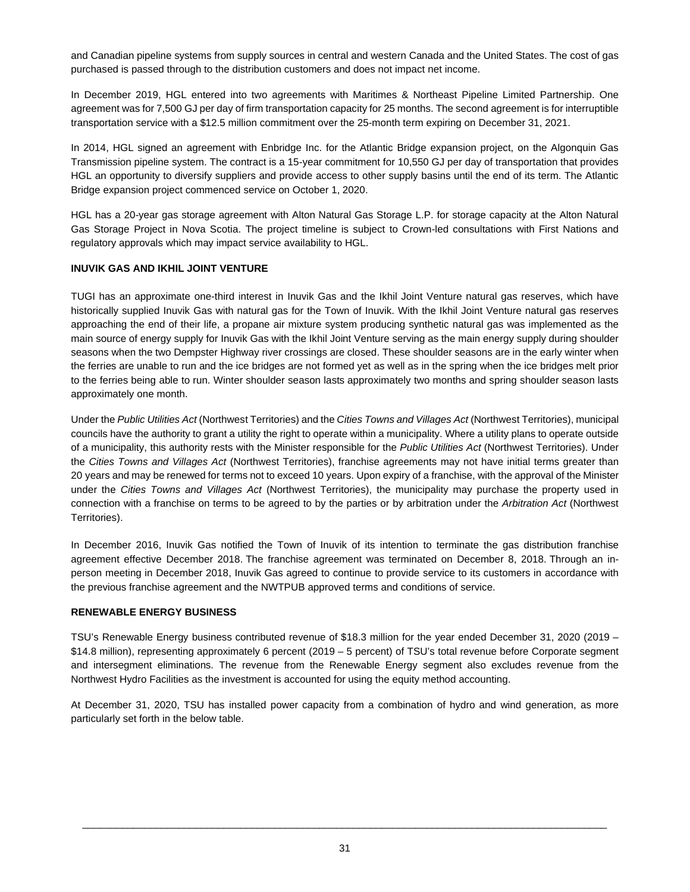and Canadian pipeline systems from supply sources in central and western Canada and the United States. The cost of gas purchased is passed through to the distribution customers and does not impact net income.

In December 2019, HGL entered into two agreements with Maritimes & Northeast Pipeline Limited Partnership. One agreement was for 7,500 GJ per day of firm transportation capacity for 25 months. The second agreement is for interruptible transportation service with a $12.5 million commitment over the 25-month term expiring on December 31, 2021.

In 2014, HGL signed an agreement with Enbridge Inc. for the Atlantic Bridge expansion project, on the Algonquin Gas Transmission pipeline system. The contract is a 15-year commitment for 10,550 GJ per day of transportation that provides HGL an opportunity to diversify suppliers and provide access to other supply basins until the end of its term. The Atlantic Bridge expansion project commenced service on October 1, 2020.

HGL has a 20-year gas storage agreement with Alton Natural Gas Storage L.P. for storage capacity at the Alton Natural Gas Storage Project in Nova Scotia. The project timeline is subject to Crown-led consultations with First Nations and regulatory approvals which may impact service availability to HGL.

**INUVIK GAS AND IKHIL JOINT VENTURE**

TUGI has an approximate one-third interest in Inuvik Gas and the Ikhil Joint Venture natural gas reserves, which have historically supplied Inuvik Gas with natural gas for the Town of Inuvik. With the Ikhil Joint Venture natural gas reserves approaching the end of their life, a propane air mixture system producing synthetic natural gas was implemented as the main source of energy supply for Inuvik Gas with the Ikhil Joint Venture serving as the main energy supply during shoulder seasons when the two Dempster Highway river crossings are closed. These shoulder seasons are in the early winter when the ferries are unable to run and the ice bridges are not formed yet as well as in the spring when the ice bridges melt prior to the ferries being able to run. Winter shoulder season lasts approximately two months and spring shoulder season lasts approximately one month.

Under the *Public Utilities Act* (Northwest Territories) and the *Cities Towns and Villages Act* (Northwest Territories), municipal councils have the authority to grant a utility the right to operate within a municipality. Where a utility plans to operate outside of a municipality, this authority rests with the Minister responsible for the *Public Utilities Act* (Northwest Territories). Under the *Cities Towns and Villages Act* (Northwest Territories), franchise agreements may not have initial terms greater than 20 years and may be renewed for terms not to exceed 10 years. Upon expiry of a franchise, with the approval of the Minister under the *Cities Towns and Villages Act* (Northwest Territories), the municipality may purchase the property used in connection with a franchise on terms to be agreed to by the parties or by arbitration under the *Arbitration Act* (Northwest Territories).

In December 2016, Inuvik Gas notified the Town of Inuvik of its intention to terminate the gas distribution franchise agreement effective December 2018. The franchise agreement was terminated on December 8, 2018. Through an in-person meeting in December 2018, Inuvik Gas agreed to continue to provide service to its customers in accordance with the previous franchise agreement and the NWTPUB approved terms and conditions of service.

**RENEWABLE ENERGY BUSINESS**

TSU's Renewable Energy business contributed revenue of $18.3 million for the year ended December 31, 2020 (2019 – $14.8 million), representing approximately 6 percent (2019 – 5 percent) of TSU's total revenue before Corporate segment and intersegment eliminations. The revenue from the Renewable Energy segment also excludes revenue from the Northwest Hydro Facilities as the investment is accounted for using the equity method accounting.

At December 31, 2020, TSU has installed power capacity from a combination of hydro and wind generation, as more particularly set forth in the below table.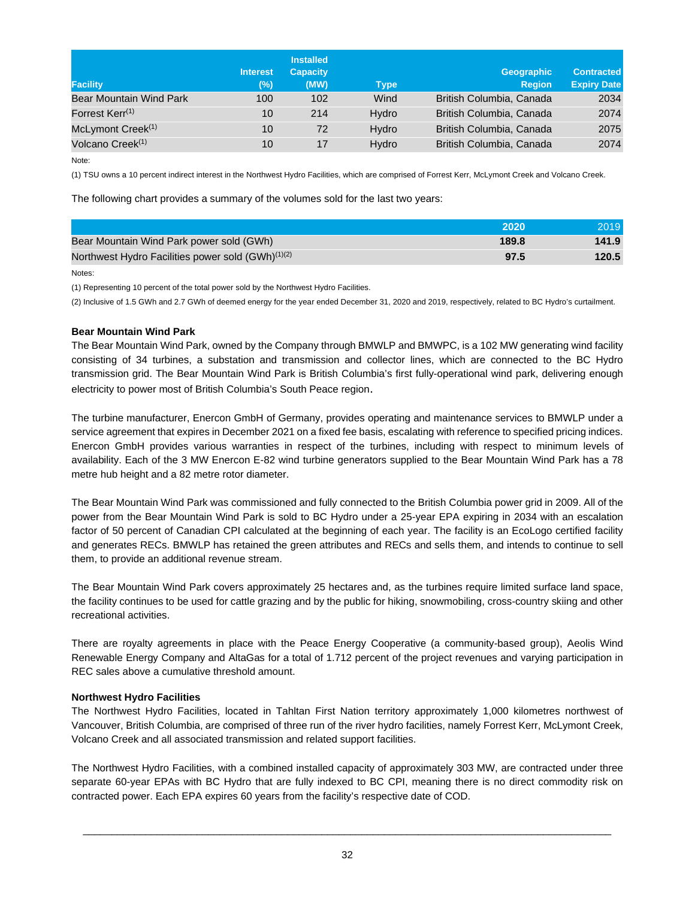| Facility | Interest (%) | Installed Capacity (MW) | Type | Geographic Region | Contracted Expiry Date |
|---|---|---|---|---|---|
| Bear Mountain Wind Park | 100 | 102 | Wind | British Columbia, Canada | 2034 |
| Forrest Kerr[(1)] | 10 | 214 | Hydro | British Columbia, Canada | 2074 |
| McLymont Creek[(1)] | 10 | 72 | Hydro | British Columbia, Canada | 2075 |
| Volcano Creek[(1)] | 10 | 17 | Hydro | British Columbia, Canada | 2074 |

Note:

(1) TSU owns a 10 percent indirect interest in the Northwest Hydro Facilities, which are comprised of Forrest Kerr, McLymont Creek and Volcano Creek.

The following chart provides a summary of the volumes sold for the last two years:

| | 2020 | 2019 |
|---|---|---|
| Bear Mountain Wind Park power sold (GWh) | 189.8 | 141.9 |
| Northwest Hydro Facilities power sold (GWh)[(1)(2)] | 97.5 | 120.5 |

Notes:

(1) Representing 10 percent of the total power sold by the Northwest Hydro Facilities.

(2) Inclusive of 1.5 GWh and 2.7 GWh of deemed energy for the year ended December 31, 2020 and 2019, respectively, related to BC Hydro's curtailment.

**Bear Mountain Wind Park**

The Bear Mountain Wind Park, owned by the Company through BMWLP and BMWPC, is a 102 MW generating wind facility consisting of 34 turbines, a substation and transmission and collector lines, which are connected to the BC Hydro transmission grid. The Bear Mountain Wind Park is British Columbia's first fully-operational wind park, delivering enough electricity to power most of British Columbia's South Peace region.

The turbine manufacturer, Enercon GmbH of Germany, provides operating and maintenance services to BMWLP under a service agreement that expires in December 2021 on a fixed fee basis, escalating with reference to specified pricing indices. Enercon GmbH provides various warranties in respect of the turbines, including with respect to minimum levels of availability. Each of the 3 MW Enercon E-82 wind turbine generators supplied to the Bear Mountain Wind Park has a 78 metre hub height and a 82 metre rotor diameter.

The Bear Mountain Wind Park was commissioned and fully connected to the British Columbia power grid in 2009. All of the power from the Bear Mountain Wind Park is sold to BC Hydro under a 25-year EPA expiring in 2034 with an escalation factor of 50 percent of Canadian CPI calculated at the beginning of each year. The facility is an EcoLogo certified facility and generates RECs. BMWLP has retained the green attributes and RECs and sells them, and intends to continue to sell them, to provide an additional revenue stream.

The Bear Mountain Wind Park covers approximately 25 hectares and, as the turbines require limited surface land space, the facility continues to be used for cattle grazing and by the public for hiking, snowmobiling, cross-country skiing and other recreational activities.

There are royalty agreements in place with the Peace Energy Cooperative (a community-based group), Aeolis Wind Renewable Energy Company and AltaGas for a total of 1.712 percent of the project revenues and varying participation in REC sales above a cumulative threshold amount.

**Northwest Hydro Facilities**

The Northwest Hydro Facilities, located in Tahltan First Nation territory approximately 1,000 kilometres northwest of Vancouver, British Columbia, are comprised of three run of the river hydro facilities, namely Forrest Kerr, McLymont Creek, Volcano Creek and all associated transmission and related support facilities.

The Northwest Hydro Facilities, with a combined installed capacity of approximately 303 MW, are contracted under three separate 60-year EPAs with BC Hydro that are fully indexed to BC CPI, meaning there is no direct commodity risk on contracted power. Each EPA expires 60 years from the facility's respective date of COD.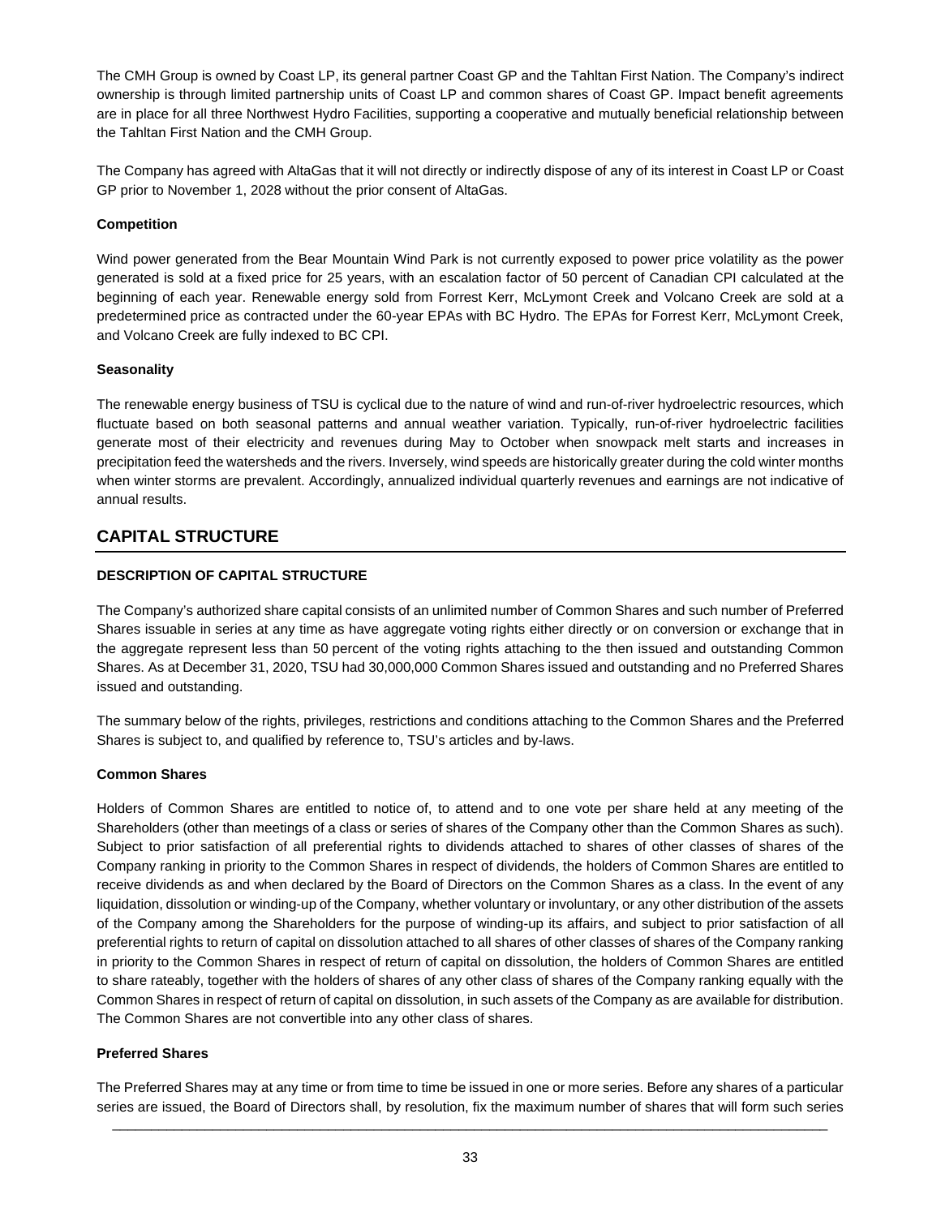The CMH Group is owned by Coast LP, its general partner Coast GP and the Tahltan First Nation. The Company's indirect ownership is through limited partnership units of Coast LP and common shares of Coast GP. Impact benefit agreements are in place for all three Northwest Hydro Facilities, supporting a cooperative and mutually beneficial relationship between the Tahltan First Nation and the CMH Group.

The Company has agreed with AltaGas that it will not directly or indirectly dispose of any of its interest in Coast LP or Coast GP prior to November 1, 2028 without the prior consent of AltaGas.

**Competition**

Wind power generated from the Bear Mountain Wind Park is not currently exposed to power price volatility as the power generated is sold at a fixed price for 25 years, with an escalation factor of 50 percent of Canadian CPI calculated at the beginning of each year. Renewable energy sold from Forrest Kerr, McLymont Creek and Volcano Creek are sold at a predetermined price as contracted under the 60-year EPAs with BC Hydro. The EPAs for Forrest Kerr, McLymont Creek, and Volcano Creek are fully indexed to BC CPI.

**Seasonality**

The renewable energy business of TSU is cyclical due to the nature of wind and run-of-river hydroelectric resources, which fluctuate based on both seasonal patterns and annual weather variation. Typically, run-of-river hydroelectric facilities generate most of their electricity and revenues during May to October when snowpack melt starts and increases in precipitation feed the watersheds and the rivers. Inversely, wind speeds are historically greater during the cold winter months when winter storms are prevalent. Accordingly, annualized individual quarterly revenues and earnings are not indicative of annual results.

## CAPITAL STRUCTURE

### DESCRIPTION OF CAPITAL STRUCTURE

The Company's authorized share capital consists of an unlimited number of Common Shares and such number of Preferred Shares issuable in series at any time as have aggregate voting rights either directly or on conversion or exchange that in the aggregate represent less than 50 percent of the voting rights attaching to the then issued and outstanding Common Shares. As at December 31, 2020, TSU had 30,000,000 Common Shares issued and outstanding and no Preferred Shares issued and outstanding.

The summary below of the rights, privileges, restrictions and conditions attaching to the Common Shares and the Preferred Shares is subject to, and qualified by reference to, TSU's articles and by-laws.

**Common Shares**

Holders of Common Shares are entitled to notice of, to attend and to one vote per share held at any meeting of the Shareholders (other than meetings of a class or series of shares of the Company other than the Common Shares as such). Subject to prior satisfaction of all preferential rights to dividends attached to shares of other classes of shares of the Company ranking in priority to the Common Shares in respect of dividends, the holders of Common Shares are entitled to receive dividends as and when declared by the Board of Directors on the Common Shares as a class. In the event of any liquidation, dissolution or winding-up of the Company, whether voluntary or involuntary, or any other distribution of the assets of the Company among the Shareholders for the purpose of winding-up its affairs, and subject to prior satisfaction of all preferential rights to return of capital on dissolution attached to all shares of other classes of shares of the Company ranking in priority to the Common Shares in respect of return of capital on dissolution, the holders of Common Shares are entitled to share rateably, together with the holders of shares of any other class of shares of the Company ranking equally with the Common Shares in respect of return of capital on dissolution, in such assets of the Company as are available for distribution. The Common Shares are not convertible into any other class of shares.

**Preferred Shares**

The Preferred Shares may at any time or from time to time be issued in one or more series. Before any shares of a particular series are issued, the Board of Directors shall, by resolution, fix the maximum number of shares that will form such series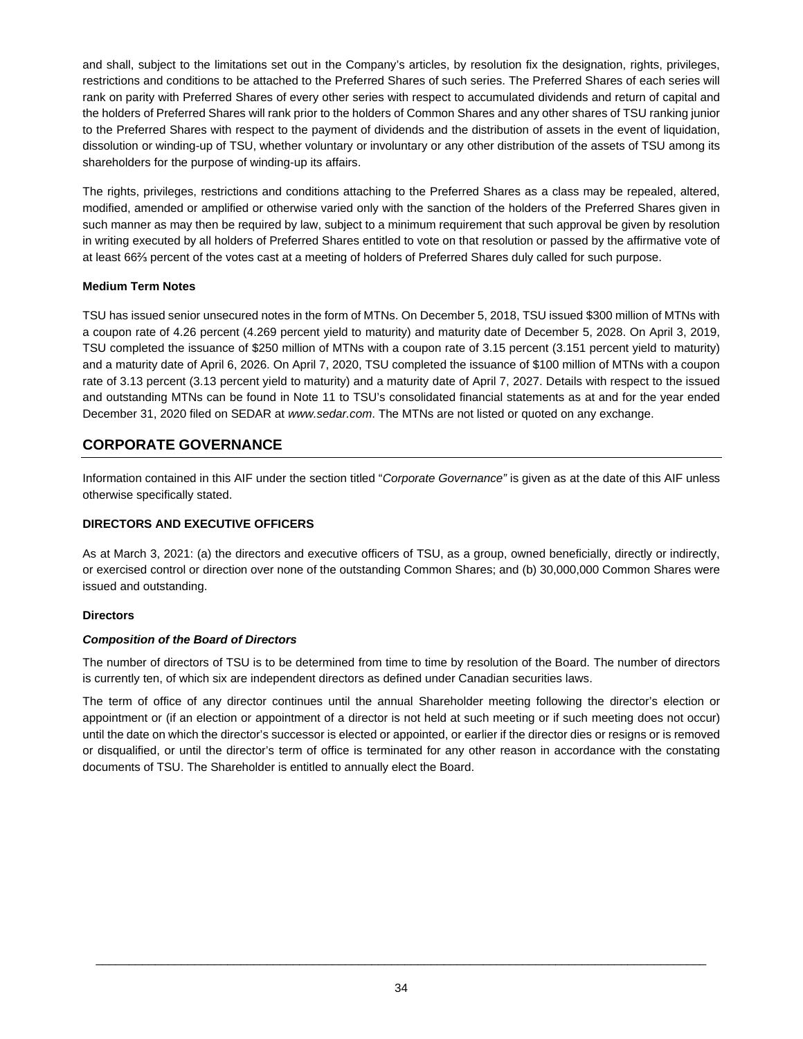and shall, subject to the limitations set out in the Company's articles, by resolution fix the designation, rights, privileges, restrictions and conditions to be attached to the Preferred Shares of such series. The Preferred Shares of each series will rank on parity with Preferred Shares of every other series with respect to accumulated dividends and return of capital and the holders of Preferred Shares will rank prior to the holders of Common Shares and any other shares of TSU ranking junior to the Preferred Shares with respect to the payment of dividends and the distribution of assets in the event of liquidation, dissolution or winding-up of TSU, whether voluntary or involuntary or any other distribution of the assets of TSU among its shareholders for the purpose of winding-up its affairs.

The rights, privileges, restrictions and conditions attaching to the Preferred Shares as a class may be repealed, altered, modified, amended or amplified or otherwise varied only with the sanction of the holders of the Preferred Shares given in such manner as may then be required by law, subject to a minimum requirement that such approval be given by resolution in writing executed by all holders of Preferred Shares entitled to vote on that resolution or passed by the affirmative vote of at least 66⅔ percent of the votes cast at a meeting of holders of Preferred Shares duly called for such purpose.

**Medium Term Notes**

TSU has issued senior unsecured notes in the form of MTNs. On December 5, 2018, TSU issued $300 million of MTNs with a coupon rate of 4.26 percent (4.269 percent yield to maturity) and maturity date of December 5, 2028. On April 3, 2019, TSU completed the issuance of $250 million of MTNs with a coupon rate of 3.15 percent (3.151 percent yield to maturity) and a maturity date of April 6, 2026. On April 7, 2020, TSU completed the issuance of $100 million of MTNs with a coupon rate of 3.13 percent (3.13 percent yield to maturity) and a maturity date of April 7, 2027. Details with respect to the issued and outstanding MTNs can be found in Note 11 to TSU's consolidated financial statements as at and for the year ended December 31, 2020 filed on SEDAR at *www.sedar.com*. The MTNs are not listed or quoted on any exchange.

## CORPORATE GOVERNANCE

Information contained in this AIF under the section titled "*Corporate Governance"* is given as at the date of this AIF unless otherwise specifically stated.

### DIRECTORS AND EXECUTIVE OFFICERS

As at March 3, 2021: (a) the directors and executive officers of TSU, as a group, owned beneficially, directly or indirectly, or exercised control or direction over none of the outstanding Common Shares; and (b) 30,000,000 Common Shares were issued and outstanding.

**Directors**

***Composition of the Board of Directors***

The number of directors of TSU is to be determined from time to time by resolution of the Board. The number of directors is currently ten, of which six are independent directors as defined under Canadian securities laws.

The term of office of any director continues until the annual Shareholder meeting following the director's election or appointment or (if an election or appointment of a director is not held at such meeting or if such meeting does not occur) until the date on which the director's successor is elected or appointed, or earlier if the director dies or resigns or is removed or disqualified, or until the director's term of office is terminated for any other reason in accordance with the constating documents of TSU. The Shareholder is entitled to annually elect the Board.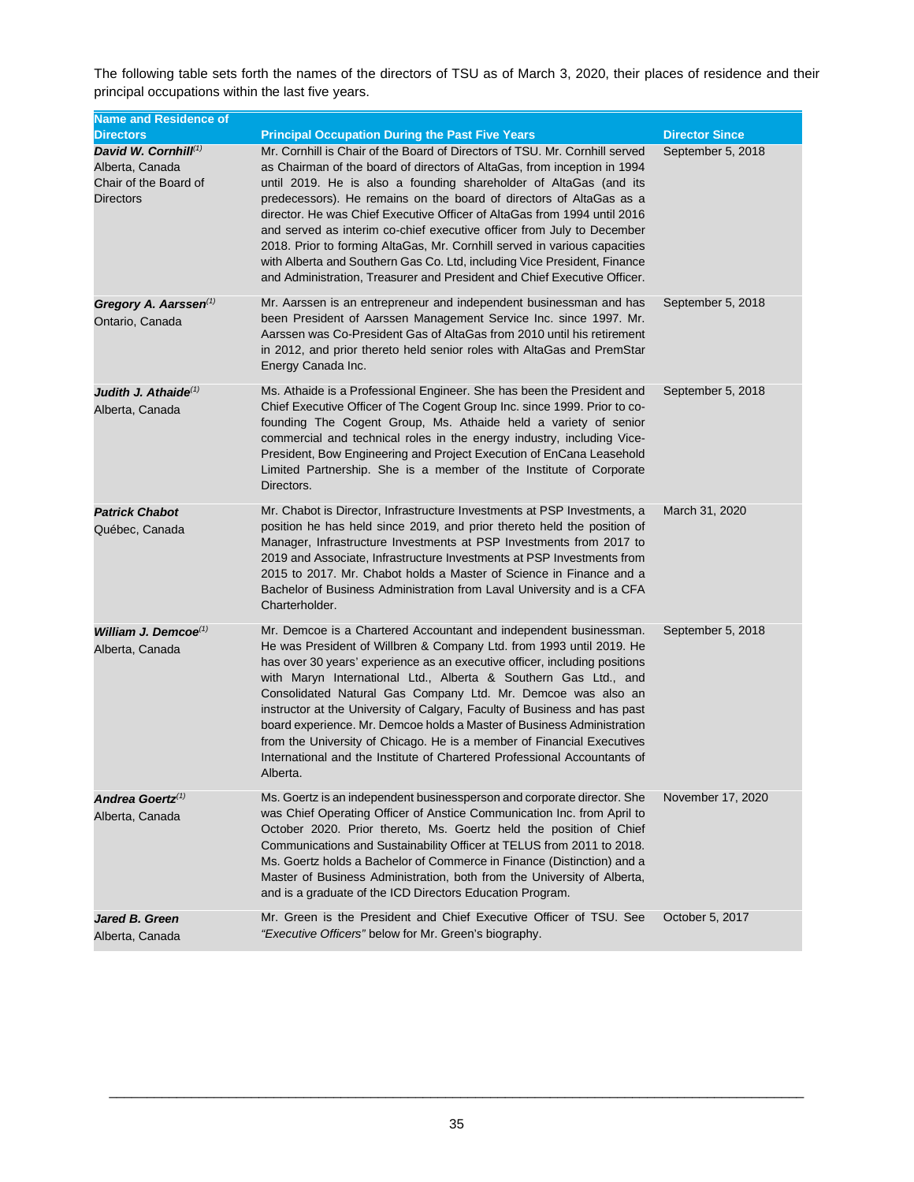The following table sets forth the names of the directors of TSU as of March 3, 2020, their places of residence and their principal occupations within the last five years.

| Name and Residence of Directors | Principal Occupation During the Past Five Years | Director Since |
|---|---|---|
| ***David W. Cornhill***[(1)]<br>Alberta, Canada<br>Chair of the Board of Directors | Mr. Cornhill is Chair of the Board of Directors of TSU. Mr. Cornhill served as Chairman of the board of directors of AltaGas, from inception in 1994 until 2019. He is also a founding shareholder of AltaGas (and its predecessors). He remains on the board of directors of AltaGas as a director. He was Chief Executive Officer of AltaGas from 1994 until 2016 and served as interim co-chief executive officer from July to December 2018. Prior to forming AltaGas, Mr. Cornhill served in various capacities with Alberta and Southern Gas Co. Ltd, including Vice President, Finance and Administration, Treasurer and President and Chief Executive Officer. | September 5, 2018 |
| ***Gregory A. Aarssen***[(1)]<br>Ontario, Canada | Mr. Aarssen is an entrepreneur and independent businessman and has been President of Aarssen Management Service Inc. since 1997. Mr. Aarssen was Co-President Gas of AltaGas from 2010 until his retirement in 2012, and prior thereto held senior roles with AltaGas and PremStar Energy Canada Inc. | September 5, 2018 |
| ***Judith J. Athaide***[(1)]<br>Alberta, Canada | Ms. Athaide is a Professional Engineer. She has been the President and Chief Executive Officer of The Cogent Group Inc. since 1999. Prior to co-founding The Cogent Group, Ms. Athaide held a variety of senior commercial and technical roles in the energy industry, including Vice-President, Bow Engineering and Project Execution of EnCana Leasehold Limited Partnership. She is a member of the Institute of Corporate Directors. | September 5, 2018 |
| ***Patrick Chabot***<br>Québec, Canada | Mr. Chabot is Director, Infrastructure Investments at PSP Investments, a position he has held since 2019, and prior thereto held the position of Manager, Infrastructure Investments at PSP Investments from 2017 to 2019 and Associate, Infrastructure Investments at PSP Investments from 2015 to 2017. Mr. Chabot holds a Master of Science in Finance and a Bachelor of Business Administration from Laval University and is a CFA Charterholder. | March 31, 2020 |
| ***William J. Demcoe***[(1)]<br>Alberta, Canada | Mr. Demcoe is a Chartered Accountant and independent businessman. He was President of Willbren & Company Ltd. from 1993 until 2019. He has over 30 years' experience as an executive officer, including positions with Maryn International Ltd., Alberta & Southern Gas Ltd., and Consolidated Natural Gas Company Ltd. Mr. Demcoe was also an instructor at the University of Calgary, Faculty of Business and has past board experience. Mr. Demcoe holds a Master of Business Administration from the University of Chicago. He is a member of Financial Executives International and the Institute of Chartered Professional Accountants of Alberta. | September 5, 2018 |
| ***Andrea Goertz***[(1)]<br>Alberta, Canada | Ms. Goertz is an independent businessperson and corporate director. She was Chief Operating Officer of Anstice Communication Inc. from April to October 2020. Prior thereto, Ms. Goertz held the position of Chief Communications and Sustainability Officer at TELUS from 2011 to 2018. Ms. Goertz holds a Bachelor of Commerce in Finance (Distinction) and a Master of Business Administration, both from the University of Alberta, and is a graduate of the ICD Directors Education Program. | November 17, 2020 |
| ***Jared B. Green***<br>Alberta, Canada | Mr. Green is the President and Chief Executive Officer of TSU. See *"Executive Officers"* below for Mr. Green's biography. | October 5, 2017 |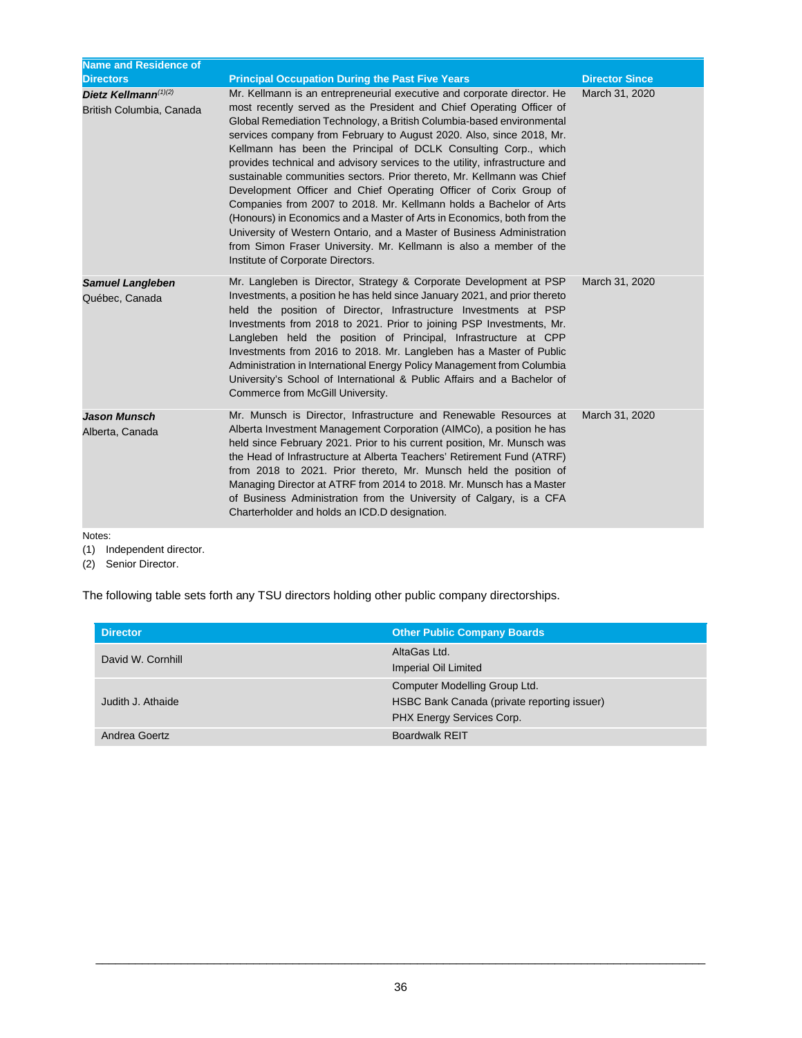| Name and Residence of Directors | Principal Occupation During the Past Five Years | Director Since |
| --- | --- | --- |
| ***Dietz Kellmann***[(1)(2)]<br>British Columbia, Canada | Mr. Kellmann is an entrepreneurial executive and corporate director. He most recently served as the President and Chief Operating Officer of Global Remediation Technology, a British Columbia-based environmental services company from February to August 2020. Also, since 2018, Mr. Kellmann has been the Principal of DCLK Consulting Corp., which provides technical and advisory services to the utility, infrastructure and sustainable communities sectors. Prior thereto, Mr. Kellmann was Chief Development Officer and Chief Operating Officer of Corix Group of Companies from 2007 to 2018. Mr. Kellmann holds a Bachelor of Arts (Honours) in Economics and a Master of Arts in Economics, both from the University of Western Ontario, and a Master of Business Administration from Simon Fraser University. Mr. Kellmann is also a member of the Institute of Corporate Directors. | March 31, 2020 |
| ***Samuel Langleben***<br>Québec, Canada | Mr. Langleben is Director, Strategy & Corporate Development at PSP Investments, a position he has held since January 2021, and prior thereto held the position of Director, Infrastructure Investments at PSP Investments from 2018 to 2021. Prior to joining PSP Investments, Mr. Langleben held the position of Principal, Infrastructure at CPP Investments from 2016 to 2018. Mr. Langleben has a Master of Public Administration in International Energy Policy Management from Columbia University's School of International & Public Affairs and a Bachelor of Commerce from McGill University. | March 31, 2020 |
| ***Jason Munsch***<br>Alberta, Canada | Mr. Munsch is Director, Infrastructure and Renewable Resources at Alberta Investment Management Corporation (AIMCo), a position he has held since February 2021. Prior to his current position, Mr. Munsch was the Head of Infrastructure at Alberta Teachers' Retirement Fund (ATRF) from 2018 to 2021. Prior thereto, Mr. Munsch held the position of Managing Director at ATRF from 2014 to 2018. Mr. Munsch has a Master of Business Administration from the University of Calgary, is a CFA Charterholder and holds an ICD.D designation. | March 31, 2020 |

Notes:

(1) Independent director.

(2) Senior Director.

The following table sets forth any TSU directors holding other public company directorships.

| Director | Other Public Company Boards |
| --- | --- |
| David W. Cornhill | AltaGas Ltd.<br>Imperial Oil Limited |
| Judith J. Athaide | Computer Modelling Group Ltd.<br>HSBC Bank Canada (private reporting issuer)<br>PHX Energy Services Corp. |
| Andrea Goertz | Boardwalk REIT |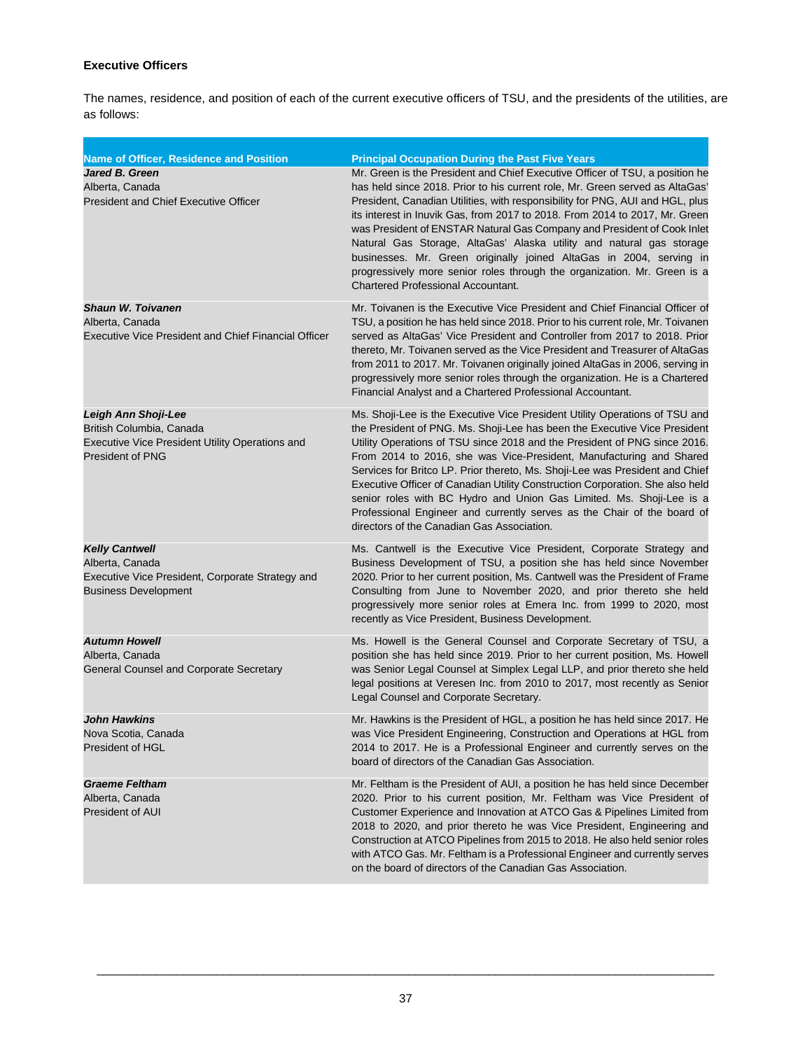**Executive Officers**

The names, residence, and position of each of the current executive officers of TSU, and the presidents of the utilities, are as follows:

| Name of Officer, Residence and Position | Principal Occupation During the Past Five Years |
| --- | --- |
| ***Jared B. Green***<br>Alberta, Canada<br>President and Chief Executive Officer | Mr. Green is the President and Chief Executive Officer of TSU, a position he has held since 2018. Prior to his current role, Mr. Green served as AltaGas' President, Canadian Utilities, with responsibility for PNG, AUI and HGL, plus its interest in Inuvik Gas, from 2017 to 2018. From 2014 to 2017, Mr. Green was President of ENSTAR Natural Gas Company and President of Cook Inlet Natural Gas Storage, AltaGas' Alaska utility and natural gas storage businesses. Mr. Green originally joined AltaGas in 2004, serving in progressively more senior roles through the organization. Mr. Green is a Chartered Professional Accountant. |
| ***Shaun W. Toivanen***<br>Alberta, Canada<br>Executive Vice President and Chief Financial Officer | Mr. Toivanen is the Executive Vice President and Chief Financial Officer of TSU, a position he has held since 2018. Prior to his current role, Mr. Toivanen served as AltaGas' Vice President and Controller from 2017 to 2018. Prior thereto, Mr. Toivanen served as the Vice President and Treasurer of AltaGas from 2011 to 2017. Mr. Toivanen originally joined AltaGas in 2006, serving in progressively more senior roles through the organization. He is a Chartered Financial Analyst and a Chartered Professional Accountant. |
| ***Leigh Ann Shoji-Lee***<br>British Columbia, Canada<br>Executive Vice President Utility Operations and President of PNG | Ms. Shoji-Lee is the Executive Vice President Utility Operations of TSU and the President of PNG. Ms. Shoji-Lee has been the Executive Vice President Utility Operations of TSU since 2018 and the President of PNG since 2016. From 2014 to 2016, she was Vice-President, Manufacturing and Shared Services for Britco LP. Prior thereto, Ms. Shoji-Lee was President and Chief Executive Officer of Canadian Utility Construction Corporation. She also held senior roles with BC Hydro and Union Gas Limited. Ms. Shoji-Lee is a Professional Engineer and currently serves as the Chair of the board of directors of the Canadian Gas Association. |
| ***Kelly Cantwell***<br>Alberta, Canada<br>Executive Vice President, Corporate Strategy and Business Development | Ms. Cantwell is the Executive Vice President, Corporate Strategy and Business Development of TSU, a position she has held since November 2020. Prior to her current position, Ms. Cantwell was the President of Frame Consulting from June to November 2020, and prior thereto she held progressively more senior roles at Emera Inc. from 1999 to 2020, most recently as Vice President, Business Development. |
| ***Autumn Howell***<br>Alberta, Canada<br>General Counsel and Corporate Secretary | Ms. Howell is the General Counsel and Corporate Secretary of TSU, a position she has held since 2019. Prior to her current position, Ms. Howell was Senior Legal Counsel at Simplex Legal LLP, and prior thereto she held legal positions at Veresen Inc. from 2010 to 2017, most recently as Senior Legal Counsel and Corporate Secretary. |
| ***John Hawkins***<br>Nova Scotia, Canada<br>President of HGL | Mr. Hawkins is the President of HGL, a position he has held since 2017. He was Vice President Engineering, Construction and Operations at HGL from 2014 to 2017. He is a Professional Engineer and currently serves on the board of directors of the Canadian Gas Association. |
| ***Graeme Feltham***<br>Alberta, Canada<br>President of AUI | Mr. Feltham is the President of AUI, a position he has held since December 2020. Prior to his current position, Mr. Feltham was Vice President of Customer Experience and Innovation at ATCO Gas & Pipelines Limited from 2018 to 2020, and prior thereto he was Vice President, Engineering and Construction at ATCO Pipelines from 2015 to 2018. He also held senior roles with ATCO Gas. Mr. Feltham is a Professional Engineer and currently serves on the board of directors of the Canadian Gas Association. |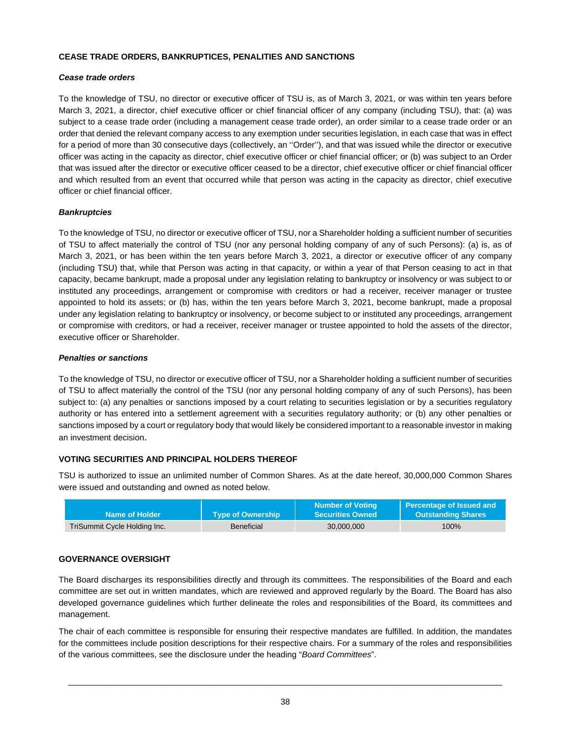## CEASE TRADE ORDERS, BANKRUPTICES, PENALITIES AND SANCTIONS

### *Cease trade orders*

To the knowledge of TSU, no director or executive officer of TSU is, as of March 3, 2021, or was within ten years before March 3, 2021, a director, chief executive officer or chief financial officer of any company (including TSU), that: (a) was subject to a cease trade order (including a management cease trade order), an order similar to a cease trade order or an order that denied the relevant company access to any exemption under securities legislation, in each case that was in effect for a period of more than 30 consecutive days (collectively, an ''Order''), and that was issued while the director or executive officer was acting in the capacity as director, chief executive officer or chief financial officer; or (b) was subject to an Order that was issued after the director or executive officer ceased to be a director, chief executive officer or chief financial officer and which resulted from an event that occurred while that person was acting in the capacity as director, chief executive officer or chief financial officer.

### *Bankruptcies*

To the knowledge of TSU, no director or executive officer of TSU, nor a Shareholder holding a sufficient number of securities of TSU to affect materially the control of TSU (nor any personal holding company of any of such Persons): (a) is, as of March 3, 2021, or has been within the ten years before March 3, 2021, a director or executive officer of any company (including TSU) that, while that Person was acting in that capacity, or within a year of that Person ceasing to act in that capacity, became bankrupt, made a proposal under any legislation relating to bankruptcy or insolvency or was subject to or instituted any proceedings, arrangement or compromise with creditors or had a receiver, receiver manager or trustee appointed to hold its assets; or (b) has, within the ten years before March 3, 2021, become bankrupt, made a proposal under any legislation relating to bankruptcy or insolvency, or become subject to or instituted any proceedings, arrangement or compromise with creditors, or had a receiver, receiver manager or trustee appointed to hold the assets of the director, executive officer or Shareholder.

### *Penalties or sanctions*

To the knowledge of TSU, no director or executive officer of TSU, nor a Shareholder holding a sufficient number of securities of TSU to affect materially the control of the TSU (nor any personal holding company of any of such Persons), has been subject to: (a) any penalties or sanctions imposed by a court relating to securities legislation or by a securities regulatory authority or has entered into a settlement agreement with a securities regulatory authority; or (b) any other penalties or sanctions imposed by a court or regulatory body that would likely be considered important to a reasonable investor in making an investment decision.

## VOTING SECURITIES AND PRINCIPAL HOLDERS THEREOF

TSU is authorized to issue an unlimited number of Common Shares. As at the date hereof, 30,000,000 Common Shares were issued and outstanding and owned as noted below.

| Name of Holder | Type of Ownership | Number of Voting Securities Owned | Percentage of Issued and Outstanding Shares |
|---|---|---|---|
| TriSummit Cycle Holding Inc. | Beneficial | 30,000,000 | 100% |

## GOVERNANCE OVERSIGHT

The Board discharges its responsibilities directly and through its committees. The responsibilities of the Board and each committee are set out in written mandates, which are reviewed and approved regularly by the Board. The Board has also developed governance guidelines which further delineate the roles and responsibilities of the Board, its committees and management.

The chair of each committee is responsible for ensuring their respective mandates are fulfilled. In addition, the mandates for the committees include position descriptions for their respective chairs. For a summary of the roles and responsibilities of the various committees, see the disclosure under the heading "*Board Committees*".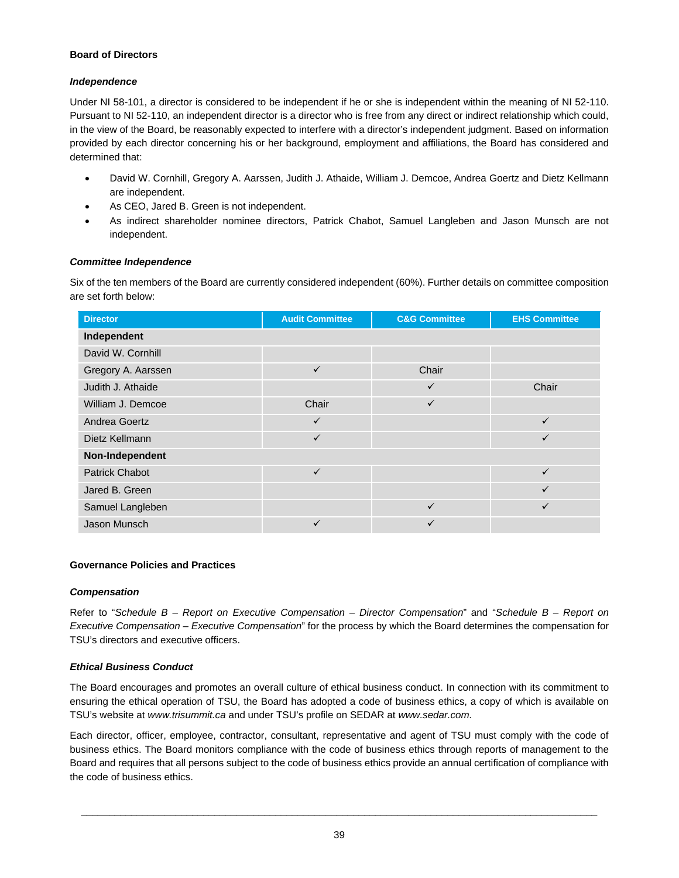**Board of Directors**

***Independence***

Under NI 58-101, a director is considered to be independent if he or she is independent within the meaning of NI 52-110. Pursuant to NI 52-110, an independent director is a director who is free from any direct or indirect relationship which could, in the view of the Board, be reasonably expected to interfere with a director's independent judgment. Based on information provided by each director concerning his or her background, employment and affiliations, the Board has considered and determined that:

- David W. Cornhill, Gregory A. Aarssen, Judith J. Athaide, William J. Demcoe, Andrea Goertz and Dietz Kellmann are independent.
- As CEO, Jared B. Green is not independent.
- As indirect shareholder nominee directors, Patrick Chabot, Samuel Langleben and Jason Munsch are not independent.

***Committee Independence***

Six of the ten members of the Board are currently considered independent (60%). Further details on committee composition are set forth below:

| Director | Audit Committee | C&G Committee | EHS Committee |
|---|---|---|---|
| **Independent** | | | |
| David W. Cornhill | | | |
| Gregory A. Aarssen | ✓ | Chair | |
| Judith J. Athaide | | ✓ | Chair |
| William J. Demcoe | Chair | ✓ | |
| Andrea Goertz | ✓ | | ✓ |
| Dietz Kellmann | ✓ | | ✓ |
| **Non-Independent** | | | |
| Patrick Chabot | ✓ | | ✓ |
| Jared B. Green | | | ✓ |
| Samuel Langleben | | ✓ | ✓ |
| Jason Munsch | ✓ | ✓ | |

**Governance Policies and Practices**

***Compensation***

Refer to "*Schedule B – Report on Executive Compensation – Director Compensation*" and "*Schedule B – Report on Executive Compensation – Executive Compensation*" for the process by which the Board determines the compensation for TSU's directors and executive officers.

***Ethical Business Conduct***

The Board encourages and promotes an overall culture of ethical business conduct. In connection with its commitment to ensuring the ethical operation of TSU, the Board has adopted a code of business ethics, a copy of which is available on TSU's website at *www.trisummit.ca* and under TSU's profile on SEDAR at *www.sedar.com*.

Each director, officer, employee, contractor, consultant, representative and agent of TSU must comply with the code of business ethics. The Board monitors compliance with the code of business ethics through reports of management to the Board and requires that all persons subject to the code of business ethics provide an annual certification of compliance with the code of business ethics.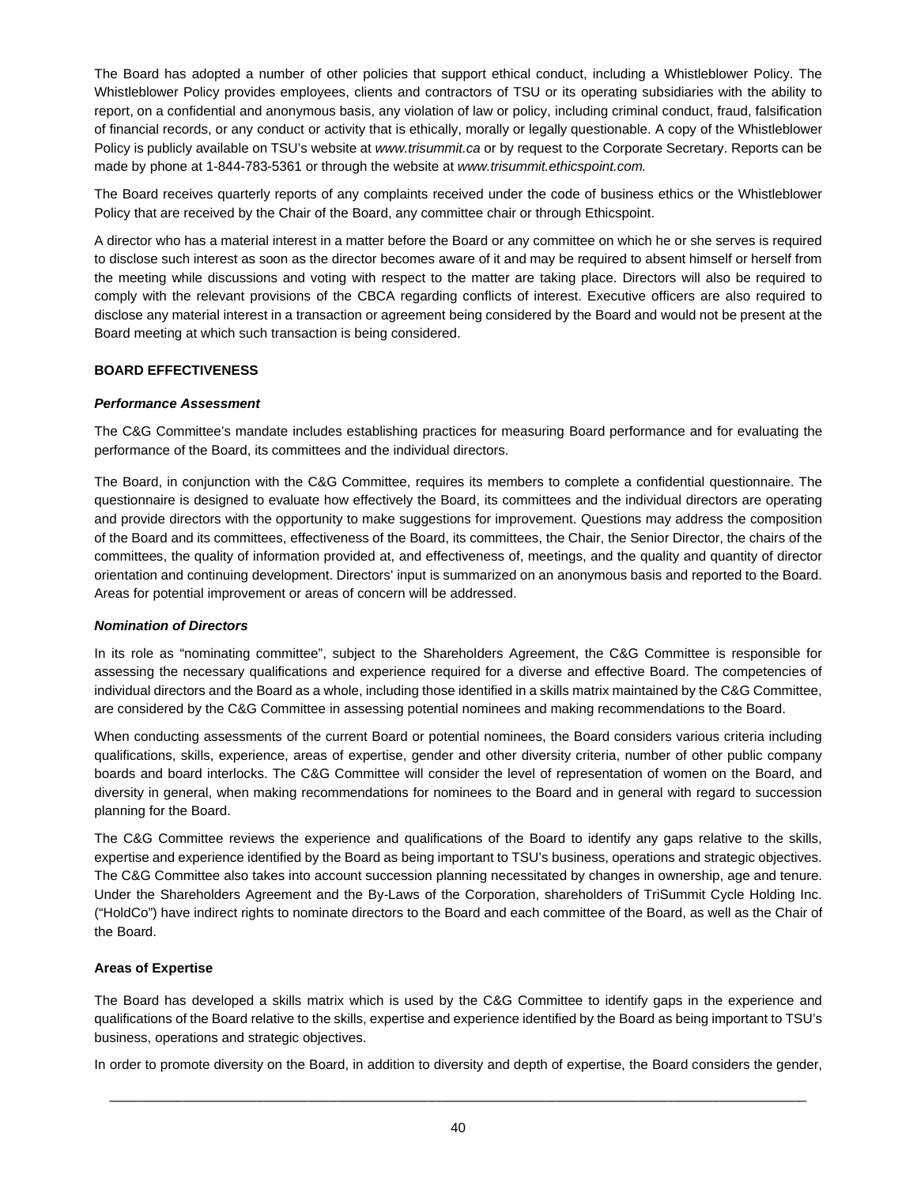The Board has adopted a number of other policies that support ethical conduct, including a Whistleblower Policy. The Whistleblower Policy provides employees, clients and contractors of TSU or its operating subsidiaries with the ability to report, on a confidential and anonymous basis, any violation of law or policy, including criminal conduct, fraud, falsification of financial records, or any conduct or activity that is ethically, morally or legally questionable. A copy of the Whistleblower Policy is publicly available on TSU's website at *www.trisummit.ca* or by request to the Corporate Secretary. Reports can be made by phone at 1-844-783-5361 or through the website at *www.trisummit.ethicspoint.com.*

The Board receives quarterly reports of any complaints received under the code of business ethics or the Whistleblower Policy that are received by the Chair of the Board, any committee chair or through Ethicspoint.

A director who has a material interest in a matter before the Board or any committee on which he or she serves is required to disclose such interest as soon as the director becomes aware of it and may be required to absent himself or herself from the meeting while discussions and voting with respect to the matter are taking place. Directors will also be required to comply with the relevant provisions of the CBCA regarding conflicts of interest. Executive officers are also required to disclose any material interest in a transaction or agreement being considered by the Board and would not be present at the Board meeting at which such transaction is being considered.

## BOARD EFFECTIVENESS

### *Performance Assessment*

The C&G Committee's mandate includes establishing practices for measuring Board performance and for evaluating the performance of the Board, its committees and the individual directors.

The Board, in conjunction with the C&G Committee, requires its members to complete a confidential questionnaire. The questionnaire is designed to evaluate how effectively the Board, its committees and the individual directors are operating and provide directors with the opportunity to make suggestions for improvement. Questions may address the composition of the Board and its committees, effectiveness of the Board, its committees, the Chair, the Senior Director, the chairs of the committees, the quality of information provided at, and effectiveness of, meetings, and the quality and quantity of director orientation and continuing development. Directors' input is summarized on an anonymous basis and reported to the Board. Areas for potential improvement or areas of concern will be addressed.

### *Nomination of Directors*

In its role as "nominating committee", subject to the Shareholders Agreement, the C&G Committee is responsible for assessing the necessary qualifications and experience required for a diverse and effective Board. The competencies of individual directors and the Board as a whole, including those identified in a skills matrix maintained by the C&G Committee, are considered by the C&G Committee in assessing potential nominees and making recommendations to the Board.

When conducting assessments of the current Board or potential nominees, the Board considers various criteria including qualifications, skills, experience, areas of expertise, gender and other diversity criteria, number of other public company boards and board interlocks. The C&G Committee will consider the level of representation of women on the Board, and diversity in general, when making recommendations for nominees to the Board and in general with regard to succession planning for the Board.

The C&G Committee reviews the experience and qualifications of the Board to identify any gaps relative to the skills, expertise and experience identified by the Board as being important to TSU's business, operations and strategic objectives. The C&G Committee also takes into account succession planning necessitated by changes in ownership, age and tenure. Under the Shareholders Agreement and the By-Laws of the Corporation, shareholders of TriSummit Cycle Holding Inc. ("HoldCo") have indirect rights to nominate directors to the Board and each committee of the Board, as well as the Chair of the Board.

### Areas of Expertise

The Board has developed a skills matrix which is used by the C&G Committee to identify gaps in the experience and qualifications of the Board relative to the skills, expertise and experience identified by the Board as being important to TSU's business, operations and strategic objectives.

In order to promote diversity on the Board, in addition to diversity and depth of expertise, the Board considers the gender,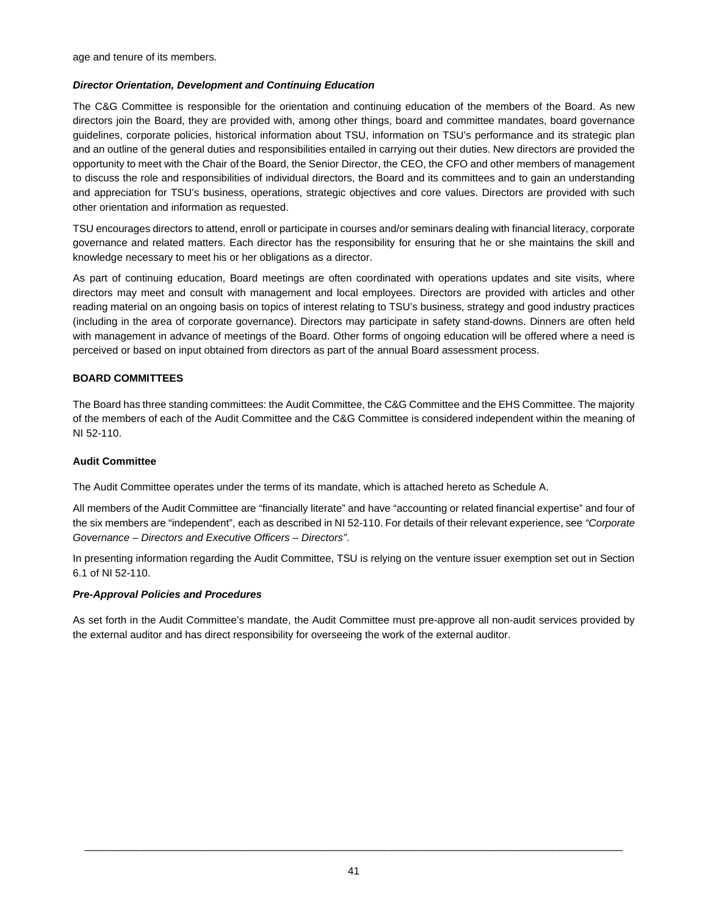age and tenure of its members.

***Director Orientation, Development and Continuing Education***

The C&G Committee is responsible for the orientation and continuing education of the members of the Board. As new directors join the Board, they are provided with, among other things, board and committee mandates, board governance guidelines, corporate policies, historical information about TSU, information on TSU's performance and its strategic plan and an outline of the general duties and responsibilities entailed in carrying out their duties. New directors are provided the opportunity to meet with the Chair of the Board, the Senior Director, the CEO, the CFO and other members of management to discuss the role and responsibilities of individual directors, the Board and its committees and to gain an understanding and appreciation for TSU's business, operations, strategic objectives and core values. Directors are provided with such other orientation and information as requested.

TSU encourages directors to attend, enroll or participate in courses and/or seminars dealing with financial literacy, corporate governance and related matters. Each director has the responsibility for ensuring that he or she maintains the skill and knowledge necessary to meet his or her obligations as a director.

As part of continuing education, Board meetings are often coordinated with operations updates and site visits, where directors may meet and consult with management and local employees. Directors are provided with articles and other reading material on an ongoing basis on topics of interest relating to TSU's business, strategy and good industry practices (including in the area of corporate governance). Directors may participate in safety stand-downs. Dinners are often held with management in advance of meetings of the Board. Other forms of ongoing education will be offered where a need is perceived or based on input obtained from directors as part of the annual Board assessment process.

**BOARD COMMITTEES**

The Board has three standing committees: the Audit Committee, the C&G Committee and the EHS Committee. The majority of the members of each of the Audit Committee and the C&G Committee is considered independent within the meaning of NI 52-110.

**Audit Committee**

The Audit Committee operates under the terms of its mandate, which is attached hereto as Schedule A.

All members of the Audit Committee are "financially literate" and have "accounting or related financial expertise" and four of the six members are "independent", each as described in NI 52-110. For details of their relevant experience, see *"Corporate Governance – Directors and Executive Officers – Directors"*.

In presenting information regarding the Audit Committee, TSU is relying on the venture issuer exemption set out in Section 6.1 of NI 52-110.

***Pre-Approval Policies and Procedures***

As set forth in the Audit Committee's mandate, the Audit Committee must pre-approve all non-audit services provided by the external auditor and has direct responsibility for overseeing the work of the external auditor.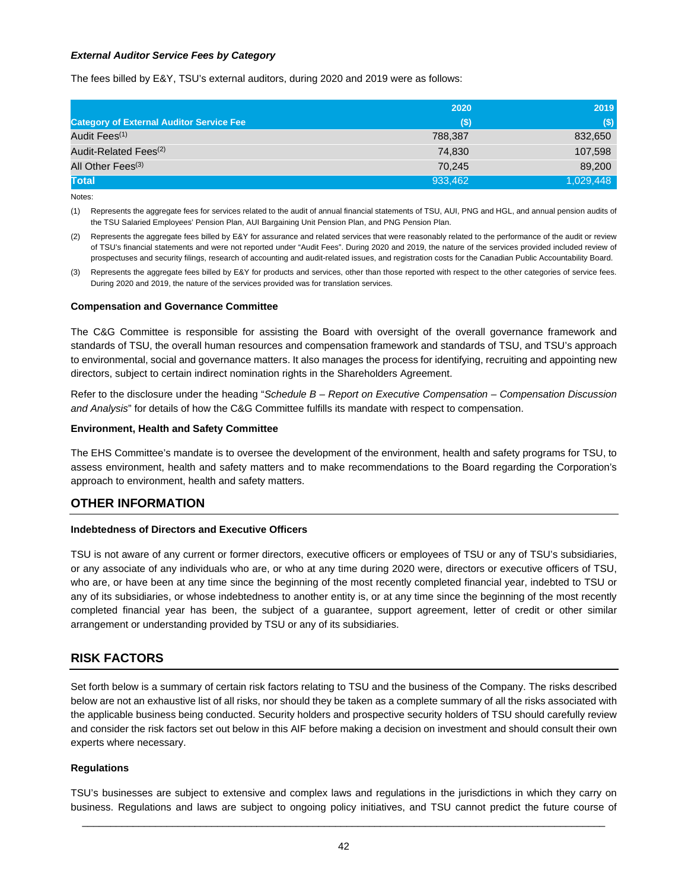***External Auditor Service Fees by Category***

The fees billed by E&Y, TSU's external auditors, during 2020 and 2019 were as follows:

| Category of External Auditor Service Fee | 2020 ($) | 2019 ($) |
|---|---|---|
| Audit Fees[(1)] | 788,387 | 832,650 |
| Audit-Related Fees[(2)] | 74,830 | 107,598 |
| All Other Fees[(3)] | 70,245 | 89,200 |
| **Total** | 933,462 | 1,029,448 |

Notes:

(1) Represents the aggregate fees for services related to the audit of annual financial statements of TSU, AUI, PNG and HGL, and annual pension audits of the TSU Salaried Employees' Pension Plan, AUI Bargaining Unit Pension Plan, and PNG Pension Plan.

(2) Represents the aggregate fees billed by E&Y for assurance and related services that were reasonably related to the performance of the audit or review of TSU's financial statements and were not reported under "Audit Fees". During 2020 and 2019, the nature of the services provided included review of prospectuses and security filings, research of accounting and audit-related issues, and registration costs for the Canadian Public Accountability Board.

(3) Represents the aggregate fees billed by E&Y for products and services, other than those reported with respect to the other categories of service fees. During 2020 and 2019, the nature of the services provided was for translation services.

**Compensation and Governance Committee**

The C&G Committee is responsible for assisting the Board with oversight of the overall governance framework and standards of TSU, the overall human resources and compensation framework and standards of TSU, and TSU's approach to environmental, social and governance matters. It also manages the process for identifying, recruiting and appointing new directors, subject to certain indirect nomination rights in the Shareholders Agreement.

Refer to the disclosure under the heading "*Schedule B – Report on Executive Compensation – Compensation Discussion and Analysis*" for details of how the C&G Committee fulfills its mandate with respect to compensation.

**Environment, Health and Safety Committee**

The EHS Committee's mandate is to oversee the development of the environment, health and safety programs for TSU, to assess environment, health and safety matters and to make recommendations to the Board regarding the Corporation's approach to environment, health and safety matters.

## OTHER INFORMATION

**Indebtedness of Directors and Executive Officers**

TSU is not aware of any current or former directors, executive officers or employees of TSU or any of TSU's subsidiaries, or any associate of any individuals who are, or who at any time during 2020 were, directors or executive officers of TSU, who are, or have been at any time since the beginning of the most recently completed financial year, indebted to TSU or any of its subsidiaries, or whose indebtedness to another entity is, or at any time since the beginning of the most recently completed financial year has been, the subject of a guarantee, support agreement, letter of credit or other similar arrangement or understanding provided by TSU or any of its subsidiaries.

## RISK FACTORS

Set forth below is a summary of certain risk factors relating to TSU and the business of the Company. The risks described below are not an exhaustive list of all risks, nor should they be taken as a complete summary of all the risks associated with the applicable business being conducted. Security holders and prospective security holders of TSU should carefully review and consider the risk factors set out below in this AIF before making a decision on investment and should consult their own experts where necessary.

**Regulations**

TSU's businesses are subject to extensive and complex laws and regulations in the jurisdictions in which they carry on business. Regulations and laws are subject to ongoing policy initiatives, and TSU cannot predict the future course of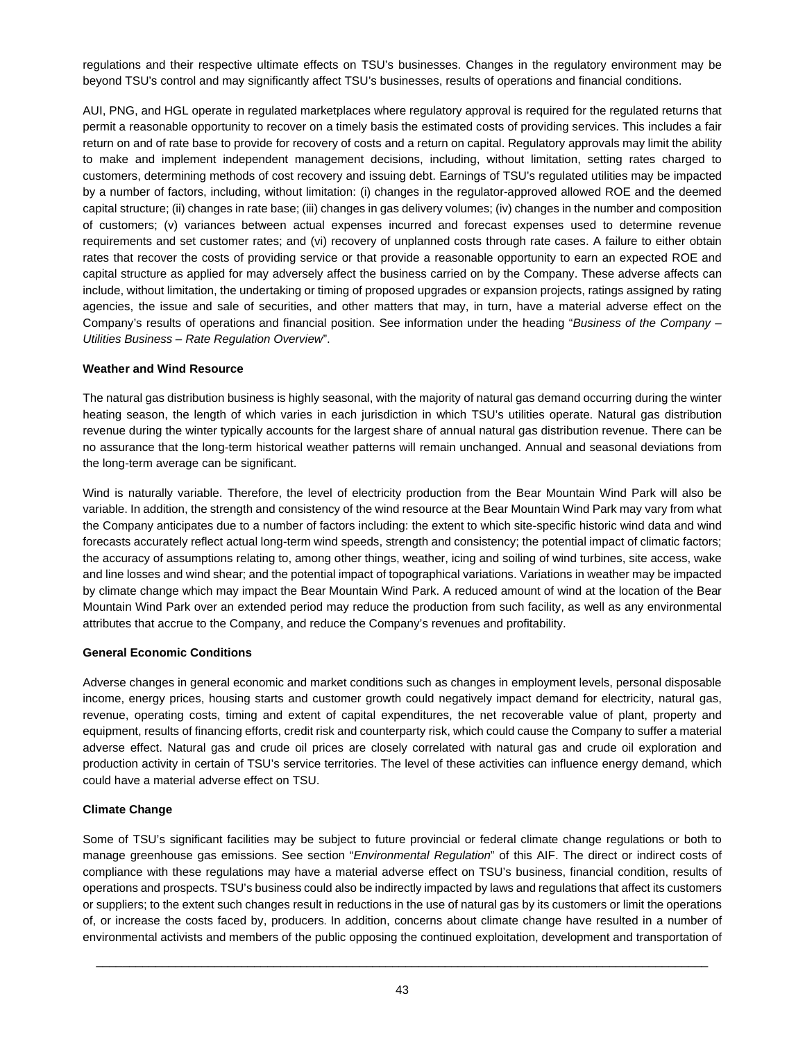regulations and their respective ultimate effects on TSU's businesses. Changes in the regulatory environment may be beyond TSU's control and may significantly affect TSU's businesses, results of operations and financial conditions.

AUI, PNG, and HGL operate in regulated marketplaces where regulatory approval is required for the regulated returns that permit a reasonable opportunity to recover on a timely basis the estimated costs of providing services. This includes a fair return on and of rate base to provide for recovery of costs and a return on capital. Regulatory approvals may limit the ability to make and implement independent management decisions, including, without limitation, setting rates charged to customers, determining methods of cost recovery and issuing debt. Earnings of TSU's regulated utilities may be impacted by a number of factors, including, without limitation: (i) changes in the regulator-approved allowed ROE and the deemed capital structure; (ii) changes in rate base; (iii) changes in gas delivery volumes; (iv) changes in the number and composition of customers; (v) variances between actual expenses incurred and forecast expenses used to determine revenue requirements and set customer rates; and (vi) recovery of unplanned costs through rate cases. A failure to either obtain rates that recover the costs of providing service or that provide a reasonable opportunity to earn an expected ROE and capital structure as applied for may adversely affect the business carried on by the Company. These adverse affects can include, without limitation, the undertaking or timing of proposed upgrades or expansion projects, ratings assigned by rating agencies, the issue and sale of securities, and other matters that may, in turn, have a material adverse effect on the Company's results of operations and financial position. See information under the heading "*Business of the Company – Utilities Business – Rate Regulation Overview*".

**Weather and Wind Resource**

The natural gas distribution business is highly seasonal, with the majority of natural gas demand occurring during the winter heating season, the length of which varies in each jurisdiction in which TSU's utilities operate. Natural gas distribution revenue during the winter typically accounts for the largest share of annual natural gas distribution revenue. There can be no assurance that the long-term historical weather patterns will remain unchanged. Annual and seasonal deviations from the long-term average can be significant.

Wind is naturally variable. Therefore, the level of electricity production from the Bear Mountain Wind Park will also be variable. In addition, the strength and consistency of the wind resource at the Bear Mountain Wind Park may vary from what the Company anticipates due to a number of factors including: the extent to which site-specific historic wind data and wind forecasts accurately reflect actual long-term wind speeds, strength and consistency; the potential impact of climatic factors; the accuracy of assumptions relating to, among other things, weather, icing and soiling of wind turbines, site access, wake and line losses and wind shear; and the potential impact of topographical variations. Variations in weather may be impacted by climate change which may impact the Bear Mountain Wind Park. A reduced amount of wind at the location of the Bear Mountain Wind Park over an extended period may reduce the production from such facility, as well as any environmental attributes that accrue to the Company, and reduce the Company's revenues and profitability.

**General Economic Conditions**

Adverse changes in general economic and market conditions such as changes in employment levels, personal disposable income, energy prices, housing starts and customer growth could negatively impact demand for electricity, natural gas, revenue, operating costs, timing and extent of capital expenditures, the net recoverable value of plant, property and equipment, results of financing efforts, credit risk and counterparty risk, which could cause the Company to suffer a material adverse effect. Natural gas and crude oil prices are closely correlated with natural gas and crude oil exploration and production activity in certain of TSU's service territories. The level of these activities can influence energy demand, which could have a material adverse effect on TSU.

**Climate Change**

Some of TSU's significant facilities may be subject to future provincial or federal climate change regulations or both to manage greenhouse gas emissions. See section "*Environmental Regulation*" of this AIF. The direct or indirect costs of compliance with these regulations may have a material adverse effect on TSU's business, financial condition, results of operations and prospects. TSU's business could also be indirectly impacted by laws and regulations that affect its customers or suppliers; to the extent such changes result in reductions in the use of natural gas by its customers or limit the operations of, or increase the costs faced by, producers. In addition, concerns about climate change have resulted in a number of environmental activists and members of the public opposing the continued exploitation, development and transportation of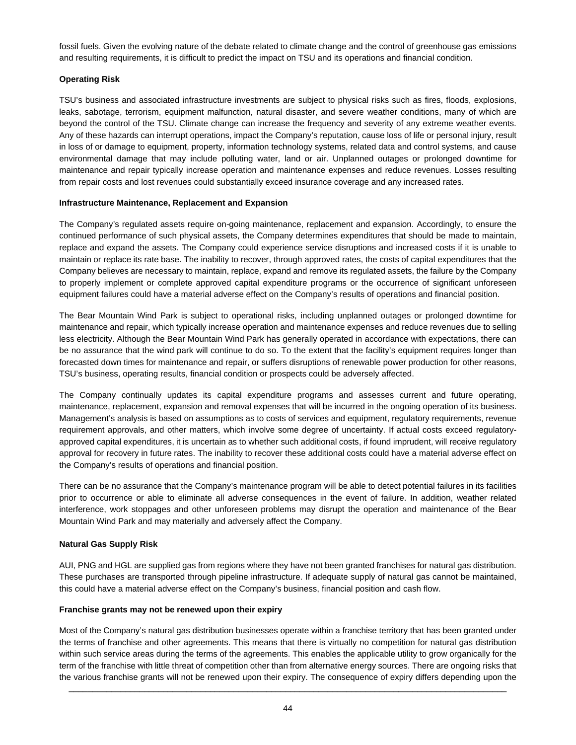fossil fuels. Given the evolving nature of the debate related to climate change and the control of greenhouse gas emissions and resulting requirements, it is difficult to predict the impact on TSU and its operations and financial condition.

**Operating Risk**

TSU's business and associated infrastructure investments are subject to physical risks such as fires, floods, explosions, leaks, sabotage, terrorism, equipment malfunction, natural disaster, and severe weather conditions, many of which are beyond the control of the TSU. Climate change can increase the frequency and severity of any extreme weather events. Any of these hazards can interrupt operations, impact the Company's reputation, cause loss of life or personal injury, result in loss of or damage to equipment, property, information technology systems, related data and control systems, and cause environmental damage that may include polluting water, land or air. Unplanned outages or prolonged downtime for maintenance and repair typically increase operation and maintenance expenses and reduce revenues. Losses resulting from repair costs and lost revenues could substantially exceed insurance coverage and any increased rates.

**Infrastructure Maintenance, Replacement and Expansion**

The Company's regulated assets require on-going maintenance, replacement and expansion. Accordingly, to ensure the continued performance of such physical assets, the Company determines expenditures that should be made to maintain, replace and expand the assets. The Company could experience service disruptions and increased costs if it is unable to maintain or replace its rate base. The inability to recover, through approved rates, the costs of capital expenditures that the Company believes are necessary to maintain, replace, expand and remove its regulated assets, the failure by the Company to properly implement or complete approved capital expenditure programs or the occurrence of significant unforeseen equipment failures could have a material adverse effect on the Company's results of operations and financial position.

The Bear Mountain Wind Park is subject to operational risks, including unplanned outages or prolonged downtime for maintenance and repair, which typically increase operation and maintenance expenses and reduce revenues due to selling less electricity. Although the Bear Mountain Wind Park has generally operated in accordance with expectations, there can be no assurance that the wind park will continue to do so. To the extent that the facility's equipment requires longer than forecasted down times for maintenance and repair, or suffers disruptions of renewable power production for other reasons, TSU's business, operating results, financial condition or prospects could be adversely affected.

The Company continually updates its capital expenditure programs and assesses current and future operating, maintenance, replacement, expansion and removal expenses that will be incurred in the ongoing operation of its business. Management's analysis is based on assumptions as to costs of services and equipment, regulatory requirements, revenue requirement approvals, and other matters, which involve some degree of uncertainty. If actual costs exceed regulatory-approved capital expenditures, it is uncertain as to whether such additional costs, if found imprudent, will receive regulatory approval for recovery in future rates. The inability to recover these additional costs could have a material adverse effect on the Company's results of operations and financial position.

There can be no assurance that the Company's maintenance program will be able to detect potential failures in its facilities prior to occurrence or able to eliminate all adverse consequences in the event of failure. In addition, weather related interference, work stoppages and other unforeseen problems may disrupt the operation and maintenance of the Bear Mountain Wind Park and may materially and adversely affect the Company.

**Natural Gas Supply Risk**

AUI, PNG and HGL are supplied gas from regions where they have not been granted franchises for natural gas distribution. These purchases are transported through pipeline infrastructure. If adequate supply of natural gas cannot be maintained, this could have a material adverse effect on the Company's business, financial position and cash flow.

**Franchise grants may not be renewed upon their expiry**

Most of the Company's natural gas distribution businesses operate within a franchise territory that has been granted under the terms of franchise and other agreements. This means that there is virtually no competition for natural gas distribution within such service areas during the terms of the agreements. This enables the applicable utility to grow organically for the term of the franchise with little threat of competition other than from alternative energy sources. There are ongoing risks that the various franchise grants will not be renewed upon their expiry. The consequence of expiry differs depending upon the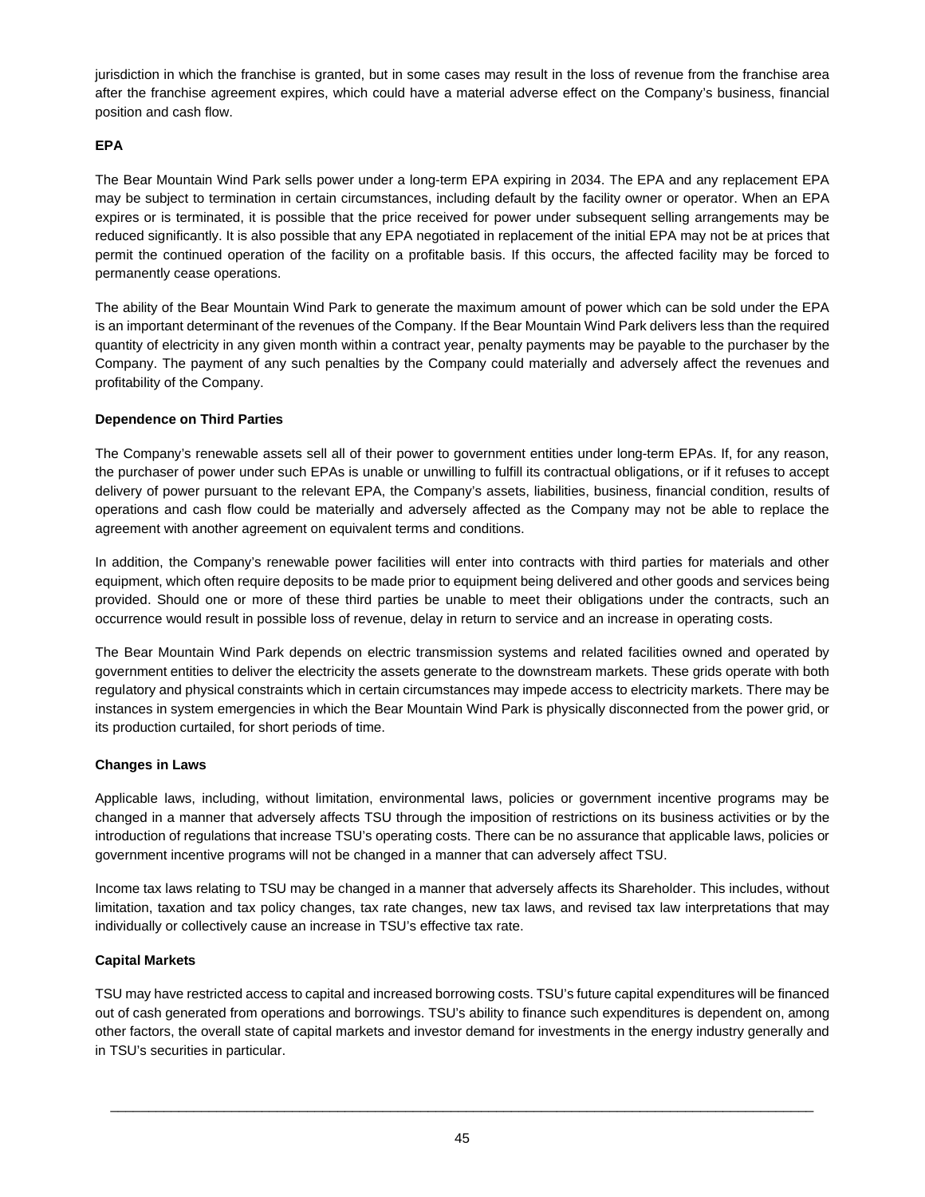jurisdiction in which the franchise is granted, but in some cases may result in the loss of revenue from the franchise area after the franchise agreement expires, which could have a material adverse effect on the Company's business, financial position and cash flow.

**EPA**

The Bear Mountain Wind Park sells power under a long-term EPA expiring in 2034. The EPA and any replacement EPA may be subject to termination in certain circumstances, including default by the facility owner or operator. When an EPA expires or is terminated, it is possible that the price received for power under subsequent selling arrangements may be reduced significantly. It is also possible that any EPA negotiated in replacement of the initial EPA may not be at prices that permit the continued operation of the facility on a profitable basis. If this occurs, the affected facility may be forced to permanently cease operations.

The ability of the Bear Mountain Wind Park to generate the maximum amount of power which can be sold under the EPA is an important determinant of the revenues of the Company. If the Bear Mountain Wind Park delivers less than the required quantity of electricity in any given month within a contract year, penalty payments may be payable to the purchaser by the Company. The payment of any such penalties by the Company could materially and adversely affect the revenues and profitability of the Company.

**Dependence on Third Parties**

The Company's renewable assets sell all of their power to government entities under long-term EPAs. If, for any reason, the purchaser of power under such EPAs is unable or unwilling to fulfill its contractual obligations, or if it refuses to accept delivery of power pursuant to the relevant EPA, the Company's assets, liabilities, business, financial condition, results of operations and cash flow could be materially and adversely affected as the Company may not be able to replace the agreement with another agreement on equivalent terms and conditions.

In addition, the Company's renewable power facilities will enter into contracts with third parties for materials and other equipment, which often require deposits to be made prior to equipment being delivered and other goods and services being provided. Should one or more of these third parties be unable to meet their obligations under the contracts, such an occurrence would result in possible loss of revenue, delay in return to service and an increase in operating costs.

The Bear Mountain Wind Park depends on electric transmission systems and related facilities owned and operated by government entities to deliver the electricity the assets generate to the downstream markets. These grids operate with both regulatory and physical constraints which in certain circumstances may impede access to electricity markets. There may be instances in system emergencies in which the Bear Mountain Wind Park is physically disconnected from the power grid, or its production curtailed, for short periods of time.

**Changes in Laws**

Applicable laws, including, without limitation, environmental laws, policies or government incentive programs may be changed in a manner that adversely affects TSU through the imposition of restrictions on its business activities or by the introduction of regulations that increase TSU's operating costs. There can be no assurance that applicable laws, policies or government incentive programs will not be changed in a manner that can adversely affect TSU.

Income tax laws relating to TSU may be changed in a manner that adversely affects its Shareholder. This includes, without limitation, taxation and tax policy changes, tax rate changes, new tax laws, and revised tax law interpretations that may individually or collectively cause an increase in TSU's effective tax rate.

**Capital Markets**

TSU may have restricted access to capital and increased borrowing costs. TSU's future capital expenditures will be financed out of cash generated from operations and borrowings. TSU's ability to finance such expenditures is dependent on, among other factors, the overall state of capital markets and investor demand for investments in the energy industry generally and in TSU's securities in particular.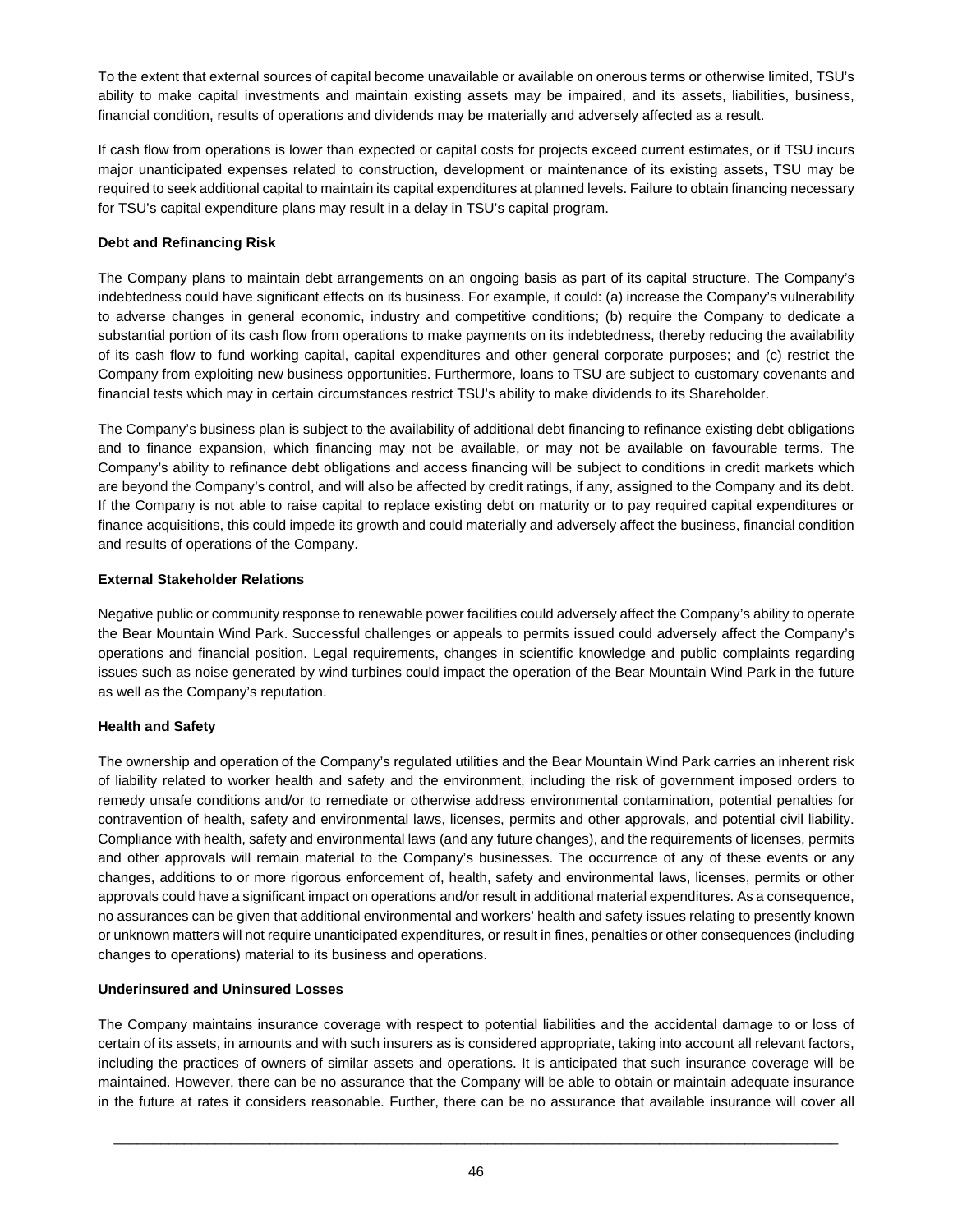To the extent that external sources of capital become unavailable or available on onerous terms or otherwise limited, TSU's ability to make capital investments and maintain existing assets may be impaired, and its assets, liabilities, business, financial condition, results of operations and dividends may be materially and adversely affected as a result.

If cash flow from operations is lower than expected or capital costs for projects exceed current estimates, or if TSU incurs major unanticipated expenses related to construction, development or maintenance of its existing assets, TSU may be required to seek additional capital to maintain its capital expenditures at planned levels. Failure to obtain financing necessary for TSU's capital expenditure plans may result in a delay in TSU's capital program.

**Debt and Refinancing Risk**

The Company plans to maintain debt arrangements on an ongoing basis as part of its capital structure. The Company's indebtedness could have significant effects on its business. For example, it could: (a) increase the Company's vulnerability to adverse changes in general economic, industry and competitive conditions; (b) require the Company to dedicate a substantial portion of its cash flow from operations to make payments on its indebtedness, thereby reducing the availability of its cash flow to fund working capital, capital expenditures and other general corporate purposes; and (c) restrict the Company from exploiting new business opportunities. Furthermore, loans to TSU are subject to customary covenants and financial tests which may in certain circumstances restrict TSU's ability to make dividends to its Shareholder.

The Company's business plan is subject to the availability of additional debt financing to refinance existing debt obligations and to finance expansion, which financing may not be available, or may not be available on favourable terms. The Company's ability to refinance debt obligations and access financing will be subject to conditions in credit markets which are beyond the Company's control, and will also be affected by credit ratings, if any, assigned to the Company and its debt. If the Company is not able to raise capital to replace existing debt on maturity or to pay required capital expenditures or finance acquisitions, this could impede its growth and could materially and adversely affect the business, financial condition and results of operations of the Company.

**External Stakeholder Relations**

Negative public or community response to renewable power facilities could adversely affect the Company's ability to operate the Bear Mountain Wind Park. Successful challenges or appeals to permits issued could adversely affect the Company's operations and financial position. Legal requirements, changes in scientific knowledge and public complaints regarding issues such as noise generated by wind turbines could impact the operation of the Bear Mountain Wind Park in the future as well as the Company's reputation.

**Health and Safety**

The ownership and operation of the Company's regulated utilities and the Bear Mountain Wind Park carries an inherent risk of liability related to worker health and safety and the environment, including the risk of government imposed orders to remedy unsafe conditions and/or to remediate or otherwise address environmental contamination, potential penalties for contravention of health, safety and environmental laws, licenses, permits and other approvals, and potential civil liability. Compliance with health, safety and environmental laws (and any future changes), and the requirements of licenses, permits and other approvals will remain material to the Company's businesses. The occurrence of any of these events or any changes, additions to or more rigorous enforcement of, health, safety and environmental laws, licenses, permits or other approvals could have a significant impact on operations and/or result in additional material expenditures. As a consequence, no assurances can be given that additional environmental and workers' health and safety issues relating to presently known or unknown matters will not require unanticipated expenditures, or result in fines, penalties or other consequences (including changes to operations) material to its business and operations.

**Underinsured and Uninsured Losses**

The Company maintains insurance coverage with respect to potential liabilities and the accidental damage to or loss of certain of its assets, in amounts and with such insurers as is considered appropriate, taking into account all relevant factors, including the practices of owners of similar assets and operations. It is anticipated that such insurance coverage will be maintained. However, there can be no assurance that the Company will be able to obtain or maintain adequate insurance in the future at rates it considers reasonable. Further, there can be no assurance that available insurance will cover all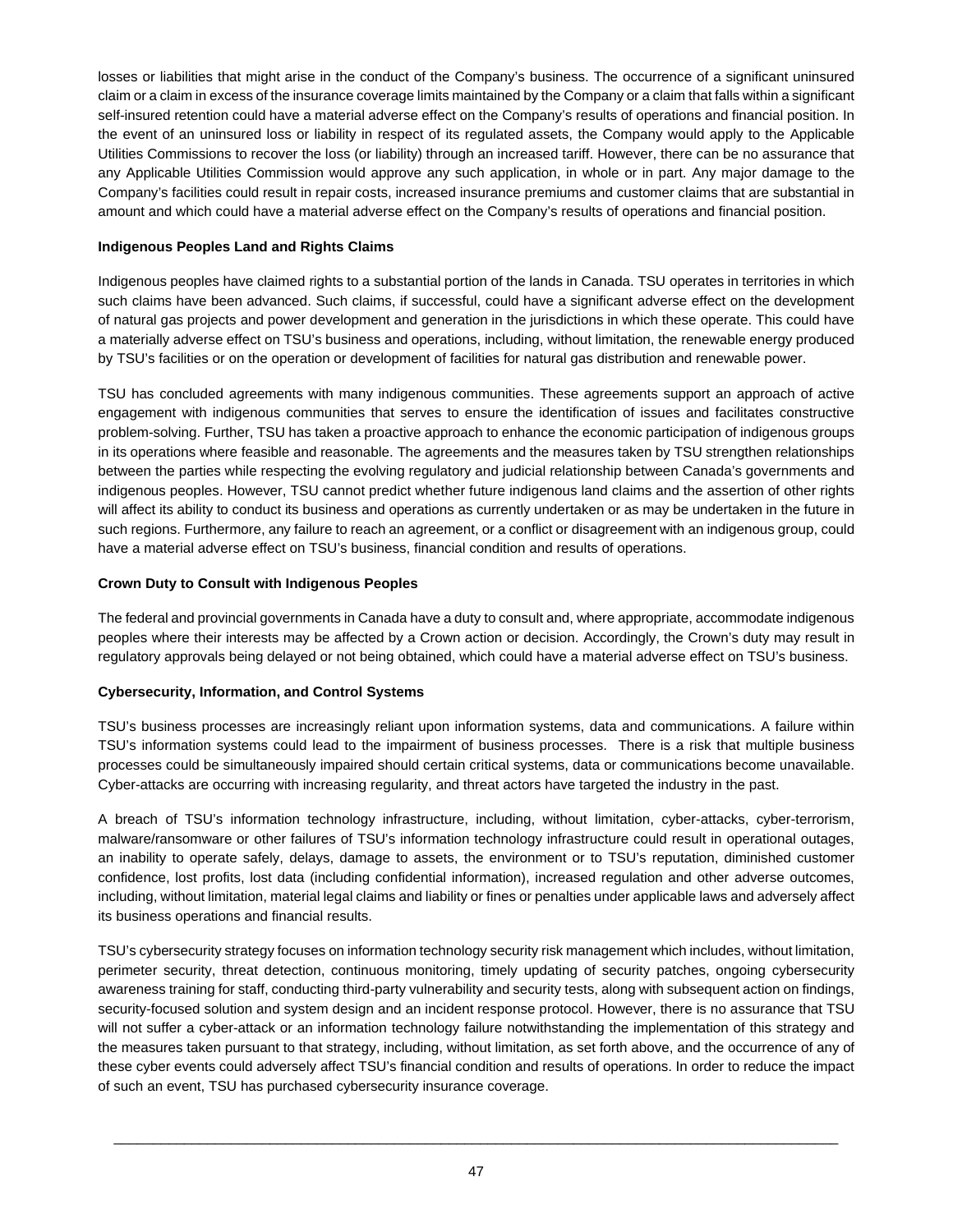losses or liabilities that might arise in the conduct of the Company's business. The occurrence of a significant uninsured claim or a claim in excess of the insurance coverage limits maintained by the Company or a claim that falls within a significant self-insured retention could have a material adverse effect on the Company's results of operations and financial position. In the event of an uninsured loss or liability in respect of its regulated assets, the Company would apply to the Applicable Utilities Commissions to recover the loss (or liability) through an increased tariff. However, there can be no assurance that any Applicable Utilities Commission would approve any such application, in whole or in part. Any major damage to the Company's facilities could result in repair costs, increased insurance premiums and customer claims that are substantial in amount and which could have a material adverse effect on the Company's results of operations and financial position.

**Indigenous Peoples Land and Rights Claims**

Indigenous peoples have claimed rights to a substantial portion of the lands in Canada. TSU operates in territories in which such claims have been advanced. Such claims, if successful, could have a significant adverse effect on the development of natural gas projects and power development and generation in the jurisdictions in which these operate. This could have a materially adverse effect on TSU's business and operations, including, without limitation, the renewable energy produced by TSU's facilities or on the operation or development of facilities for natural gas distribution and renewable power.

TSU has concluded agreements with many indigenous communities. These agreements support an approach of active engagement with indigenous communities that serves to ensure the identification of issues and facilitates constructive problem-solving. Further, TSU has taken a proactive approach to enhance the economic participation of indigenous groups in its operations where feasible and reasonable. The agreements and the measures taken by TSU strengthen relationships between the parties while respecting the evolving regulatory and judicial relationship between Canada's governments and indigenous peoples. However, TSU cannot predict whether future indigenous land claims and the assertion of other rights will affect its ability to conduct its business and operations as currently undertaken or as may be undertaken in the future in such regions. Furthermore, any failure to reach an agreement, or a conflict or disagreement with an indigenous group, could have a material adverse effect on TSU's business, financial condition and results of operations.

**Crown Duty to Consult with Indigenous Peoples**

The federal and provincial governments in Canada have a duty to consult and, where appropriate, accommodate indigenous peoples where their interests may be affected by a Crown action or decision. Accordingly, the Crown's duty may result in regulatory approvals being delayed or not being obtained, which could have a material adverse effect on TSU's business.

**Cybersecurity, Information, and Control Systems**

TSU's business processes are increasingly reliant upon information systems, data and communications. A failure within TSU's information systems could lead to the impairment of business processes. There is a risk that multiple business processes could be simultaneously impaired should certain critical systems, data or communications become unavailable. Cyber-attacks are occurring with increasing regularity, and threat actors have targeted the industry in the past.

A breach of TSU's information technology infrastructure, including, without limitation, cyber-attacks, cyber-terrorism, malware/ransomware or other failures of TSU's information technology infrastructure could result in operational outages, an inability to operate safely, delays, damage to assets, the environment or to TSU's reputation, diminished customer confidence, lost profits, lost data (including confidential information), increased regulation and other adverse outcomes, including, without limitation, material legal claims and liability or fines or penalties under applicable laws and adversely affect its business operations and financial results.

TSU's cybersecurity strategy focuses on information technology security risk management which includes, without limitation, perimeter security, threat detection, continuous monitoring, timely updating of security patches, ongoing cybersecurity awareness training for staff, conducting third-party vulnerability and security tests, along with subsequent action on findings, security-focused solution and system design and an incident response protocol. However, there is no assurance that TSU will not suffer a cyber-attack or an information technology failure notwithstanding the implementation of this strategy and the measures taken pursuant to that strategy, including, without limitation, as set forth above, and the occurrence of any of these cyber events could adversely affect TSU's financial condition and results of operations. In order to reduce the impact of such an event, TSU has purchased cybersecurity insurance coverage.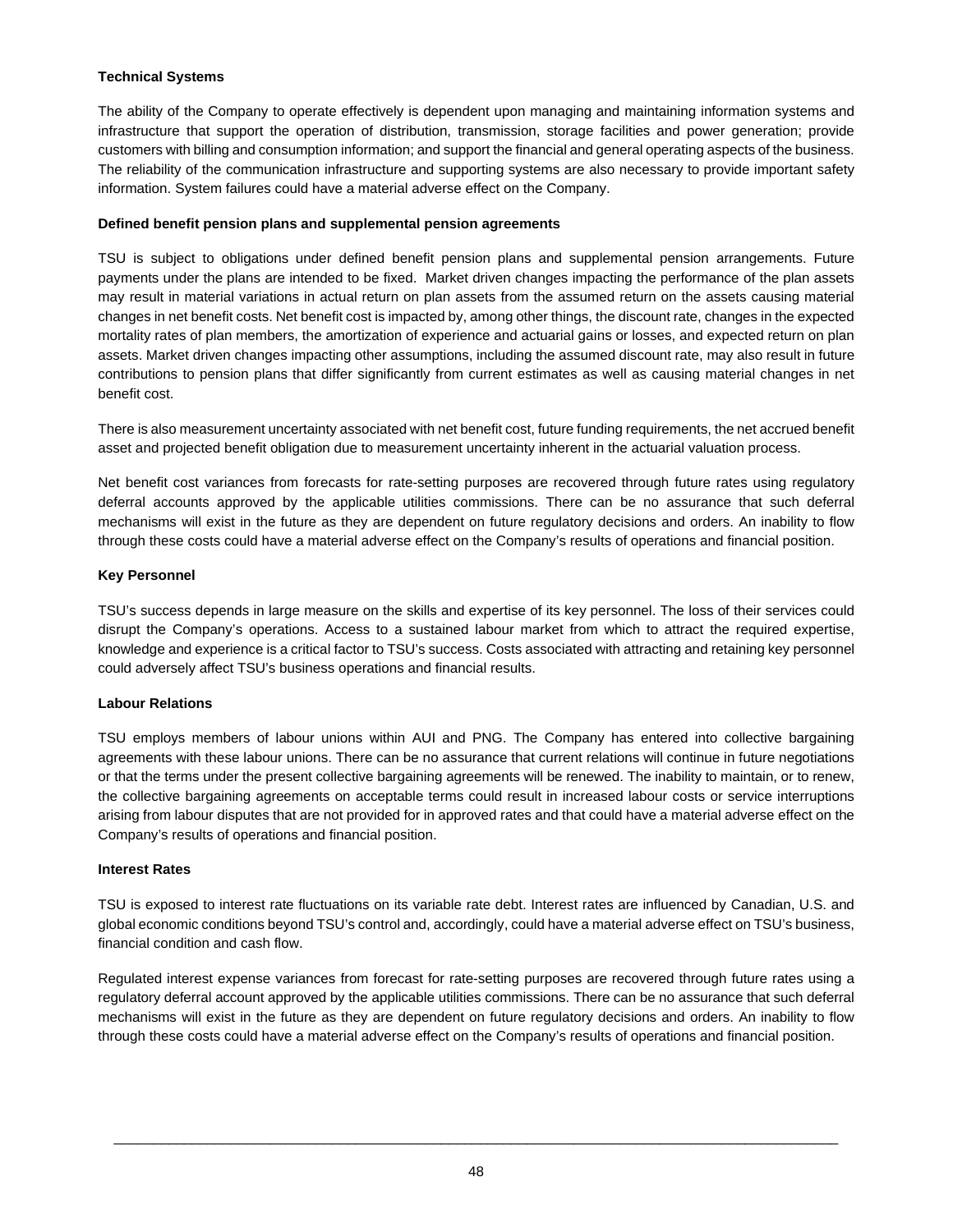**Technical Systems**

The ability of the Company to operate effectively is dependent upon managing and maintaining information systems and infrastructure that support the operation of distribution, transmission, storage facilities and power generation; provide customers with billing and consumption information; and support the financial and general operating aspects of the business. The reliability of the communication infrastructure and supporting systems are also necessary to provide important safety information. System failures could have a material adverse effect on the Company.

**Defined benefit pension plans and supplemental pension agreements**

TSU is subject to obligations under defined benefit pension plans and supplemental pension arrangements. Future payments under the plans are intended to be fixed. Market driven changes impacting the performance of the plan assets may result in material variations in actual return on plan assets from the assumed return on the assets causing material changes in net benefit costs. Net benefit cost is impacted by, among other things, the discount rate, changes in the expected mortality rates of plan members, the amortization of experience and actuarial gains or losses, and expected return on plan assets. Market driven changes impacting other assumptions, including the assumed discount rate, may also result in future contributions to pension plans that differ significantly from current estimates as well as causing material changes in net benefit cost.

There is also measurement uncertainty associated with net benefit cost, future funding requirements, the net accrued benefit asset and projected benefit obligation due to measurement uncertainty inherent in the actuarial valuation process.

Net benefit cost variances from forecasts for rate-setting purposes are recovered through future rates using regulatory deferral accounts approved by the applicable utilities commissions. There can be no assurance that such deferral mechanisms will exist in the future as they are dependent on future regulatory decisions and orders. An inability to flow through these costs could have a material adverse effect on the Company's results of operations and financial position.

**Key Personnel**

TSU's success depends in large measure on the skills and expertise of its key personnel. The loss of their services could disrupt the Company's operations. Access to a sustained labour market from which to attract the required expertise, knowledge and experience is a critical factor to TSU's success. Costs associated with attracting and retaining key personnel could adversely affect TSU's business operations and financial results.

**Labour Relations**

TSU employs members of labour unions within AUI and PNG. The Company has entered into collective bargaining agreements with these labour unions. There can be no assurance that current relations will continue in future negotiations or that the terms under the present collective bargaining agreements will be renewed. The inability to maintain, or to renew, the collective bargaining agreements on acceptable terms could result in increased labour costs or service interruptions arising from labour disputes that are not provided for in approved rates and that could have a material adverse effect on the Company's results of operations and financial position.

**Interest Rates**

TSU is exposed to interest rate fluctuations on its variable rate debt. Interest rates are influenced by Canadian, U.S. and global economic conditions beyond TSU's control and, accordingly, could have a material adverse effect on TSU's business, financial condition and cash flow.

Regulated interest expense variances from forecast for rate-setting purposes are recovered through future rates using a regulatory deferral account approved by the applicable utilities commissions. There can be no assurance that such deferral mechanisms will exist in the future as they are dependent on future regulatory decisions and orders. An inability to flow through these costs could have a material adverse effect on the Company's results of operations and financial position.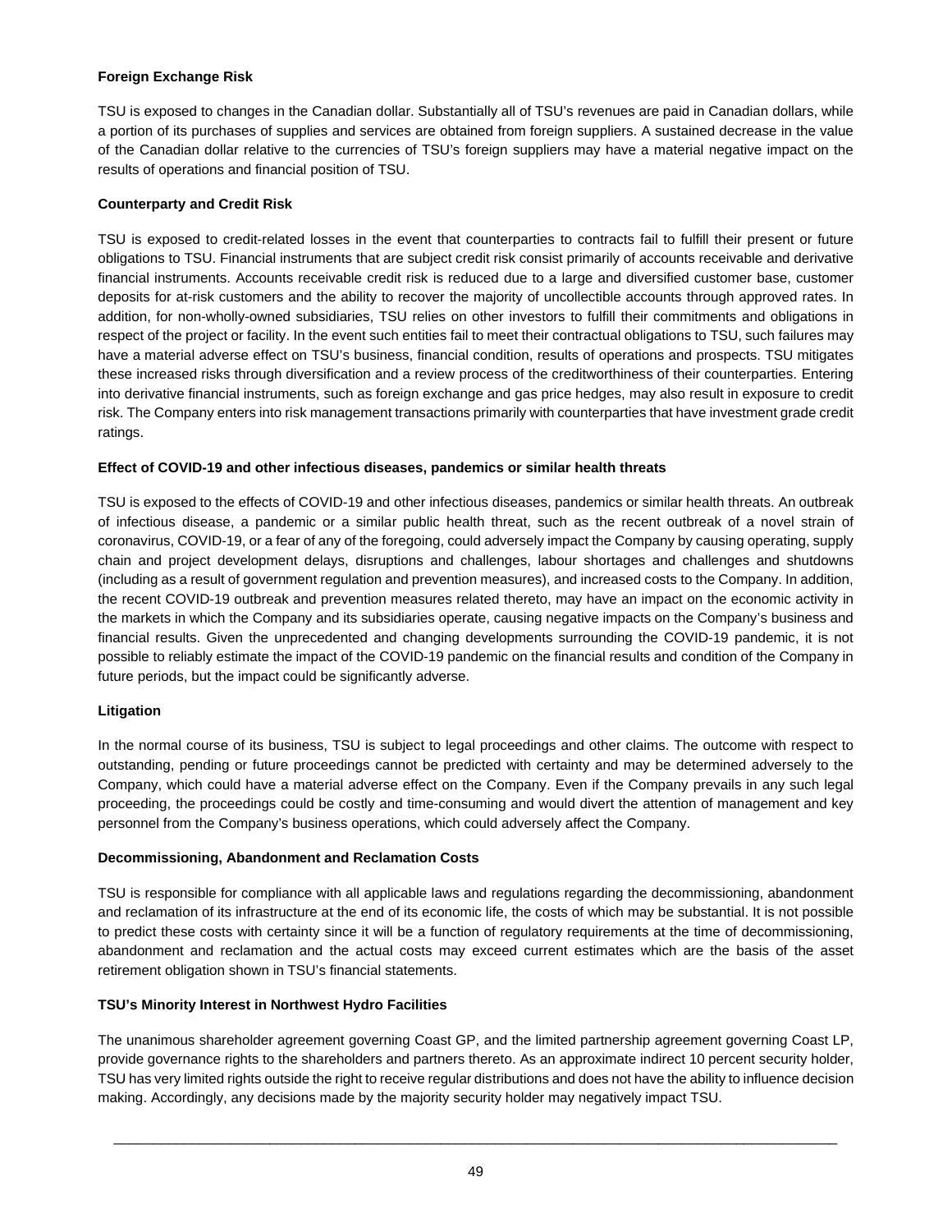**Foreign Exchange Risk**

TSU is exposed to changes in the Canadian dollar. Substantially all of TSU's revenues are paid in Canadian dollars, while a portion of its purchases of supplies and services are obtained from foreign suppliers. A sustained decrease in the value of the Canadian dollar relative to the currencies of TSU's foreign suppliers may have a material negative impact on the results of operations and financial position of TSU.

**Counterparty and Credit Risk**

TSU is exposed to credit-related losses in the event that counterparties to contracts fail to fulfill their present or future obligations to TSU. Financial instruments that are subject credit risk consist primarily of accounts receivable and derivative financial instruments. Accounts receivable credit risk is reduced due to a large and diversified customer base, customer deposits for at-risk customers and the ability to recover the majority of uncollectible accounts through approved rates. In addition, for non-wholly-owned subsidiaries, TSU relies on other investors to fulfill their commitments and obligations in respect of the project or facility. In the event such entities fail to meet their contractual obligations to TSU, such failures may have a material adverse effect on TSU's business, financial condition, results of operations and prospects. TSU mitigates these increased risks through diversification and a review process of the creditworthiness of their counterparties. Entering into derivative financial instruments, such as foreign exchange and gas price hedges, may also result in exposure to credit risk. The Company enters into risk management transactions primarily with counterparties that have investment grade credit ratings.

**Effect of COVID-19 and other infectious diseases, pandemics or similar health threats**

TSU is exposed to the effects of COVID-19 and other infectious diseases, pandemics or similar health threats. An outbreak of infectious disease, a pandemic or a similar public health threat, such as the recent outbreak of a novel strain of coronavirus, COVID-19, or a fear of any of the foregoing, could adversely impact the Company by causing operating, supply chain and project development delays, disruptions and challenges, labour shortages and challenges and shutdowns (including as a result of government regulation and prevention measures), and increased costs to the Company. In addition, the recent COVID-19 outbreak and prevention measures related thereto, may have an impact on the economic activity in the markets in which the Company and its subsidiaries operate, causing negative impacts on the Company's business and financial results. Given the unprecedented and changing developments surrounding the COVID-19 pandemic, it is not possible to reliably estimate the impact of the COVID-19 pandemic on the financial results and condition of the Company in future periods, but the impact could be significantly adverse.

**Litigation**

In the normal course of its business, TSU is subject to legal proceedings and other claims. The outcome with respect to outstanding, pending or future proceedings cannot be predicted with certainty and may be determined adversely to the Company, which could have a material adverse effect on the Company. Even if the Company prevails in any such legal proceeding, the proceedings could be costly and time-consuming and would divert the attention of management and key personnel from the Company's business operations, which could adversely affect the Company.

**Decommissioning, Abandonment and Reclamation Costs**

TSU is responsible for compliance with all applicable laws and regulations regarding the decommissioning, abandonment and reclamation of its infrastructure at the end of its economic life, the costs of which may be substantial. It is not possible to predict these costs with certainty since it will be a function of regulatory requirements at the time of decommissioning, abandonment and reclamation and the actual costs may exceed current estimates which are the basis of the asset retirement obligation shown in TSU's financial statements.

**TSU's Minority Interest in Northwest Hydro Facilities**

The unanimous shareholder agreement governing Coast GP, and the limited partnership agreement governing Coast LP, provide governance rights to the shareholders and partners thereto. As an approximate indirect 10 percent security holder, TSU has very limited rights outside the right to receive regular distributions and does not have the ability to influence decision making. Accordingly, any decisions made by the majority security holder may negatively impact TSU.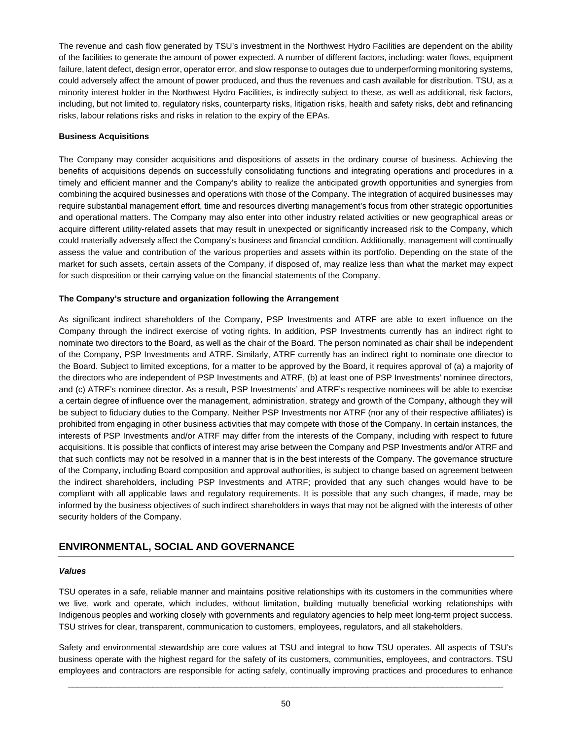The revenue and cash flow generated by TSU's investment in the Northwest Hydro Facilities are dependent on the ability of the facilities to generate the amount of power expected. A number of different factors, including: water flows, equipment failure, latent defect, design error, operator error, and slow response to outages due to underperforming monitoring systems, could adversely affect the amount of power produced, and thus the revenues and cash available for distribution. TSU, as a minority interest holder in the Northwest Hydro Facilities, is indirectly subject to these, as well as additional, risk factors, including, but not limited to, regulatory risks, counterparty risks, litigation risks, health and safety risks, debt and refinancing risks, labour relations risks and risks in relation to the expiry of the EPAs.

**Business Acquisitions**

The Company may consider acquisitions and dispositions of assets in the ordinary course of business. Achieving the benefits of acquisitions depends on successfully consolidating functions and integrating operations and procedures in a timely and efficient manner and the Company's ability to realize the anticipated growth opportunities and synergies from combining the acquired businesses and operations with those of the Company. The integration of acquired businesses may require substantial management effort, time and resources diverting management's focus from other strategic opportunities and operational matters. The Company may also enter into other industry related activities or new geographical areas or acquire different utility-related assets that may result in unexpected or significantly increased risk to the Company, which could materially adversely affect the Company's business and financial condition. Additionally, management will continually assess the value and contribution of the various properties and assets within its portfolio. Depending on the state of the market for such assets, certain assets of the Company, if disposed of, may realize less than what the market may expect for such disposition or their carrying value on the financial statements of the Company.

**The Company's structure and organization following the Arrangement**

As significant indirect shareholders of the Company, PSP Investments and ATRF are able to exert influence on the Company through the indirect exercise of voting rights. In addition, PSP Investments currently has an indirect right to nominate two directors to the Board, as well as the chair of the Board. The person nominated as chair shall be independent of the Company, PSP Investments and ATRF. Similarly, ATRF currently has an indirect right to nominate one director to the Board. Subject to limited exceptions, for a matter to be approved by the Board, it requires approval of (a) a majority of the directors who are independent of PSP Investments and ATRF, (b) at least one of PSP Investments' nominee directors, and (c) ATRF's nominee director. As a result, PSP Investments' and ATRF's respective nominees will be able to exercise a certain degree of influence over the management, administration, strategy and growth of the Company, although they will be subject to fiduciary duties to the Company. Neither PSP Investments nor ATRF (nor any of their respective affiliates) is prohibited from engaging in other business activities that may compete with those of the Company. In certain instances, the interests of PSP Investments and/or ATRF may differ from the interests of the Company, including with respect to future acquisitions. It is possible that conflicts of interest may arise between the Company and PSP Investments and/or ATRF and that such conflicts may not be resolved in a manner that is in the best interests of the Company. The governance structure of the Company, including Board composition and approval authorities, is subject to change based on agreement between the indirect shareholders, including PSP Investments and ATRF; provided that any such changes would have to be compliant with all applicable laws and regulatory requirements. It is possible that any such changes, if made, may be informed by the business objectives of such indirect shareholders in ways that may not be aligned with the interests of other security holders of the Company.

## ENVIRONMENTAL, SOCIAL AND GOVERNANCE

***Values***

TSU operates in a safe, reliable manner and maintains positive relationships with its customers in the communities where we live, work and operate, which includes, without limitation, building mutually beneficial working relationships with Indigenous peoples and working closely with governments and regulatory agencies to help meet long-term project success. TSU strives for clear, transparent, communication to customers, employees, regulators, and all stakeholders.

Safety and environmental stewardship are core values at TSU and integral to how TSU operates. All aspects of TSU's business operate with the highest regard for the safety of its customers, communities, employees, and contractors. TSU employees and contractors are responsible for acting safely, continually improving practices and procedures to enhance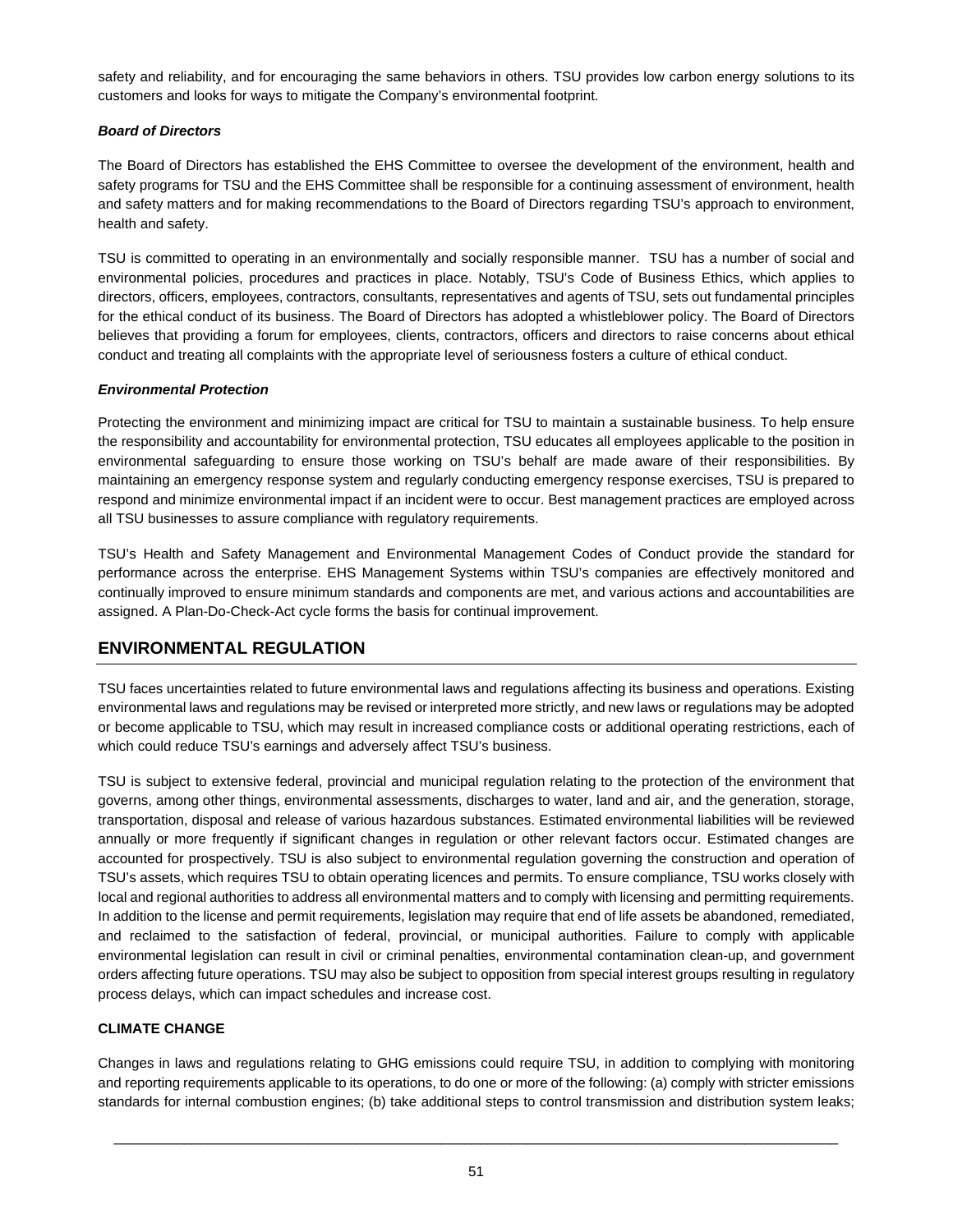safety and reliability, and for encouraging the same behaviors in others. TSU provides low carbon energy solutions to its customers and looks for ways to mitigate the Company's environmental footprint.

***Board of Directors***

The Board of Directors has established the EHS Committee to oversee the development of the environment, health and safety programs for TSU and the EHS Committee shall be responsible for a continuing assessment of environment, health and safety matters and for making recommendations to the Board of Directors regarding TSU's approach to environment, health and safety.

TSU is committed to operating in an environmentally and socially responsible manner. TSU has a number of social and environmental policies, procedures and practices in place. Notably, TSU's Code of Business Ethics, which applies to directors, officers, employees, contractors, consultants, representatives and agents of TSU, sets out fundamental principles for the ethical conduct of its business. The Board of Directors has adopted a whistleblower policy. The Board of Directors believes that providing a forum for employees, clients, contractors, officers and directors to raise concerns about ethical conduct and treating all complaints with the appropriate level of seriousness fosters a culture of ethical conduct.

***Environmental Protection***

Protecting the environment and minimizing impact are critical for TSU to maintain a sustainable business. To help ensure the responsibility and accountability for environmental protection, TSU educates all employees applicable to the position in environmental safeguarding to ensure those working on TSU's behalf are made aware of their responsibilities. By maintaining an emergency response system and regularly conducting emergency response exercises, TSU is prepared to respond and minimize environmental impact if an incident were to occur. Best management practices are employed across all TSU businesses to assure compliance with regulatory requirements.

TSU's Health and Safety Management and Environmental Management Codes of Conduct provide the standard for performance across the enterprise. EHS Management Systems within TSU's companies are effectively monitored and continually improved to ensure minimum standards and components are met, and various actions and accountabilities are assigned. A Plan-Do-Check-Act cycle forms the basis for continual improvement.

## ENVIRONMENTAL REGULATION

TSU faces uncertainties related to future environmental laws and regulations affecting its business and operations. Existing environmental laws and regulations may be revised or interpreted more strictly, and new laws or regulations may be adopted or become applicable to TSU, which may result in increased compliance costs or additional operating restrictions, each of which could reduce TSU's earnings and adversely affect TSU's business.

TSU is subject to extensive federal, provincial and municipal regulation relating to the protection of the environment that governs, among other things, environmental assessments, discharges to water, land and air, and the generation, storage, transportation, disposal and release of various hazardous substances. Estimated environmental liabilities will be reviewed annually or more frequently if significant changes in regulation or other relevant factors occur. Estimated changes are accounted for prospectively. TSU is also subject to environmental regulation governing the construction and operation of TSU's assets, which requires TSU to obtain operating licences and permits. To ensure compliance, TSU works closely with local and regional authorities to address all environmental matters and to comply with licensing and permitting requirements. In addition to the license and permit requirements, legislation may require that end of life assets be abandoned, remediated, and reclaimed to the satisfaction of federal, provincial, or municipal authorities. Failure to comply with applicable environmental legislation can result in civil or criminal penalties, environmental contamination clean-up, and government orders affecting future operations. TSU may also be subject to opposition from special interest groups resulting in regulatory process delays, which can impact schedules and increase cost.

**CLIMATE CHANGE**

Changes in laws and regulations relating to GHG emissions could require TSU, in addition to complying with monitoring and reporting requirements applicable to its operations, to do one or more of the following: (a) comply with stricter emissions standards for internal combustion engines; (b) take additional steps to control transmission and distribution system leaks;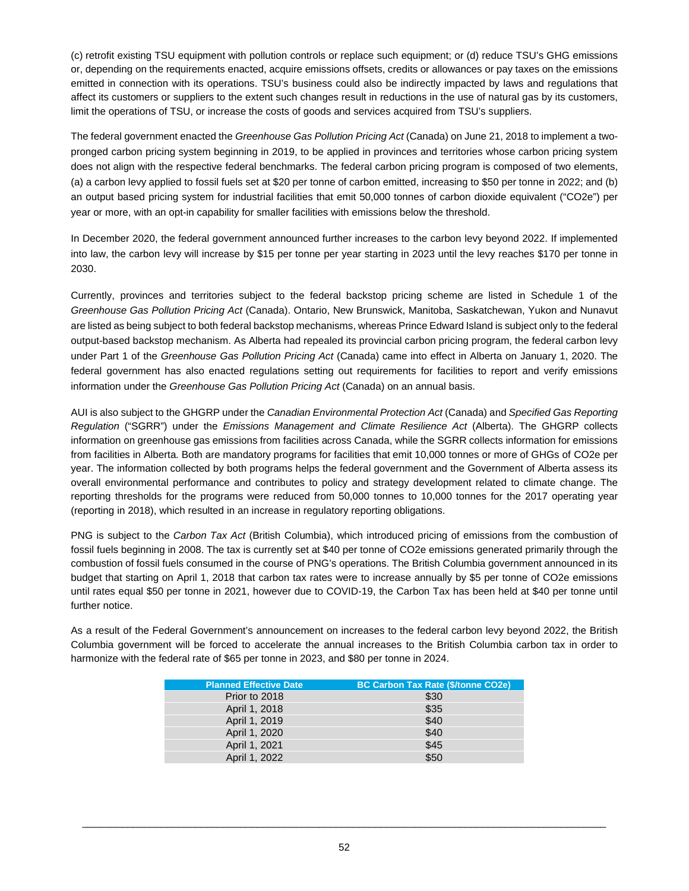(c) retrofit existing TSU equipment with pollution controls or replace such equipment; or (d) reduce TSU's GHG emissions or, depending on the requirements enacted, acquire emissions offsets, credits or allowances or pay taxes on the emissions emitted in connection with its operations. TSU's business could also be indirectly impacted by laws and regulations that affect its customers or suppliers to the extent such changes result in reductions in the use of natural gas by its customers, limit the operations of TSU, or increase the costs of goods and services acquired from TSU's suppliers.

The federal government enacted the *Greenhouse Gas Pollution Pricing Act* (Canada) on June 21, 2018 to implement a two-pronged carbon pricing system beginning in 2019, to be applied in provinces and territories whose carbon pricing system does not align with the respective federal benchmarks. The federal carbon pricing program is composed of two elements, (a) a carbon levy applied to fossil fuels set at $20 per tonne of carbon emitted, increasing to $50 per tonne in 2022; and (b) an output based pricing system for industrial facilities that emit 50,000 tonnes of carbon dioxide equivalent ("CO2e") per year or more, with an opt-in capability for smaller facilities with emissions below the threshold.

In December 2020, the federal government announced further increases to the carbon levy beyond 2022. If implemented into law, the carbon levy will increase by $15 per tonne per year starting in 2023 until the levy reaches $170 per tonne in 2030.

Currently, provinces and territories subject to the federal backstop pricing scheme are listed in Schedule 1 of the *Greenhouse Gas Pollution Pricing Act* (Canada). Ontario, New Brunswick, Manitoba, Saskatchewan, Yukon and Nunavut are listed as being subject to both federal backstop mechanisms, whereas Prince Edward Island is subject only to the federal output-based backstop mechanism. As Alberta had repealed its provincial carbon pricing program, the federal carbon levy under Part 1 of the *Greenhouse Gas Pollution Pricing Act* (Canada) came into effect in Alberta on January 1, 2020. The federal government has also enacted regulations setting out requirements for facilities to report and verify emissions information under the *Greenhouse Gas Pollution Pricing Act* (Canada) on an annual basis.

AUI is also subject to the GHGRP under the *Canadian Environmental Protection Act* (Canada) and *Specified Gas Reporting Regulation* ("SGRR") under the *Emissions Management and Climate Resilience Act* (Alberta). The GHGRP collects information on greenhouse gas emissions from facilities across Canada, while the SGRR collects information for emissions from facilities in Alberta. Both are mandatory programs for facilities that emit 10,000 tonnes or more of GHGs of CO2e per year. The information collected by both programs helps the federal government and the Government of Alberta assess its overall environmental performance and contributes to policy and strategy development related to climate change. The reporting thresholds for the programs were reduced from 50,000 tonnes to 10,000 tonnes for the 2017 operating year (reporting in 2018), which resulted in an increase in regulatory reporting obligations.

PNG is subject to the *Carbon Tax Act* (British Columbia), which introduced pricing of emissions from the combustion of fossil fuels beginning in 2008. The tax is currently set at $40 per tonne of CO2e emissions generated primarily through the combustion of fossil fuels consumed in the course of PNG's operations. The British Columbia government announced in its budget that starting on April 1, 2018 that carbon tax rates were to increase annually by $5 per tonne of CO2e emissions until rates equal $50 per tonne in 2021, however due to COVID-19, the Carbon Tax has been held at $40 per tonne until further notice.

As a result of the Federal Government's announcement on increases to the federal carbon levy beyond 2022, the British Columbia government will be forced to accelerate the annual increases to the British Columbia carbon tax in order to harmonize with the federal rate of $65 per tonne in 2023, and $80 per tonne in 2024.

| Planned Effective Date | BC Carbon Tax Rate ($/tonne CO2e) |
|---|---|
| Prior to 2018 | $30 |
| April 1, 2018 | $35 |
| April 1, 2019 | $40 |
| April 1, 2020 | $40 |
| April 1, 2021 | $45 |
| April 1, 2022 | $50 |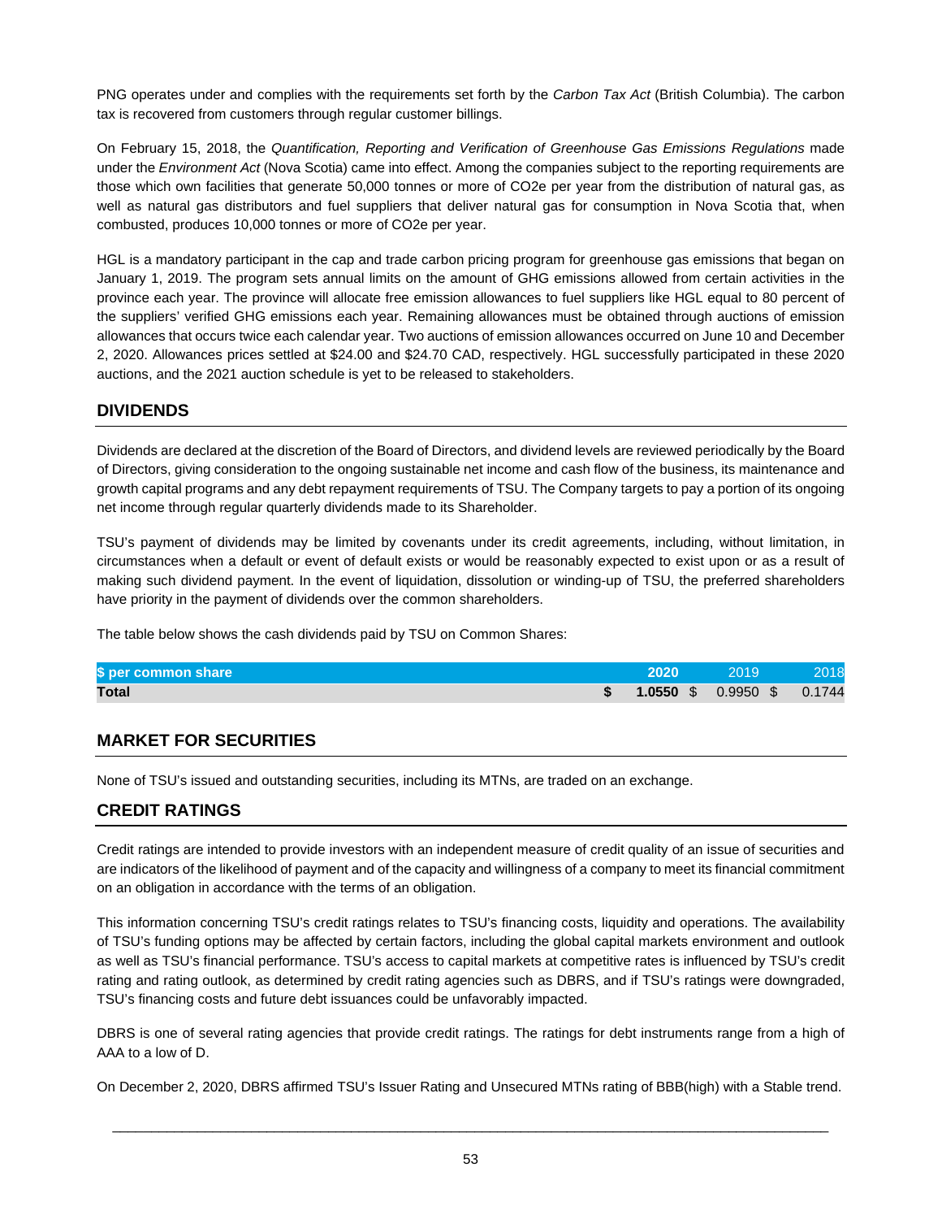PNG operates under and complies with the requirements set forth by the *Carbon Tax Act* (British Columbia). The carbon tax is recovered from customers through regular customer billings.

On February 15, 2018, the *Quantification, Reporting and Verification of Greenhouse Gas Emissions Regulations* made under the *Environment Act* (Nova Scotia) came into effect. Among the companies subject to the reporting requirements are those which own facilities that generate 50,000 tonnes or more of CO2e per year from the distribution of natural gas, as well as natural gas distributors and fuel suppliers that deliver natural gas for consumption in Nova Scotia that, when combusted, produces 10,000 tonnes or more of CO2e per year.

HGL is a mandatory participant in the cap and trade carbon pricing program for greenhouse gas emissions that began on January 1, 2019. The program sets annual limits on the amount of GHG emissions allowed from certain activities in the province each year. The province will allocate free emission allowances to fuel suppliers like HGL equal to 80 percent of the suppliers' verified GHG emissions each year. Remaining allowances must be obtained through auctions of emission allowances that occurs twice each calendar year. Two auctions of emission allowances occurred on June 10 and December 2, 2020. Allowances prices settled at $24.00 and $24.70 CAD, respectively. HGL successfully participated in these 2020 auctions, and the 2021 auction schedule is yet to be released to stakeholders.

## DIVIDENDS

Dividends are declared at the discretion of the Board of Directors, and dividend levels are reviewed periodically by the Board of Directors, giving consideration to the ongoing sustainable net income and cash flow of the business, its maintenance and growth capital programs and any debt repayment requirements of TSU. The Company targets to pay a portion of its ongoing net income through regular quarterly dividends made to its Shareholder.

TSU's payment of dividends may be limited by covenants under its credit agreements, including, without limitation, in circumstances when a default or event of default exists or would be reasonably expected to exist upon or as a result of making such dividend payment. In the event of liquidation, dissolution or winding-up of TSU, the preferred shareholders have priority in the payment of dividends over the common shareholders.

The table below shows the cash dividends paid by TSU on Common Shares:

| $ per common share | 2020 | 2019 | 2018 |
|---|---|---|---|
| **Total** | **$ 1.0550** | $ 0.9950 | $ 0.1744 |

## MARKET FOR SECURITIES

None of TSU's issued and outstanding securities, including its MTNs, are traded on an exchange.

## CREDIT RATINGS

Credit ratings are intended to provide investors with an independent measure of credit quality of an issue of securities and are indicators of the likelihood of payment and of the capacity and willingness of a company to meet its financial commitment on an obligation in accordance with the terms of an obligation.

This information concerning TSU's credit ratings relates to TSU's financing costs, liquidity and operations. The availability of TSU's funding options may be affected by certain factors, including the global capital markets environment and outlook as well as TSU's financial performance. TSU's access to capital markets at competitive rates is influenced by TSU's credit rating and rating outlook, as determined by credit rating agencies such as DBRS, and if TSU's ratings were downgraded, TSU's financing costs and future debt issuances could be unfavorably impacted.

DBRS is one of several rating agencies that provide credit ratings. The ratings for debt instruments range from a high of AAA to a low of D.

On December 2, 2020, DBRS affirmed TSU's Issuer Rating and Unsecured MTNs rating of BBB(high) with a Stable trend.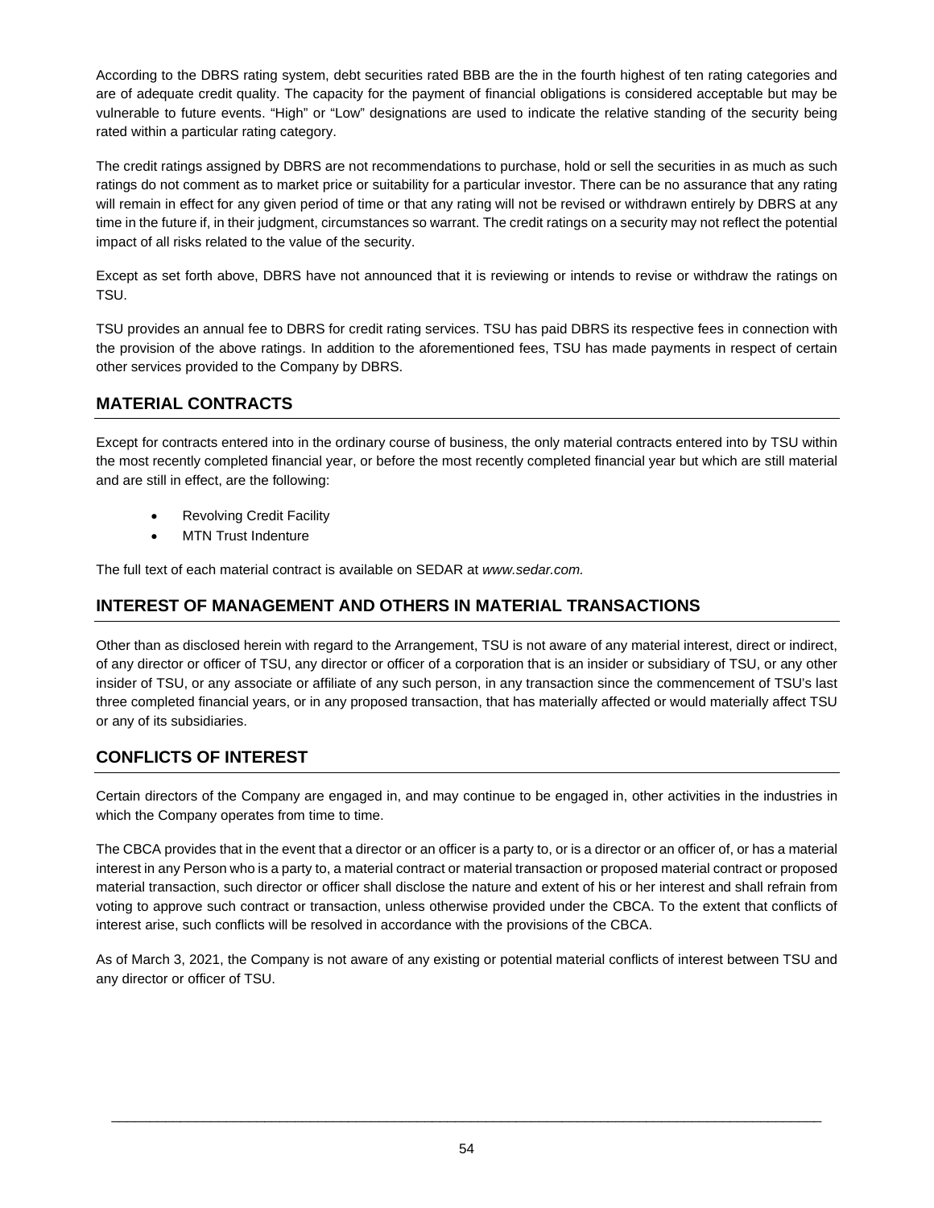According to the DBRS rating system, debt securities rated BBB are the in the fourth highest of ten rating categories and are of adequate credit quality. The capacity for the payment of financial obligations is considered acceptable but may be vulnerable to future events. "High" or "Low" designations are used to indicate the relative standing of the security being rated within a particular rating category.

The credit ratings assigned by DBRS are not recommendations to purchase, hold or sell the securities in as much as such ratings do not comment as to market price or suitability for a particular investor. There can be no assurance that any rating will remain in effect for any given period of time or that any rating will not be revised or withdrawn entirely by DBRS at any time in the future if, in their judgment, circumstances so warrant. The credit ratings on a security may not reflect the potential impact of all risks related to the value of the security.

Except as set forth above, DBRS have not announced that it is reviewing or intends to revise or withdraw the ratings on TSU.

TSU provides an annual fee to DBRS for credit rating services. TSU has paid DBRS its respective fees in connection with the provision of the above ratings. In addition to the aforementioned fees, TSU has made payments in respect of certain other services provided to the Company by DBRS.

## MATERIAL CONTRACTS

Except for contracts entered into in the ordinary course of business, the only material contracts entered into by TSU within the most recently completed financial year, or before the most recently completed financial year but which are still material and are still in effect, are the following:

- Revolving Credit Facility
- MTN Trust Indenture

The full text of each material contract is available on SEDAR at *www.sedar.com.*

## INTEREST OF MANAGEMENT AND OTHERS IN MATERIAL TRANSACTIONS

Other than as disclosed herein with regard to the Arrangement, TSU is not aware of any material interest, direct or indirect, of any director or officer of TSU, any director or officer of a corporation that is an insider or subsidiary of TSU, or any other insider of TSU, or any associate or affiliate of any such person, in any transaction since the commencement of TSU's last three completed financial years, or in any proposed transaction, that has materially affected or would materially affect TSU or any of its subsidiaries.

## CONFLICTS OF INTEREST

Certain directors of the Company are engaged in, and may continue to be engaged in, other activities in the industries in which the Company operates from time to time.

The CBCA provides that in the event that a director or an officer is a party to, or is a director or an officer of, or has a material interest in any Person who is a party to, a material contract or material transaction or proposed material contract or proposed material transaction, such director or officer shall disclose the nature and extent of his or her interest and shall refrain from voting to approve such contract or transaction, unless otherwise provided under the CBCA. To the extent that conflicts of interest arise, such conflicts will be resolved in accordance with the provisions of the CBCA.

As of March 3, 2021, the Company is not aware of any existing or potential material conflicts of interest between TSU and any director or officer of TSU.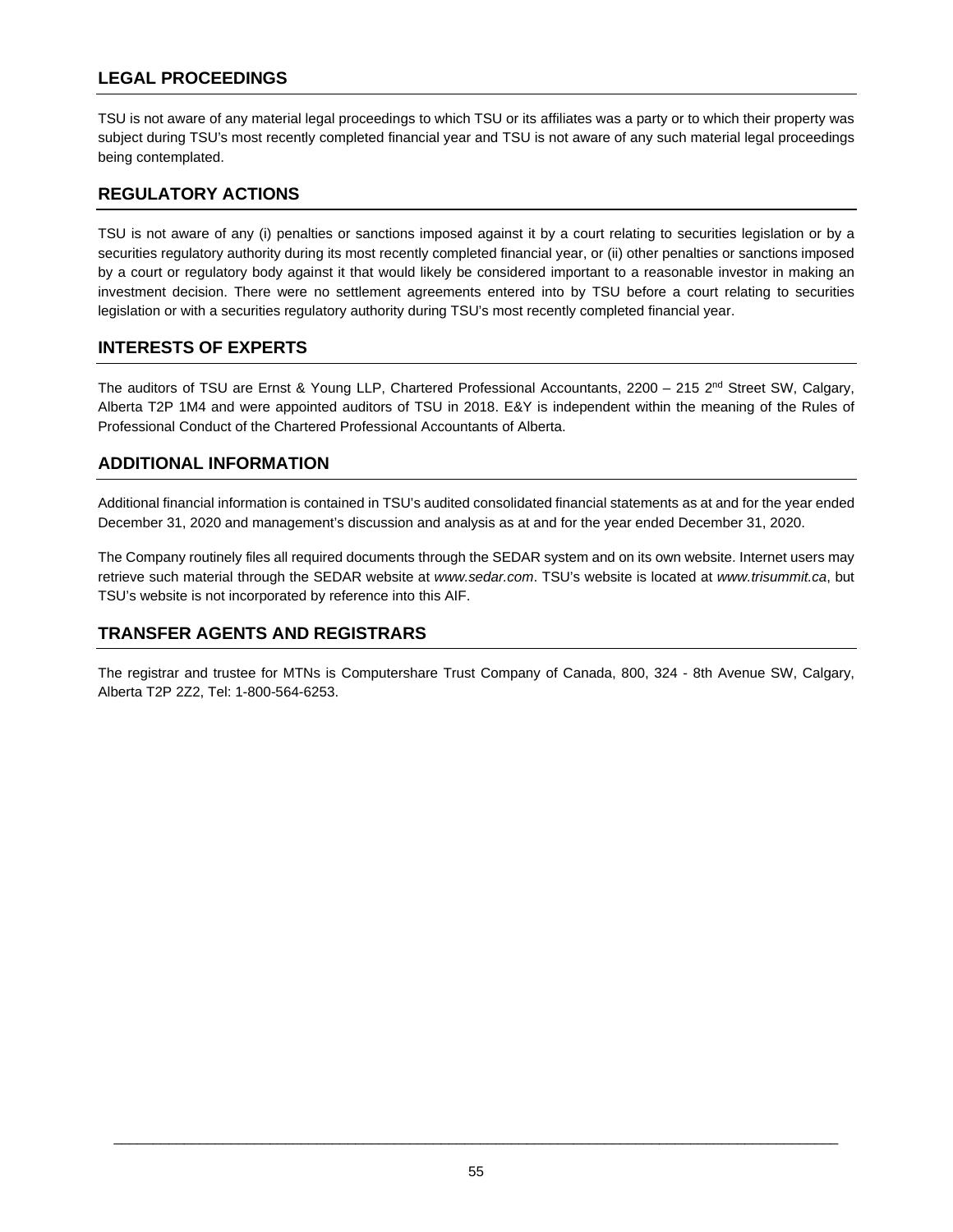## LEGAL PROCEEDINGS

TSU is not aware of any material legal proceedings to which TSU or its affiliates was a party or to which their property was subject during TSU's most recently completed financial year and TSU is not aware of any such material legal proceedings being contemplated.

## REGULATORY ACTIONS

TSU is not aware of any (i) penalties or sanctions imposed against it by a court relating to securities legislation or by a securities regulatory authority during its most recently completed financial year, or (ii) other penalties or sanctions imposed by a court or regulatory body against it that would likely be considered important to a reasonable investor in making an investment decision. There were no settlement agreements entered into by TSU before a court relating to securities legislation or with a securities regulatory authority during TSU's most recently completed financial year.

## INTERESTS OF EXPERTS

The auditors of TSU are Ernst & Young LLP, Chartered Professional Accountants, 2200 – 215 2nd Street SW, Calgary, Alberta T2P 1M4 and were appointed auditors of TSU in 2018. E&Y is independent within the meaning of the Rules of Professional Conduct of the Chartered Professional Accountants of Alberta.

## ADDITIONAL INFORMATION

Additional financial information is contained in TSU's audited consolidated financial statements as at and for the year ended December 31, 2020 and management's discussion and analysis as at and for the year ended December 31, 2020.

The Company routinely files all required documents through the SEDAR system and on its own website. Internet users may retrieve such material through the SEDAR website at *www.sedar.com*. TSU's website is located at *www.trisummit.ca*, but TSU's website is not incorporated by reference into this AIF.

## TRANSFER AGENTS AND REGISTRARS

The registrar and trustee for MTNs is Computershare Trust Company of Canada, 800, 324 - 8th Avenue SW, Calgary, Alberta T2P 2Z2, Tel: 1-800-564-6253.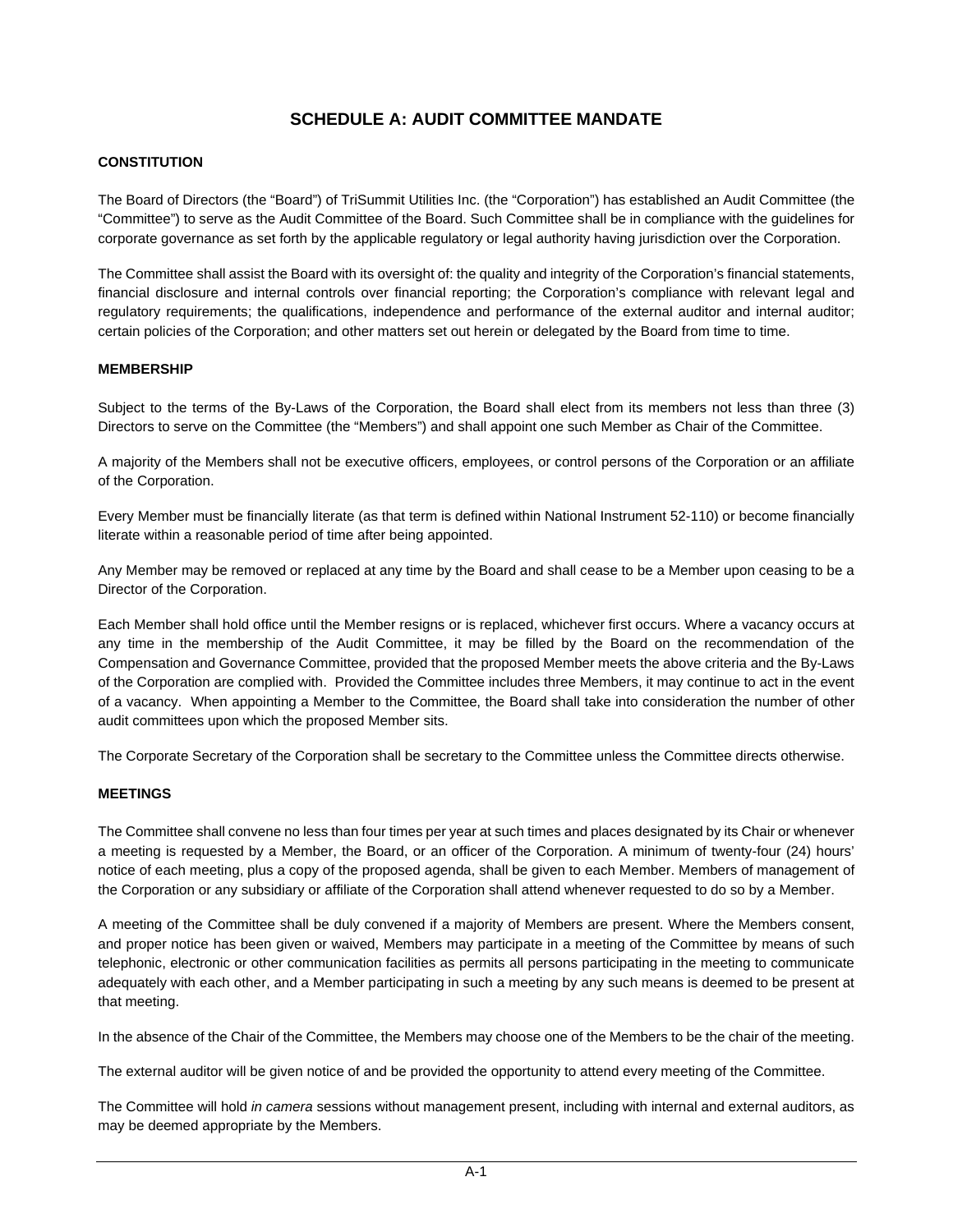# SCHEDULE A: AUDIT COMMITTEE MANDATE

## CONSTITUTION

The Board of Directors (the "Board") of TriSummit Utilities Inc. (the "Corporation") has established an Audit Committee (the "Committee") to serve as the Audit Committee of the Board. Such Committee shall be in compliance with the guidelines for corporate governance as set forth by the applicable regulatory or legal authority having jurisdiction over the Corporation.

The Committee shall assist the Board with its oversight of: the quality and integrity of the Corporation's financial statements, financial disclosure and internal controls over financial reporting; the Corporation's compliance with relevant legal and regulatory requirements; the qualifications, independence and performance of the external auditor and internal auditor; certain policies of the Corporation; and other matters set out herein or delegated by the Board from time to time.

## MEMBERSHIP

Subject to the terms of the By-Laws of the Corporation, the Board shall elect from its members not less than three (3) Directors to serve on the Committee (the "Members") and shall appoint one such Member as Chair of the Committee.

A majority of the Members shall not be executive officers, employees, or control persons of the Corporation or an affiliate of the Corporation.

Every Member must be financially literate (as that term is defined within National Instrument 52-110) or become financially literate within a reasonable period of time after being appointed.

Any Member may be removed or replaced at any time by the Board and shall cease to be a Member upon ceasing to be a Director of the Corporation.

Each Member shall hold office until the Member resigns or is replaced, whichever first occurs. Where a vacancy occurs at any time in the membership of the Audit Committee, it may be filled by the Board on the recommendation of the Compensation and Governance Committee, provided that the proposed Member meets the above criteria and the By-Laws of the Corporation are complied with. Provided the Committee includes three Members, it may continue to act in the event of a vacancy. When appointing a Member to the Committee, the Board shall take into consideration the number of other audit committees upon which the proposed Member sits.

The Corporate Secretary of the Corporation shall be secretary to the Committee unless the Committee directs otherwise.

## MEETINGS

The Committee shall convene no less than four times per year at such times and places designated by its Chair or whenever a meeting is requested by a Member, the Board, or an officer of the Corporation. A minimum of twenty-four (24) hours' notice of each meeting, plus a copy of the proposed agenda, shall be given to each Member. Members of management of the Corporation or any subsidiary or affiliate of the Corporation shall attend whenever requested to do so by a Member.

A meeting of the Committee shall be duly convened if a majority of Members are present. Where the Members consent, and proper notice has been given or waived, Members may participate in a meeting of the Committee by means of such telephonic, electronic or other communication facilities as permits all persons participating in the meeting to communicate adequately with each other, and a Member participating in such a meeting by any such means is deemed to be present at that meeting.

In the absence of the Chair of the Committee, the Members may choose one of the Members to be the chair of the meeting.

The external auditor will be given notice of and be provided the opportunity to attend every meeting of the Committee.

The Committee will hold *in camera* sessions without management present, including with internal and external auditors, as may be deemed appropriate by the Members.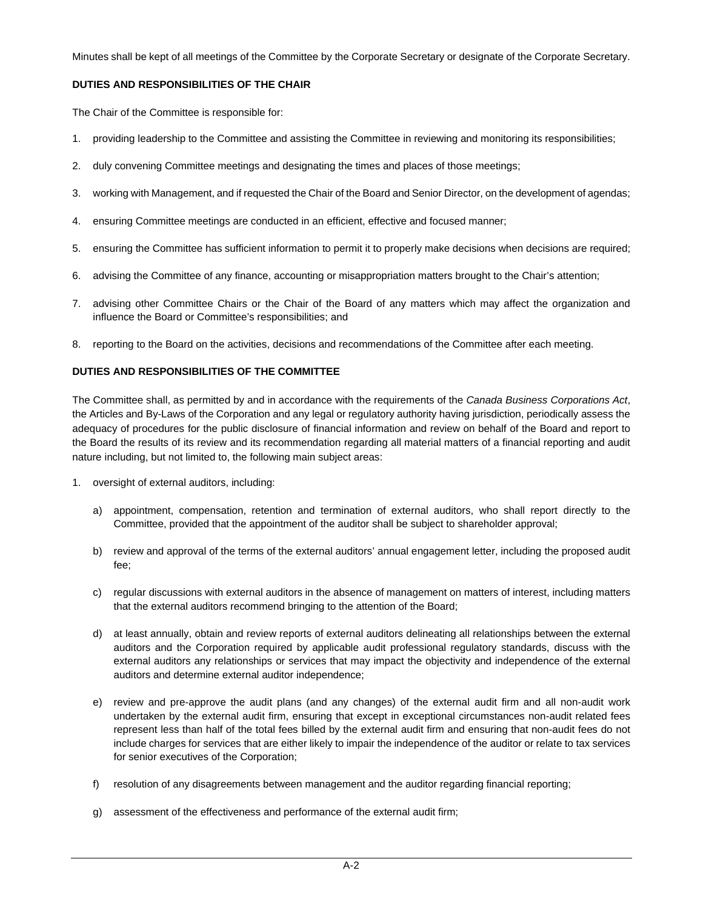Minutes shall be kept of all meetings of the Committee by the Corporate Secretary or designate of the Corporate Secretary.

**DUTIES AND RESPONSIBILITIES OF THE CHAIR**

The Chair of the Committee is responsible for:

1. providing leadership to the Committee and assisting the Committee in reviewing and monitoring its responsibilities;
2. duly convening Committee meetings and designating the times and places of those meetings;
3. working with Management, and if requested the Chair of the Board and Senior Director, on the development of agendas;
4. ensuring Committee meetings are conducted in an efficient, effective and focused manner;
5. ensuring the Committee has sufficient information to permit it to properly make decisions when decisions are required;
6. advising the Committee of any finance, accounting or misappropriation matters brought to the Chair's attention;
7. advising other Committee Chairs or the Chair of the Board of any matters which may affect the organization and influence the Board or Committee's responsibilities; and
8. reporting to the Board on the activities, decisions and recommendations of the Committee after each meeting.

**DUTIES AND RESPONSIBILITIES OF THE COMMITTEE**

The Committee shall, as permitted by and in accordance with the requirements of the *Canada Business Corporations Act*, the Articles and By-Laws of the Corporation and any legal or regulatory authority having jurisdiction, periodically assess the adequacy of procedures for the public disclosure of financial information and review on behalf of the Board and report to the Board the results of its review and its recommendation regarding all material matters of a financial reporting and audit nature including, but not limited to, the following main subject areas:

1. oversight of external auditors, including:
   a) appointment, compensation, retention and termination of external auditors, who shall report directly to the Committee, provided that the appointment of the auditor shall be subject to shareholder approval;
   b) review and approval of the terms of the external auditors' annual engagement letter, including the proposed audit fee;
   c) regular discussions with external auditors in the absence of management on matters of interest, including matters that the external auditors recommend bringing to the attention of the Board;
   d) at least annually, obtain and review reports of external auditors delineating all relationships between the external auditors and the Corporation required by applicable audit professional regulatory standards, discuss with the external auditors any relationships or services that may impact the objectivity and independence of the external auditors and determine external auditor independence;
   e) review and pre-approve the audit plans (and any changes) of the external audit firm and all non-audit work undertaken by the external audit firm, ensuring that except in exceptional circumstances non-audit related fees represent less than half of the total fees billed by the external audit firm and ensuring that non-audit fees do not include charges for services that are either likely to impair the independence of the auditor or relate to tax services for senior executives of the Corporation;
   f) resolution of any disagreements between management and the auditor regarding financial reporting;
   g) assessment of the effectiveness and performance of the external audit firm;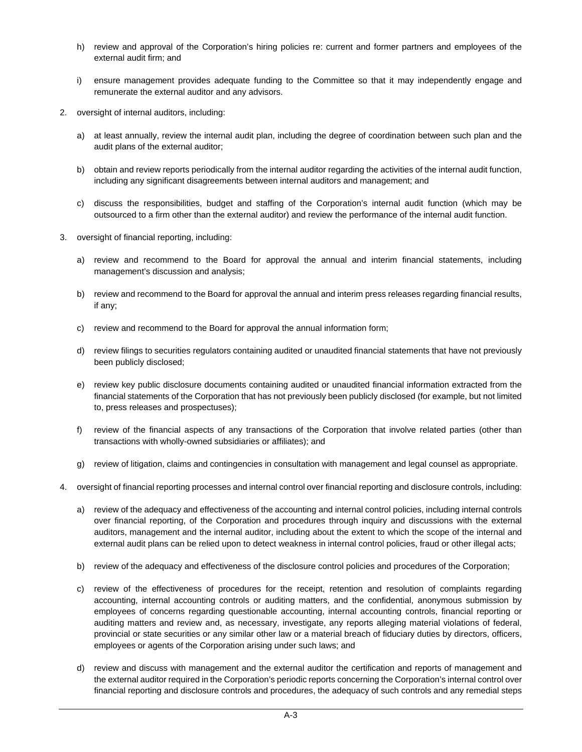h) review and approval of the Corporation's hiring policies re: current and former partners and employees of the external audit firm; and

i) ensure management provides adequate funding to the Committee so that it may independently engage and remunerate the external auditor and any advisors.

2. oversight of internal auditors, including:

   a) at least annually, review the internal audit plan, including the degree of coordination between such plan and the audit plans of the external auditor;

   b) obtain and review reports periodically from the internal auditor regarding the activities of the internal audit function, including any significant disagreements between internal auditors and management; and

   c) discuss the responsibilities, budget and staffing of the Corporation's internal audit function (which may be outsourced to a firm other than the external auditor) and review the performance of the internal audit function.

3. oversight of financial reporting, including:

   a) review and recommend to the Board for approval the annual and interim financial statements, including management's discussion and analysis;

   b) review and recommend to the Board for approval the annual and interim press releases regarding financial results, if any;

   c) review and recommend to the Board for approval the annual information form;

   d) review filings to securities regulators containing audited or unaudited financial statements that have not previously been publicly disclosed;

   e) review key public disclosure documents containing audited or unaudited financial information extracted from the financial statements of the Corporation that has not previously been publicly disclosed (for example, but not limited to, press releases and prospectuses);

   f) review of the financial aspects of any transactions of the Corporation that involve related parties (other than transactions with wholly-owned subsidiaries or affiliates); and

   g) review of litigation, claims and contingencies in consultation with management and legal counsel as appropriate.

4. oversight of financial reporting processes and internal control over financial reporting and disclosure controls, including:

   a) review of the adequacy and effectiveness of the accounting and internal control policies, including internal controls over financial reporting, of the Corporation and procedures through inquiry and discussions with the external auditors, management and the internal auditor, including about the extent to which the scope of the internal and external audit plans can be relied upon to detect weakness in internal control policies, fraud or other illegal acts;

   b) review of the adequacy and effectiveness of the disclosure control policies and procedures of the Corporation;

   c) review of the effectiveness of procedures for the receipt, retention and resolution of complaints regarding accounting, internal accounting controls or auditing matters, and the confidential, anonymous submission by employees of concerns regarding questionable accounting, internal accounting controls, financial reporting or auditing matters and review and, as necessary, investigate, any reports alleging material violations of federal, provincial or state securities or any similar other law or a material breach of fiduciary duties by directors, officers, employees or agents of the Corporation arising under such laws; and

   d) review and discuss with management and the external auditor the certification and reports of management and the external auditor required in the Corporation's periodic reports concerning the Corporation's internal control over financial reporting and disclosure controls and procedures, the adequacy of such controls and any remedial steps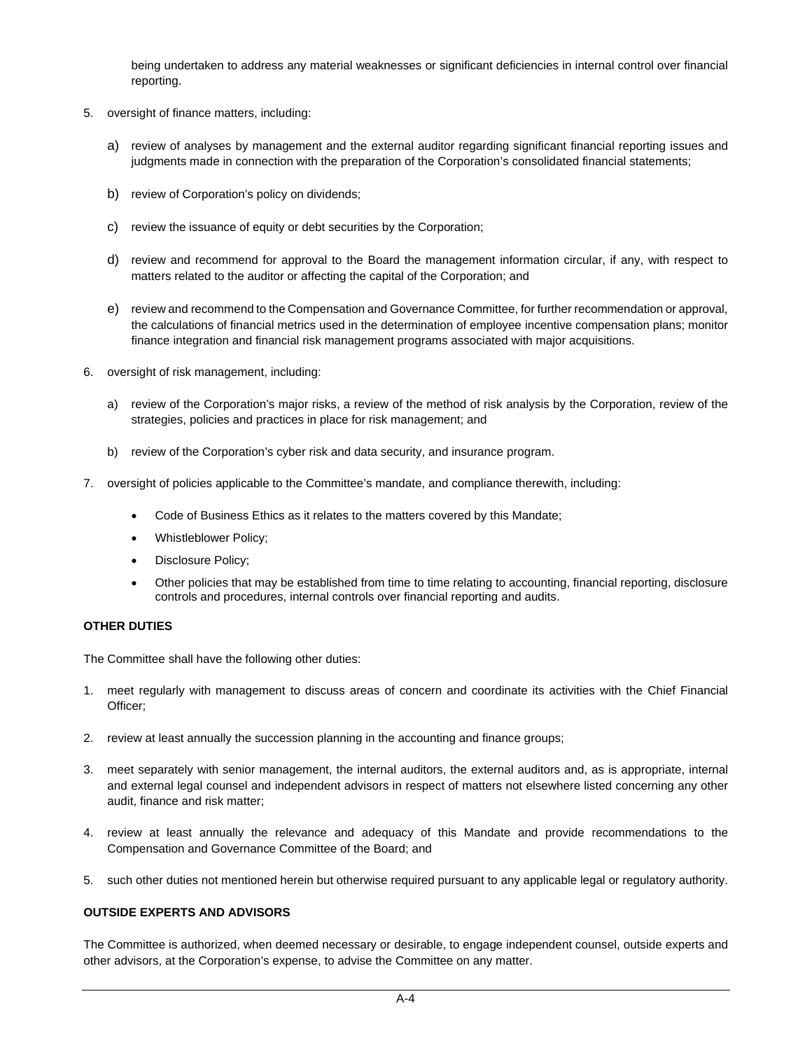being undertaken to address any material weaknesses or significant deficiencies in internal control over financial reporting.

5. oversight of finance matters, including:

   a) review of analyses by management and the external auditor regarding significant financial reporting issues and judgments made in connection with the preparation of the Corporation's consolidated financial statements;

   b) review of Corporation's policy on dividends;

   c) review the issuance of equity or debt securities by the Corporation;

   d) review and recommend for approval to the Board the management information circular, if any, with respect to matters related to the auditor or affecting the capital of the Corporation; and

   e) review and recommend to the Compensation and Governance Committee, for further recommendation or approval, the calculations of financial metrics used in the determination of employee incentive compensation plans; monitor finance integration and financial risk management programs associated with major acquisitions.

6. oversight of risk management, including:

   a) review of the Corporation's major risks, a review of the method of risk analysis by the Corporation, review of the strategies, policies and practices in place for risk management; and

   b) review of the Corporation's cyber risk and data security, and insurance program.

7. oversight of policies applicable to the Committee's mandate, and compliance therewith, including:

   - Code of Business Ethics as it relates to the matters covered by this Mandate;
   - Whistleblower Policy;
   - Disclosure Policy;
   - Other policies that may be established from time to time relating to accounting, financial reporting, disclosure controls and procedures, internal controls over financial reporting and audits.

**OTHER DUTIES**

The Committee shall have the following other duties:

1. meet regularly with management to discuss areas of concern and coordinate its activities with the Chief Financial Officer;

2. review at least annually the succession planning in the accounting and finance groups;

3. meet separately with senior management, the internal auditors, the external auditors and, as is appropriate, internal and external legal counsel and independent advisors in respect of matters not elsewhere listed concerning any other audit, finance and risk matter;

4. review at least annually the relevance and adequacy of this Mandate and provide recommendations to the Compensation and Governance Committee of the Board; and

5. such other duties not mentioned herein but otherwise required pursuant to any applicable legal or regulatory authority.

**OUTSIDE EXPERTS AND ADVISORS**

The Committee is authorized, when deemed necessary or desirable, to engage independent counsel, outside experts and other advisors, at the Corporation's expense, to advise the Committee on any matter.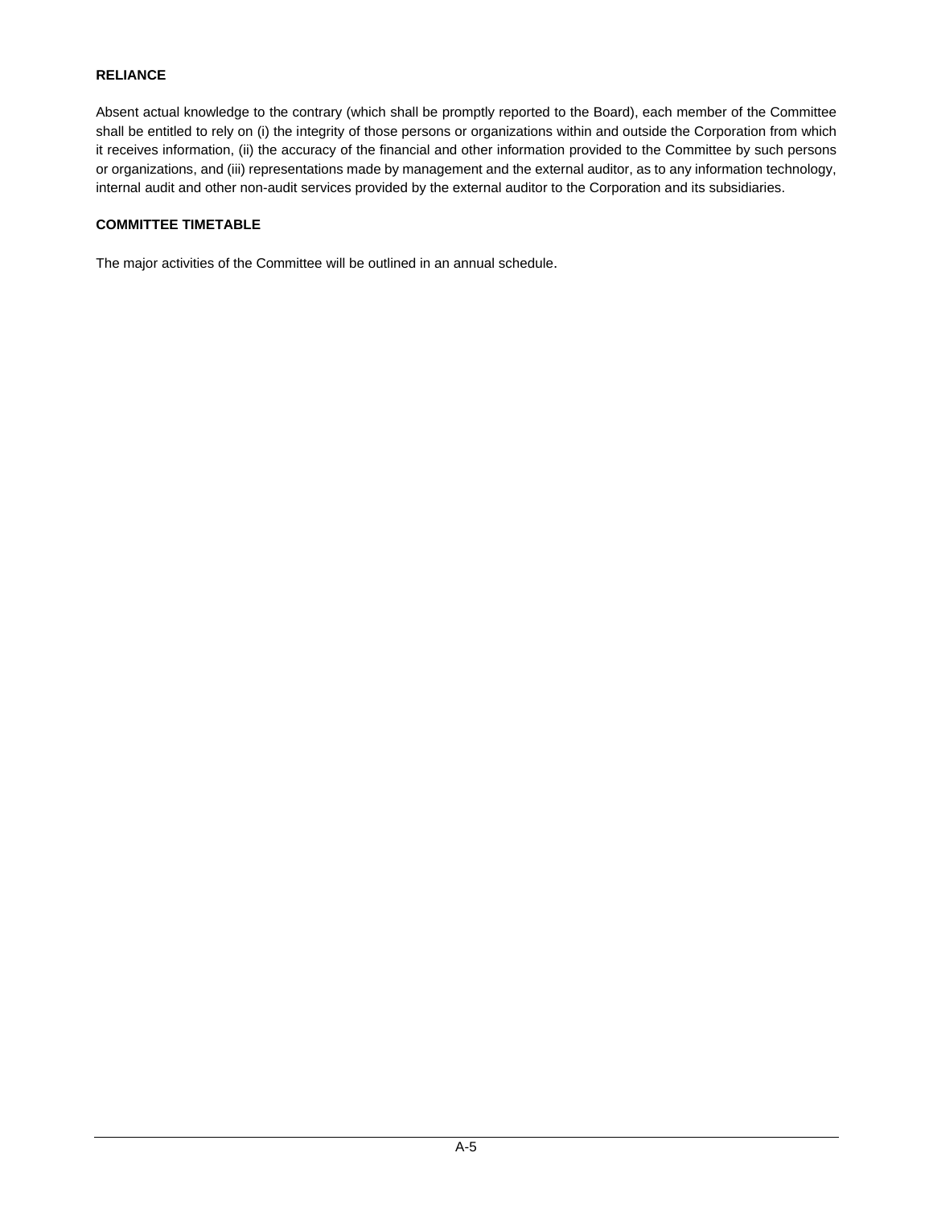**RELIANCE**

Absent actual knowledge to the contrary (which shall be promptly reported to the Board), each member of the Committee shall be entitled to rely on (i) the integrity of those persons or organizations within and outside the Corporation from which it receives information, (ii) the accuracy of the financial and other information provided to the Committee by such persons or organizations, and (iii) representations made by management and the external auditor, as to any information technology, internal audit and other non-audit services provided by the external auditor to the Corporation and its subsidiaries.

**COMMITTEE TIMETABLE**

The major activities of the Committee will be outlined in an annual schedule.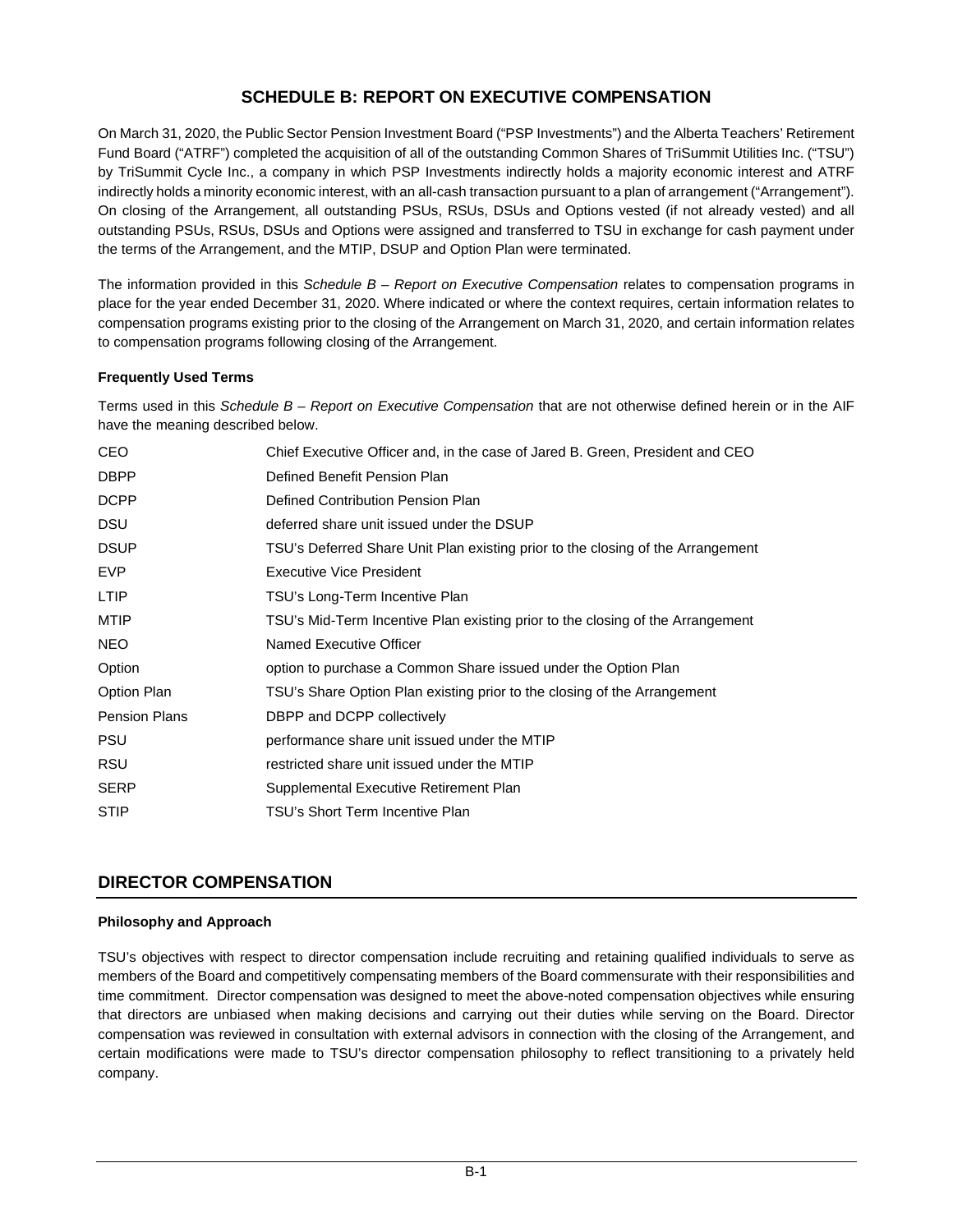# SCHEDULE B: REPORT ON EXECUTIVE COMPENSATION

On March 31, 2020, the Public Sector Pension Investment Board ("PSP Investments") and the Alberta Teachers' Retirement Fund Board ("ATRF") completed the acquisition of all of the outstanding Common Shares of TriSummit Utilities Inc. ("TSU") by TriSummit Cycle Inc., a company in which PSP Investments indirectly holds a majority economic interest and ATRF indirectly holds a minority economic interest, with an all-cash transaction pursuant to a plan of arrangement ("Arrangement"). On closing of the Arrangement, all outstanding PSUs, RSUs, DSUs and Options vested (if not already vested) and all outstanding PSUs, RSUs, DSUs and Options were assigned and transferred to TSU in exchange for cash payment under the terms of the Arrangement, and the MTIP, DSUP and Option Plan were terminated.

The information provided in this *Schedule B – Report on Executive Compensation* relates to compensation programs in place for the year ended December 31, 2020. Where indicated or where the context requires, certain information relates to compensation programs existing prior to the closing of the Arrangement on March 31, 2020, and certain information relates to compensation programs following closing of the Arrangement.

**Frequently Used Terms**

Terms used in this *Schedule B – Report on Executive Compensation* that are not otherwise defined herein or in the AIF have the meaning described below.

| | |
|---|---|
| CEO | Chief Executive Officer and, in the case of Jared B. Green, President and CEO |
| DBPP | Defined Benefit Pension Plan |
| DCPP | Defined Contribution Pension Plan |
| DSU | deferred share unit issued under the DSUP |
| DSUP | TSU's Deferred Share Unit Plan existing prior to the closing of the Arrangement |
| EVP | Executive Vice President |
| LTIP | TSU's Long-Term Incentive Plan |
| MTIP | TSU's Mid-Term Incentive Plan existing prior to the closing of the Arrangement |
| NEO | Named Executive Officer |
| Option | option to purchase a Common Share issued under the Option Plan |
| Option Plan | TSU's Share Option Plan existing prior to the closing of the Arrangement |
| Pension Plans | DBPP and DCPP collectively |
| PSU | performance share unit issued under the MTIP |
| RSU | restricted share unit issued under the MTIP |
| SERP | Supplemental Executive Retirement Plan |
| STIP | TSU's Short Term Incentive Plan |

## DIRECTOR COMPENSATION

**Philosophy and Approach**

TSU's objectives with respect to director compensation include recruiting and retaining qualified individuals to serve as members of the Board and competitively compensating members of the Board commensurate with their responsibilities and time commitment. Director compensation was designed to meet the above-noted compensation objectives while ensuring that directors are unbiased when making decisions and carrying out their duties while serving on the Board. Director compensation was reviewed in consultation with external advisors in connection with the closing of the Arrangement, and certain modifications were made to TSU's director compensation philosophy to reflect transitioning to a privately held company.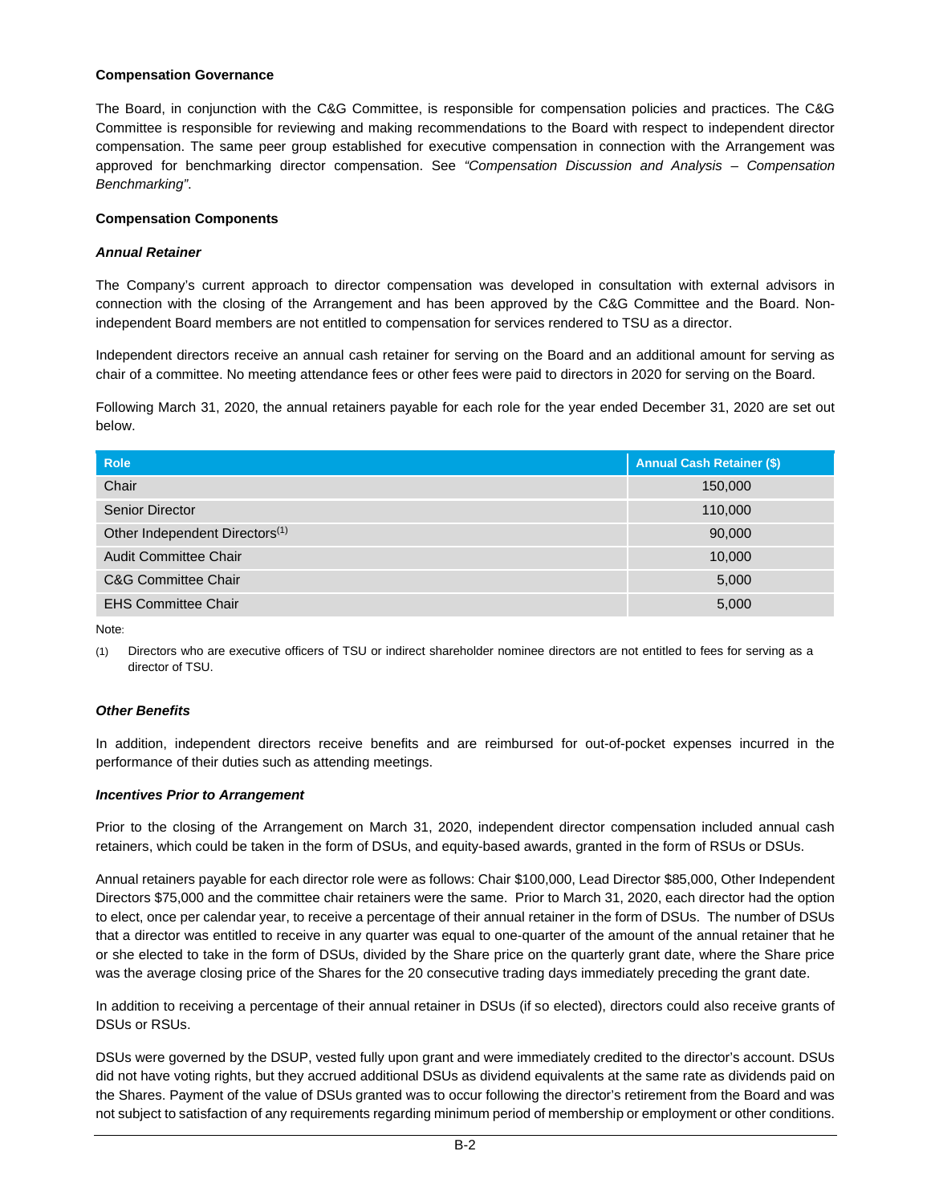**Compensation Governance**

The Board, in conjunction with the C&G Committee, is responsible for compensation policies and practices. The C&G Committee is responsible for reviewing and making recommendations to the Board with respect to independent director compensation. The same peer group established for executive compensation in connection with the Arrangement was approved for benchmarking director compensation. See *"Compensation Discussion and Analysis – Compensation Benchmarking"*.

**Compensation Components**

***Annual Retainer***

The Company's current approach to director compensation was developed in consultation with external advisors in connection with the closing of the Arrangement and has been approved by the C&G Committee and the Board. Non-independent Board members are not entitled to compensation for services rendered to TSU as a director.

Independent directors receive an annual cash retainer for serving on the Board and an additional amount for serving as chair of a committee. No meeting attendance fees or other fees were paid to directors in 2020 for serving on the Board.

Following March 31, 2020, the annual retainers payable for each role for the year ended December 31, 2020 are set out below.

| Role | Annual Cash Retainer ($) |
|---|---|
| Chair | 150,000 |
| Senior Director | 110,000 |
| Other Independent Directors[(1)] | 90,000 |
| Audit Committee Chair | 10,000 |
| C&G Committee Chair | 5,000 |
| EHS Committee Chair | 5,000 |

Note:

(1) Directors who are executive officers of TSU or indirect shareholder nominee directors are not entitled to fees for serving as a director of TSU.

***Other Benefits***

In addition, independent directors receive benefits and are reimbursed for out-of-pocket expenses incurred in the performance of their duties such as attending meetings.

***Incentives Prior to Arrangement***

Prior to the closing of the Arrangement on March 31, 2020, independent director compensation included annual cash retainers, which could be taken in the form of DSUs, and equity-based awards, granted in the form of RSUs or DSUs.

Annual retainers payable for each director role were as follows: Chair $100,000, Lead Director $85,000, Other Independent Directors $75,000 and the committee chair retainers were the same. Prior to March 31, 2020, each director had the option to elect, once per calendar year, to receive a percentage of their annual retainer in the form of DSUs. The number of DSUs that a director was entitled to receive in any quarter was equal to one-quarter of the amount of the annual retainer that he or she elected to take in the form of DSUs, divided by the Share price on the quarterly grant date, where the Share price was the average closing price of the Shares for the 20 consecutive trading days immediately preceding the grant date.

In addition to receiving a percentage of their annual retainer in DSUs (if so elected), directors could also receive grants of DSUs or RSUs.

DSUs were governed by the DSUP, vested fully upon grant and were immediately credited to the director's account. DSUs did not have voting rights, but they accrued additional DSUs as dividend equivalents at the same rate as dividends paid on the Shares. Payment of the value of DSUs granted was to occur following the director's retirement from the Board and was not subject to satisfaction of any requirements regarding minimum period of membership or employment or other conditions.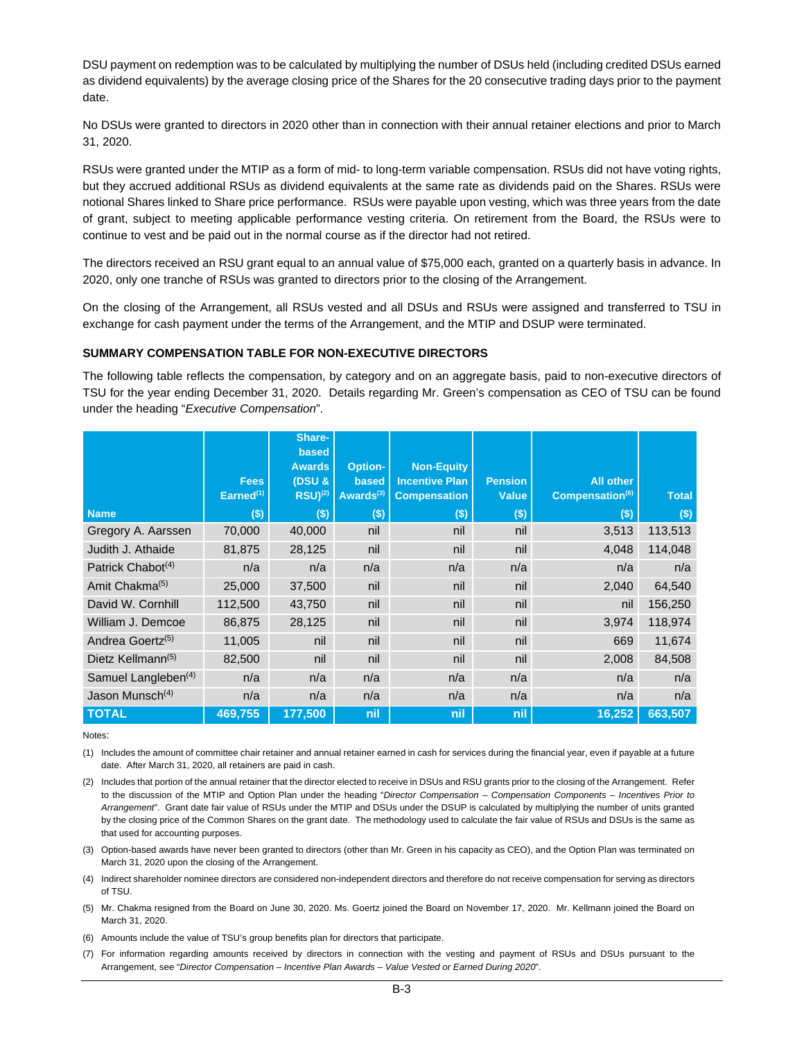DSU payment on redemption was to be calculated by multiplying the number of DSUs held (including credited DSUs earned as dividend equivalents) by the average closing price of the Shares for the 20 consecutive trading days prior to the payment date.

No DSUs were granted to directors in 2020 other than in connection with their annual retainer elections and prior to March 31, 2020.

RSUs were granted under the MTIP as a form of mid- to long-term variable compensation. RSUs did not have voting rights, but they accrued additional RSUs as dividend equivalents at the same rate as dividends paid on the Shares. RSUs were notional Shares linked to Share price performance. RSUs were payable upon vesting, which was three years from the date of grant, subject to meeting applicable performance vesting criteria. On retirement from the Board, the RSUs were to continue to vest and be paid out in the normal course as if the director had not retired.

The directors received an RSU grant equal to an annual value of $75,000 each, granted on a quarterly basis in advance. In 2020, only one tranche of RSUs was granted to directors prior to the closing of the Arrangement.

On the closing of the Arrangement, all RSUs vested and all DSUs and RSUs were assigned and transferred to TSU in exchange for cash payment under the terms of the Arrangement, and the MTIP and DSUP were terminated.

**SUMMARY COMPENSATION TABLE FOR NON-EXECUTIVE DIRECTORS**

The following table reflects the compensation, by category and on an aggregate basis, paid to non-executive directors of TSU for the year ending December 31, 2020. Details regarding Mr. Green's compensation as CEO of TSU can be found under the heading "*Executive Compensation*".

| Name | Fees Earned[1] ($) | Share-based Awards (DSU & RSU)[2] ($) | Option-based Awards[3] ($) | Non-Equity Incentive Plan Compensation ($) | Pension Value ($) | All other Compensation[6] ($) | Total ($) |
|---|---|---|---|---|---|---|---|
| Gregory A. Aarssen | 70,000 | 40,000 | nil | nil | nil | 3,513 | 113,513 |
| Judith J. Athaide | 81,875 | 28,125 | nil | nil | nil | 4,048 | 114,048 |
| Patrick Chabot[4] | n/a | n/a | n/a | n/a | n/a | n/a | n/a |
| Amit Chakma[5] | 25,000 | 37,500 | nil | nil | nil | 2,040 | 64,540 |
| David W. Cornhill | 112,500 | 43,750 | nil | nil | nil | nil | 156,250 |
| William J. Demcoe | 86,875 | 28,125 | nil | nil | nil | 3,974 | 118,974 |
| Andrea Goertz[5] | 11,005 | nil | nil | nil | nil | 669 | 11,674 |
| Dietz Kellmann[5] | 82,500 | nil | nil | nil | nil | 2,008 | 84,508 |
| Samuel Langleben[4] | n/a | n/a | n/a | n/a | n/a | n/a | n/a |
| Jason Munsch[4] | n/a | n/a | n/a | n/a | n/a | n/a | n/a |
| **TOTAL** | **469,755** | **177,500** | **nil** | **nil** | **nil** | **16,252** | **663,507** |

Notes:

(1) Includes the amount of committee chair retainer and annual retainer earned in cash for services during the financial year, even if payable at a future date. After March 31, 2020, all retainers are paid in cash.

(2) Includes that portion of the annual retainer that the director elected to receive in DSUs and RSU grants prior to the closing of the Arrangement. Refer to the discussion of the MTIP and Option Plan under the heading "*Director Compensation – Compensation Components – Incentives Prior to Arrangement*". Grant date fair value of RSUs under the MTIP and DSUs under the DSUP is calculated by multiplying the number of units granted by the closing price of the Common Shares on the grant date. The methodology used to calculate the fair value of RSUs and DSUs is the same as that used for accounting purposes.

(3) Option-based awards have never been granted to directors (other than Mr. Green in his capacity as CEO), and the Option Plan was terminated on March 31, 2020 upon the closing of the Arrangement.

(4) Indirect shareholder nominee directors are considered non-independent directors and therefore do not receive compensation for serving as directors of TSU.

(5) Mr. Chakma resigned from the Board on June 30, 2020. Ms. Goertz joined the Board on November 17, 2020. Mr. Kellmann joined the Board on March 31, 2020.

(6) Amounts include the value of TSU's group benefits plan for directors that participate.

(7) For information regarding amounts received by directors in connection with the vesting and payment of RSUs and DSUs pursuant to the Arrangement, see "*Director Compensation – Incentive Plan Awards – Value Vested or Earned During 2020*".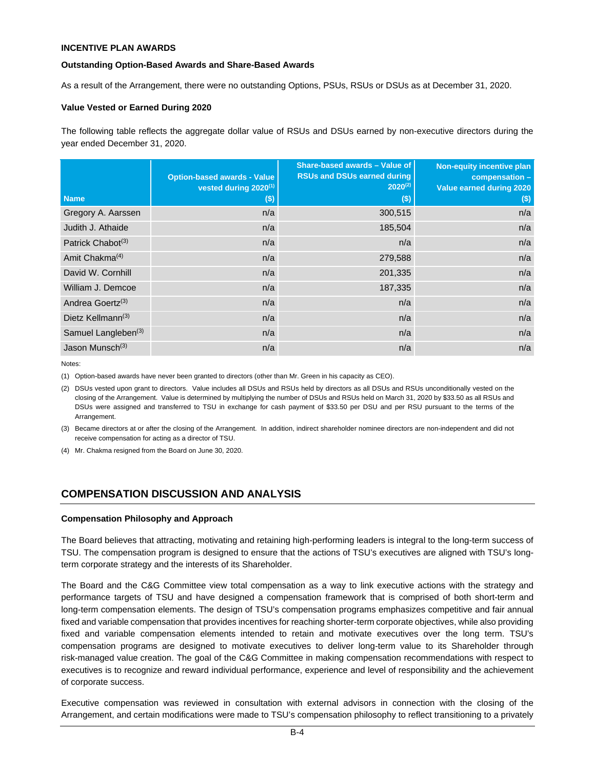**INCENTIVE PLAN AWARDS**

**Outstanding Option-Based Awards and Share-Based Awards**

As a result of the Arrangement, there were no outstanding Options, PSUs, RSUs or DSUs as at December 31, 2020.

**Value Vested or Earned During 2020**

The following table reflects the aggregate dollar value of RSUs and DSUs earned by non-executive directors during the year ended December 31, 2020.

| Name | Option-based awards - Value vested during 2020[1] ($) | Share-based awards – Value of RSUs and DSUs earned during 2020[2] ($) | Non-equity incentive plan compensation – Value earned during 2020 ($) |
|---|---|---|---|
| Gregory A. Aarssen | n/a | 300,515 | n/a |
| Judith J. Athaide | n/a | 185,504 | n/a |
| Patrick Chabot[3] | n/a | n/a | n/a |
| Amit Chakma[4] | n/a | 279,588 | n/a |
| David W. Cornhill | n/a | 201,335 | n/a |
| William J. Demcoe | n/a | 187,335 | n/a |
| Andrea Goertz[3] | n/a | n/a | n/a |
| Dietz Kellmann[3] | n/a | n/a | n/a |
| Samuel Langleben[3] | n/a | n/a | n/a |
| Jason Munsch[3] | n/a | n/a | n/a |

Notes:

(1) Option-based awards have never been granted to directors (other than Mr. Green in his capacity as CEO).

(2) DSUs vested upon grant to directors. Value includes all DSUs and RSUs held by directors as all DSUs and RSUs unconditionally vested on the closing of the Arrangement. Value is determined by multiplying the number of DSUs and RSUs held on March 31, 2020 by $33.50 as all RSUs and DSUs were assigned and transferred to TSU in exchange for cash payment of $33.50 per DSU and per RSU pursuant to the terms of the Arrangement.

(3) Became directors at or after the closing of the Arrangement. In addition, indirect shareholder nominee directors are non-independent and did not receive compensation for acting as a director of TSU.

(4) Mr. Chakma resigned from the Board on June 30, 2020.

## COMPENSATION DISCUSSION AND ANALYSIS

**Compensation Philosophy and Approach**

The Board believes that attracting, motivating and retaining high-performing leaders is integral to the long-term success of TSU. The compensation program is designed to ensure that the actions of TSU's executives are aligned with TSU's long-term corporate strategy and the interests of its Shareholder.

The Board and the C&G Committee view total compensation as a way to link executive actions with the strategy and performance targets of TSU and have designed a compensation framework that is comprised of both short-term and long-term compensation elements. The design of TSU's compensation programs emphasizes competitive and fair annual fixed and variable compensation that provides incentives for reaching shorter-term corporate objectives, while also providing fixed and variable compensation elements intended to retain and motivate executives over the long term. TSU's compensation programs are designed to motivate executives to deliver long-term value to its Shareholder through risk-managed value creation. The goal of the C&G Committee in making compensation recommendations with respect to executives is to recognize and reward individual performance, experience and level of responsibility and the achievement of corporate success.

Executive compensation was reviewed in consultation with external advisors in connection with the closing of the Arrangement, and certain modifications were made to TSU's compensation philosophy to reflect transitioning to a privately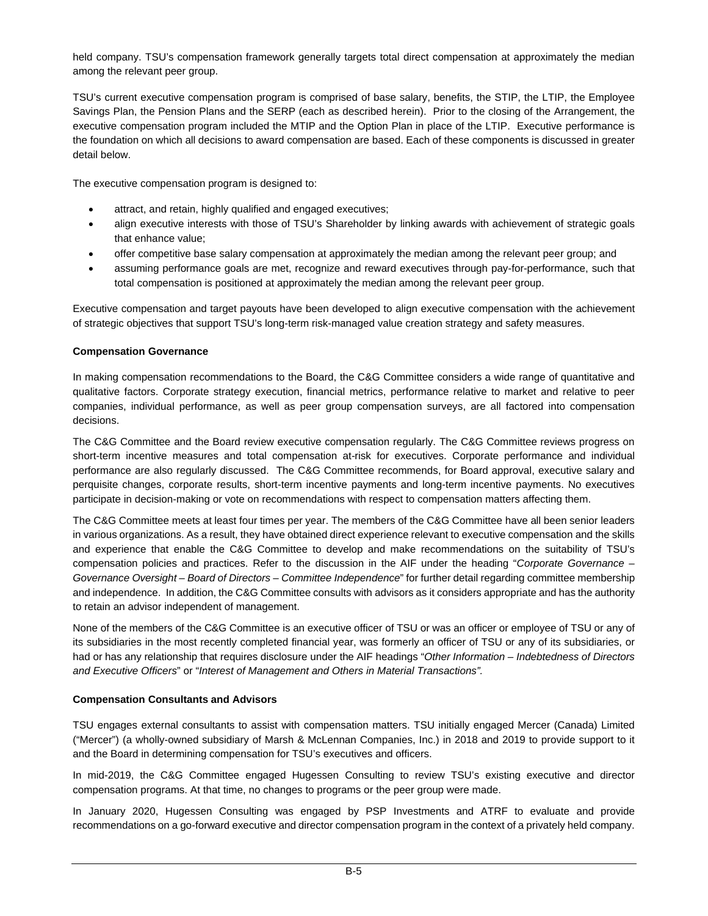held company. TSU's compensation framework generally targets total direct compensation at approximately the median among the relevant peer group.

TSU's current executive compensation program is comprised of base salary, benefits, the STIP, the LTIP, the Employee Savings Plan, the Pension Plans and the SERP (each as described herein). Prior to the closing of the Arrangement, the executive compensation program included the MTIP and the Option Plan in place of the LTIP. Executive performance is the foundation on which all decisions to award compensation are based. Each of these components is discussed in greater detail below.

The executive compensation program is designed to:

- attract, and retain, highly qualified and engaged executives;
- align executive interests with those of TSU's Shareholder by linking awards with achievement of strategic goals that enhance value;
- offer competitive base salary compensation at approximately the median among the relevant peer group; and
- assuming performance goals are met, recognize and reward executives through pay-for-performance, such that total compensation is positioned at approximately the median among the relevant peer group.

Executive compensation and target payouts have been developed to align executive compensation with the achievement of strategic objectives that support TSU's long-term risk-managed value creation strategy and safety measures.

**Compensation Governance**

In making compensation recommendations to the Board, the C&G Committee considers a wide range of quantitative and qualitative factors. Corporate strategy execution, financial metrics, performance relative to market and relative to peer companies, individual performance, as well as peer group compensation surveys, are all factored into compensation decisions.

The C&G Committee and the Board review executive compensation regularly. The C&G Committee reviews progress on short-term incentive measures and total compensation at-risk for executives. Corporate performance and individual performance are also regularly discussed. The C&G Committee recommends, for Board approval, executive salary and perquisite changes, corporate results, short-term incentive payments and long-term incentive payments. No executives participate in decision-making or vote on recommendations with respect to compensation matters affecting them.

The C&G Committee meets at least four times per year. The members of the C&G Committee have all been senior leaders in various organizations. As a result, they have obtained direct experience relevant to executive compensation and the skills and experience that enable the C&G Committee to develop and make recommendations on the suitability of TSU's compensation policies and practices. Refer to the discussion in the AIF under the heading "*Corporate Governance – Governance Oversight – Board of Directors – Committee Independence*" for further detail regarding committee membership and independence. In addition, the C&G Committee consults with advisors as it considers appropriate and has the authority to retain an advisor independent of management.

None of the members of the C&G Committee is an executive officer of TSU or was an officer or employee of TSU or any of its subsidiaries in the most recently completed financial year, was formerly an officer of TSU or any of its subsidiaries, or had or has any relationship that requires disclosure under the AIF headings "*Other Information – Indebtedness of Directors and Executive Officers*" or "*Interest of Management and Others in Material Transactions"*.

**Compensation Consultants and Advisors**

TSU engages external consultants to assist with compensation matters. TSU initially engaged Mercer (Canada) Limited ("Mercer") (a wholly-owned subsidiary of Marsh & McLennan Companies, Inc.) in 2018 and 2019 to provide support to it and the Board in determining compensation for TSU's executives and officers.

In mid-2019, the C&G Committee engaged Hugessen Consulting to review TSU's existing executive and director compensation programs. At that time, no changes to programs or the peer group were made.

In January 2020, Hugessen Consulting was engaged by PSP Investments and ATRF to evaluate and provide recommendations on a go-forward executive and director compensation program in the context of a privately held company.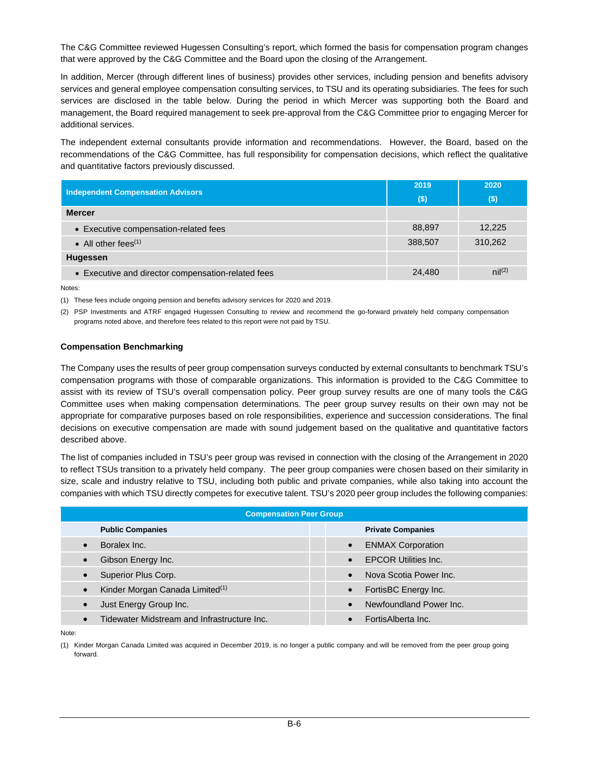The C&G Committee reviewed Hugessen Consulting's report, which formed the basis for compensation program changes that were approved by the C&G Committee and the Board upon the closing of the Arrangement.

In addition, Mercer (through different lines of business) provides other services, including pension and benefits advisory services and general employee compensation consulting services, to TSU and its operating subsidiaries. The fees for such services are disclosed in the table below. During the period in which Mercer was supporting both the Board and management, the Board required management to seek pre-approval from the C&G Committee prior to engaging Mercer for additional services.

The independent external consultants provide information and recommendations. However, the Board, based on the recommendations of the C&G Committee, has full responsibility for compensation decisions, which reflect the qualitative and quantitative factors previously discussed.

| Independent Compensation Advisors | 2019 ($) | 2020 ($) |
|---|---|---|
| **Mercer** | | |
| • Executive compensation-related fees | 88,897 | 12,225 |
| • All other fees(1) | 388,507 | 310,262 |
| **Hugessen** | | |
| • Executive and director compensation-related fees | 24,480 | nil(2) |

Notes:

(1) These fees include ongoing pension and benefits advisory services for 2020 and 2019.

(2) PSP Investments and ATRF engaged Hugessen Consulting to review and recommend the go-forward privately held company compensation programs noted above, and therefore fees related to this report were not paid by TSU.

#### Compensation Benchmarking

The Company uses the results of peer group compensation surveys conducted by external consultants to benchmark TSU's compensation programs with those of comparable organizations. This information is provided to the C&G Committee to assist with its review of TSU's overall compensation policy. Peer group survey results are one of many tools the C&G Committee uses when making compensation determinations. The peer group survey results on their own may not be appropriate for comparative purposes based on role responsibilities, experience and succession considerations. The final decisions on executive compensation are made with sound judgement based on the qualitative and quantitative factors described above.

The list of companies included in TSU's peer group was revised in connection with the closing of the Arrangement in 2020 to reflect TSUs transition to a privately held company. The peer group companies were chosen based on their similarity in size, scale and industry relative to TSU, including both public and private companies, while also taking into account the companies with which TSU directly competes for executive talent. TSU's 2020 peer group includes the following companies:

| Compensation Peer Group | |
|---|---|
| **Public Companies** | **Private Companies** |
| • Boralex Inc. | • ENMAX Corporation |
| • Gibson Energy Inc. | • EPCOR Utilities Inc. |
| • Superior Plus Corp. | • Nova Scotia Power Inc. |
| • Kinder Morgan Canada Limited(1) | • FortisBC Energy Inc. |
| • Just Energy Group Inc. | • Newfoundland Power Inc. |
| • Tidewater Midstream and Infrastructure Inc. | • FortisAlberta Inc. |

Note:

(1) Kinder Morgan Canada Limited was acquired in December 2019, is no longer a public company and will be removed from the peer group going forward.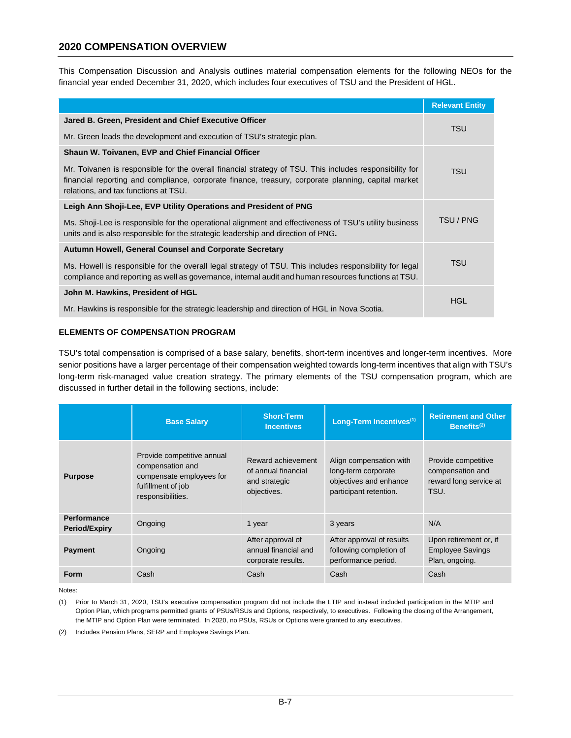## 2020 COMPENSATION OVERVIEW

This Compensation Discussion and Analysis outlines material compensation elements for the following NEOs for the financial year ended December 31, 2020, which includes four executives of TSU and the President of HGL.

| | Relevant Entity |
|---|---|
| **Jared B. Green, President and Chief Executive Officer**<br><br>Mr. Green leads the development and execution of TSU's strategic plan. | TSU |
| **Shaun W. Toivanen, EVP and Chief Financial Officer**<br><br>Mr. Toivanen is responsible for the overall financial strategy of TSU. This includes responsibility for financial reporting and compliance, corporate finance, treasury, corporate planning, capital market relations, and tax functions at TSU. | TSU |
| **Leigh Ann Shoji-Lee, EVP Utility Operations and President of PNG**<br><br>Ms. Shoji-Lee is responsible for the operational alignment and effectiveness of TSU's utility business units and is also responsible for the strategic leadership and direction of PNG**.** | TSU / PNG |
| **Autumn Howell, General Counsel and Corporate Secretary**<br><br>Ms. Howell is responsible for the overall legal strategy of TSU. This includes responsibility for legal compliance and reporting as well as governance, internal audit and human resources functions at TSU. | TSU |
| **John M. Hawkins, President of HGL**<br><br>Mr. Hawkins is responsible for the strategic leadership and direction of HGL in Nova Scotia. | HGL |

### ELEMENTS OF COMPENSATION PROGRAM

TSU's total compensation is comprised of a base salary, benefits, short-term incentives and longer-term incentives. More senior positions have a larger percentage of their compensation weighted towards long-term incentives that align with TSU's long-term risk-managed value creation strategy. The primary elements of the TSU compensation program, which are discussed in further detail in the following sections, include:

| | Base Salary | Short-Term Incentives | Long-Term Incentives[(1)] | Retirement and Other Benefits[(2)] |
|---|---|---|---|---|
| **Purpose** | Provide competitive annual compensation and compensate employees for fulfillment of job responsibilities. | Reward achievement of annual financial and strategic objectives. | Align compensation with long-term corporate objectives and enhance participant retention. | Provide competitive compensation and reward long service at TSU. |
| **Performance Period/Expiry** | Ongoing | 1 year | 3 years | N/A |
| **Payment** | Ongoing | After approval of annual financial and corporate results. | After approval of results following completion of performance period. | Upon retirement or, if Employee Savings Plan, ongoing. |
| **Form** | Cash | Cash | Cash | Cash |

Notes:

(1) Prior to March 31, 2020, TSU's executive compensation program did not include the LTIP and instead included participation in the MTIP and Option Plan, which programs permitted grants of PSUs/RSUs and Options, respectively, to executives. Following the closing of the Arrangement, the MTIP and Option Plan were terminated. In 2020, no PSUs, RSUs or Options were granted to any executives.

(2) Includes Pension Plans, SERP and Employee Savings Plan.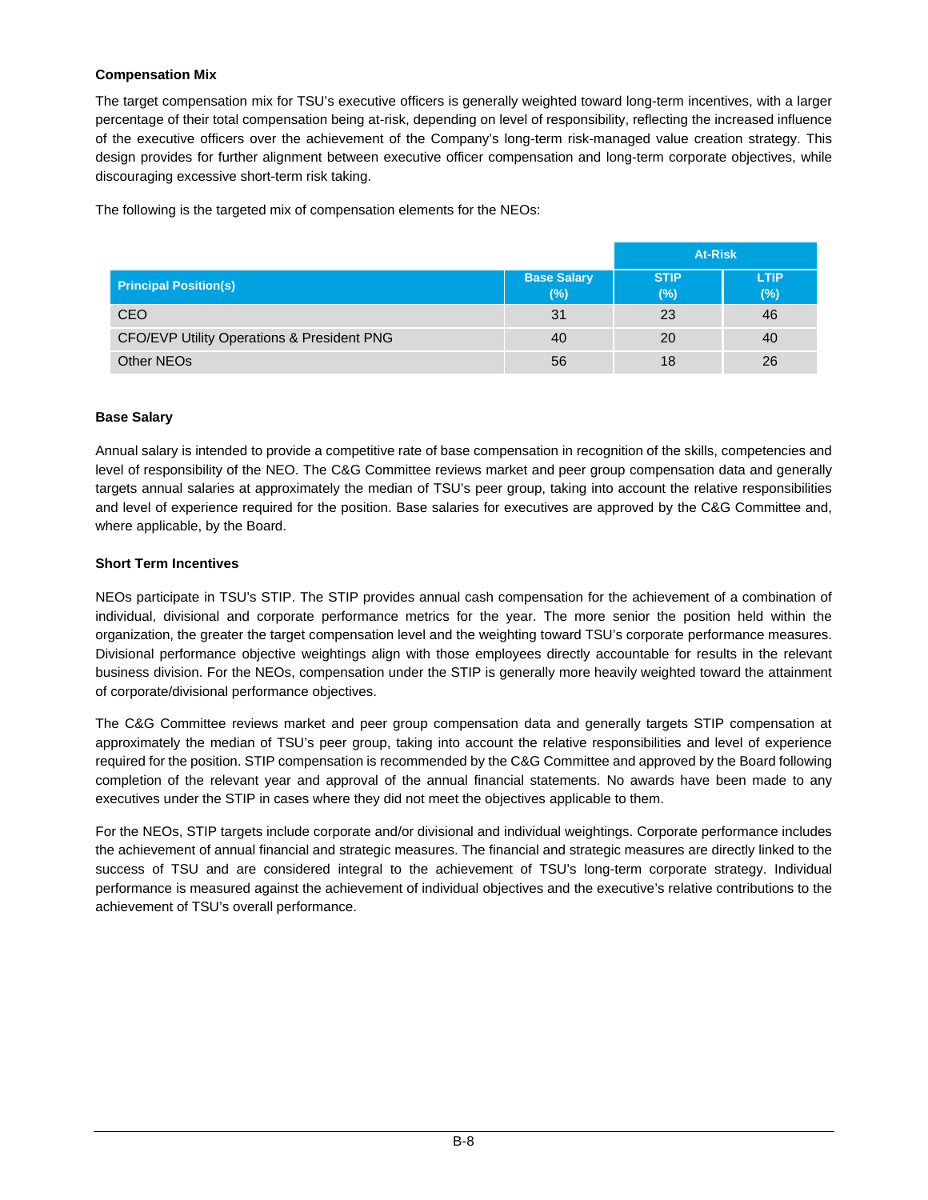**Compensation Mix**

The target compensation mix for TSU's executive officers is generally weighted toward long-term incentives, with a larger percentage of their total compensation being at-risk, depending on level of responsibility, reflecting the increased influence of the executive officers over the achievement of the Company's long-term risk-managed value creation strategy. This design provides for further alignment between executive officer compensation and long-term corporate objectives, while discouraging excessive short-term risk taking.

The following is the targeted mix of compensation elements for the NEOs:

| | | At-Risk | |
|---|---|---|---|
| **Principal Position(s)** | **Base Salary (%)** | **STIP (%)** | **LTIP (%)** |
| CEO | 31 | 23 | 46 |
| CFO/EVP Utility Operations & President PNG | 40 | 20 | 40 |
| Other NEOs | 56 | 18 | 26 |

**Base Salary**

Annual salary is intended to provide a competitive rate of base compensation in recognition of the skills, competencies and level of responsibility of the NEO. The C&G Committee reviews market and peer group compensation data and generally targets annual salaries at approximately the median of TSU's peer group, taking into account the relative responsibilities and level of experience required for the position. Base salaries for executives are approved by the C&G Committee and, where applicable, by the Board.

**Short Term Incentives**

NEOs participate in TSU's STIP. The STIP provides annual cash compensation for the achievement of a combination of individual, divisional and corporate performance metrics for the year. The more senior the position held within the organization, the greater the target compensation level and the weighting toward TSU's corporate performance measures. Divisional performance objective weightings align with those employees directly accountable for results in the relevant business division. For the NEOs, compensation under the STIP is generally more heavily weighted toward the attainment of corporate/divisional performance objectives.

The C&G Committee reviews market and peer group compensation data and generally targets STIP compensation at approximately the median of TSU's peer group, taking into account the relative responsibilities and level of experience required for the position. STIP compensation is recommended by the C&G Committee and approved by the Board following completion of the relevant year and approval of the annual financial statements. No awards have been made to any executives under the STIP in cases where they did not meet the objectives applicable to them.

For the NEOs, STIP targets include corporate and/or divisional and individual weightings. Corporate performance includes the achievement of annual financial and strategic measures. The financial and strategic measures are directly linked to the success of TSU and are considered integral to the achievement of TSU's long-term corporate strategy. Individual performance is measured against the achievement of individual objectives and the executive's relative contributions to the achievement of TSU's overall performance.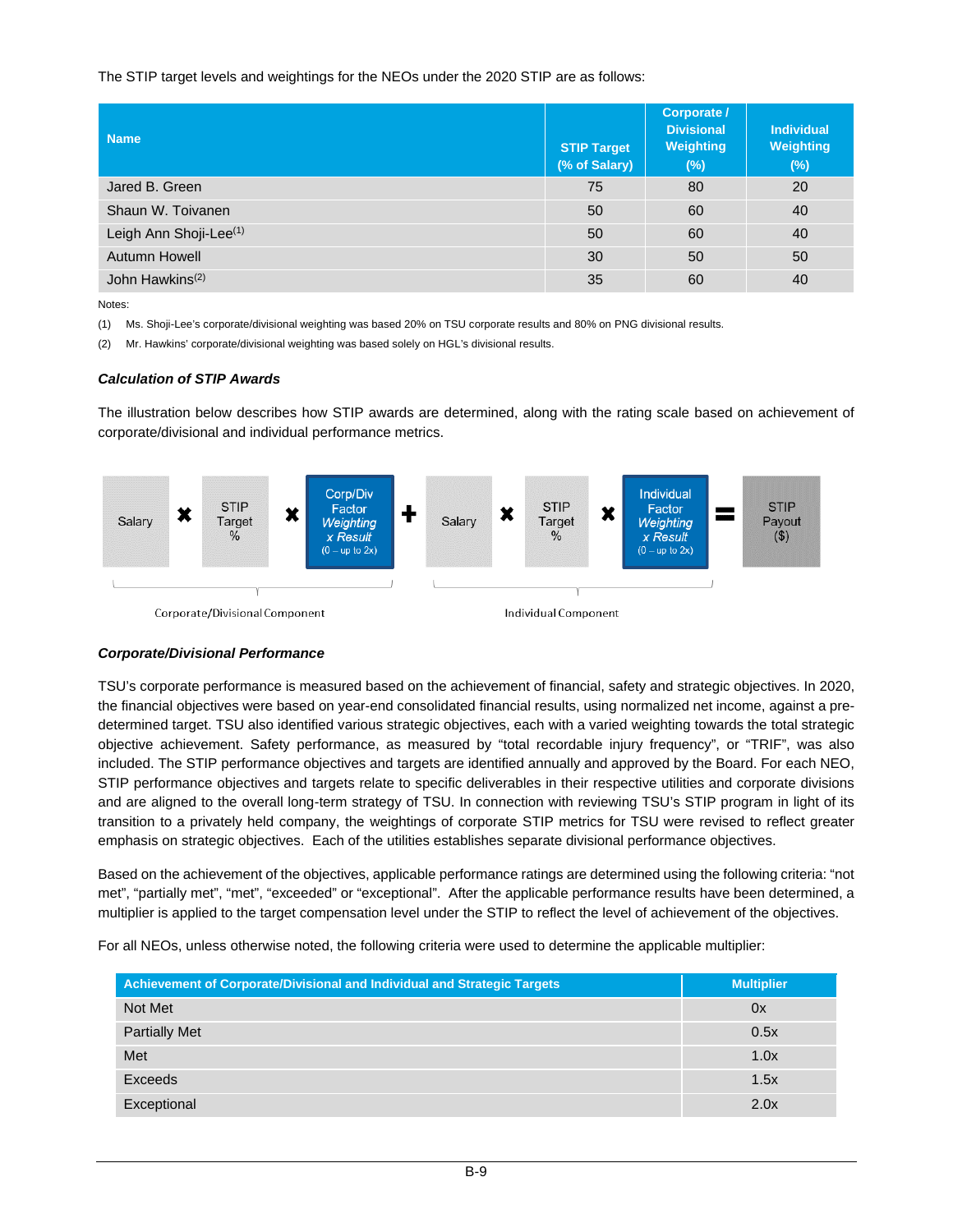The STIP target levels and weightings for the NEOs under the 2020 STIP are as follows:

| Name | STIP Target (% of Salary) | Corporate / Divisional Weighting (%) | Individual Weighting (%) |
|---|---|---|---|
| Jared B. Green | 75 | 80 | 20 |
| Shaun W. Toivanen | 50 | 60 | 40 |
| Leigh Ann Shoji-Lee[(1)] | 50 | 60 | 40 |
| Autumn Howell | 30 | 50 | 50 |
| John Hawkins[(2)] | 35 | 60 | 40 |

Notes:

(1) Ms. Shoji-Lee's corporate/divisional weighting was based 20% on TSU corporate results and 80% on PNG divisional results.

(2) Mr. Hawkins' corporate/divisional weighting was based solely on HGL's divisional results.

#### *Calculation of STIP Awards*

The illustration below describes how STIP awards are determined, along with the rating scale based on achievement of corporate/divisional and individual performance metrics.

Salary ✖ STIP Target % ✖ Corp/Div Factor *Weighting x Result* (0 – up to 2x) ✚ Salary ✖ STIP Target % ✖ Individual Factor *Weighting x Result* (0 – up to 2x) = STIP Payout ($)

Corporate/Divisional Component | Individual Component

#### *Corporate/Divisional Performance*

TSU's corporate performance is measured based on the achievement of financial, safety and strategic objectives. In 2020, the financial objectives were based on year-end consolidated financial results, using normalized net income, against a pre-determined target. TSU also identified various strategic objectives, each with a varied weighting towards the total strategic objective achievement. Safety performance, as measured by "total recordable injury frequency", or "TRIF", was also included. The STIP performance objectives and targets are identified annually and approved by the Board. For each NEO, STIP performance objectives and targets relate to specific deliverables in their respective utilities and corporate divisions and are aligned to the overall long-term strategy of TSU. In connection with reviewing TSU's STIP program in light of its transition to a privately held company, the weightings of corporate STIP metrics for TSU were revised to reflect greater emphasis on strategic objectives. Each of the utilities establishes separate divisional performance objectives.

Based on the achievement of the objectives, applicable performance ratings are determined using the following criteria: "not met", "partially met", "met", "exceeded" or "exceptional". After the applicable performance results have been determined, a multiplier is applied to the target compensation level under the STIP to reflect the level of achievement of the objectives.

For all NEOs, unless otherwise noted, the following criteria were used to determine the applicable multiplier:

| Achievement of Corporate/Divisional and Individual and Strategic Targets | Multiplier |
|---|---|
| Not Met | 0x |
| Partially Met | 0.5x |
| Met | 1.0x |
| Exceeds | 1.5x |
| Exceptional | 2.0x |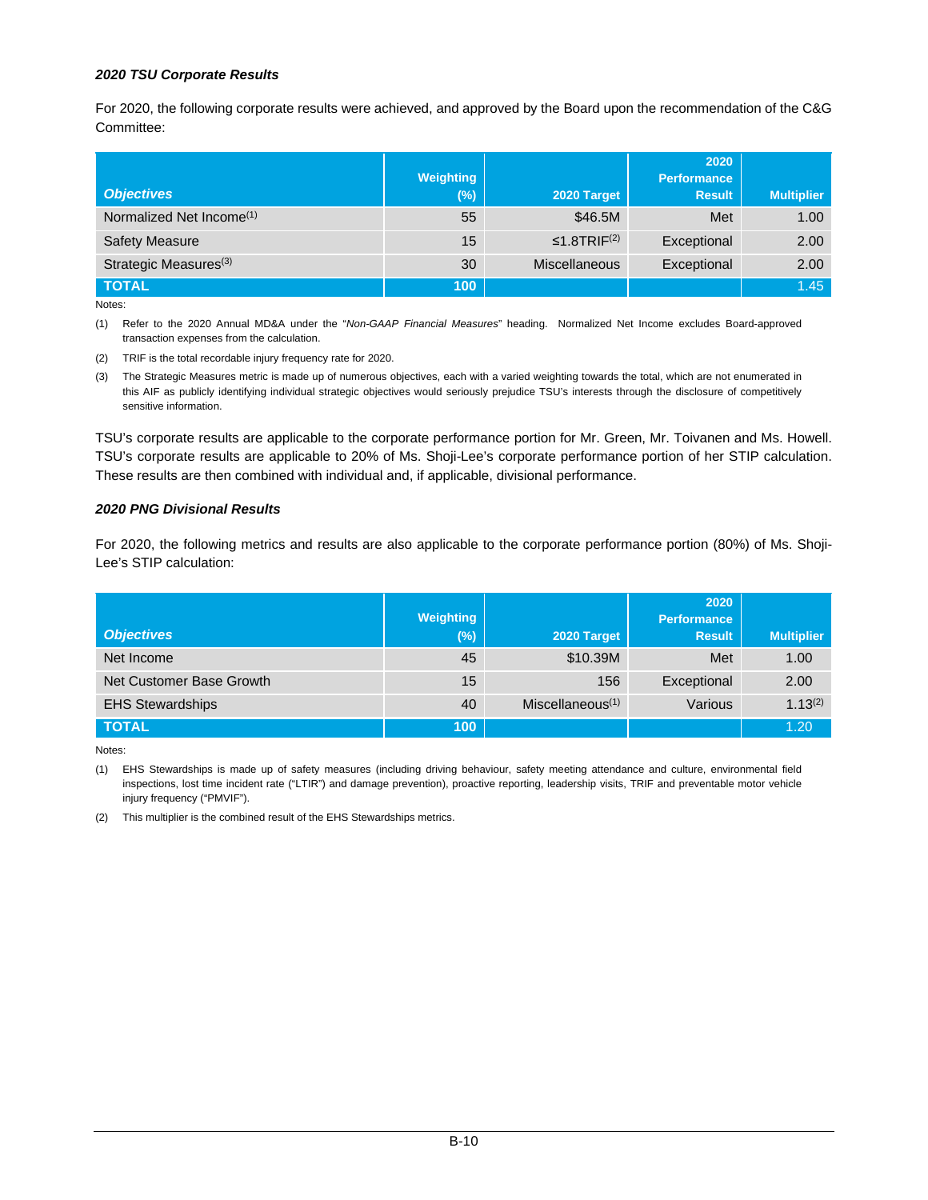***2020 TSU Corporate Results***

For 2020, the following corporate results were achieved, and approved by the Board upon the recommendation of the C&G Committee:

| *Objectives* | Weighting (%) | 2020 Target | 2020 Performance Result | Multiplier |
|---|---|---|---|---|
| Normalized Net Income[1] | 55 | $46.5M | Met | 1.00 |
| Safety Measure | 15 | ≤1.8TRIF[2] | Exceptional | 2.00 |
| Strategic Measures[3] | 30 | Miscellaneous | Exceptional | 2.00 |
| **TOTAL** | **100** | | | 1.45 |

Notes:

(1) Refer to the 2020 Annual MD&A under the "*Non-GAAP Financial Measures*" heading. Normalized Net Income excludes Board-approved transaction expenses from the calculation.

(2) TRIF is the total recordable injury frequency rate for 2020.

(3) The Strategic Measures metric is made up of numerous objectives, each with a varied weighting towards the total, which are not enumerated in this AIF as publicly identifying individual strategic objectives would seriously prejudice TSU's interests through the disclosure of competitively sensitive information.

TSU's corporate results are applicable to the corporate performance portion for Mr. Green, Mr. Toivanen and Ms. Howell. TSU's corporate results are applicable to 20% of Ms. Shoji-Lee's corporate performance portion of her STIP calculation. These results are then combined with individual and, if applicable, divisional performance.

***2020 PNG Divisional Results***

For 2020, the following metrics and results are also applicable to the corporate performance portion (80%) of Ms. Shoji-Lee's STIP calculation:

| *Objectives* | Weighting (%) | 2020 Target | 2020 Performance Result | Multiplier |
|---|---|---|---|---|
| Net Income | 45 | $10.39M | Met | 1.00 |
| Net Customer Base Growth | 15 | 156 | Exceptional | 2.00 |
| EHS Stewardships | 40 | Miscellaneous[1] | Various | 1.13[2] |
| **TOTAL** | **100** | | | 1.20 |

Notes:

(1) EHS Stewardships is made up of safety measures (including driving behaviour, safety meeting attendance and culture, environmental field inspections, lost time incident rate ("LTIR") and damage prevention), proactive reporting, leadership visits, TRIF and preventable motor vehicle injury frequency ("PMVIF").

(2) This multiplier is the combined result of the EHS Stewardships metrics.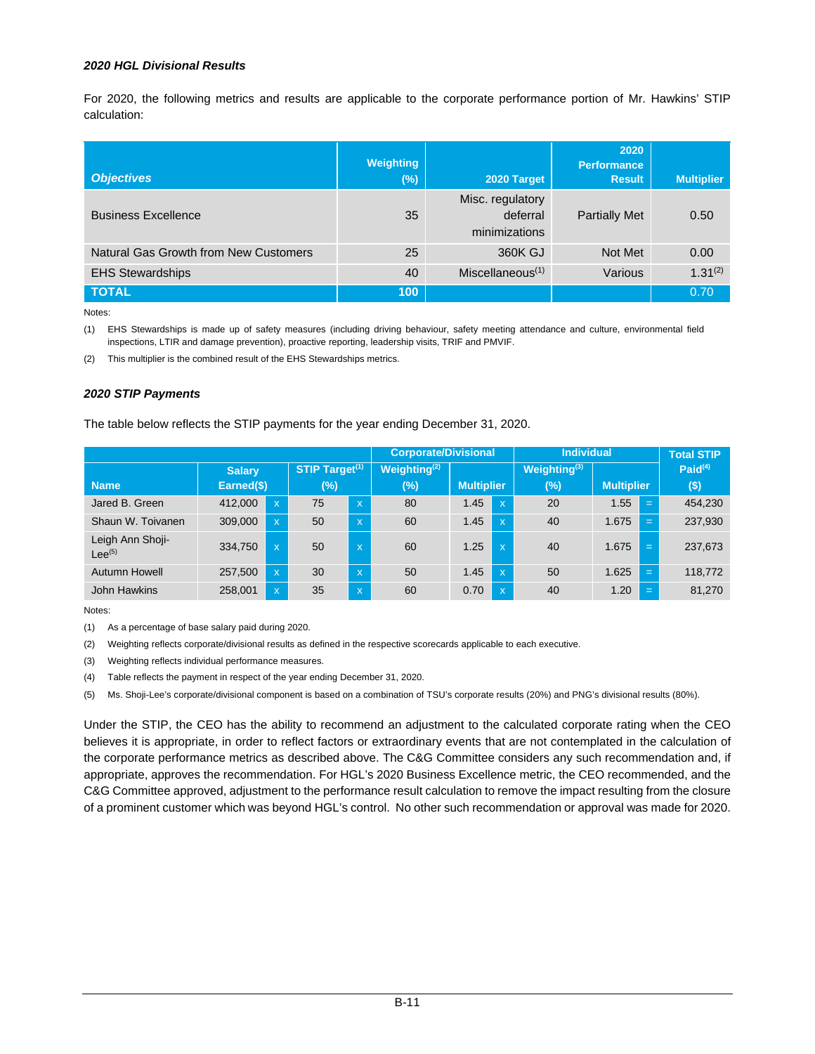***2020 HGL Divisional Results***

For 2020, the following metrics and results are applicable to the corporate performance portion of Mr. Hawkins' STIP calculation:

| *Objectives* | Weighting (%) | 2020 Target | 2020 Performance Result | Multiplier |
|---|---|---|---|---|
| Business Excellence | 35 | Misc. regulatory deferral minimizations | Partially Met | 0.50 |
| Natural Gas Growth from New Customers | 25 | 360K GJ | Not Met | 0.00 |
| EHS Stewardships | 40 | Miscellaneous[(1)] | Various | 1.31[(2)] |
| **TOTAL** | **100** | | | 0.70 |

Notes:

(1) EHS Stewardships is made up of safety measures (including driving behaviour, safety meeting attendance and culture, environmental field inspections, LTIR and damage prevention), proactive reporting, leadership visits, TRIF and PMVIF.

(2) This multiplier is the combined result of the EHS Stewardships metrics.

***2020 STIP Payments***

The table below reflects the STIP payments for the year ending December 31, 2020.

| | | | | | Corporate/Divisional | | | Individual | | | Total STIP |
|---|---|---|---|---|---|---|---|---|---|---|---|
| Name | Salary Earned($) | | STIP Target[(1)] (%) | | Weighting[(2)] (%) | Multiplier | | Weighting[(3)] (%) | Multiplier | | Paid[(4)] ($) |
| Jared B. Green | 412,000 | x | 75 | x | 80 | 1.45 | x | 20 | 1.55 | = | 454,230 |
| Shaun W. Toivanen | 309,000 | x | 50 | x | 60 | 1.45 | x | 40 | 1.675 | = | 237,930 |
| Leigh Ann Shoji-Lee[(5)] | 334,750 | x | 50 | x | 60 | 1.25 | x | 40 | 1.675 | = | 237,673 |
| Autumn Howell | 257,500 | x | 30 | x | 50 | 1.45 | x | 50 | 1.625 | = | 118,772 |
| John Hawkins | 258,001 | x | 35 | x | 60 | 0.70 | x | 40 | 1.20 | = | 81,270 |

Notes:

(1) As a percentage of base salary paid during 2020.

(2) Weighting reflects corporate/divisional results as defined in the respective scorecards applicable to each executive.

(3) Weighting reflects individual performance measures.

(4) Table reflects the payment in respect of the year ending December 31, 2020.

(5) Ms. Shoji-Lee's corporate/divisional component is based on a combination of TSU's corporate results (20%) and PNG's divisional results (80%).

Under the STIP, the CEO has the ability to recommend an adjustment to the calculated corporate rating when the CEO believes it is appropriate, in order to reflect factors or extraordinary events that are not contemplated in the calculation of the corporate performance metrics as described above. The C&G Committee considers any such recommendation and, if appropriate, approves the recommendation. For HGL's 2020 Business Excellence metric, the CEO recommended, and the C&G Committee approved, adjustment to the performance result calculation to remove the impact resulting from the closure of a prominent customer which was beyond HGL's control. No other such recommendation or approval was made for 2020.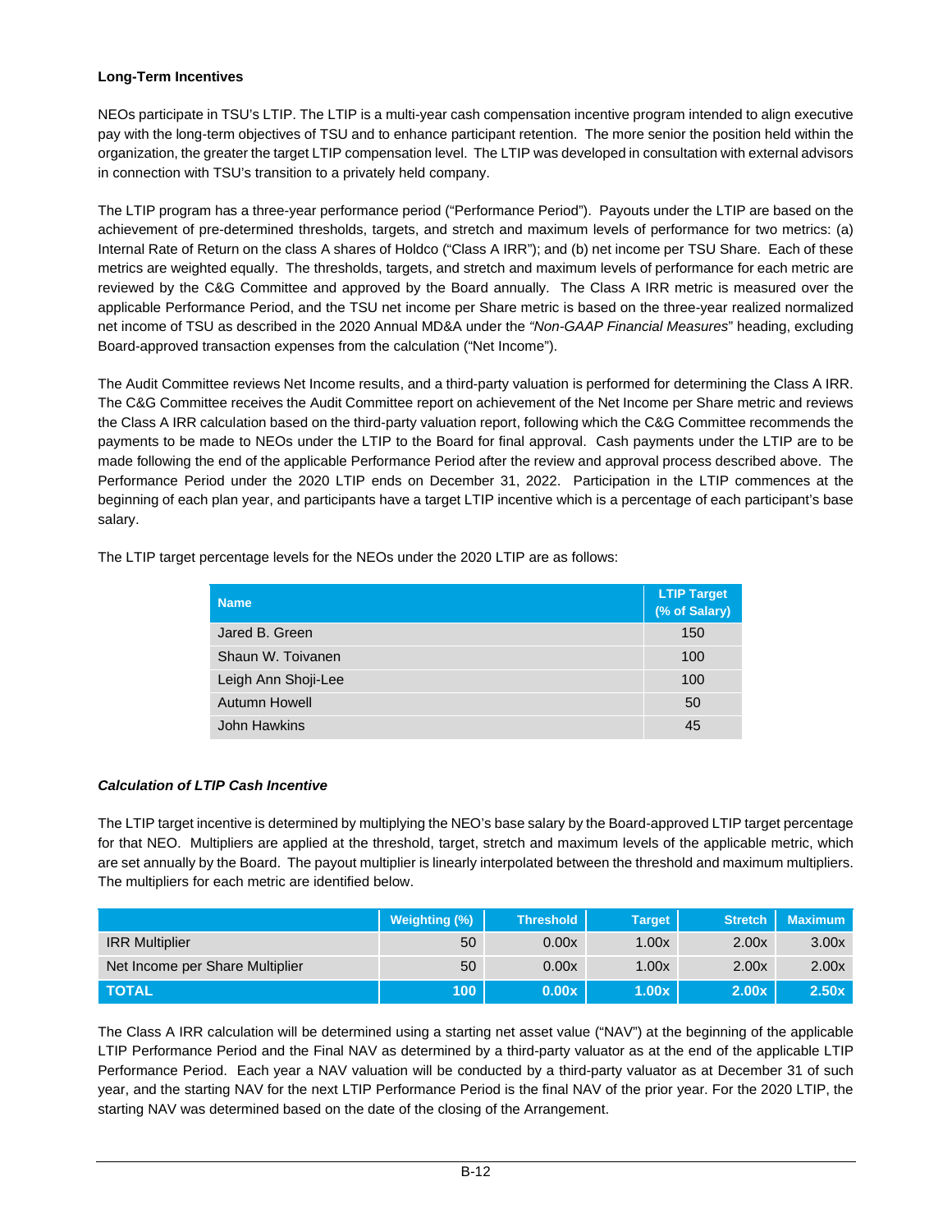**Long-Term Incentives**

NEOs participate in TSU's LTIP. The LTIP is a multi-year cash compensation incentive program intended to align executive pay with the long-term objectives of TSU and to enhance participant retention. The more senior the position held within the organization, the greater the target LTIP compensation level. The LTIP was developed in consultation with external advisors in connection with TSU's transition to a privately held company.

The LTIP program has a three-year performance period ("Performance Period"). Payouts under the LTIP are based on the achievement of pre-determined thresholds, targets, and stretch and maximum levels of performance for two metrics: (a) Internal Rate of Return on the class A shares of Holdco ("Class A IRR"); and (b) net income per TSU Share. Each of these metrics are weighted equally. The thresholds, targets, and stretch and maximum levels of performance for each metric are reviewed by the C&G Committee and approved by the Board annually. The Class A IRR metric is measured over the applicable Performance Period, and the TSU net income per Share metric is based on the three-year realized normalized net income of TSU as described in the 2020 Annual MD&A under the *"Non-GAAP Financial Measures"* heading, excluding Board-approved transaction expenses from the calculation ("Net Income").

The Audit Committee reviews Net Income results, and a third-party valuation is performed for determining the Class A IRR. The C&G Committee receives the Audit Committee report on achievement of the Net Income per Share metric and reviews the Class A IRR calculation based on the third-party valuation report, following which the C&G Committee recommends the payments to be made to NEOs under the LTIP to the Board for final approval. Cash payments under the LTIP are to be made following the end of the applicable Performance Period after the review and approval process described above. The Performance Period under the 2020 LTIP ends on December 31, 2022. Participation in the LTIP commences at the beginning of each plan year, and participants have a target LTIP incentive which is a percentage of each participant's base salary.

The LTIP target percentage levels for the NEOs under the 2020 LTIP are as follows:

| Name | LTIP Target (% of Salary) |
|---|---|
| Jared B. Green | 150 |
| Shaun W. Toivanen | 100 |
| Leigh Ann Shoji-Lee | 100 |
| Autumn Howell | 50 |
| John Hawkins | 45 |

***Calculation of LTIP Cash Incentive***

The LTIP target incentive is determined by multiplying the NEO's base salary by the Board-approved LTIP target percentage for that NEO. Multipliers are applied at the threshold, target, stretch and maximum levels of the applicable metric, which are set annually by the Board. The payout multiplier is linearly interpolated between the threshold and maximum multipliers. The multipliers for each metric are identified below.

| | Weighting (%) | Threshold | Target | Stretch | Maximum |
|---|---|---|---|---|---|
| IRR Multiplier | 50 | 0.00x | 1.00x | 2.00x | 3.00x |
| Net Income per Share Multiplier | 50 | 0.00x | 1.00x | 2.00x | 2.00x |
| **TOTAL** | **100** | **0.00x** | **1.00x** | **2.00x** | **2.50x** |

The Class A IRR calculation will be determined using a starting net asset value ("NAV") at the beginning of the applicable LTIP Performance Period and the Final NAV as determined by a third-party valuator as at the end of the applicable LTIP Performance Period. Each year a NAV valuation will be conducted by a third-party valuator as at December 31 of such year, and the starting NAV for the next LTIP Performance Period is the final NAV of the prior year. For the 2020 LTIP, the starting NAV was determined based on the date of the closing of the Arrangement.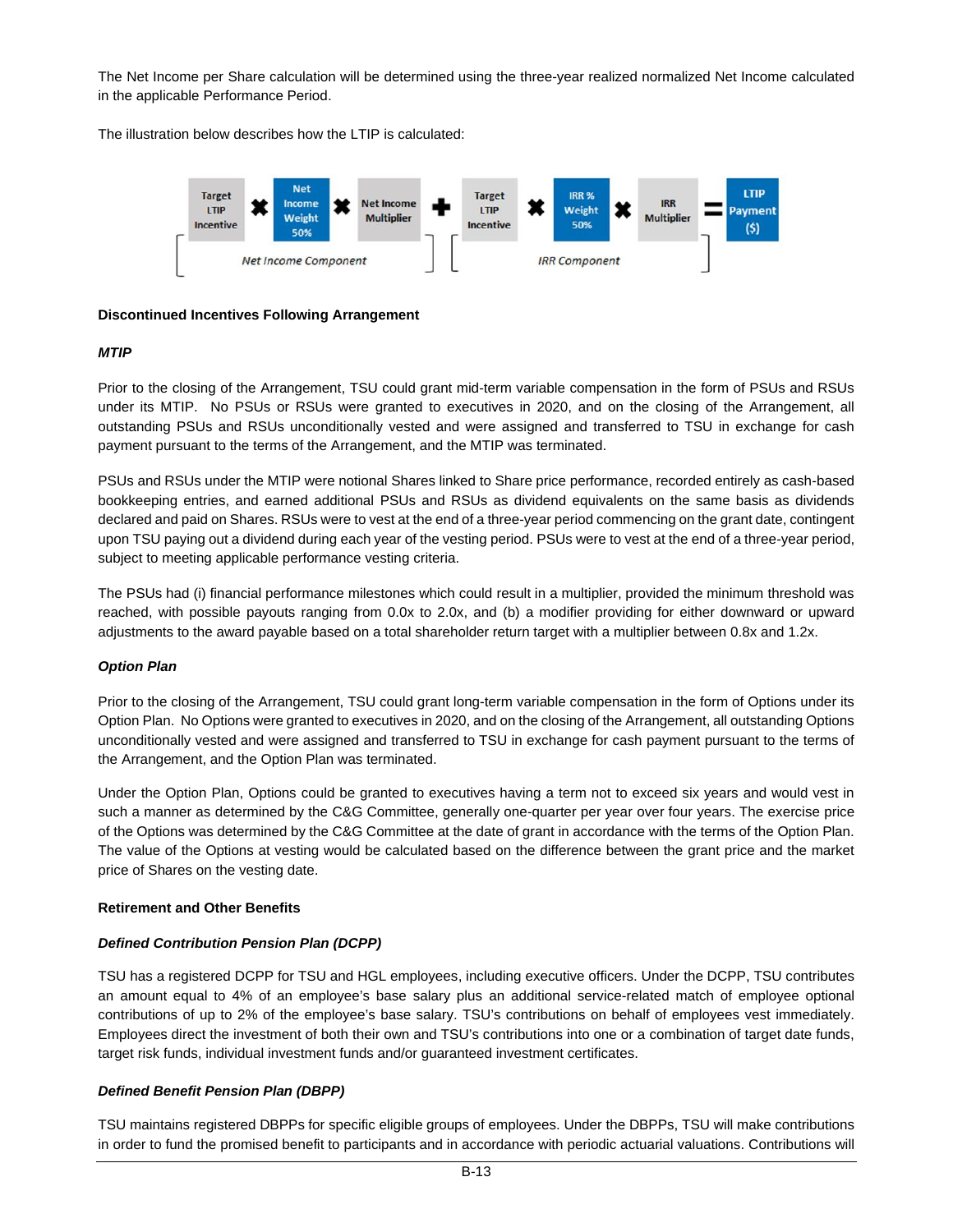The Net Income per Share calculation will be determined using the three-year realized normalized Net Income calculated in the applicable Performance Period.

The illustration below describes how the LTIP is calculated:

[Target LTIP Incentive ✖ Net Income Weight 50% ✖ Net Income Multiplier] (Net Income Component) ✚ [Target LTIP Incentive ✖ IRR % Weight 50% ✖ IRR Multiplier] (IRR Component) = LTIP Payment ($)

**Discontinued Incentives Following Arrangement**

***MTIP***

Prior to the closing of the Arrangement, TSU could grant mid-term variable compensation in the form of PSUs and RSUs under its MTIP. No PSUs or RSUs were granted to executives in 2020, and on the closing of the Arrangement, all outstanding PSUs and RSUs unconditionally vested and were assigned and transferred to TSU in exchange for cash payment pursuant to the terms of the Arrangement, and the MTIP was terminated.

PSUs and RSUs under the MTIP were notional Shares linked to Share price performance, recorded entirely as cash-based bookkeeping entries, and earned additional PSUs and RSUs as dividend equivalents on the same basis as dividends declared and paid on Shares. RSUs were to vest at the end of a three-year period commencing on the grant date, contingent upon TSU paying out a dividend during each year of the vesting period. PSUs were to vest at the end of a three-year period, subject to meeting applicable performance vesting criteria.

The PSUs had (i) financial performance milestones which could result in a multiplier, provided the minimum threshold was reached, with possible payouts ranging from 0.0x to 2.0x, and (b) a modifier providing for either downward or upward adjustments to the award payable based on a total shareholder return target with a multiplier between 0.8x and 1.2x.

***Option Plan***

Prior to the closing of the Arrangement, TSU could grant long-term variable compensation in the form of Options under its Option Plan. No Options were granted to executives in 2020, and on the closing of the Arrangement, all outstanding Options unconditionally vested and were assigned and transferred to TSU in exchange for cash payment pursuant to the terms of the Arrangement, and the Option Plan was terminated.

Under the Option Plan, Options could be granted to executives having a term not to exceed six years and would vest in such a manner as determined by the C&G Committee, generally one-quarter per year over four years. The exercise price of the Options was determined by the C&G Committee at the date of grant in accordance with the terms of the Option Plan. The value of the Options at vesting would be calculated based on the difference between the grant price and the market price of Shares on the vesting date.

**Retirement and Other Benefits**

***Defined Contribution Pension Plan (DCPP)***

TSU has a registered DCPP for TSU and HGL employees, including executive officers. Under the DCPP, TSU contributes an amount equal to 4% of an employee's base salary plus an additional service-related match of employee optional contributions of up to 2% of the employee's base salary. TSU's contributions on behalf of employees vest immediately. Employees direct the investment of both their own and TSU's contributions into one or a combination of target date funds, target risk funds, individual investment funds and/or guaranteed investment certificates.

***Defined Benefit Pension Plan (DBPP)***

TSU maintains registered DBPPs for specific eligible groups of employees. Under the DBPPs, TSU will make contributions in order to fund the promised benefit to participants and in accordance with periodic actuarial valuations. Contributions will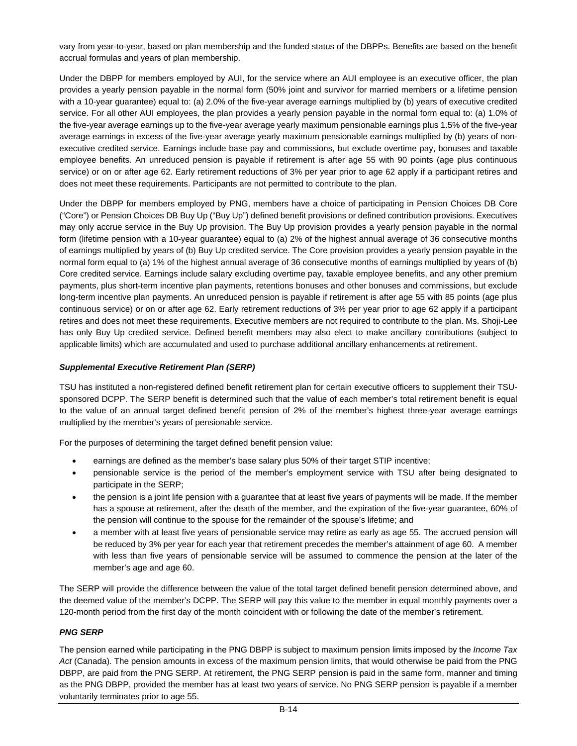vary from year-to-year, based on plan membership and the funded status of the DBPPs. Benefits are based on the benefit accrual formulas and years of plan membership.

Under the DBPP for members employed by AUI, for the service where an AUI employee is an executive officer, the plan provides a yearly pension payable in the normal form (50% joint and survivor for married members or a lifetime pension with a 10-year guarantee) equal to: (a) 2.0% of the five-year average earnings multiplied by (b) years of executive credited service. For all other AUI employees, the plan provides a yearly pension payable in the normal form equal to: (a) 1.0% of the five-year average earnings up to the five-year average yearly maximum pensionable earnings plus 1.5% of the five-year average earnings in excess of the five-year average yearly maximum pensionable earnings multiplied by (b) years of non-executive credited service. Earnings include base pay and commissions, but exclude overtime pay, bonuses and taxable employee benefits. An unreduced pension is payable if retirement is after age 55 with 90 points (age plus continuous service) or on or after age 62. Early retirement reductions of 3% per year prior to age 62 apply if a participant retires and does not meet these requirements. Participants are not permitted to contribute to the plan.

Under the DBPP for members employed by PNG, members have a choice of participating in Pension Choices DB Core ("Core") or Pension Choices DB Buy Up ("Buy Up") defined benefit provisions or defined contribution provisions. Executives may only accrue service in the Buy Up provision. The Buy Up provision provides a yearly pension payable in the normal form (lifetime pension with a 10-year guarantee) equal to (a) 2% of the highest annual average of 36 consecutive months of earnings multiplied by years of (b) Buy Up credited service. The Core provision provides a yearly pension payable in the normal form equal to (a) 1% of the highest annual average of 36 consecutive months of earnings multiplied by years of (b) Core credited service. Earnings include salary excluding overtime pay, taxable employee benefits, and any other premium payments, plus short-term incentive plan payments, retentions bonuses and other bonuses and commissions, but exclude long-term incentive plan payments. An unreduced pension is payable if retirement is after age 55 with 85 points (age plus continuous service) or on or after age 62. Early retirement reductions of 3% per year prior to age 62 apply if a participant retires and does not meet these requirements. Executive members are not required to contribute to the plan. Ms. Shoji-Lee has only Buy Up credited service. Defined benefit members may also elect to make ancillary contributions (subject to applicable limits) which are accumulated and used to purchase additional ancillary enhancements at retirement.

### *Supplemental Executive Retirement Plan (SERP)*

TSU has instituted a non-registered defined benefit retirement plan for certain executive officers to supplement their TSU-sponsored DCPP. The SERP benefit is determined such that the value of each member's total retirement benefit is equal to the value of an annual target defined benefit pension of 2% of the member's highest three-year average earnings multiplied by the member's years of pensionable service.

For the purposes of determining the target defined benefit pension value:

- earnings are defined as the member's base salary plus 50% of their target STIP incentive;
- pensionable service is the period of the member's employment service with TSU after being designated to participate in the SERP;
- the pension is a joint life pension with a guarantee that at least five years of payments will be made. If the member has a spouse at retirement, after the death of the member, and the expiration of the five-year guarantee, 60% of the pension will continue to the spouse for the remainder of the spouse's lifetime; and
- a member with at least five years of pensionable service may retire as early as age 55. The accrued pension will be reduced by 3% per year for each year that retirement precedes the member's attainment of age 60. A member with less than five years of pensionable service will be assumed to commence the pension at the later of the member's age and age 60.

The SERP will provide the difference between the value of the total target defined benefit pension determined above, and the deemed value of the member's DCPP. The SERP will pay this value to the member in equal monthly payments over a 120-month period from the first day of the month coincident with or following the date of the member's retirement.

### *PNG SERP*

The pension earned while participating in the PNG DBPP is subject to maximum pension limits imposed by the *Income Tax Act* (Canada). The pension amounts in excess of the maximum pension limits, that would otherwise be paid from the PNG DBPP, are paid from the PNG SERP. At retirement, the PNG SERP pension is paid in the same form, manner and timing as the PNG DBPP, provided the member has at least two years of service. No PNG SERP pension is payable if a member voluntarily terminates prior to age 55.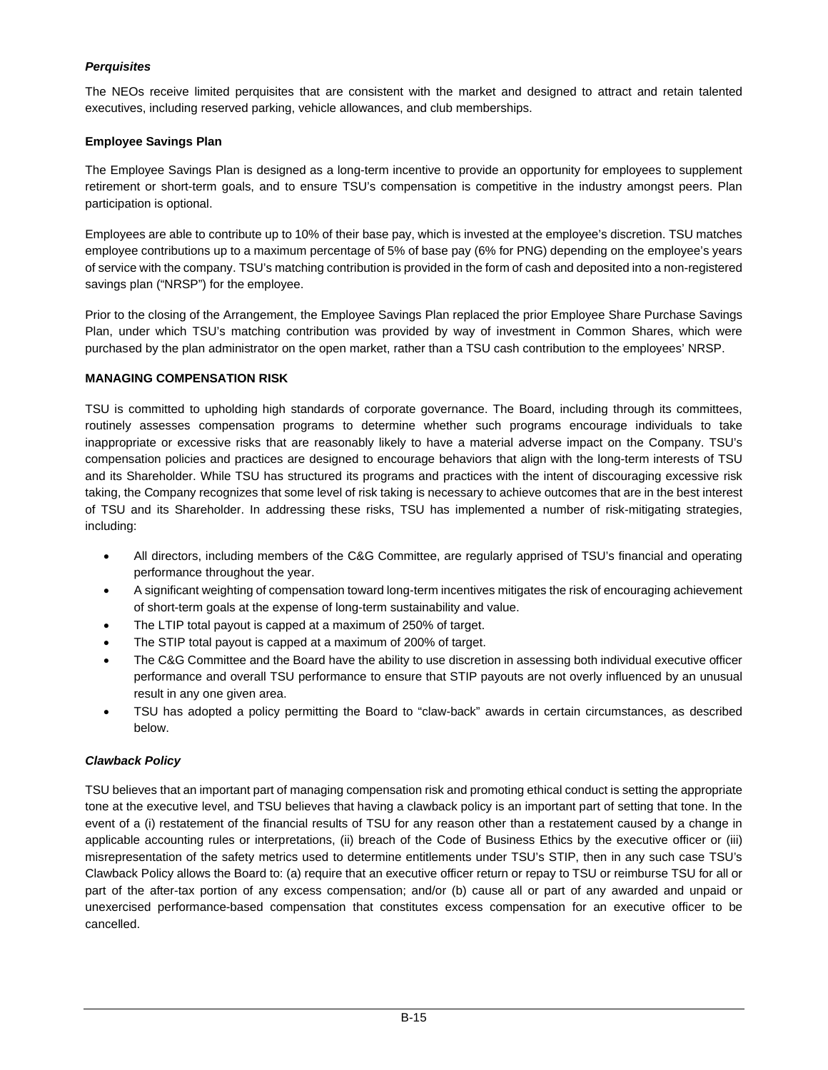***Perquisites***

The NEOs receive limited perquisites that are consistent with the market and designed to attract and retain talented executives, including reserved parking, vehicle allowances, and club memberships.

**Employee Savings Plan**

The Employee Savings Plan is designed as a long-term incentive to provide an opportunity for employees to supplement retirement or short-term goals, and to ensure TSU's compensation is competitive in the industry amongst peers. Plan participation is optional.

Employees are able to contribute up to 10% of their base pay, which is invested at the employee's discretion. TSU matches employee contributions up to a maximum percentage of 5% of base pay (6% for PNG) depending on the employee's years of service with the company. TSU's matching contribution is provided in the form of cash and deposited into a non-registered savings plan ("NRSP") for the employee.

Prior to the closing of the Arrangement, the Employee Savings Plan replaced the prior Employee Share Purchase Savings Plan, under which TSU's matching contribution was provided by way of investment in Common Shares, which were purchased by the plan administrator on the open market, rather than a TSU cash contribution to the employees' NRSP.

**MANAGING COMPENSATION RISK**

TSU is committed to upholding high standards of corporate governance. The Board, including through its committees, routinely assesses compensation programs to determine whether such programs encourage individuals to take inappropriate or excessive risks that are reasonably likely to have a material adverse impact on the Company. TSU's compensation policies and practices are designed to encourage behaviors that align with the long-term interests of TSU and its Shareholder. While TSU has structured its programs and practices with the intent of discouraging excessive risk taking, the Company recognizes that some level of risk taking is necessary to achieve outcomes that are in the best interest of TSU and its Shareholder. In addressing these risks, TSU has implemented a number of risk-mitigating strategies, including:

- All directors, including members of the C&G Committee, are regularly apprised of TSU's financial and operating performance throughout the year.
- A significant weighting of compensation toward long-term incentives mitigates the risk of encouraging achievement of short-term goals at the expense of long-term sustainability and value.
- The LTIP total payout is capped at a maximum of 250% of target.
- The STIP total payout is capped at a maximum of 200% of target.
- The C&G Committee and the Board have the ability to use discretion in assessing both individual executive officer performance and overall TSU performance to ensure that STIP payouts are not overly influenced by an unusual result in any one given area.
- TSU has adopted a policy permitting the Board to "claw-back" awards in certain circumstances, as described below.

***Clawback Policy***

TSU believes that an important part of managing compensation risk and promoting ethical conduct is setting the appropriate tone at the executive level, and TSU believes that having a clawback policy is an important part of setting that tone. In the event of a (i) restatement of the financial results of TSU for any reason other than a restatement caused by a change in applicable accounting rules or interpretations, (ii) breach of the Code of Business Ethics by the executive officer or (iii) misrepresentation of the safety metrics used to determine entitlements under TSU's STIP, then in any such case TSU's Clawback Policy allows the Board to: (a) require that an executive officer return or repay to TSU or reimburse TSU for all or part of the after-tax portion of any excess compensation; and/or (b) cause all or part of any awarded and unpaid or unexercised performance-based compensation that constitutes excess compensation for an executive officer to be cancelled.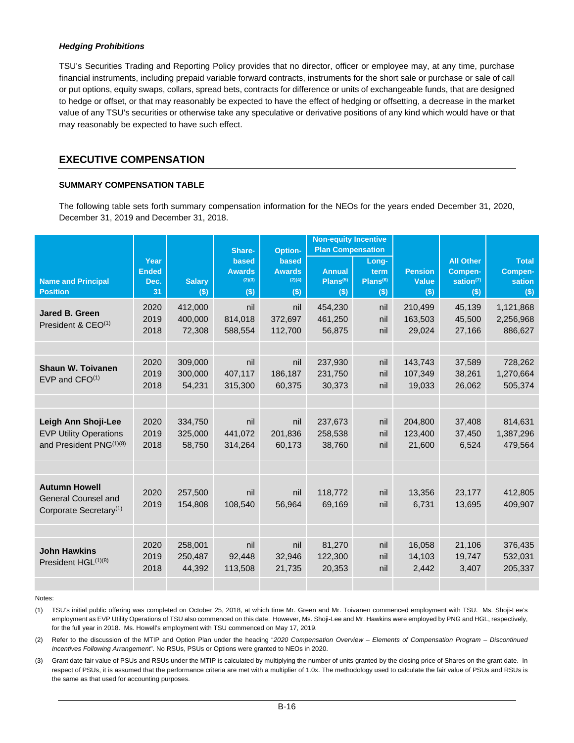***Hedging Prohibitions***

TSU's Securities Trading and Reporting Policy provides that no director, officer or employee may, at any time, purchase financial instruments, including prepaid variable forward contracts, instruments for the short sale or purchase or sale of call or put options, equity swaps, collars, spread bets, contracts for difference or units of exchangeable funds, that are designed to hedge or offset, or that may reasonably be expected to have the effect of hedging or offsetting, a decrease in the market value of any TSU's securities or otherwise take any speculative or derivative positions of any kind which would have or that may reasonably be expected to have such effect.

## EXECUTIVE COMPENSATION

### SUMMARY COMPENSATION TABLE

The following table sets forth summary compensation information for the NEOs for the years ended December 31, 2020, December 31, 2019 and December 31, 2018.

| Name and Principal Position | Year Ended Dec. 31 | Salary ($) | Share-based Awards[(2)(3)] ($) | Option-based Awards[(2)(4)] ($) | Non-equity Incentive Plan Compensation | | Pension Value ($) | All Other Compensation[(7)] ($) | Total Compensation ($) |
|---|---|---|---|---|---|---|---|---|---|
| | | | | | Annual Plans[(5)] ($) | Long-term Plans[(6)] ($) | | | |
| **Jared B. Green** President & CEO[(1)] | 2020 | 412,000 | nil | nil | 454,230 | nil | 210,499 | 45,139 | 1,121,868 |
| | 2019 | 400,000 | 814,018 | 372,697 | 461,250 | nil | 163,503 | 45,500 | 2,256,968 |
| | 2018 | 72,308 | 588,554 | 112,700 | 56,875 | nil | 29,024 | 27,166 | 886,627 |
| **Shaun W. Toivanen** EVP and CFO[(1)] | 2020 | 309,000 | nil | nil | 237,930 | nil | 143,743 | 37,589 | 728,262 |
| | 2019 | 300,000 | 407,117 | 186,187 | 231,750 | nil | 107,349 | 38,261 | 1,270,664 |
| | 2018 | 54,231 | 315,300 | 60,375 | 30,373 | nil | 19,033 | 26,062 | 505,374 |
| **Leigh Ann Shoji-Lee** EVP Utility Operations and President PNG[(1)(8)] | 2020 | 334,750 | nil | nil | 237,673 | nil | 204,800 | 37,408 | 814,631 |
| | 2019 | 325,000 | 441,072 | 201,836 | 258,538 | nil | 123,400 | 37,450 | 1,387,296 |
| | 2018 | 58,750 | 314,264 | 60,173 | 38,760 | nil | 21,600 | 6,524 | 479,564 |
| **Autumn Howell** General Counsel and Corporate Secretary[(1)] | 2020 | 257,500 | nil | nil | 118,772 | nil | 13,356 | 23,177 | 412,805 |
| | 2019 | 154,808 | 108,540 | 56,964 | 69,169 | nil | 6,731 | 13,695 | 409,907 |
| **John Hawkins** President HGL[(1)(8)] | 2020 | 258,001 | nil | nil | 81,270 | nil | 16,058 | 21,106 | 376,435 |
| | 2019 | 250,487 | 92,448 | 32,946 | 122,300 | nil | 14,103 | 19,747 | 532,031 |
| | 2018 | 44,392 | 113,508 | 21,735 | 20,353 | nil | 2,442 | 3,407 | 205,337 |

Notes:

(1) TSU's initial public offering was completed on October 25, 2018, at which time Mr. Green and Mr. Toivanen commenced employment with TSU. Ms. Shoji-Lee's employment as EVP Utility Operations of TSU also commenced on this date. However, Ms. Shoji-Lee and Mr. Hawkins were employed by PNG and HGL, respectively, for the full year in 2018. Ms. Howell's employment with TSU commenced on May 17, 2019.

(2) Refer to the discussion of the MTIP and Option Plan under the heading "*2020 Compensation Overview – Elements of Compensation Program – Discontinued Incentives Following Arrangement*". No RSUs, PSUs or Options were granted to NEOs in 2020.

(3) Grant date fair value of PSUs and RSUs under the MTIP is calculated by multiplying the number of units granted by the closing price of Shares on the grant date. In respect of PSUs, it is assumed that the performance criteria are met with a multiplier of 1.0x. The methodology used to calculate the fair value of PSUs and RSUs is the same as that used for accounting purposes.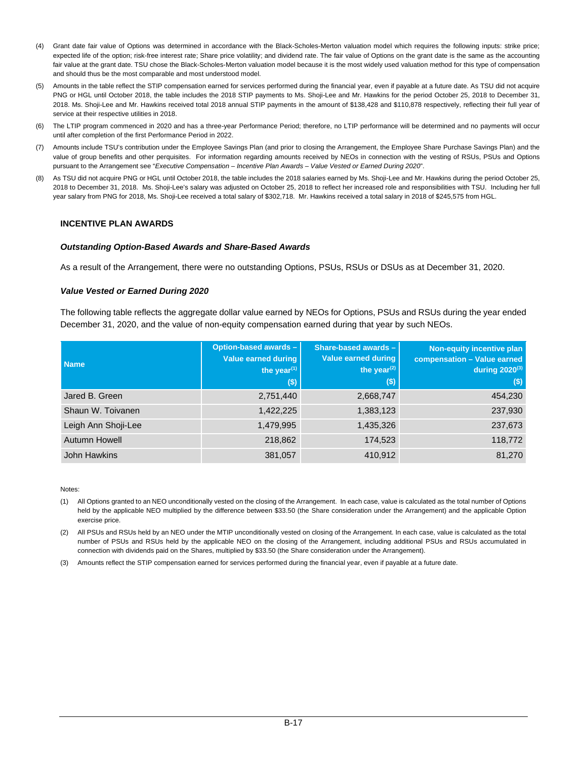(4) Grant date fair value of Options was determined in accordance with the Black-Scholes-Merton valuation model which requires the following inputs: strike price; expected life of the option; risk-free interest rate; Share price volatility; and dividend rate. The fair value of Options on the grant date is the same as the accounting fair value at the grant date. TSU chose the Black-Scholes-Merton valuation model because it is the most widely used valuation method for this type of compensation and should thus be the most comparable and most understood model.

(5) Amounts in the table reflect the STIP compensation earned for services performed during the financial year, even if payable at a future date. As TSU did not acquire PNG or HGL until October 2018, the table includes the 2018 STIP payments to Ms. Shoji-Lee and Mr. Hawkins for the period October 25, 2018 to December 31, 2018. Ms. Shoji-Lee and Mr. Hawkins received total 2018 annual STIP payments in the amount of $138,428 and $110,878 respectively, reflecting their full year of service at their respective utilities in 2018.

(6) The LTIP program commenced in 2020 and has a three-year Performance Period; therefore, no LTIP performance will be determined and no payments will occur until after completion of the first Performance Period in 2022.

(7) Amounts include TSU's contribution under the Employee Savings Plan (and prior to closing the Arrangement, the Employee Share Purchase Savings Plan) and the value of group benefits and other perquisites. For information regarding amounts received by NEOs in connection with the vesting of RSUs, PSUs and Options pursuant to the Arrangement see "*Executive Compensation – Incentive Plan Awards – Value Vested or Earned During 2020*".

(8) As TSU did not acquire PNG or HGL until October 2018, the table includes the 2018 salaries earned by Ms. Shoji-Lee and Mr. Hawkins during the period October 25, 2018 to December 31, 2018. Ms. Shoji-Lee's salary was adjusted on October 25, 2018 to reflect her increased role and responsibilities with TSU. Including her full year salary from PNG for 2018, Ms. Shoji-Lee received a total salary of $302,718. Mr. Hawkins received a total salary in 2018 of $245,575 from HGL.

## INCENTIVE PLAN AWARDS

### *Outstanding Option-Based Awards and Share-Based Awards*

As a result of the Arrangement, there were no outstanding Options, PSUs, RSUs or DSUs as at December 31, 2020.

### *Value Vested or Earned During 2020*

The following table reflects the aggregate dollar value earned by NEOs for Options, PSUs and RSUs during the year ended December 31, 2020, and the value of non-equity compensation earned during that year by such NEOs.

| Name | Option-based awards – Value earned during the year[(1)] ($) | Share-based awards – Value earned during the year[(2)] ($) | Non-equity incentive plan compensation – Value earned during 2020[(3)] ($) |
|---|---|---|---|
| Jared B. Green | 2,751,440 | 2,668,747 | 454,230 |
| Shaun W. Toivanen | 1,422,225 | 1,383,123 | 237,930 |
| Leigh Ann Shoji-Lee | 1,479,995 | 1,435,326 | 237,673 |
| Autumn Howell | 218,862 | 174,523 | 118,772 |
| John Hawkins | 381,057 | 410,912 | 81,270 |

Notes:

(1) All Options granted to an NEO unconditionally vested on the closing of the Arrangement. In each case, value is calculated as the total number of Options held by the applicable NEO multiplied by the difference between $33.50 (the Share consideration under the Arrangement) and the applicable Option exercise price.

(2) All PSUs and RSUs held by an NEO under the MTIP unconditionally vested on closing of the Arrangement. In each case, value is calculated as the total number of PSUs and RSUs held by the applicable NEO on the closing of the Arrangement, including additional PSUs and RSUs accumulated in connection with dividends paid on the Shares, multiplied by $33.50 (the Share consideration under the Arrangement).

(3) Amounts reflect the STIP compensation earned for services performed during the financial year, even if payable at a future date.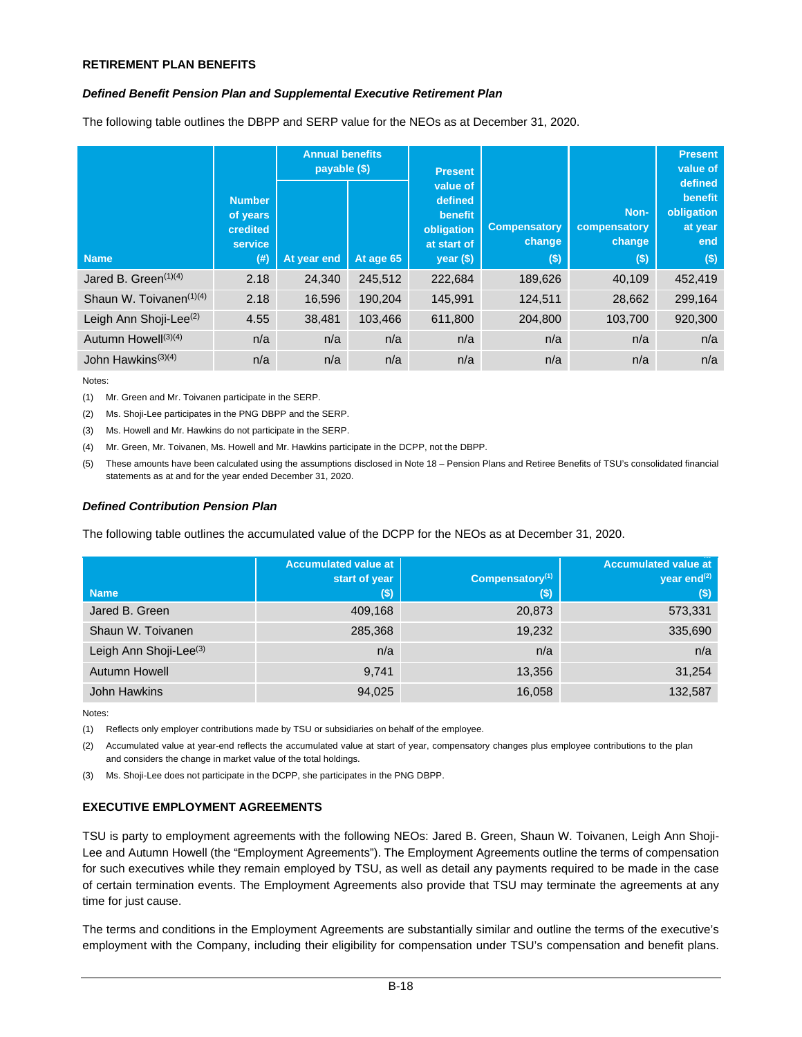**RETIREMENT PLAN BENEFITS**

***Defined Benefit Pension Plan and Supplemental Executive Retirement Plan***

The following table outlines the DBPP and SERP value for the NEOs as at December 31, 2020.

| Name | Number of years credited service (#) | Annual benefits payable ($) | | Present value of defined benefit obligation at start of year ($) | Compensatory change ($) | Non-compensatory change ($) | Present value of defined benefit obligation at year end ($) |
|---|---|---|---|---|---|---|---|
| | | At year end | At age 65 | | | | |
| Jared B. Green[1][4] | 2.18 | 24,340 | 245,512 | 222,684 | 189,626 | 40,109 | 452,419 |
| Shaun W. Toivanen[1][4] | 2.18 | 16,596 | 190,204 | 145,991 | 124,511 | 28,662 | 299,164 |
| Leigh Ann Shoji-Lee[2] | 4.55 | 38,481 | 103,466 | 611,800 | 204,800 | 103,700 | 920,300 |
| Autumn Howell[3][4] | n/a | n/a | n/a | n/a | n/a | n/a | n/a |
| John Hawkins[3][4] | n/a | n/a | n/a | n/a | n/a | n/a | n/a |

Notes:

(1) Mr. Green and Mr. Toivanen participate in the SERP.

(2) Ms. Shoji-Lee participates in the PNG DBPP and the SERP.

(3) Ms. Howell and Mr. Hawkins do not participate in the SERP.

(4) Mr. Green, Mr. Toivanen, Ms. Howell and Mr. Hawkins participate in the DCPP, not the DBPP.

(5) These amounts have been calculated using the assumptions disclosed in Note 18 – Pension Plans and Retiree Benefits of TSU's consolidated financial statements as at and for the year ended December 31, 2020.

***Defined Contribution Pension Plan***

The following table outlines the accumulated value of the DCPP for the NEOs as at December 31, 2020.

| Name | Accumulated value at start of year ($) | Compensatory[1] ($) | Accumulated value at year end[2] ($) |
|---|---|---|---|
| Jared B. Green | 409,168 | 20,873 | 573,331 |
| Shaun W. Toivanen | 285,368 | 19,232 | 335,690 |
| Leigh Ann Shoji-Lee[3] | n/a | n/a | n/a |
| Autumn Howell | 9,741 | 13,356 | 31,254 |
| John Hawkins | 94,025 | 16,058 | 132,587 |

Notes:

(1) Reflects only employer contributions made by TSU or subsidiaries on behalf of the employee.

(2) Accumulated value at year-end reflects the accumulated value at start of year, compensatory changes plus employee contributions to the plan and considers the change in market value of the total holdings.

(3) Ms. Shoji-Lee does not participate in the DCPP, she participates in the PNG DBPP.

**EXECUTIVE EMPLOYMENT AGREEMENTS**

TSU is party to employment agreements with the following NEOs: Jared B. Green, Shaun W. Toivanen, Leigh Ann Shoji-Lee and Autumn Howell (the "Employment Agreements"). The Employment Agreements outline the terms of compensation for such executives while they remain employed by TSU, as well as detail any payments required to be made in the case of certain termination events. The Employment Agreements also provide that TSU may terminate the agreements at any time for just cause.

The terms and conditions in the Employment Agreements are substantially similar and outline the terms of the executive's employment with the Company, including their eligibility for compensation under TSU's compensation and benefit plans.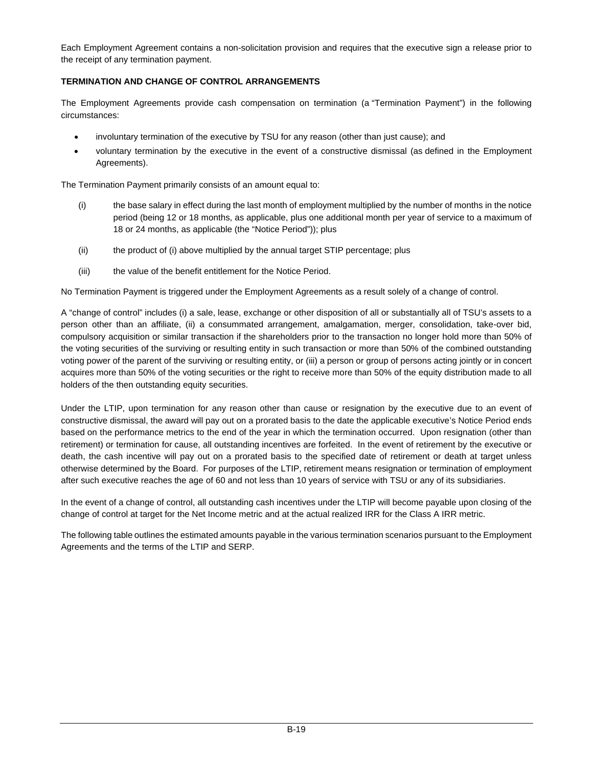Each Employment Agreement contains a non-solicitation provision and requires that the executive sign a release prior to the receipt of any termination payment.

**TERMINATION AND CHANGE OF CONTROL ARRANGEMENTS**

The Employment Agreements provide cash compensation on termination (a "Termination Payment") in the following circumstances:

- involuntary termination of the executive by TSU for any reason (other than just cause); and
- voluntary termination by the executive in the event of a constructive dismissal (as defined in the Employment Agreements).

The Termination Payment primarily consists of an amount equal to:

(i) the base salary in effect during the last month of employment multiplied by the number of months in the notice period (being 12 or 18 months, as applicable, plus one additional month per year of service to a maximum of 18 or 24 months, as applicable (the "Notice Period")); plus

(ii) the product of (i) above multiplied by the annual target STIP percentage; plus

(iii) the value of the benefit entitlement for the Notice Period.

No Termination Payment is triggered under the Employment Agreements as a result solely of a change of control.

A "change of control" includes (i) a sale, lease, exchange or other disposition of all or substantially all of TSU's assets to a person other than an affiliate, (ii) a consummated arrangement, amalgamation, merger, consolidation, take-over bid, compulsory acquisition or similar transaction if the shareholders prior to the transaction no longer hold more than 50% of the voting securities of the surviving or resulting entity in such transaction or more than 50% of the combined outstanding voting power of the parent of the surviving or resulting entity, or (iii) a person or group of persons acting jointly or in concert acquires more than 50% of the voting securities or the right to receive more than 50% of the equity distribution made to all holders of the then outstanding equity securities.

Under the LTIP, upon termination for any reason other than cause or resignation by the executive due to an event of constructive dismissal, the award will pay out on a prorated basis to the date the applicable executive's Notice Period ends based on the performance metrics to the end of the year in which the termination occurred. Upon resignation (other than retirement) or termination for cause, all outstanding incentives are forfeited. In the event of retirement by the executive or death, the cash incentive will pay out on a prorated basis to the specified date of retirement or death at target unless otherwise determined by the Board. For purposes of the LTIP, retirement means resignation or termination of employment after such executive reaches the age of 60 and not less than 10 years of service with TSU or any of its subsidiaries.

In the event of a change of control, all outstanding cash incentives under the LTIP will become payable upon closing of the change of control at target for the Net Income metric and at the actual realized IRR for the Class A IRR metric.

The following table outlines the estimated amounts payable in the various termination scenarios pursuant to the Employment Agreements and the terms of the LTIP and SERP.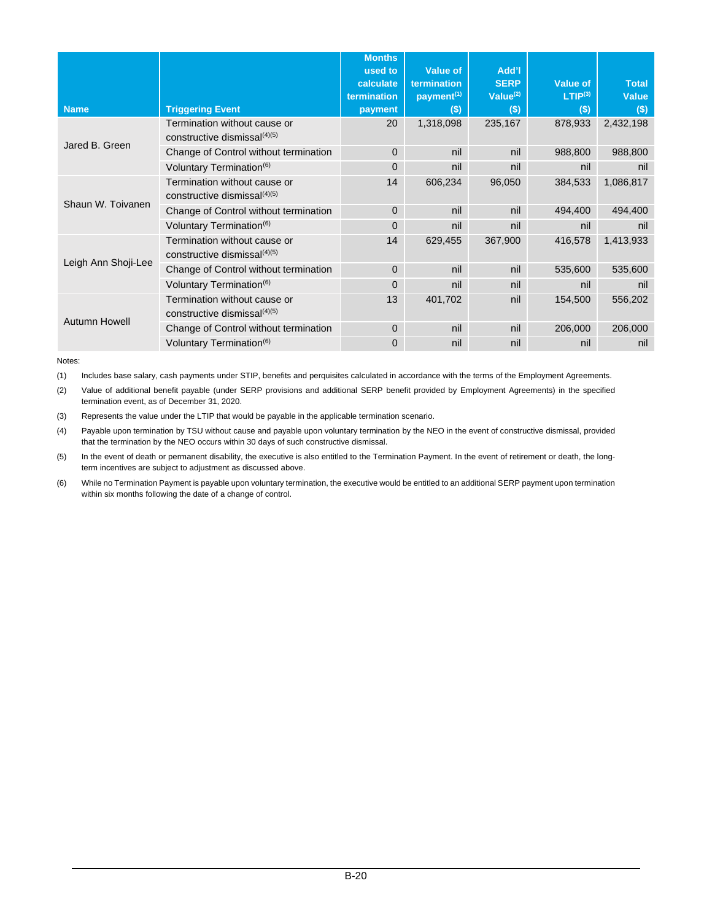| Name | Triggering Event | Months used to calculate termination payment | Value of termination payment[1] ($) | Add'l SERP Value[2] ($) | Value of LTIP[3] ($) | Total Value ($) |
|---|---|---|---|---|---|---|
| Jared B. Green | Termination without cause or constructive dismissal[4][5] | 20 | 1,318,098 | 235,167 | 878,933 | 2,432,198 |
| | Change of Control without termination | 0 | nil | nil | 988,800 | 988,800 |
| | Voluntary Termination[6] | 0 | nil | nil | nil | nil |
| Shaun W. Toivanen | Termination without cause or constructive dismissal[4][5] | 14 | 606,234 | 96,050 | 384,533 | 1,086,817 |
| | Change of Control without termination | 0 | nil | nil | 494,400 | 494,400 |
| | Voluntary Termination[6] | 0 | nil | nil | nil | nil |
| Leigh Ann Shoji-Lee | Termination without cause or constructive dismissal[4][5] | 14 | 629,455 | 367,900 | 416,578 | 1,413,933 |
| | Change of Control without termination | 0 | nil | nil | 535,600 | 535,600 |
| | Voluntary Termination[6] | 0 | nil | nil | nil | nil |
| Autumn Howell | Termination without cause or constructive dismissal[4][5] | 13 | 401,702 | nil | 154,500 | 556,202 |
| | Change of Control without termination | 0 | nil | nil | 206,000 | 206,000 |
| | Voluntary Termination[6] | 0 | nil | nil | nil | nil |

Notes:

(1) Includes base salary, cash payments under STIP, benefits and perquisites calculated in accordance with the terms of the Employment Agreements.

(2) Value of additional benefit payable (under SERP provisions and additional SERP benefit provided by Employment Agreements) in the specified termination event, as of December 31, 2020.

(3) Represents the value under the LTIP that would be payable in the applicable termination scenario.

(4) Payable upon termination by TSU without cause and payable upon voluntary termination by the NEO in the event of constructive dismissal, provided that the termination by the NEO occurs within 30 days of such constructive dismissal.

(5) In the event of death or permanent disability, the executive is also entitled to the Termination Payment. In the event of retirement or death, the long-term incentives are subject to adjustment as discussed above.

(6) While no Termination Payment is payable upon voluntary termination, the executive would be entitled to an additional SERP payment upon termination within six months following the date of a change of control.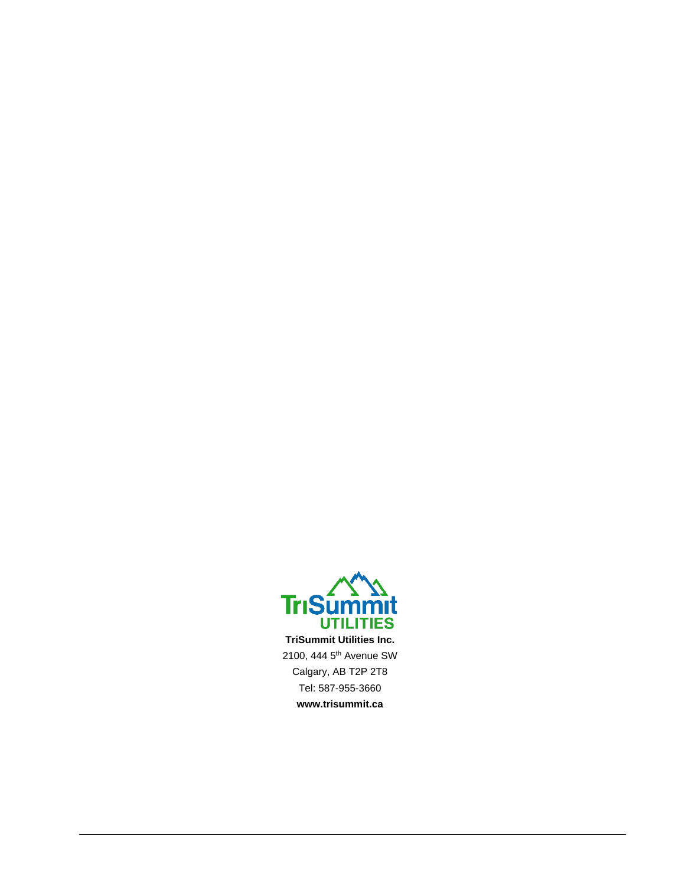TriSummit
UTILITIES

**TriSummit Utilities Inc.**

2100, 444 5th Avenue SW

Calgary, AB T2P 2T8

Tel: 587-955-3660

**www.trisummit.ca**